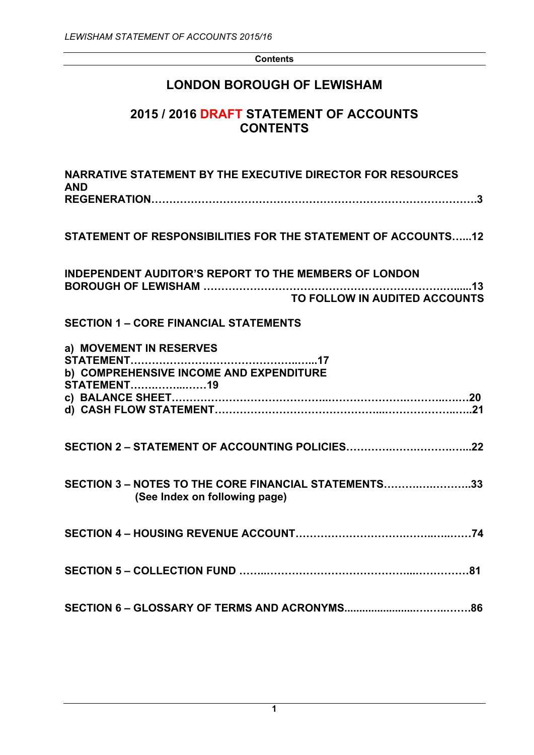**Contents**

# LONDON BOROUGH OF LEWISHAM

## 2015 / 2016 DRAFT STATEMENT OF ACCOUNTS CONTENTS

**NARRATIVE STATEMENT BY THE EXECUTIVE DIRECTOR FOR RESOURCES AND REGENERATION……………………………………………………………………………3**

**STATEMENT OF RESPONSIBILITIES FOR THE STATEMENT OF ACCOUNTS…...12**

**INDEPENDENT AUDITOR'S REPORT TO THE MEMBERS OF LONDON BOROUGH OF LEWISHAM ……………………………………………………………….......13**
**TO FOLLOW IN AUDITED ACCOUNTS**

**SECTION 1 – CORE FINANCIAL STATEMENTS**

**a) MOVEMENT IN RESERVES STATEMENT……………………………………..…...17**
**b) COMPREHENSIVE INCOME AND EXPENDITURE STATEMENT……..……..……19**
**c) BALANCE SHEET……………………………………..……………….……….…..…20**
**d) CASH FLOW STATEMENT…………………………………...……………….…..21**

**SECTION 2 – STATEMENT OF ACCOUNTING POLICIES……………..……….…..…..22**

**SECTION 3 – NOTES TO THE CORE FINANCIAL STATEMENTS……….…..……….33**
**(See Index on following page)**

**SECTION 4 – HOUSING REVENUE ACCOUNT……………………….……..…..……74**

**SECTION 5 – COLLECTION FUND ……..………………………………...……………81**

**SECTION 6 – GLOSSARY OF TERMS AND ACRONYMS......................……..…….86**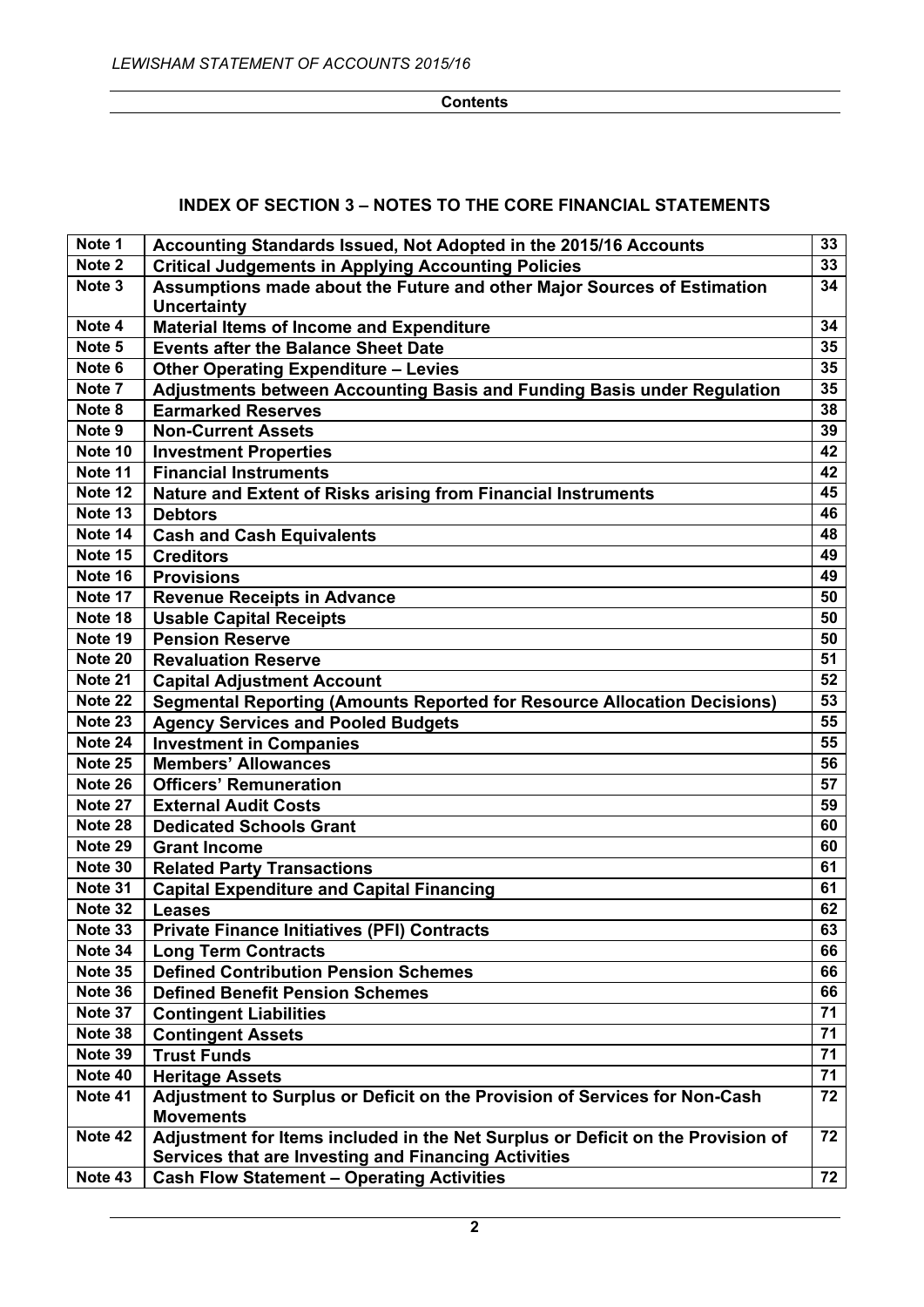**Contents**

## INDEX OF SECTION 3 – NOTES TO THE CORE FINANCIAL STATEMENTS

| | | |
|---|---|---|
| Note 1 | Accounting Standards Issued, Not Adopted in the 2015/16 Accounts | 33 |
| Note 2 | Critical Judgements in Applying Accounting Policies | 33 |
| Note 3 | Assumptions made about the Future and other Major Sources of Estimation Uncertainty | 34 |
| Note 4 | Material Items of Income and Expenditure | 34 |
| Note 5 | Events after the Balance Sheet Date | 35 |
| Note 6 | Other Operating Expenditure – Levies | 35 |
| Note 7 | Adjustments between Accounting Basis and Funding Basis under Regulation | 35 |
| Note 8 | Earmarked Reserves | 38 |
| Note 9 | Non-Current Assets | 39 |
| Note 10 | Investment Properties | 42 |
| Note 11 | Financial Instruments | 42 |
| Note 12 | Nature and Extent of Risks arising from Financial Instruments | 45 |
| Note 13 | Debtors | 46 |
| Note 14 | Cash and Cash Equivalents | 48 |
| Note 15 | Creditors | 49 |
| Note 16 | Provisions | 49 |
| Note 17 | Revenue Receipts in Advance | 50 |
| Note 18 | Usable Capital Receipts | 50 |
| Note 19 | Pension Reserve | 50 |
| Note 20 | Revaluation Reserve | 51 |
| Note 21 | Capital Adjustment Account | 52 |
| Note 22 | Segmental Reporting (Amounts Reported for Resource Allocation Decisions) | 53 |
| Note 23 | Agency Services and Pooled Budgets | 55 |
| Note 24 | Investment in Companies | 55 |
| Note 25 | Members' Allowances | 56 |
| Note 26 | Officers' Remuneration | 57 |
| Note 27 | External Audit Costs | 59 |
| Note 28 | Dedicated Schools Grant | 60 |
| Note 29 | Grant Income | 60 |
| Note 30 | Related Party Transactions | 61 |
| Note 31 | Capital Expenditure and Capital Financing | 61 |
| Note 32 | Leases | 62 |
| Note 33 | Private Finance Initiatives (PFI) Contracts | 63 |
| Note 34 | Long Term Contracts | 66 |
| Note 35 | Defined Contribution Pension Schemes | 66 |
| Note 36 | Defined Benefit Pension Schemes | 66 |
| Note 37 | Contingent Liabilities | 71 |
| Note 38 | Contingent Assets | 71 |
| Note 39 | Trust Funds | 71 |
| Note 40 | Heritage Assets | 71 |
| Note 41 | Adjustment to Surplus or Deficit on the Provision of Services for Non-Cash Movements | 72 |
| Note 42 | Adjustment for Items included in the Net Surplus or Deficit on the Provision of Services that are Investing and Financing Activities | 72 |
| Note 43 | Cash Flow Statement – Operating Activities | 72 |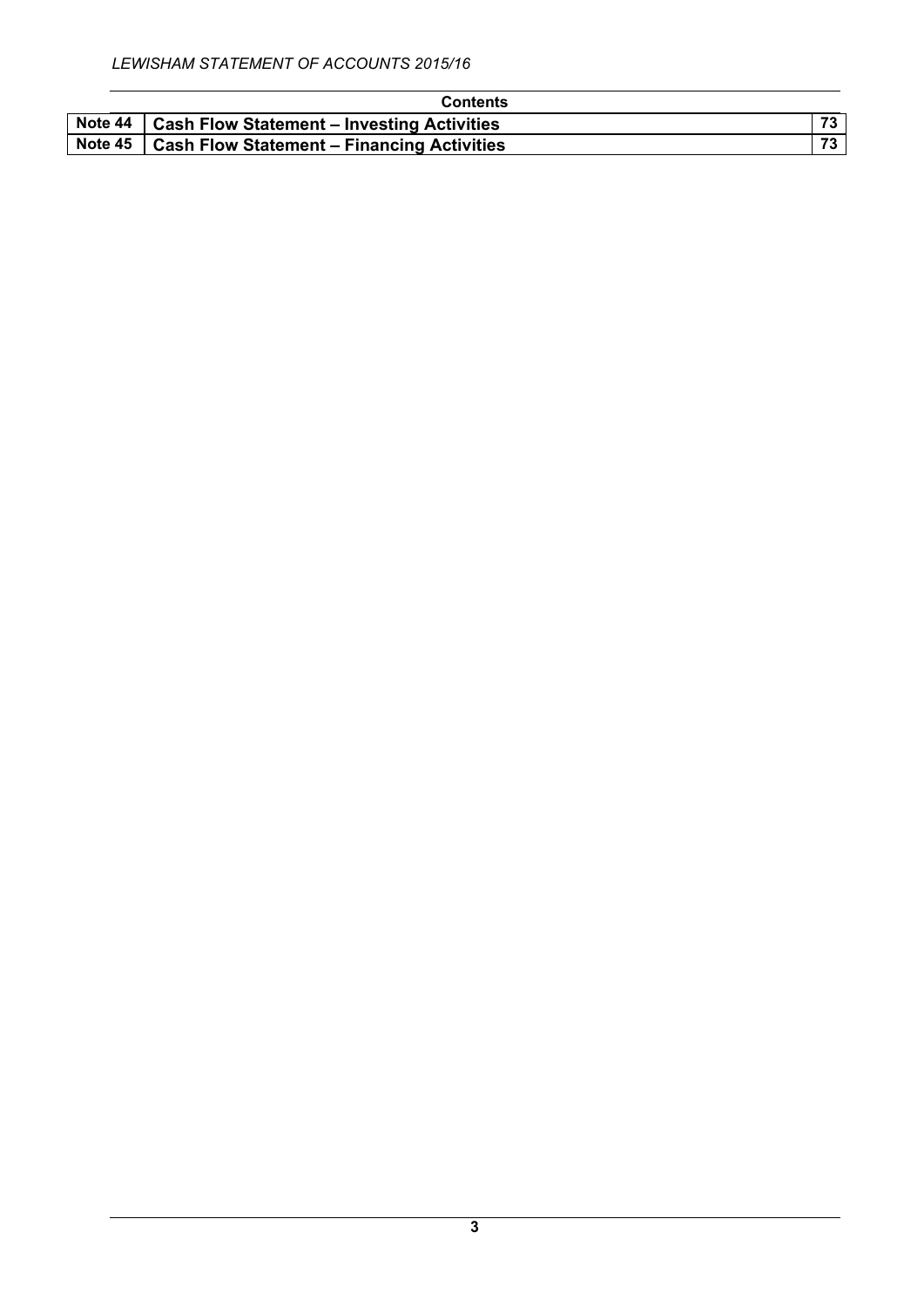| Contents | | |
|---|---|---|
| **Note 44** | **Cash Flow Statement – Investing Activities** | **73** |
| **Note 45** | **Cash Flow Statement – Financing Activities** | **73** |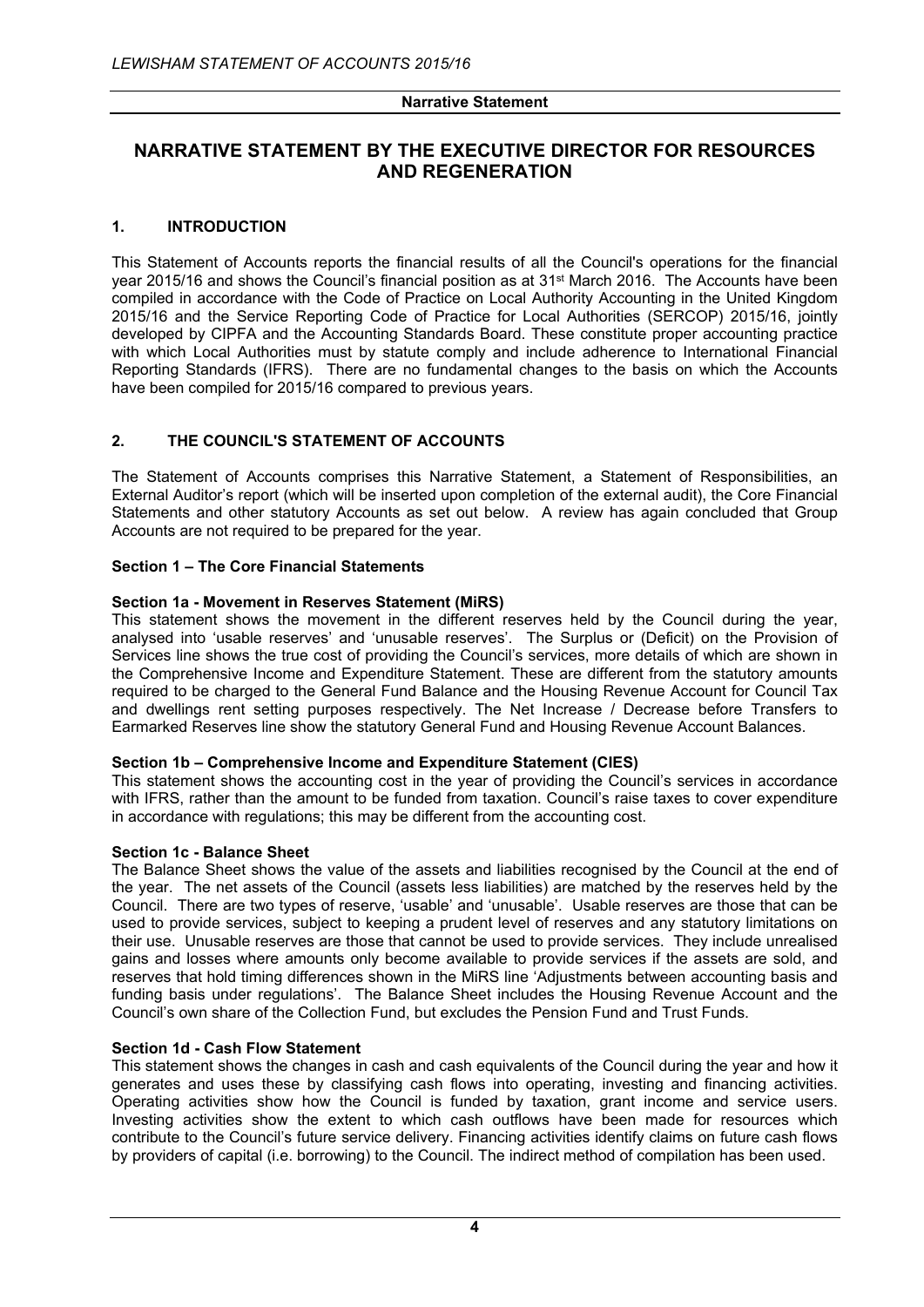# NARRATIVE STATEMENT BY THE EXECUTIVE DIRECTOR FOR RESOURCES AND REGENERATION

## 1. INTRODUCTION

This Statement of Accounts reports the financial results of all the Council's operations for the financial year 2015/16 and shows the Council's financial position as at 31st March 2016. The Accounts have been compiled in accordance with the Code of Practice on Local Authority Accounting in the United Kingdom 2015/16 and the Service Reporting Code of Practice for Local Authorities (SERCOP) 2015/16, jointly developed by CIPFA and the Accounting Standards Board. These constitute proper accounting practice with which Local Authorities must by statute comply and include adherence to International Financial Reporting Standards (IFRS). There are no fundamental changes to the basis on which the Accounts have been compiled for 2015/16 compared to previous years.

## 2. THE COUNCIL'S STATEMENT OF ACCOUNTS

The Statement of Accounts comprises this Narrative Statement, a Statement of Responsibilities, an External Auditor's report (which will be inserted upon completion of the external audit), the Core Financial Statements and other statutory Accounts as set out below. A review has again concluded that Group Accounts are not required to be prepared for the year.

### Section 1 – The Core Financial Statements

**Section 1a - Movement in Reserves Statement (MiRS)**

This statement shows the movement in the different reserves held by the Council during the year, analysed into 'usable reserves' and 'unusable reserves'. The Surplus or (Deficit) on the Provision of Services line shows the true cost of providing the Council's services, more details of which are shown in the Comprehensive Income and Expenditure Statement. These are different from the statutory amounts required to be charged to the General Fund Balance and the Housing Revenue Account for Council Tax and dwellings rent setting purposes respectively. The Net Increase / Decrease before Transfers to Earmarked Reserves line show the statutory General Fund and Housing Revenue Account Balances.

**Section 1b – Comprehensive Income and Expenditure Statement (CIES)**

This statement shows the accounting cost in the year of providing the Council's services in accordance with IFRS, rather than the amount to be funded from taxation. Council's raise taxes to cover expenditure in accordance with regulations; this may be different from the accounting cost.

**Section 1c - Balance Sheet**

The Balance Sheet shows the value of the assets and liabilities recognised by the Council at the end of the year. The net assets of the Council (assets less liabilities) are matched by the reserves held by the Council. There are two types of reserve, 'usable' and 'unusable'. Usable reserves are those that can be used to provide services, subject to keeping a prudent level of reserves and any statutory limitations on their use. Unusable reserves are those that cannot be used to provide services. They include unrealised gains and losses where amounts only become available to provide services if the assets are sold, and reserves that hold timing differences shown in the MiRS line 'Adjustments between accounting basis and funding basis under regulations'. The Balance Sheet includes the Housing Revenue Account and the Council's own share of the Collection Fund, but excludes the Pension Fund and Trust Funds.

**Section 1d - Cash Flow Statement**

This statement shows the changes in cash and cash equivalents of the Council during the year and how it generates and uses these by classifying cash flows into operating, investing and financing activities. Operating activities show how the Council is funded by taxation, grant income and service users. Investing activities show the extent to which cash outflows have been made for resources which contribute to the Council's future service delivery. Financing activities identify claims on future cash flows by providers of capital (i.e. borrowing) to the Council. The indirect method of compilation has been used.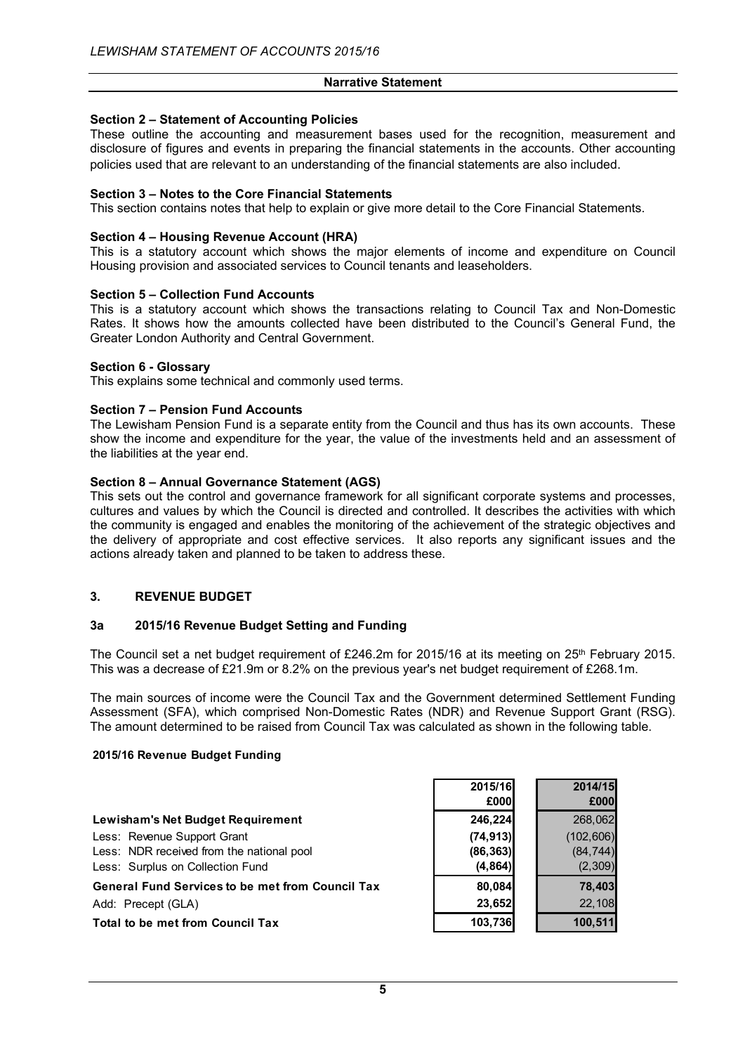## Narrative Statement

**Section 2 – Statement of Accounting Policies**
These outline the accounting and measurement bases used for the recognition, measurement and disclosure of figures and events in preparing the financial statements in the accounts. Other accounting policies used that are relevant to an understanding of the financial statements are also included.

**Section 3 – Notes to the Core Financial Statements**
This section contains notes that help to explain or give more detail to the Core Financial Statements.

**Section 4 – Housing Revenue Account (HRA)**
This is a statutory account which shows the major elements of income and expenditure on Council Housing provision and associated services to Council tenants and leaseholders.

**Section 5 – Collection Fund Accounts**
This is a statutory account which shows the transactions relating to Council Tax and Non-Domestic Rates. It shows how the amounts collected have been distributed to the Council's General Fund, the Greater London Authority and Central Government.

**Section 6 - Glossary**
This explains some technical and commonly used terms.

**Section 7 – Pension Fund Accounts**
The Lewisham Pension Fund is a separate entity from the Council and thus has its own accounts. These show the income and expenditure for the year, the value of the investments held and an assessment of the liabilities at the year end.

**Section 8 – Annual Governance Statement (AGS)**
This sets out the control and governance framework for all significant corporate systems and processes, cultures and values by which the Council is directed and controlled. It describes the activities with which the community is engaged and enables the monitoring of the achievement of the strategic objectives and the delivery of appropriate and cost effective services. It also reports any significant issues and the actions already taken and planned to be taken to address these.

## 3. REVENUE BUDGET

### 3a 2015/16 Revenue Budget Setting and Funding

The Council set a net budget requirement of £246.2m for 2015/16 at its meeting on 25th February 2015. This was a decrease of £21.9m or 8.2% on the previous year's net budget requirement of £268.1m.

The main sources of income were the Council Tax and the Government determined Settlement Funding Assessment (SFA), which comprised Non-Domestic Rates (NDR) and Revenue Support Grant (RSG). The amount determined to be raised from Council Tax was calculated as shown in the following table.

**2015/16 Revenue Budget Funding**

| | 2015/16 £000 | 2014/15 £000 |
|---|---|---|
| **Lewisham's Net Budget Requirement** | **246,224** | 268,062 |
| Less: Revenue Support Grant | **(74,913)** | (102,606) |
| Less: NDR received from the national pool | **(86,363)** | (84,744) |
| Less: Surplus on Collection Fund | **(4,864)** | (2,309) |
| **General Fund Services to be met from Council Tax** | **80,084** | **78,403** |
| Add: Precept (GLA) | **23,652** | 22,108 |
| **Total to be met from Council Tax** | **103,736** | **100,511** |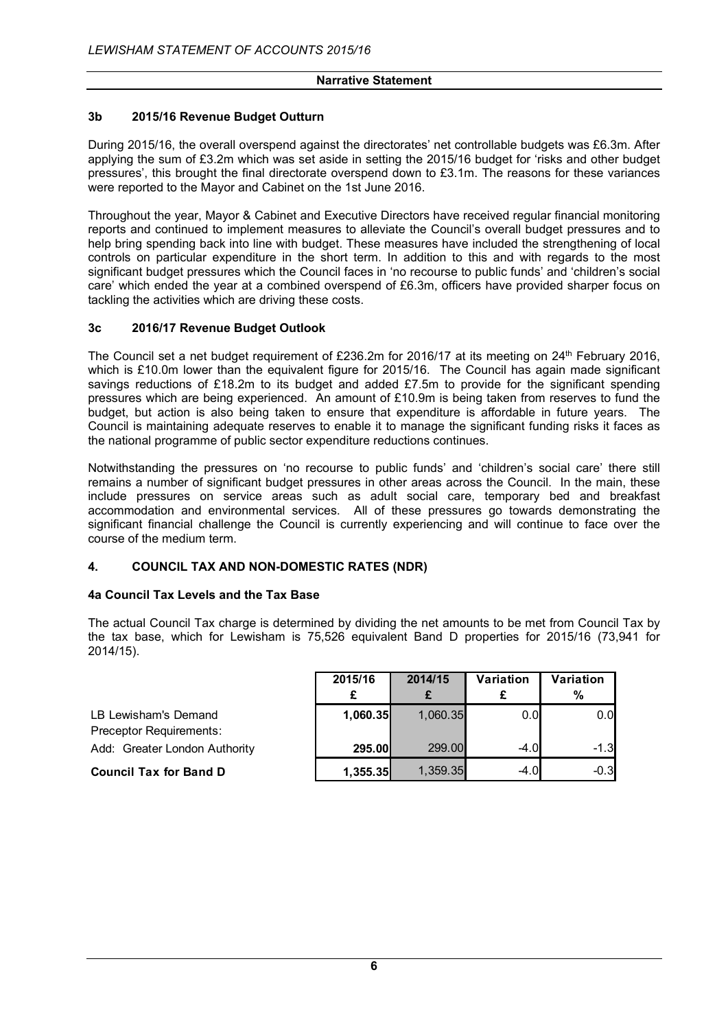## Narrative Statement

### 3b 2015/16 Revenue Budget Outturn

During 2015/16, the overall overspend against the directorates' net controllable budgets was £6.3m. After applying the sum of £3.2m which was set aside in setting the 2015/16 budget for 'risks and other budget pressures', this brought the final directorate overspend down to £3.1m. The reasons for these variances were reported to the Mayor and Cabinet on the 1st June 2016.

Throughout the year, Mayor & Cabinet and Executive Directors have received regular financial monitoring reports and continued to implement measures to alleviate the Council's overall budget pressures and to help bring spending back into line with budget. These measures have included the strengthening of local controls on particular expenditure in the short term. In addition to this and with regards to the most significant budget pressures which the Council faces in 'no recourse to public funds' and 'children's social care' which ended the year at a combined overspend of £6.3m, officers have provided sharper focus on tackling the activities which are driving these costs.

### 3c 2016/17 Revenue Budget Outlook

The Council set a net budget requirement of £236.2m for 2016/17 at its meeting on 24th February 2016, which is £10.0m lower than the equivalent figure for 2015/16. The Council has again made significant savings reductions of £18.2m to its budget and added £7.5m to provide for the significant spending pressures which are being experienced. An amount of £10.9m is being taken from reserves to fund the budget, but action is also being taken to ensure that expenditure is affordable in future years. The Council is maintaining adequate reserves to enable it to manage the significant funding risks it faces as the national programme of public sector expenditure reductions continues.

Notwithstanding the pressures on 'no recourse to public funds' and 'children's social care' there still remains a number of significant budget pressures in other areas across the Council. In the main, these include pressures on service areas such as adult social care, temporary bed and breakfast accommodation and environmental services. All of these pressures go towards demonstrating the significant financial challenge the Council is currently experiencing and will continue to face over the course of the medium term.

## 4. COUNCIL TAX AND NON-DOMESTIC RATES (NDR)

### 4a Council Tax Levels and the Tax Base

The actual Council Tax charge is determined by dividing the net amounts to be met from Council Tax by the tax base, which for Lewisham is 75,526 equivalent Band D properties for 2015/16 (73,941 for 2014/15).

| | 2015/16 £ | 2014/15 £ | Variation £ | Variation % |
|---|---|---|---|---|
| LB Lewisham's Demand | **1,060.35** | 1,060.35 | 0.0 | 0.0 |
| Preceptor Requirements: | | | | |
| Add: Greater London Authority | **295.00** | 299.00 | -4.0 | -1.3 |
| **Council Tax for Band D** | **1,355.35** | 1,359.35 | -4.0 | -0.3 |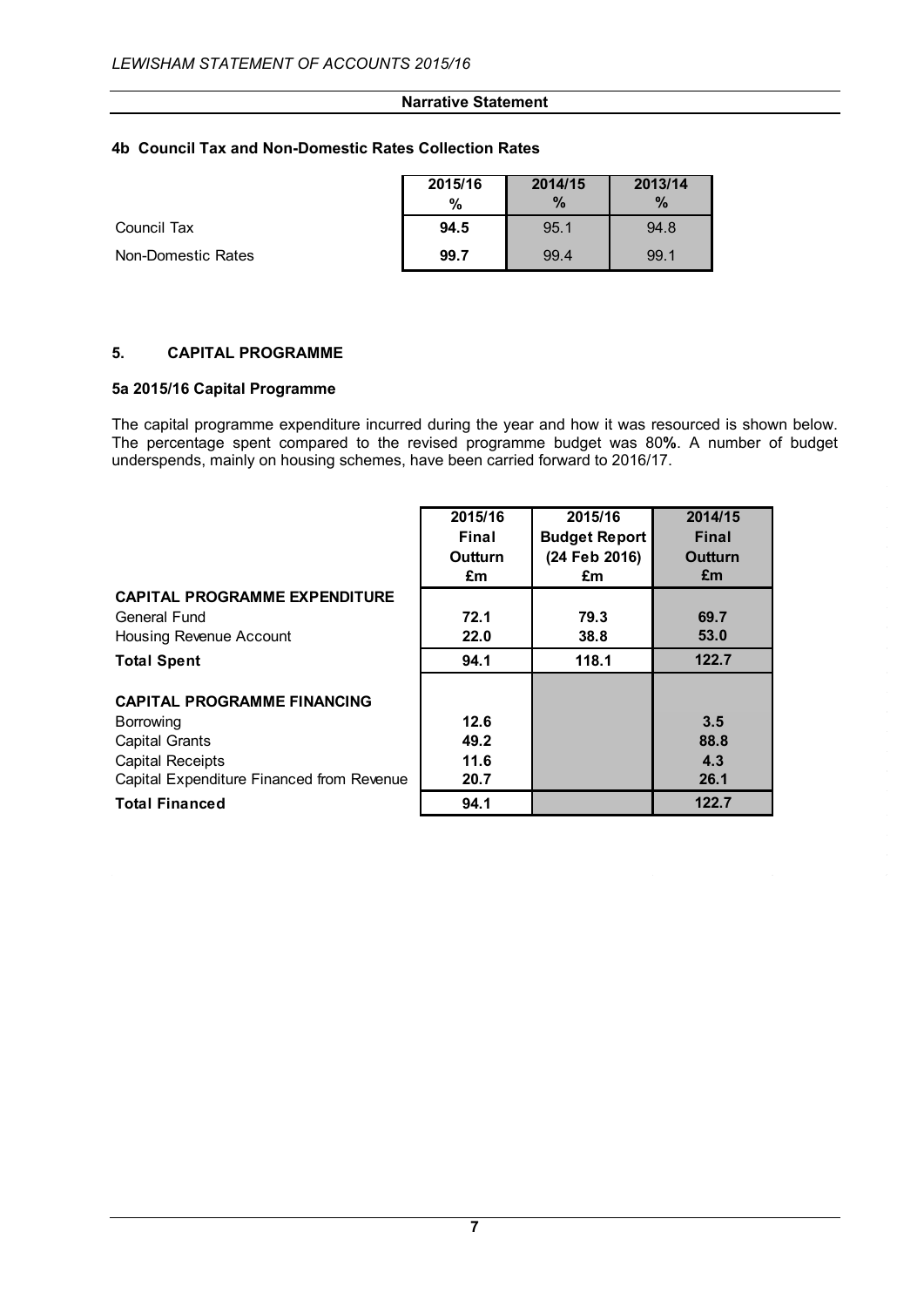**Narrative Statement**

### 4b Council Tax and Non-Domestic Rates Collection Rates

| | 2015/16 % | 2014/15 % | 2013/14 % |
|---|---|---|---|
| Council Tax | **94.5** | 95.1 | 94.8 |
| Non-Domestic Rates | **99.7** | 99.4 | 99.1 |

## 5. CAPITAL PROGRAMME

### 5a 2015/16 Capital Programme

The capital programme expenditure incurred during the year and how it was resourced is shown below. The percentage spent compared to the revised programme budget was 80**%**. A number of budget underspends, mainly on housing schemes, have been carried forward to 2016/17.

| | 2015/16 Final Outturn £m | 2015/16 Budget Report (24 Feb 2016) £m | 2014/15 Final Outturn £m |
|---|---|---|---|
| **CAPITAL PROGRAMME EXPENDITURE** | | | |
| General Fund | **72.1** | **79.3** | **69.7** |
| Housing Revenue Account | **22.0** | **38.8** | **53.0** |
| **Total Spent** | **94.1** | **118.1** | **122.7** |
| **CAPITAL PROGRAMME FINANCING** | | | |
| Borrowing | **12.6** | | **3.5** |
| Capital Grants | **49.2** | | **88.8** |
| Capital Receipts | **11.6** | | **4.3** |
| Capital Expenditure Financed from Revenue | **20.7** | | **26.1** |
| **Total Financed** | **94.1** | | **122.7** |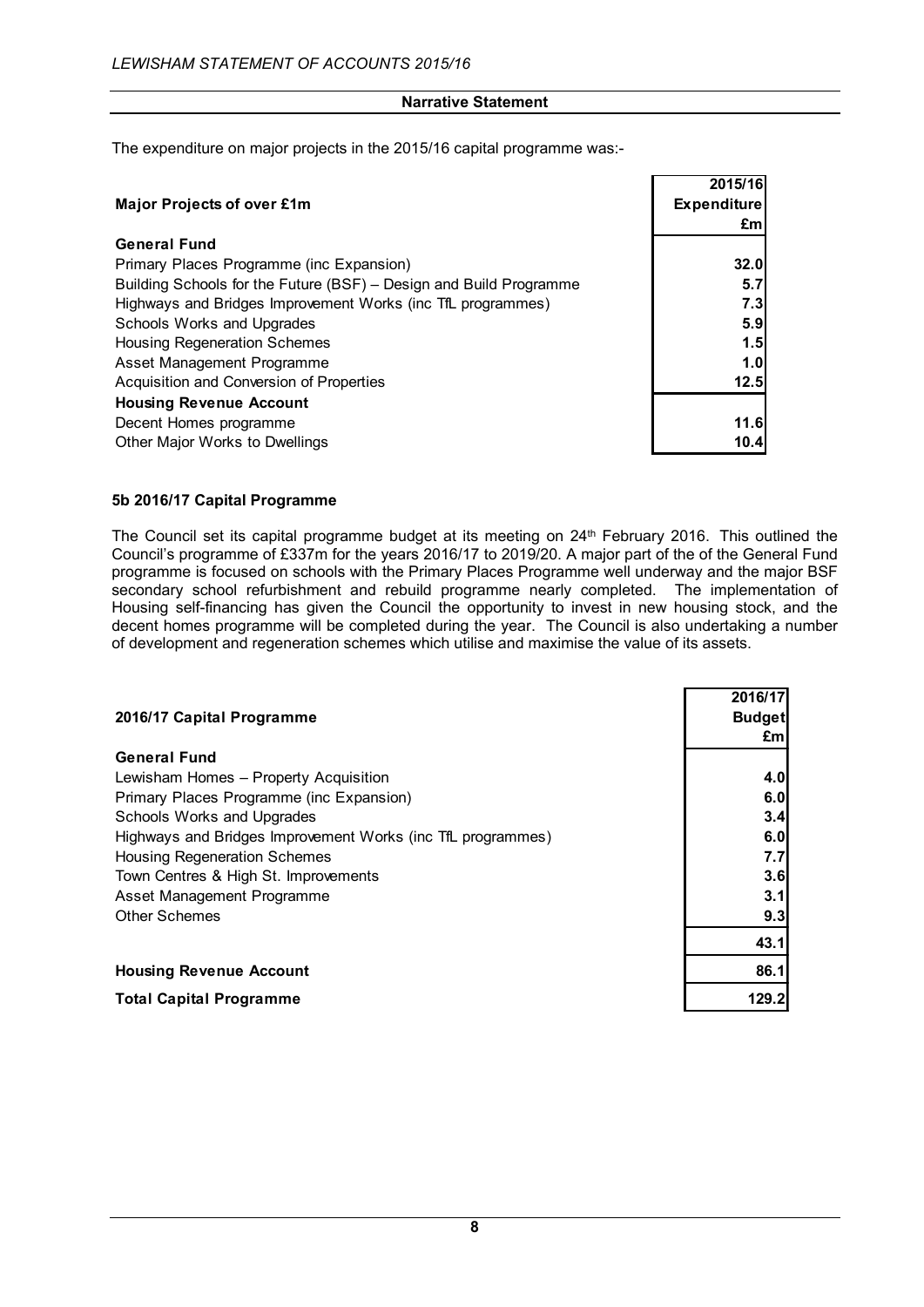**Narrative Statement**

The expenditure on major projects in the 2015/16 capital programme was:-

| Major Projects of over £1m | 2015/16 Expenditure £m |
|---|---|
| **General Fund** | |
| Primary Places Programme (inc Expansion) | **32.0** |
| Building Schools for the Future (BSF) – Design and Build Programme | **5.7** |
| Highways and Bridges Improvement Works (inc TfL programmes) | **7.3** |
| Schools Works and Upgrades | **5.9** |
| Housing Regeneration Schemes | **1.5** |
| Asset Management Programme | **1.0** |
| Acquisition and Conversion of Properties | **12.5** |
| **Housing Revenue Account** | |
| Decent Homes programme | **11.6** |
| Other Major Works to Dwellings | **10.4** |

### 5b 2016/17 Capital Programme

The Council set its capital programme budget at its meeting on 24th February 2016. This outlined the Council's programme of £337m for the years 2016/17 to 2019/20. A major part of the of the General Fund programme is focused on schools with the Primary Places Programme well underway and the major BSF secondary school refurbishment and rebuild programme nearly completed. The implementation of Housing self-financing has given the Council the opportunity to invest in new housing stock, and the decent homes programme will be completed during the year. The Council is also undertaking a number of development and regeneration schemes which utilise and maximise the value of its assets.

| 2016/17 Capital Programme | 2016/17 Budget £m |
|---|---|
| **General Fund** | |
| Lewisham Homes – Property Acquisition | **4.0** |
| Primary Places Programme (inc Expansion) | **6.0** |
| Schools Works and Upgrades | **3.4** |
| Highways and Bridges Improvement Works (inc TfL programmes) | **6.0** |
| Housing Regeneration Schemes | **7.7** |
| Town Centres & High St. Improvements | **3.6** |
| Asset Management Programme | **3.1** |
| Other Schemes | **9.3** |
| | **43.1** |
| **Housing Revenue Account** | **86.1** |
| **Total Capital Programme** | **129.2** |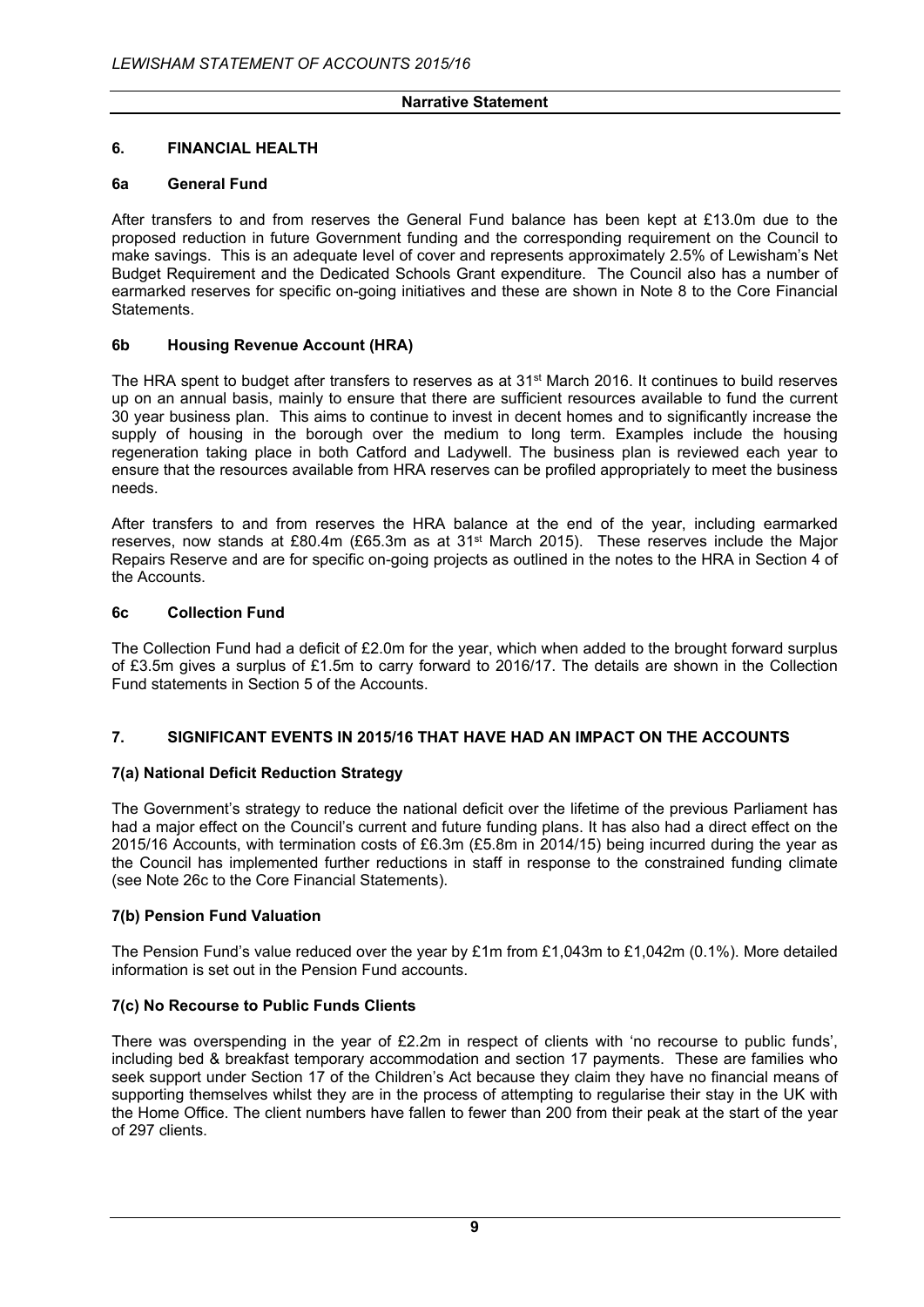## 6. FINANCIAL HEALTH

### 6a General Fund

After transfers to and from reserves the General Fund balance has been kept at £13.0m due to the proposed reduction in future Government funding and the corresponding requirement on the Council to make savings. This is an adequate level of cover and represents approximately 2.5% of Lewisham's Net Budget Requirement and the Dedicated Schools Grant expenditure. The Council also has a number of earmarked reserves for specific on-going initiatives and these are shown in Note 8 to the Core Financial Statements.

### 6b Housing Revenue Account (HRA)

The HRA spent to budget after transfers to reserves as at 31st March 2016. It continues to build reserves up on an annual basis, mainly to ensure that there are sufficient resources available to fund the current 30 year business plan. This aims to continue to invest in decent homes and to significantly increase the supply of housing in the borough over the medium to long term. Examples include the housing regeneration taking place in both Catford and Ladywell. The business plan is reviewed each year to ensure that the resources available from HRA reserves can be profiled appropriately to meet the business needs.

After transfers to and from reserves the HRA balance at the end of the year, including earmarked reserves, now stands at £80.4m (£65.3m as at 31st March 2015). These reserves include the Major Repairs Reserve and are for specific on-going projects as outlined in the notes to the HRA in Section 4 of the Accounts.

### 6c Collection Fund

The Collection Fund had a deficit of £2.0m for the year, which when added to the brought forward surplus of £3.5m gives a surplus of £1.5m to carry forward to 2016/17. The details are shown in the Collection Fund statements in Section 5 of the Accounts.

## 7. SIGNIFICANT EVENTS IN 2015/16 THAT HAVE HAD AN IMPACT ON THE ACCOUNTS

### 7(a) National Deficit Reduction Strategy

The Government's strategy to reduce the national deficit over the lifetime of the previous Parliament has had a major effect on the Council's current and future funding plans. It has also had a direct effect on the 2015/16 Accounts, with termination costs of £6.3m (£5.8m in 2014/15) being incurred during the year as the Council has implemented further reductions in staff in response to the constrained funding climate (see Note 26c to the Core Financial Statements).

### 7(b) Pension Fund Valuation

The Pension Fund's value reduced over the year by £1m from £1,043m to £1,042m (0.1%). More detailed information is set out in the Pension Fund accounts.

### 7(c) No Recourse to Public Funds Clients

There was overspending in the year of £2.2m in respect of clients with 'no recourse to public funds', including bed & breakfast temporary accommodation and section 17 payments. These are families who seek support under Section 17 of the Children's Act because they claim they have no financial means of supporting themselves whilst they are in the process of attempting to regularise their stay in the UK with the Home Office. The client numbers have fallen to fewer than 200 from their peak at the start of the year of 297 clients.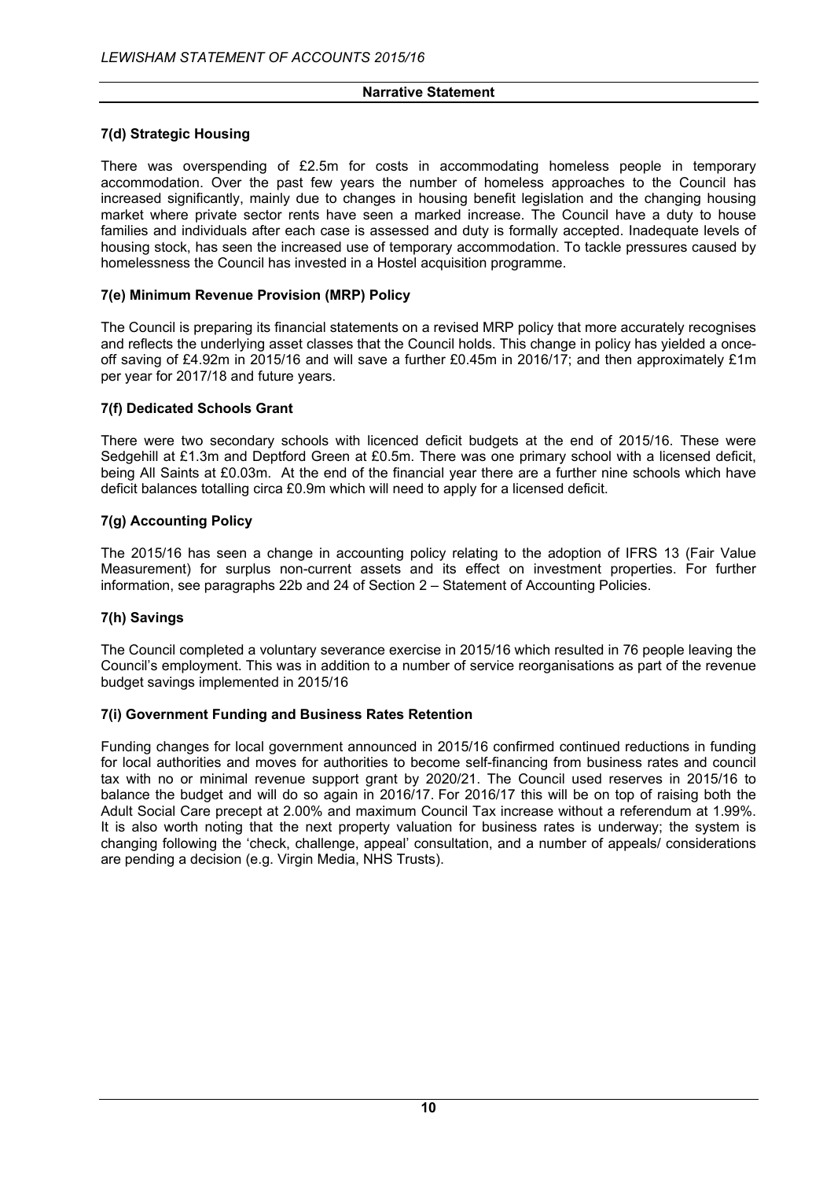#### 7(d) Strategic Housing

There was overspending of £2.5m for costs in accommodating homeless people in temporary accommodation. Over the past few years the number of homeless approaches to the Council has increased significantly, mainly due to changes in housing benefit legislation and the changing housing market where private sector rents have seen a marked increase. The Council have a duty to house families and individuals after each case is assessed and duty is formally accepted. Inadequate levels of housing stock, has seen the increased use of temporary accommodation. To tackle pressures caused by homelessness the Council has invested in a Hostel acquisition programme.

#### 7(e) Minimum Revenue Provision (MRP) Policy

The Council is preparing its financial statements on a revised MRP policy that more accurately recognises and reflects the underlying asset classes that the Council holds. This change in policy has yielded a once-off saving of £4.92m in 2015/16 and will save a further £0.45m in 2016/17; and then approximately £1m per year for 2017/18 and future years.

#### 7(f) Dedicated Schools Grant

There were two secondary schools with licenced deficit budgets at the end of 2015/16. These were Sedgehill at £1.3m and Deptford Green at £0.5m. There was one primary school with a licensed deficit, being All Saints at £0.03m. At the end of the financial year there are a further nine schools which have deficit balances totalling circa £0.9m which will need to apply for a licensed deficit.

#### 7(g) Accounting Policy

The 2015/16 has seen a change in accounting policy relating to the adoption of IFRS 13 (Fair Value Measurement) for surplus non-current assets and its effect on investment properties. For further information, see paragraphs 22b and 24 of Section 2 – Statement of Accounting Policies.

#### 7(h) Savings

The Council completed a voluntary severance exercise in 2015/16 which resulted in 76 people leaving the Council's employment. This was in addition to a number of service reorganisations as part of the revenue budget savings implemented in 2015/16

#### 7(i) Government Funding and Business Rates Retention

Funding changes for local government announced in 2015/16 confirmed continued reductions in funding for local authorities and moves for authorities to become self-financing from business rates and council tax with no or minimal revenue support grant by 2020/21. The Council used reserves in 2015/16 to balance the budget and will do so again in 2016/17. For 2016/17 this will be on top of raising both the Adult Social Care precept at 2.00% and maximum Council Tax increase without a referendum at 1.99%. It is also worth noting that the next property valuation for business rates is underway; the system is changing following the 'check, challenge, appeal' consultation, and a number of appeals/ considerations are pending a decision (e.g. Virgin Media, NHS Trusts).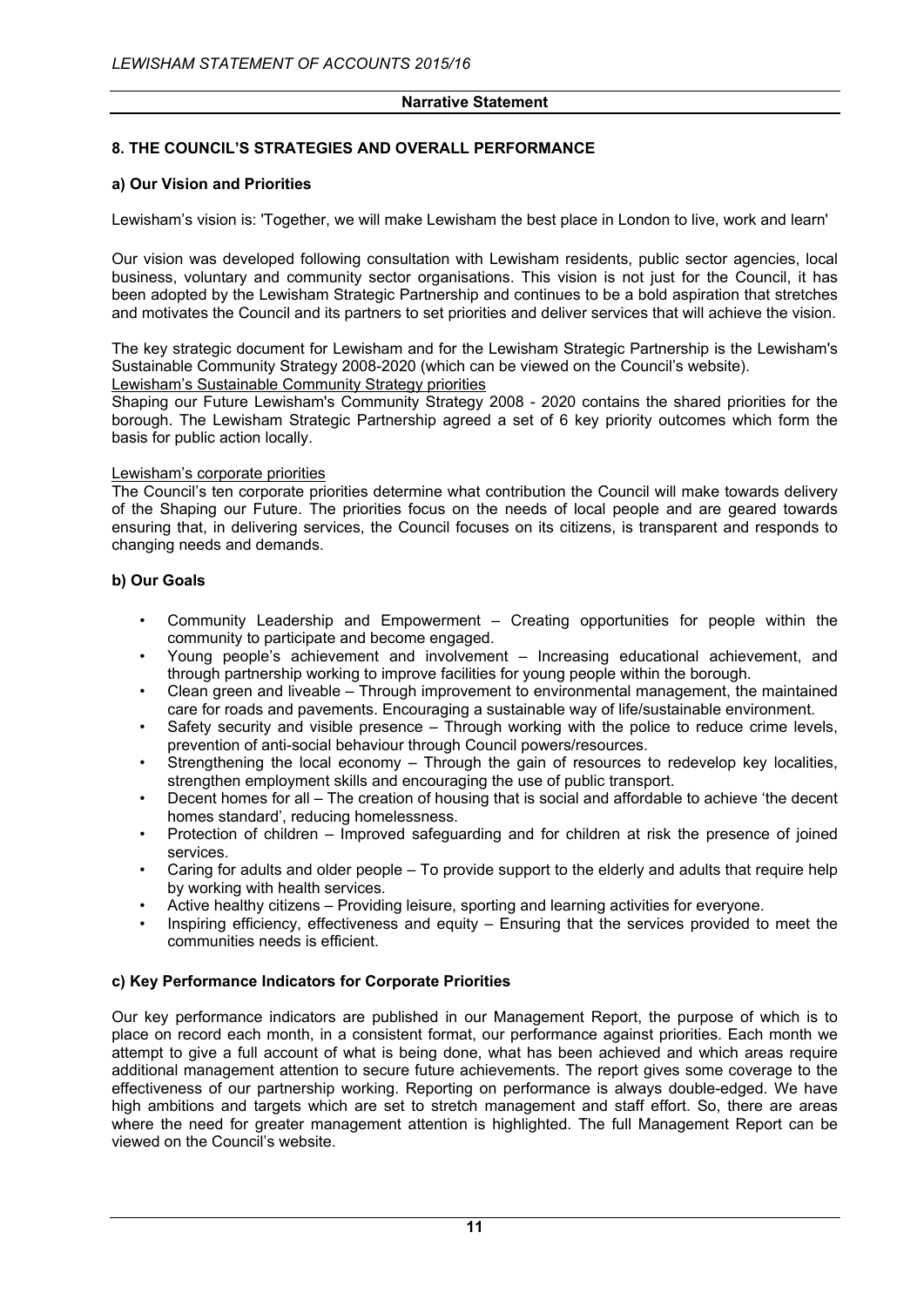## 8. THE COUNCIL'S STRATEGIES AND OVERALL PERFORMANCE

### a) Our Vision and Priorities

Lewisham's vision is: 'Together, we will make Lewisham the best place in London to live, work and learn'

Our vision was developed following consultation with Lewisham residents, public sector agencies, local business, voluntary and community sector organisations. This vision is not just for the Council, it has been adopted by the Lewisham Strategic Partnership and continues to be a bold aspiration that stretches and motivates the Council and its partners to set priorities and deliver services that will achieve the vision.

The key strategic document for Lewisham and for the Lewisham Strategic Partnership is the Lewisham's Sustainable Community Strategy 2008-2020 (which can be viewed on the Council's website).

Lewisham's Sustainable Community Strategy priorities

Shaping our Future Lewisham's Community Strategy 2008 - 2020 contains the shared priorities for the borough. The Lewisham Strategic Partnership agreed a set of 6 key priority outcomes which form the basis for public action locally.

Lewisham's corporate priorities

The Council's ten corporate priorities determine what contribution the Council will make towards delivery of the Shaping our Future. The priorities focus on the needs of local people and are geared towards ensuring that, in delivering services, the Council focuses on its citizens, is transparent and responds to changing needs and demands.

### b) Our Goals

- Community Leadership and Empowerment – Creating opportunities for people within the community to participate and become engaged.
- Young people's achievement and involvement – Increasing educational achievement, and through partnership working to improve facilities for young people within the borough.
- Clean green and liveable – Through improvement to environmental management, the maintained care for roads and pavements. Encouraging a sustainable way of life/sustainable environment.
- Safety security and visible presence – Through working with the police to reduce crime levels, prevention of anti-social behaviour through Council powers/resources.
- Strengthening the local economy – Through the gain of resources to redevelop key localities, strengthen employment skills and encouraging the use of public transport.
- Decent homes for all – The creation of housing that is social and affordable to achieve 'the decent homes standard', reducing homelessness.
- Protection of children – Improved safeguarding and for children at risk the presence of joined services.
- Caring for adults and older people – To provide support to the elderly and adults that require help by working with health services.
- Active healthy citizens – Providing leisure, sporting and learning activities for everyone.
- Inspiring efficiency, effectiveness and equity – Ensuring that the services provided to meet the communities needs is efficient.

### c) Key Performance Indicators for Corporate Priorities

Our key performance indicators are published in our Management Report, the purpose of which is to place on record each month, in a consistent format, our performance against priorities. Each month we attempt to give a full account of what is being done, what has been achieved and which areas require additional management attention to secure future achievements. The report gives some coverage to the effectiveness of our partnership working. Reporting on performance is always double-edged. We have high ambitions and targets which are set to stretch management and staff effort. So, there are areas where the need for greater management attention is highlighted. The full Management Report can be viewed on the Council's website.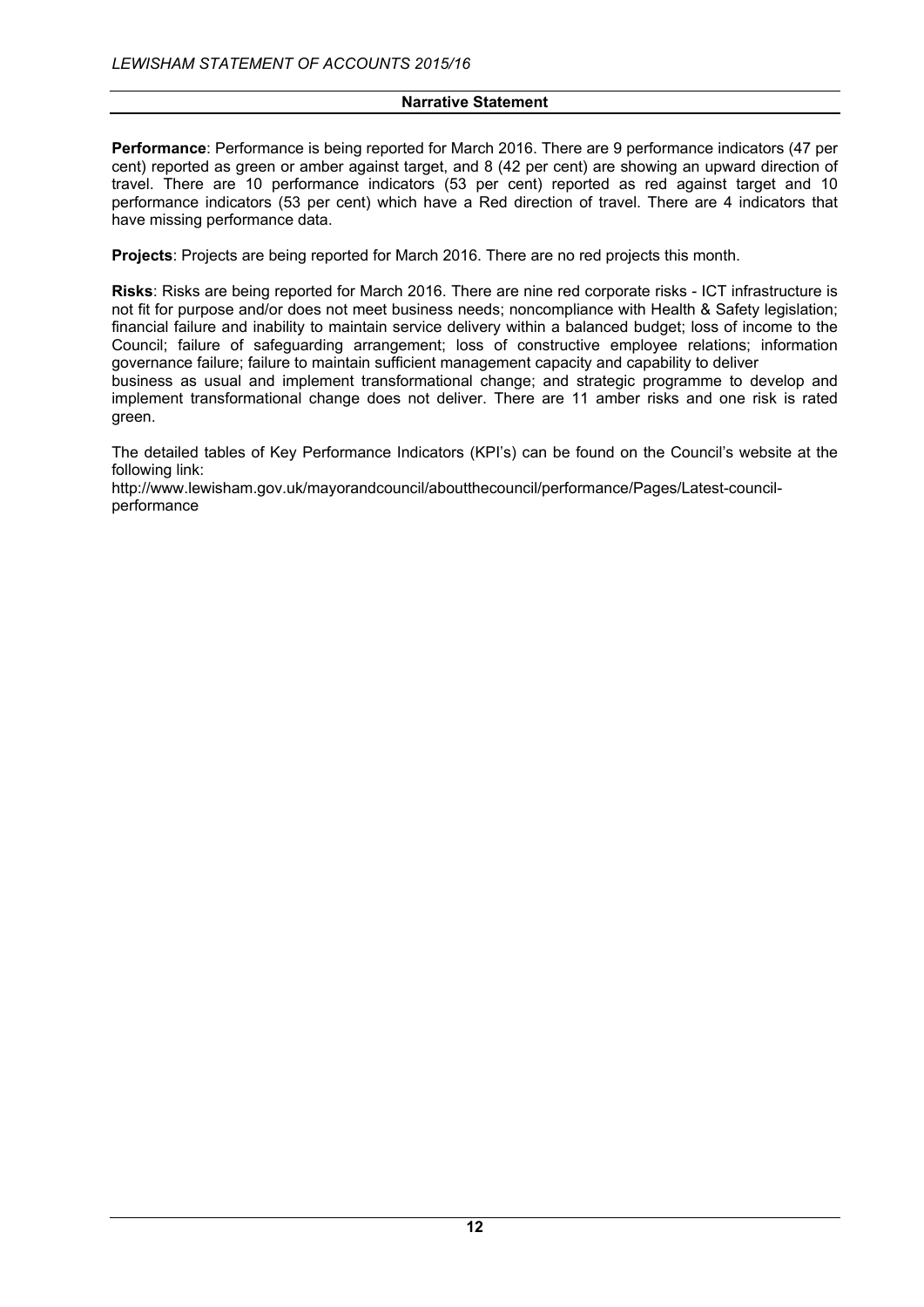## Narrative Statement

**Performance**: Performance is being reported for March 2016. There are 9 performance indicators (47 per cent) reported as green or amber against target, and 8 (42 per cent) are showing an upward direction of travel. There are 10 performance indicators (53 per cent) reported as red against target and 10 performance indicators (53 per cent) which have a Red direction of travel. There are 4 indicators that have missing performance data.

**Projects**: Projects are being reported for March 2016. There are no red projects this month.

**Risks**: Risks are being reported for March 2016. There are nine red corporate risks - ICT infrastructure is not fit for purpose and/or does not meet business needs; noncompliance with Health & Safety legislation; financial failure and inability to maintain service delivery within a balanced budget; loss of income to the Council; failure of safeguarding arrangement; loss of constructive employee relations; information governance failure; failure to maintain sufficient management capacity and capability to deliver business as usual and implement transformational change; and strategic programme to develop and implement transformational change does not deliver. There are 11 amber risks and one risk is rated green.

The detailed tables of Key Performance Indicators (KPI's) can be found on the Council's website at the following link:
http://www.lewisham.gov.uk/mayorandcouncil/aboutthecouncil/performance/Pages/Latest-council-performance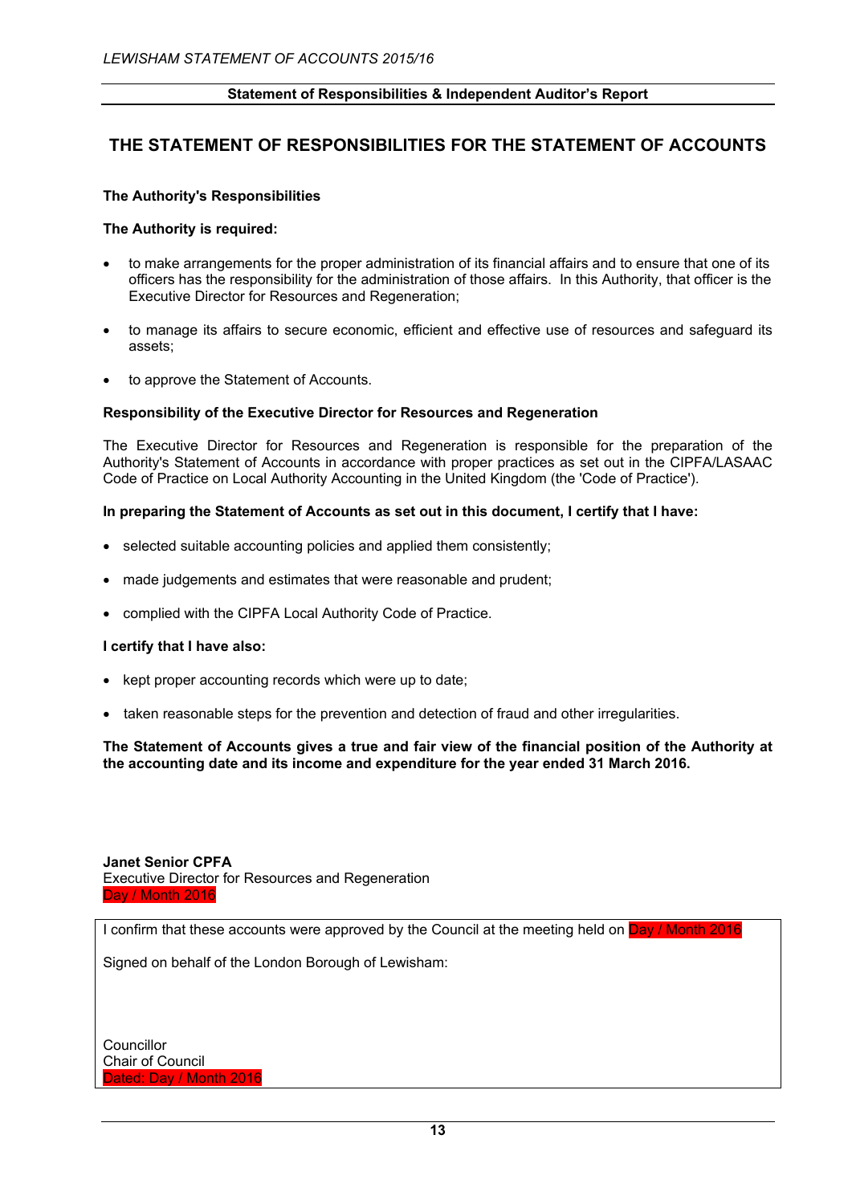# THE STATEMENT OF RESPONSIBILITIES FOR THE STATEMENT OF ACCOUNTS

**The Authority's Responsibilities**

**The Authority is required:**

- to make arrangements for the proper administration of its financial affairs and to ensure that one of its officers has the responsibility for the administration of those affairs. In this Authority, that officer is the Executive Director for Resources and Regeneration;
- to manage its affairs to secure economic, efficient and effective use of resources and safeguard its assets;
- to approve the Statement of Accounts.

**Responsibility of the Executive Director for Resources and Regeneration**

The Executive Director for Resources and Regeneration is responsible for the preparation of the Authority's Statement of Accounts in accordance with proper practices as set out in the CIPFA/LASAAC Code of Practice on Local Authority Accounting in the United Kingdom (the 'Code of Practice').

**In preparing the Statement of Accounts as set out in this document, I certify that I have:**

- selected suitable accounting policies and applied them consistently;
- made judgements and estimates that were reasonable and prudent;
- complied with the CIPFA Local Authority Code of Practice.

**I certify that I have also:**

- kept proper accounting records which were up to date;
- taken reasonable steps for the prevention and detection of fraud and other irregularities.

**The Statement of Accounts gives a true and fair view of the financial position of the Authority at the accounting date and its income and expenditure for the year ended 31 March 2016.**

**Janet Senior CPFA**
Executive Director for Resources and Regeneration
Day / Month 2016

I confirm that these accounts were approved by the Council at the meeting held on Day / Month 2016

Signed on behalf of the London Borough of Lewisham:

Councillor
Chair of Council
Dated: Day / Month 2016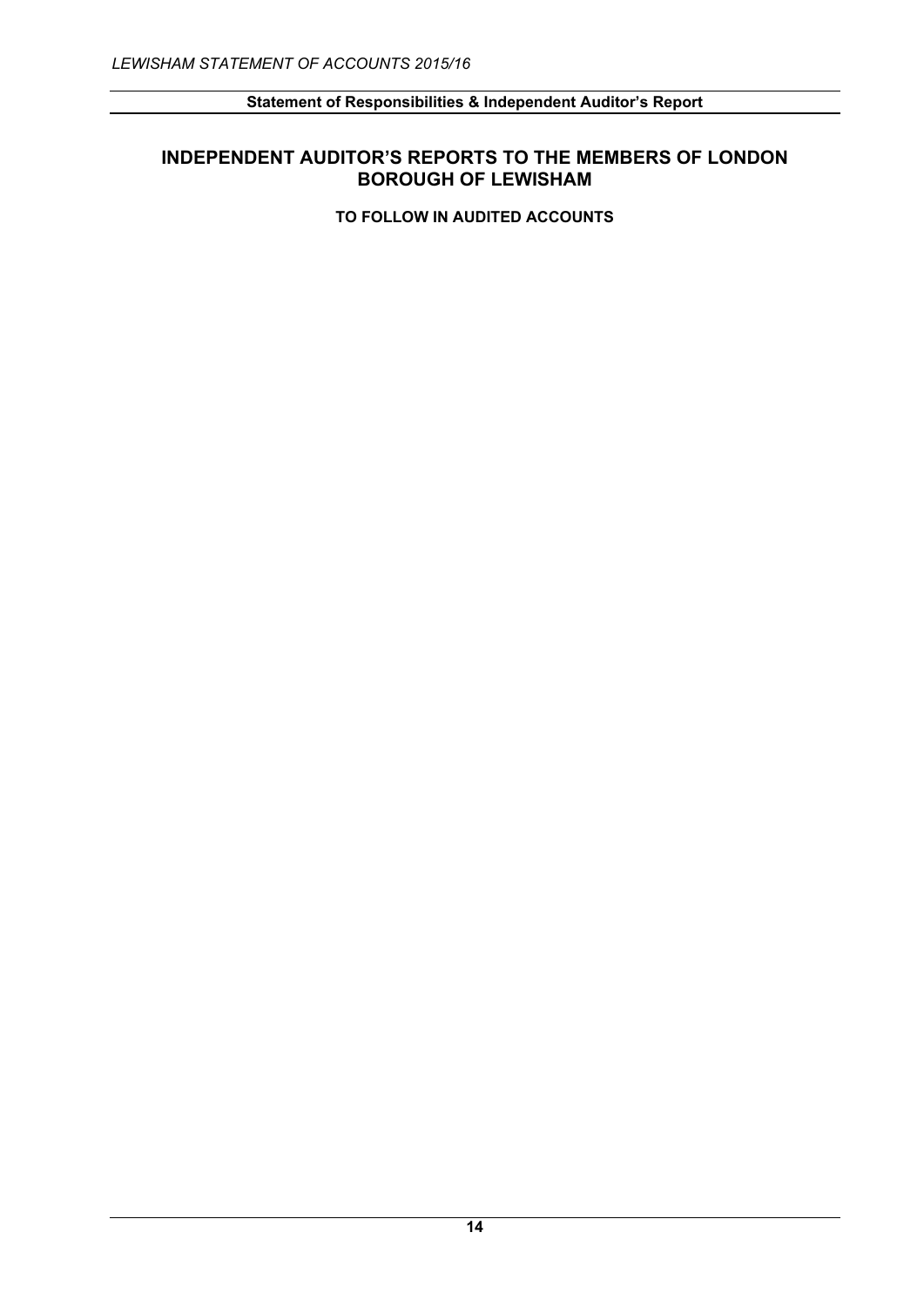## INDEPENDENT AUDITOR'S REPORTS TO THE MEMBERS OF LONDON BOROUGH OF LEWISHAM

**TO FOLLOW IN AUDITED ACCOUNTS**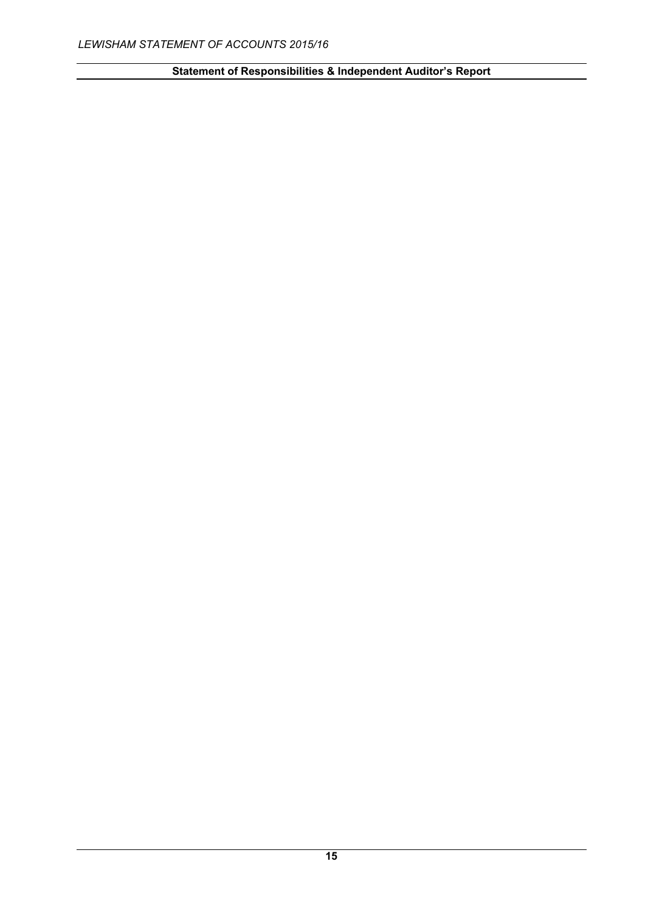**Statement of Responsibilities & Independent Auditor's Report**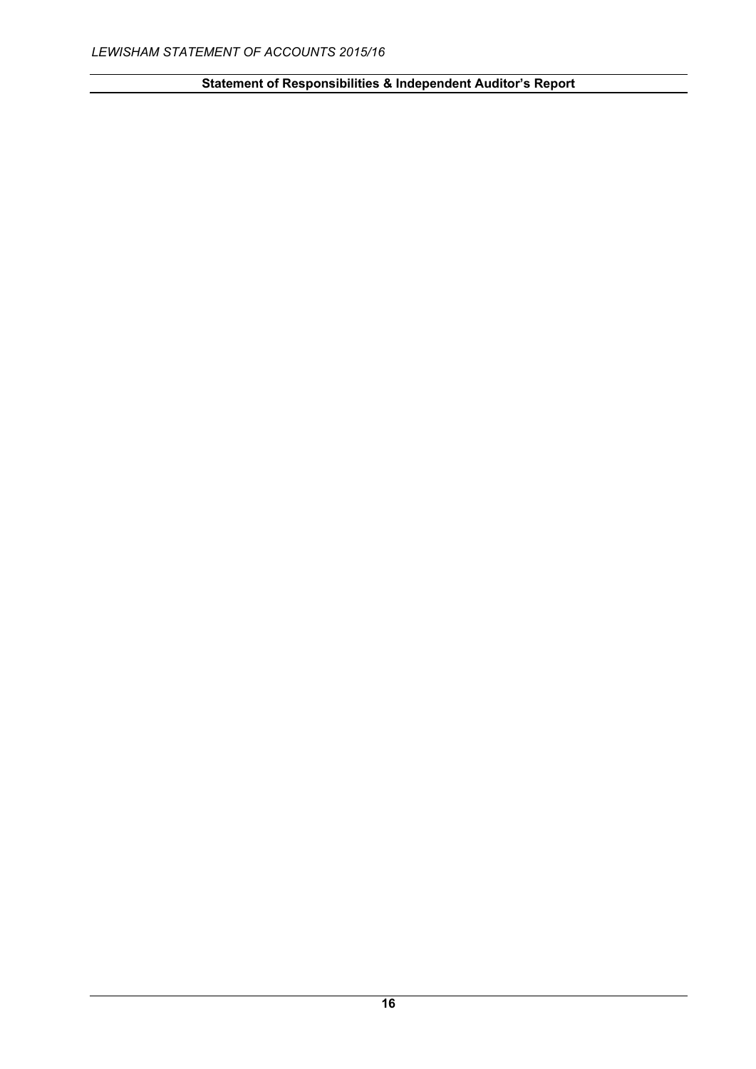**Statement of Responsibilities & Independent Auditor's Report**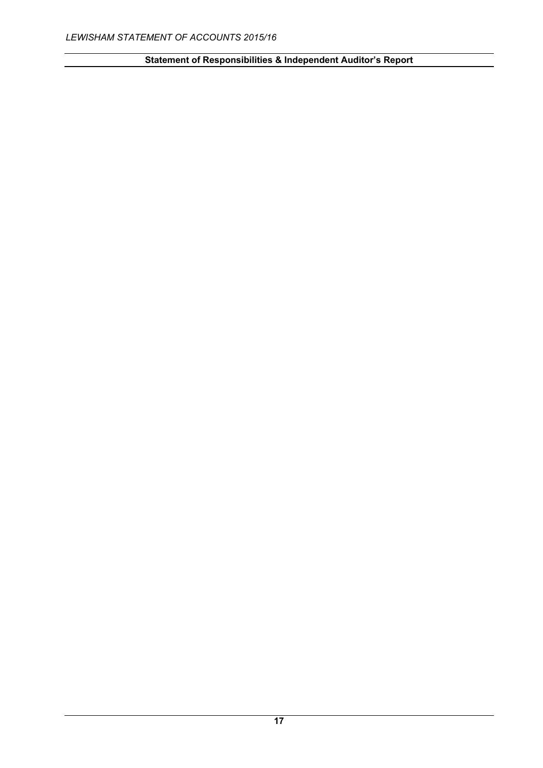**Statement of Responsibilities & Independent Auditor's Report**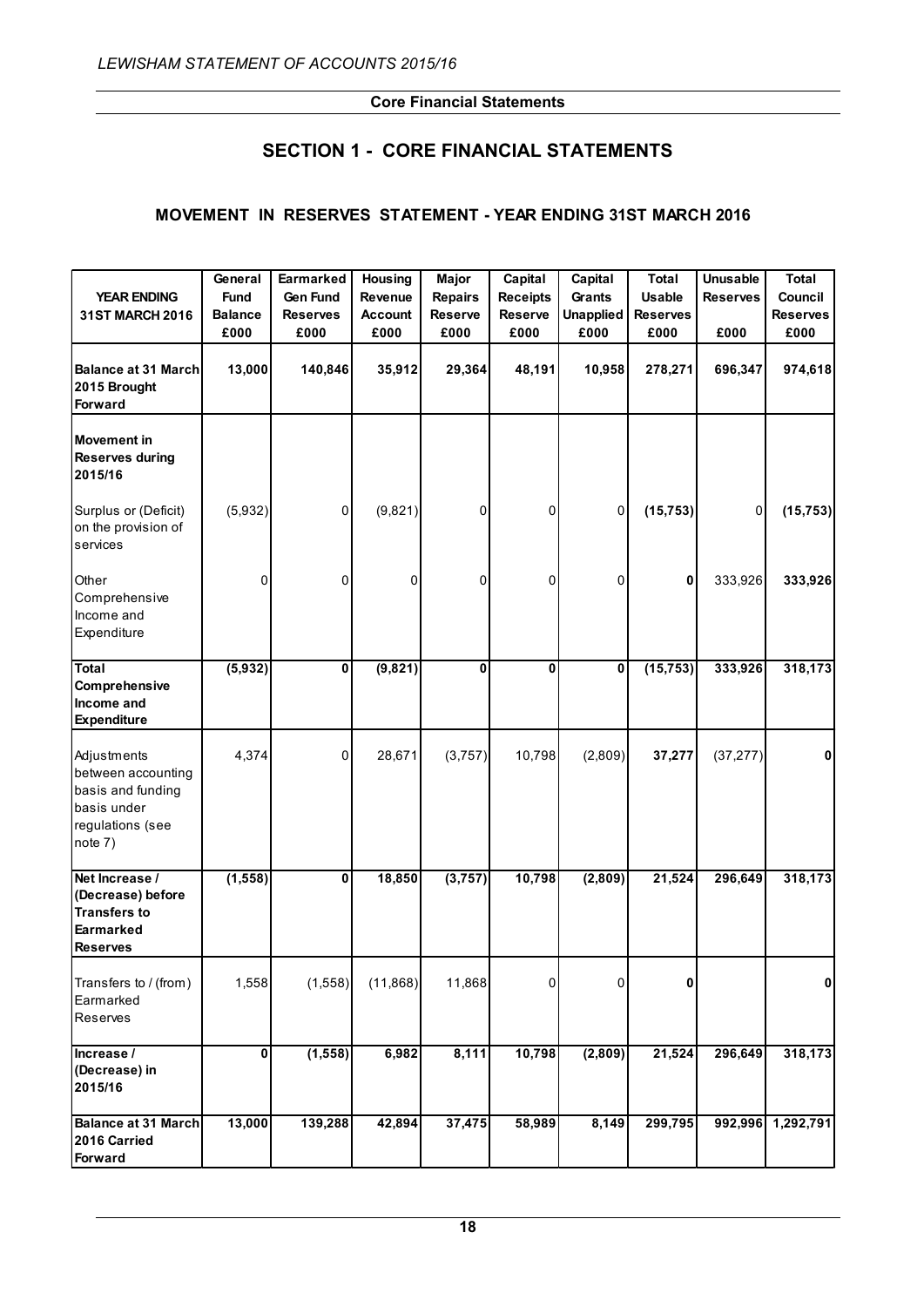## SECTION 1 - CORE FINANCIAL STATEMENTS

### MOVEMENT IN RESERVES STATEMENT - YEAR ENDING 31ST MARCH 2016

| YEAR ENDING 31ST MARCH 2016 | General Fund Balance £000 | Earmarked Gen Fund Reserves £000 | Housing Revenue Account £000 | Major Repairs Reserve £000 | Capital Receipts Reserve £000 | Capital Grants Unapplied £000 | Total Usable Reserves £000 | Unusable Reserves £000 | Total Council Reserves £000 |
|---|---|---|---|---|---|---|---|---|---|
| **Balance at 31 March 2015 Brought Forward** | **13,000** | **140,846** | **35,912** | **29,364** | **48,191** | **10,958** | **278,271** | **696,347** | **974,618** |
| **Movement in Reserves during 2015/16** | | | | | | | | | |
| Surplus or (Deficit) on the provision of services | (5,932) | 0 | (9,821) | 0 | 0 | 0 | **(15,753)** | 0 | **(15,753)** |
| Other Comprehensive Income and Expenditure | 0 | 0 | 0 | 0 | 0 | 0 | **0** | 333,926 | **333,926** |
| **Total Comprehensive Income and Expenditure** | **(5,932)** | **0** | **(9,821)** | **0** | **0** | **0** | **(15,753)** | **333,926** | **318,173** |
| Adjustments between accounting basis and funding basis under regulations (see note 7) | 4,374 | 0 | 28,671 | (3,757) | 10,798 | (2,809) | **37,277** | (37,277) | **0** |
| **Net Increase / (Decrease) before Transfers to Earmarked Reserves** | **(1,558)** | **0** | **18,850** | **(3,757)** | **10,798** | **(2,809)** | **21,524** | **296,649** | **318,173** |
| Transfers to / (from) Earmarked Reserves | 1,558 | (1,558) | (11,868) | 11,868 | 0 | 0 | **0** | | **0** |
| **Increase / (Decrease) in 2015/16** | **0** | **(1,558)** | **6,982** | **8,111** | **10,798** | **(2,809)** | **21,524** | **296,649** | **318,173** |
| **Balance at 31 March 2016 Carried Forward** | **13,000** | **139,288** | **42,894** | **37,475** | **58,989** | **8,149** | **299,795** | **992,996** | **1,292,791** |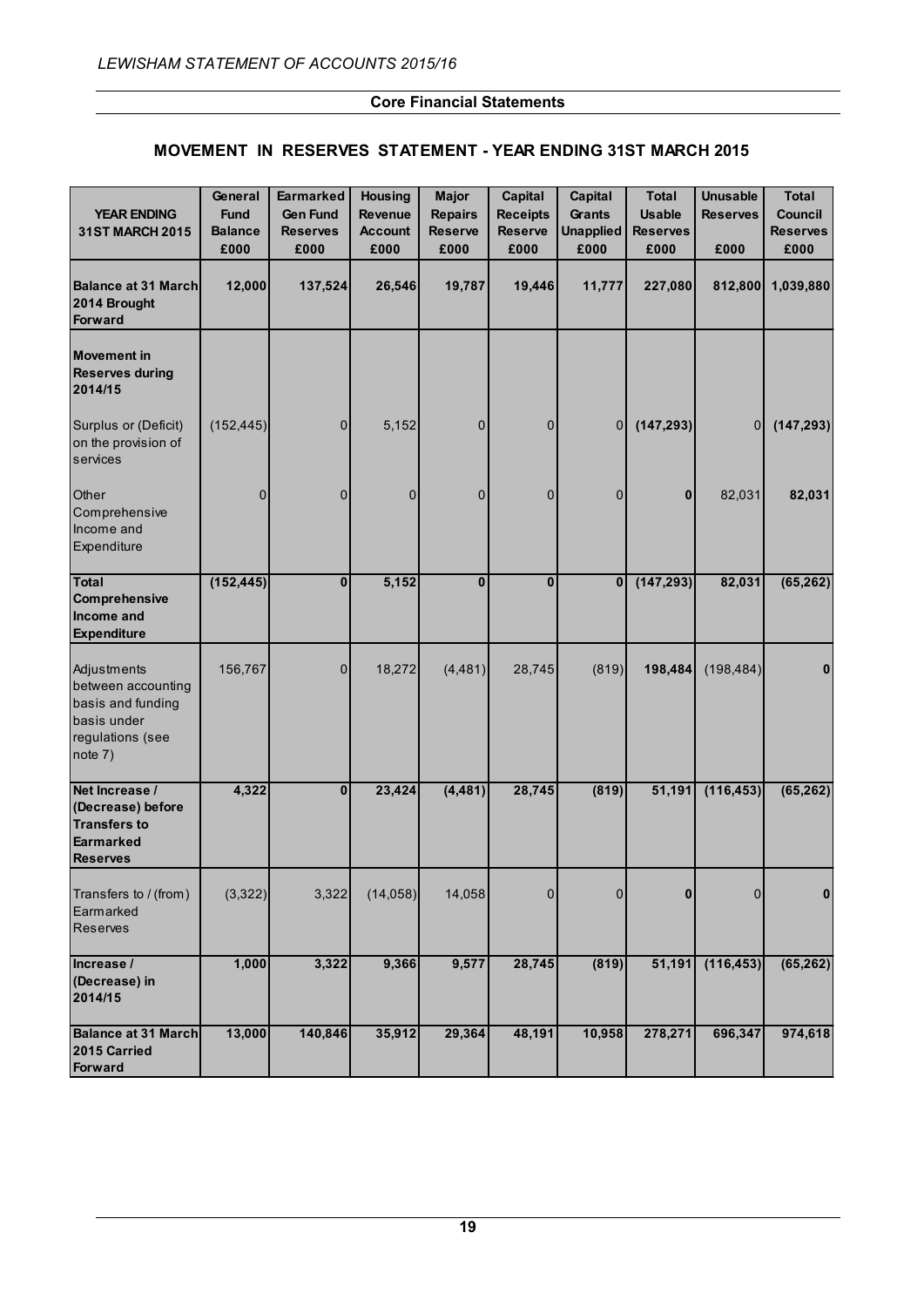## Core Financial Statements

### MOVEMENT IN RESERVES STATEMENT - YEAR ENDING 31ST MARCH 2015

| YEAR ENDING 31ST MARCH 2015 | General Fund Balance £000 | Earmarked Gen Fund Reserves £000 | Housing Revenue Account £000 | Major Repairs Reserve £000 | Capital Receipts Reserve £000 | Capital Grants Unapplied £000 | Total Usable Reserves £000 | Unusable Reserves £000 | Total Council Reserves £000 |
|---|---|---|---|---|---|---|---|---|---|
| **Balance at 31 March 2014 Brought Forward** | **12,000** | **137,524** | **26,546** | **19,787** | **19,446** | **11,777** | **227,080** | **812,800** | **1,039,880** |
| **Movement in Reserves during 2014/15** | | | | | | | | | |
| Surplus or (Deficit) on the provision of services | (152,445) | 0 | 5,152 | 0 | 0 | 0 | **(147,293)** | 0 | **(147,293)** |
| Other Comprehensive Income and Expenditure | 0 | 0 | 0 | 0 | 0 | 0 | **0** | 82,031 | **82,031** |
| **Total Comprehensive Income and Expenditure** | **(152,445)** | **0** | **5,152** | **0** | **0** | **0** | **(147,293)** | **82,031** | **(65,262)** |
| Adjustments between accounting basis and funding basis under regulations (see note 7) | 156,767 | 0 | 18,272 | (4,481) | 28,745 | (819) | **198,484** | (198,484) | **0** |
| **Net Increase / (Decrease) before Transfers to Earmarked Reserves** | **4,322** | **0** | **23,424** | **(4,481)** | **28,745** | **(819)** | **51,191** | **(116,453)** | **(65,262)** |
| Transfers to / (from) Earmarked Reserves | (3,322) | 3,322 | (14,058) | 14,058 | 0 | 0 | **0** | 0 | **0** |
| **Increase / (Decrease) in 2014/15** | **1,000** | **3,322** | **9,366** | **9,577** | **28,745** | **(819)** | **51,191** | **(116,453)** | **(65,262)** |
| **Balance at 31 March 2015 Carried Forward** | **13,000** | **140,846** | **35,912** | **29,364** | **48,191** | **10,958** | **278,271** | **696,347** | **974,618** |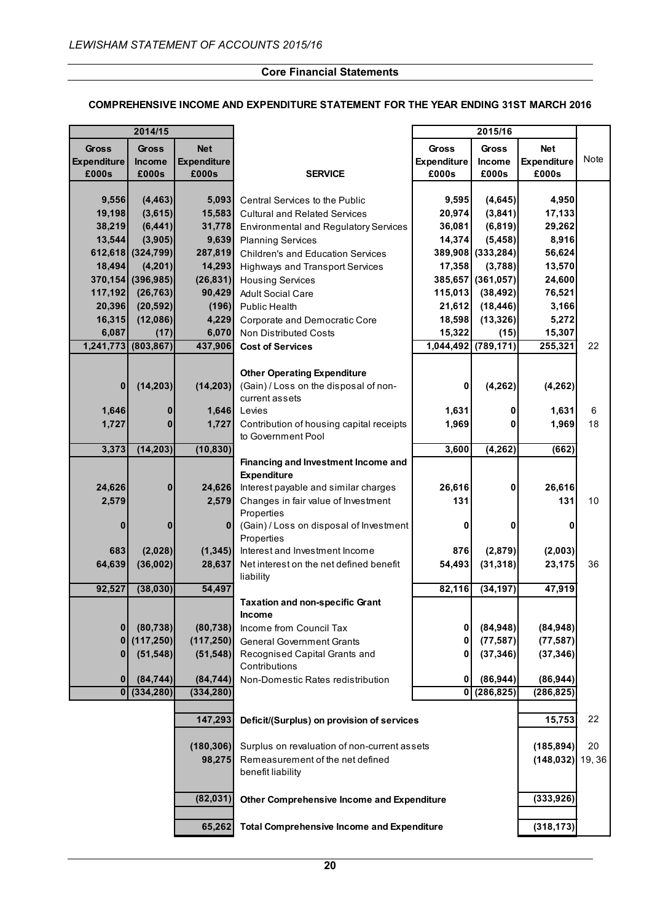## Core Financial Statements

### COMPREHENSIVE INCOME AND EXPENDITURE STATEMENT FOR THE YEAR ENDING 31ST MARCH 2016

| 2014/15 | | | | 2015/16 | | | |
|---|---|---|---|---|---|---|---|
| Gross Expenditure £000s | Gross Income £000s | Net Expenditure £000s | SERVICE | Gross Expenditure £000s | Gross Income £000s | Net Expenditure £000s | Note |
| 9,556 | (4,463) | 5,093 | Central Services to the Public | 9,595 | (4,645) | 4,950 | |
| 19,198 | (3,615) | 15,583 | Cultural and Related Services | 20,974 | (3,841) | 17,133 | |
| 38,219 | (6,441) | 31,778 | Environmental and Regulatory Services | 36,081 | (6,819) | 29,262 | |
| 13,544 | (3,905) | 9,639 | Planning Services | 14,374 | (5,458) | 8,916 | |
| 612,618 | (324,799) | 287,819 | Children's and Education Services | 389,908 | (333,284) | 56,624 | |
| 18,494 | (4,201) | 14,293 | Highways and Transport Services | 17,358 | (3,788) | 13,570 | |
| 370,154 | (396,985) | (26,831) | Housing Services | 385,657 | (361,057) | 24,600 | |
| 117,192 | (26,763) | 90,429 | Adult Social Care | 115,013 | (38,492) | 76,521 | |
| 20,396 | (20,592) | (196) | Public Health | 21,612 | (18,446) | 3,166 | |
| 16,315 | (12,086) | 4,229 | Corporate and Democratic Core | 18,598 | (13,326) | 5,272 | |
| 6,087 | (17) | 6,070 | Non Distributed Costs | 15,322 | (15) | 15,307 | |
| 1,241,773 | (803,867) | 437,906 | **Cost of Services** | 1,044,492 | (789,171) | 255,321 | 22 |
| | | | **Other Operating Expenditure** | | | | |
| 0 | (14,203) | (14,203) | (Gain) / Loss on the disposal of non-current assets | 0 | (4,262) | (4,262) | |
| 1,646 | 0 | 1,646 | Levies | 1,631 | 0 | 1,631 | 6 |
| 1,727 | 0 | 1,727 | Contribution of housing capital receipts to Government Pool | 1,969 | 0 | 1,969 | 18 |
| 3,373 | (14,203) | (10,830) | | 3,600 | (4,262) | (662) | |
| | | | **Financing and Investment Income and Expenditure** | | | | |
| 24,626 | 0 | 24,626 | Interest payable and similar charges | 26,616 | 0 | 26,616 | |
| 2,579 | | 2,579 | Changes in fair value of Investment Properties | 131 | | 131 | 10 |
| 0 | 0 | 0 | (Gain) / Loss on disposal of Investment Properties | 0 | 0 | 0 | |
| 683 | (2,028) | (1,345) | Interest and Investment Income | 876 | (2,879) | (2,003) | |
| 64,639 | (36,002) | 28,637 | Net interest on the net defined benefit liability | 54,493 | (31,318) | 23,175 | 36 |
| 92,527 | (38,030) | 54,497 | | 82,116 | (34,197) | 47,919 | |
| | | | **Taxation and non-specific Grant Income** | | | | |
| 0 | (80,738) | (80,738) | Income from Council Tax | 0 | (84,948) | (84,948) | |
| 0 | (117,250) | (117,250) | General Government Grants | 0 | (77,587) | (77,587) | |
| 0 | (51,548) | (51,548) | Recognised Capital Grants and Contributions | 0 | (37,346) | (37,346) | |
| 0 | (84,744) | (84,744) | Non-Domestic Rates redistribution | 0 | (86,944) | (86,944) | |
| 0 | (334,280) | (334,280) | | 0 | (286,825) | (286,825) | |
| | | 147,293 | **Deficit/(Surplus) on provision of services** | | | 15,753 | 22 |
| | | (180,306) | Surplus on revaluation of non-current assets | | | (185,894) | 20 |
| | | 98,275 | Remeasurement of the net defined benefit liability | | | (148,032) | 19, 36 |
| | | (82,031) | **Other Comprehensive Income and Expenditure** | | | (333,926) | |
| | | 65,262 | **Total Comprehensive Income and Expenditure** | | | (318,173) | |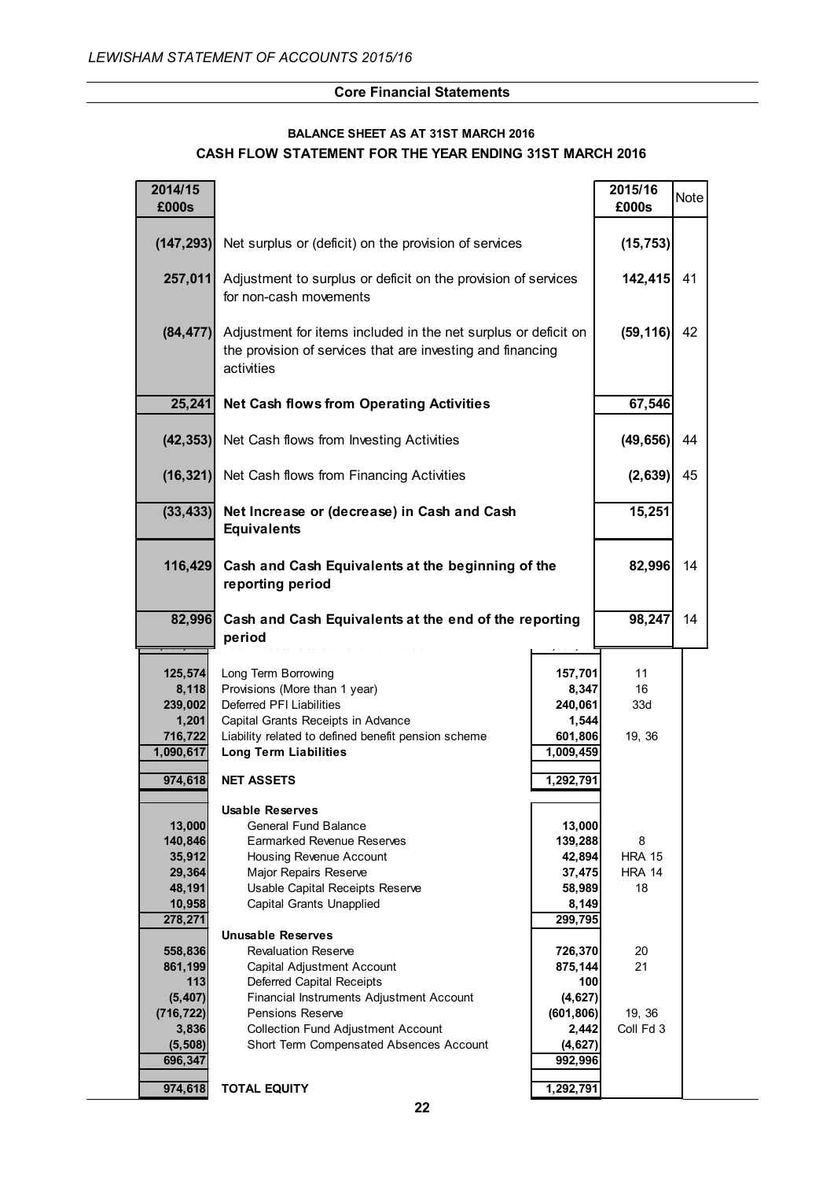## Core Financial Statements

### BALANCE SHEET AS AT 31ST MARCH 2016

### CASH FLOW STATEMENT FOR THE YEAR ENDING 31ST MARCH 2016

| 2014/15 £000s | | 2015/16 £000s | Note |
|---|---|---|---|
| (147,293) | Net surplus or (deficit) on the provision of services | (15,753) | |
| 257,011 | Adjustment to surplus or deficit on the provision of services for non-cash movements | 142,415 | 41 |
| (84,477) | Adjustment for items included in the net surplus or deficit on the provision of services that are investing and financing activities | (59,116) | 42 |
| **25,241** | **Net Cash flows from Operating Activities** | **67,546** | |
| (42,353) | Net Cash flows from Investing Activities | (49,656) | 44 |
| (16,321) | Net Cash flows from Financing Activities | (2,639) | 45 |
| **(33,433)** | **Net Increase or (decrease) in Cash and Cash Equivalents** | **15,251** | |
| **116,429** | **Cash and Cash Equivalents at the beginning of the reporting period** | **82,996** | 14 |
| **82,996** | **Cash and Cash Equivalents at the end of the reporting period** | **98,247** | 14 |

| 2014/15 | | 2015/16 | Note |
|---|---|---|---|
| 125,574 | Long Term Borrowing | 157,701 | 11 |
| 8,118 | Provisions (More than 1 year) | 8,347 | 16 |
| 239,002 | Deferred PFI Liabilities | 240,061 | 33d |
| 1,201 | Capital Grants Receipts in Advance | 1,544 | |
| 716,722 | Liability related to defined benefit pension scheme | 601,806 | 19, 36 |
| **1,090,617** | **Long Term Liabilities** | **1,009,459** | |
| **974,618** | **NET ASSETS** | **1,292,791** | |
| | **Usable Reserves** | | |
| 13,000 | General Fund Balance | 13,000 | |
| 140,846 | Earmarked Revenue Reserves | 139,288 | 8 |
| 35,912 | Housing Revenue Account | 42,894 | HRA 15 |
| 29,364 | Major Repairs Reserve | 37,475 | HRA 14 |
| 48,191 | Usable Capital Receipts Reserve | 58,989 | 18 |
| 10,958 | Capital Grants Unapplied | 8,149 | |
| **278,271** | | **299,795** | |
| | **Unusable Reserves** | | |
| 558,836 | Revaluation Reserve | 726,370 | 20 |
| 861,199 | Capital Adjustment Account | 875,144 | 21 |
| 113 | Deferred Capital Receipts | 100 | |
| (5,407) | Financial Instruments Adjustment Account | (4,627) | |
| (716,722) | Pensions Reserve | (601,806) | 19, 36 |
| 3,836 | Collection Fund Adjustment Account | 2,442 | Coll Fd 3 |
| (5,508) | Short Term Compensated Absences Account | (4,627) | |
| **696,347** | | **992,996** | |
| **974,618** | **TOTAL EQUITY** | **1,292,791** | |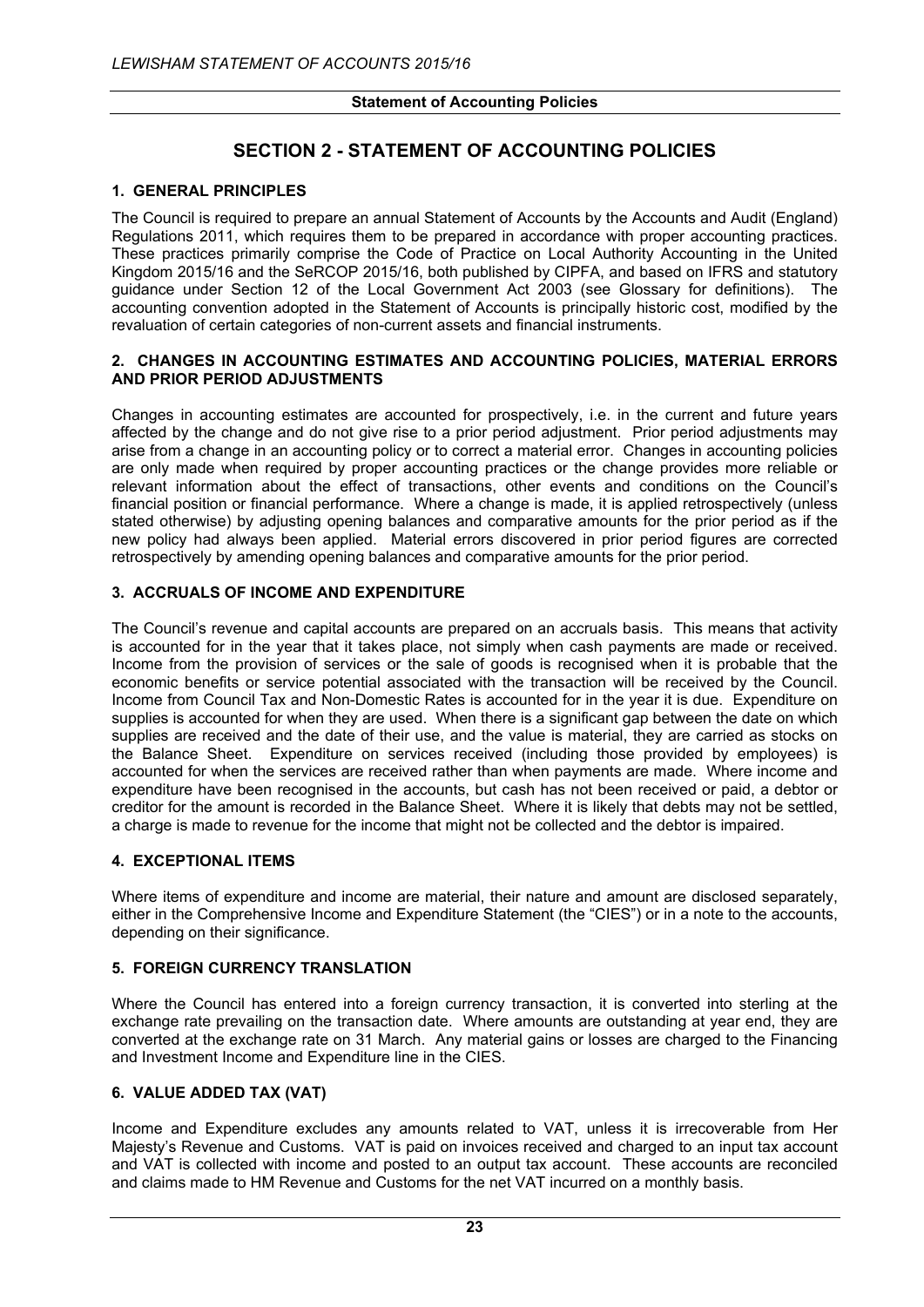# SECTION 2 - STATEMENT OF ACCOUNTING POLICIES

### 1. GENERAL PRINCIPLES

The Council is required to prepare an annual Statement of Accounts by the Accounts and Audit (England) Regulations 2011, which requires them to be prepared in accordance with proper accounting practices. These practices primarily comprise the Code of Practice on Local Authority Accounting in the United Kingdom 2015/16 and the SeRCOP 2015/16, both published by CIPFA, and based on IFRS and statutory guidance under Section 12 of the Local Government Act 2003 (see Glossary for definitions). The accounting convention adopted in the Statement of Accounts is principally historic cost, modified by the revaluation of certain categories of non-current assets and financial instruments.

### 2. CHANGES IN ACCOUNTING ESTIMATES AND ACCOUNTING POLICIES, MATERIAL ERRORS AND PRIOR PERIOD ADJUSTMENTS

Changes in accounting estimates are accounted for prospectively, i.e. in the current and future years affected by the change and do not give rise to a prior period adjustment. Prior period adjustments may arise from a change in an accounting policy or to correct a material error. Changes in accounting policies are only made when required by proper accounting practices or the change provides more reliable or relevant information about the effect of transactions, other events and conditions on the Council's financial position or financial performance. Where a change is made, it is applied retrospectively (unless stated otherwise) by adjusting opening balances and comparative amounts for the prior period as if the new policy had always been applied. Material errors discovered in prior period figures are corrected retrospectively by amending opening balances and comparative amounts for the prior period.

### 3. ACCRUALS OF INCOME AND EXPENDITURE

The Council's revenue and capital accounts are prepared on an accruals basis. This means that activity is accounted for in the year that it takes place, not simply when cash payments are made or received. Income from the provision of services or the sale of goods is recognised when it is probable that the economic benefits or service potential associated with the transaction will be received by the Council. Income from Council Tax and Non-Domestic Rates is accounted for in the year it is due. Expenditure on supplies is accounted for when they are used. When there is a significant gap between the date on which supplies are received and the date of their use, and the value is material, they are carried as stocks on the Balance Sheet. Expenditure on services received (including those provided by employees) is accounted for when the services are received rather than when payments are made. Where income and expenditure have been recognised in the accounts, but cash has not been received or paid, a debtor or creditor for the amount is recorded in the Balance Sheet. Where it is likely that debts may not be settled, a charge is made to revenue for the income that might not be collected and the debtor is impaired.

### 4. EXCEPTIONAL ITEMS

Where items of expenditure and income are material, their nature and amount are disclosed separately, either in the Comprehensive Income and Expenditure Statement (the "CIES") or in a note to the accounts, depending on their significance.

### 5. FOREIGN CURRENCY TRANSLATION

Where the Council has entered into a foreign currency transaction, it is converted into sterling at the exchange rate prevailing on the transaction date. Where amounts are outstanding at year end, they are converted at the exchange rate on 31 March. Any material gains or losses are charged to the Financing and Investment Income and Expenditure line in the CIES.

### 6. VALUE ADDED TAX (VAT)

Income and Expenditure excludes any amounts related to VAT, unless it is irrecoverable from Her Majesty's Revenue and Customs. VAT is paid on invoices received and charged to an input tax account and VAT is collected with income and posted to an output tax account. These accounts are reconciled and claims made to HM Revenue and Customs for the net VAT incurred on a monthly basis.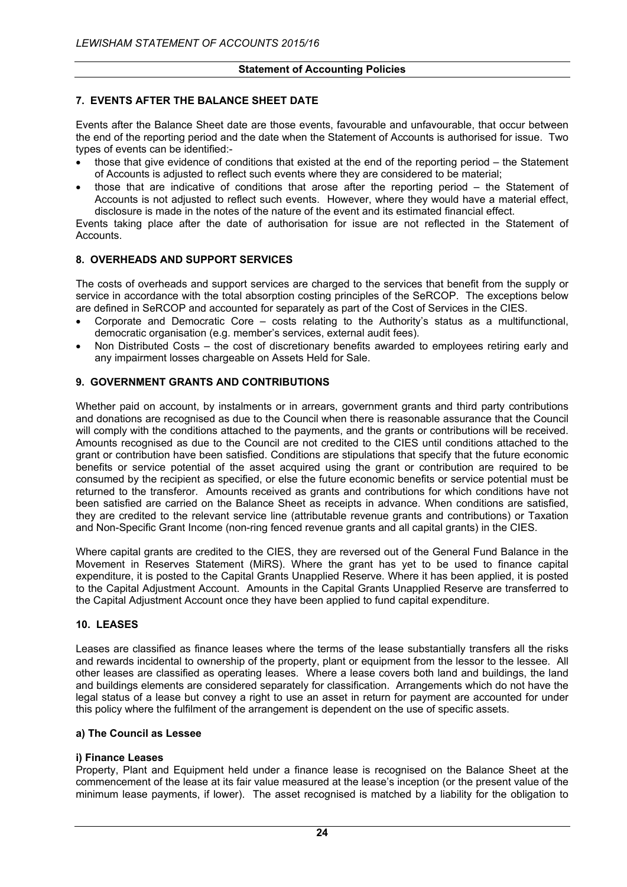## 7. EVENTS AFTER THE BALANCE SHEET DATE

Events after the Balance Sheet date are those events, favourable and unfavourable, that occur between the end of the reporting period and the date when the Statement of Accounts is authorised for issue. Two types of events can be identified:-

- those that give evidence of conditions that existed at the end of the reporting period – the Statement of Accounts is adjusted to reflect such events where they are considered to be material;
- those that are indicative of conditions that arose after the reporting period – the Statement of Accounts is not adjusted to reflect such events. However, where they would have a material effect, disclosure is made in the notes of the nature of the event and its estimated financial effect.

Events taking place after the date of authorisation for issue are not reflected in the Statement of Accounts.

## 8. OVERHEADS AND SUPPORT SERVICES

The costs of overheads and support services are charged to the services that benefit from the supply or service in accordance with the total absorption costing principles of the SeRCOP. The exceptions below are defined in SeRCOP and accounted for separately as part of the Cost of Services in the CIES.

- Corporate and Democratic Core – costs relating to the Authority's status as a multifunctional, democratic organisation (e.g. member's services, external audit fees).
- Non Distributed Costs – the cost of discretionary benefits awarded to employees retiring early and any impairment losses chargeable on Assets Held for Sale.

## 9. GOVERNMENT GRANTS AND CONTRIBUTIONS

Whether paid on account, by instalments or in arrears, government grants and third party contributions and donations are recognised as due to the Council when there is reasonable assurance that the Council will comply with the conditions attached to the payments, and the grants or contributions will be received. Amounts recognised as due to the Council are not credited to the CIES until conditions attached to the grant or contribution have been satisfied. Conditions are stipulations that specify that the future economic benefits or service potential of the asset acquired using the grant or contribution are required to be consumed by the recipient as specified, or else the future economic benefits or service potential must be returned to the transferor. Amounts received as grants and contributions for which conditions have not been satisfied are carried on the Balance Sheet as receipts in advance. When conditions are satisfied, they are credited to the relevant service line (attributable revenue grants and contributions) or Taxation and Non-Specific Grant Income (non-ring fenced revenue grants and all capital grants) in the CIES.

Where capital grants are credited to the CIES, they are reversed out of the General Fund Balance in the Movement in Reserves Statement (MiRS). Where the grant has yet to be used to finance capital expenditure, it is posted to the Capital Grants Unapplied Reserve. Where it has been applied, it is posted to the Capital Adjustment Account. Amounts in the Capital Grants Unapplied Reserve are transferred to the Capital Adjustment Account once they have been applied to fund capital expenditure.

## 10. LEASES

Leases are classified as finance leases where the terms of the lease substantially transfers all the risks and rewards incidental to ownership of the property, plant or equipment from the lessor to the lessee. All other leases are classified as operating leases. Where a lease covers both land and buildings, the land and buildings elements are considered separately for classification. Arrangements which do not have the legal status of a lease but convey a right to use an asset in return for payment are accounted for under this policy where the fulfilment of the arrangement is dependent on the use of specific assets.

### a) The Council as Lessee

**i) Finance Leases**

Property, Plant and Equipment held under a finance lease is recognised on the Balance Sheet at the commencement of the lease at its fair value measured at the lease's inception (or the present value of the minimum lease payments, if lower). The asset recognised is matched by a liability for the obligation to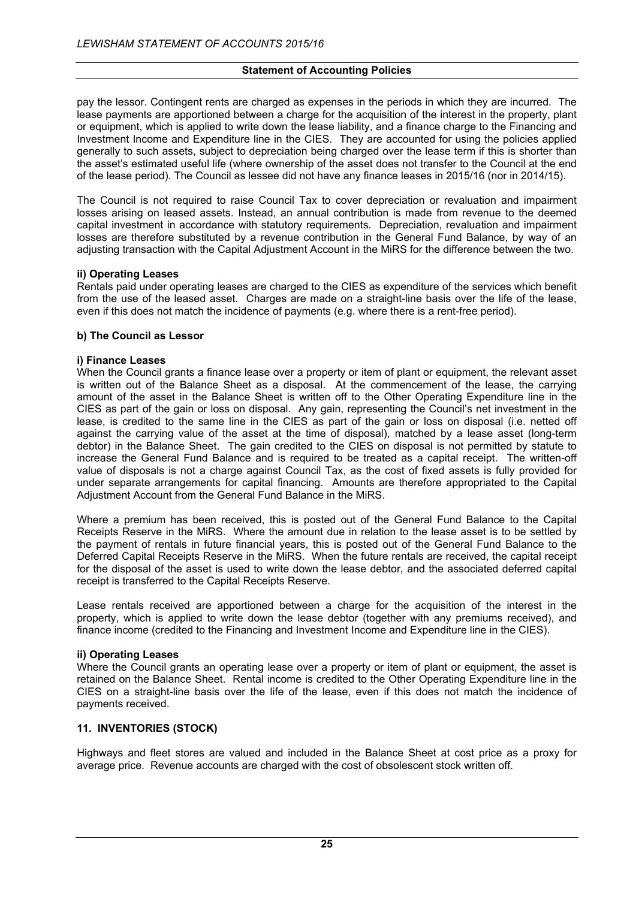pay the lessor. Contingent rents are charged as expenses in the periods in which they are incurred. The lease payments are apportioned between a charge for the acquisition of the interest in the property, plant or equipment, which is applied to write down the lease liability, and a finance charge to the Financing and Investment Income and Expenditure line in the CIES. They are accounted for using the policies applied generally to such assets, subject to depreciation being charged over the lease term if this is shorter than the asset's estimated useful life (where ownership of the asset does not transfer to the Council at the end of the lease period). The Council as lessee did not have any finance leases in 2015/16 (nor in 2014/15).

The Council is not required to raise Council Tax to cover depreciation or revaluation and impairment losses arising on leased assets. Instead, an annual contribution is made from revenue to the deemed capital investment in accordance with statutory requirements. Depreciation, revaluation and impairment losses are therefore substituted by a revenue contribution in the General Fund Balance, by way of an adjusting transaction with the Capital Adjustment Account in the MiRS for the difference between the two.

**ii) Operating Leases**

Rentals paid under operating leases are charged to the CIES as expenditure of the services which benefit from the use of the leased asset. Charges are made on a straight-line basis over the life of the lease, even if this does not match the incidence of payments (e.g. where there is a rent-free period).

**b) The Council as Lessor**

**i) Finance Leases**

When the Council grants a finance lease over a property or item of plant or equipment, the relevant asset is written out of the Balance Sheet as a disposal. At the commencement of the lease, the carrying amount of the asset in the Balance Sheet is written off to the Other Operating Expenditure line in the CIES as part of the gain or loss on disposal. Any gain, representing the Council's net investment in the lease, is credited to the same line in the CIES as part of the gain or loss on disposal (i.e. netted off against the carrying value of the asset at the time of disposal), matched by a lease asset (long-term debtor) in the Balance Sheet. The gain credited to the CIES on disposal is not permitted by statute to increase the General Fund Balance and is required to be treated as a capital receipt. The written-off value of disposals is not a charge against Council Tax, as the cost of fixed assets is fully provided for under separate arrangements for capital financing. Amounts are therefore appropriated to the Capital Adjustment Account from the General Fund Balance in the MiRS.

Where a premium has been received, this is posted out of the General Fund Balance to the Capital Receipts Reserve in the MiRS. Where the amount due in relation to the lease asset is to be settled by the payment of rentals in future financial years, this is posted out of the General Fund Balance to the Deferred Capital Receipts Reserve in the MiRS. When the future rentals are received, the capital receipt for the disposal of the asset is used to write down the lease debtor, and the associated deferred capital receipt is transferred to the Capital Receipts Reserve.

Lease rentals received are apportioned between a charge for the acquisition of the interest in the property, which is applied to write down the lease debtor (together with any premiums received), and finance income (credited to the Financing and Investment Income and Expenditure line in the CIES).

**ii) Operating Leases**

Where the Council grants an operating lease over a property or item of plant or equipment, the asset is retained on the Balance Sheet. Rental income is credited to the Other Operating Expenditure line in the CIES on a straight-line basis over the life of the lease, even if this does not match the incidence of payments received.

## 11. INVENTORIES (STOCK)

Highways and fleet stores are valued and included in the Balance Sheet at cost price as a proxy for average price. Revenue accounts are charged with the cost of obsolescent stock written off.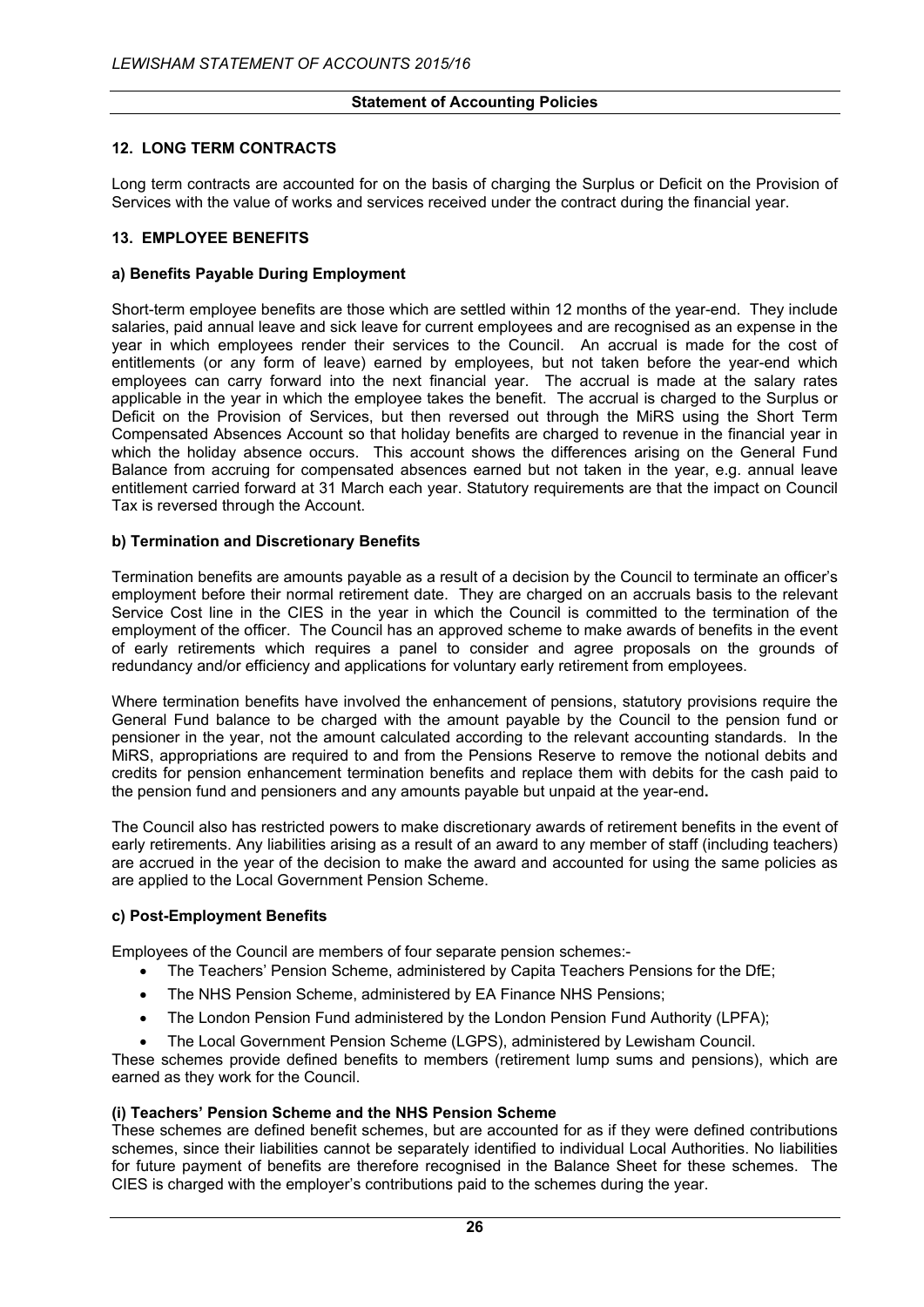## 12. LONG TERM CONTRACTS

Long term contracts are accounted for on the basis of charging the Surplus or Deficit on the Provision of Services with the value of works and services received under the contract during the financial year.

## 13. EMPLOYEE BENEFITS

### a) Benefits Payable During Employment

Short-term employee benefits are those which are settled within 12 months of the year-end. They include salaries, paid annual leave and sick leave for current employees and are recognised as an expense in the year in which employees render their services to the Council. An accrual is made for the cost of entitlements (or any form of leave) earned by employees, but not taken before the year-end which employees can carry forward into the next financial year. The accrual is made at the salary rates applicable in the year in which the employee takes the benefit. The accrual is charged to the Surplus or Deficit on the Provision of Services, but then reversed out through the MiRS using the Short Term Compensated Absences Account so that holiday benefits are charged to revenue in the financial year in which the holiday absence occurs. This account shows the differences arising on the General Fund Balance from accruing for compensated absences earned but not taken in the year, e.g. annual leave entitlement carried forward at 31 March each year. Statutory requirements are that the impact on Council Tax is reversed through the Account.

### b) Termination and Discretionary Benefits

Termination benefits are amounts payable as a result of a decision by the Council to terminate an officer's employment before their normal retirement date. They are charged on an accruals basis to the relevant Service Cost line in the CIES in the year in which the Council is committed to the termination of the employment of the officer. The Council has an approved scheme to make awards of benefits in the event of early retirements which requires a panel to consider and agree proposals on the grounds of redundancy and/or efficiency and applications for voluntary early retirement from employees.

Where termination benefits have involved the enhancement of pensions, statutory provisions require the General Fund balance to be charged with the amount payable by the Council to the pension fund or pensioner in the year, not the amount calculated according to the relevant accounting standards. In the MiRS, appropriations are required to and from the Pensions Reserve to remove the notional debits and credits for pension enhancement termination benefits and replace them with debits for the cash paid to the pension fund and pensioners and any amounts payable but unpaid at the year-end.

The Council also has restricted powers to make discretionary awards of retirement benefits in the event of early retirements. Any liabilities arising as a result of an award to any member of staff (including teachers) are accrued in the year of the decision to make the award and accounted for using the same policies as are applied to the Local Government Pension Scheme.

### c) Post-Employment Benefits

Employees of the Council are members of four separate pension schemes:-

- The Teachers' Pension Scheme, administered by Capita Teachers Pensions for the DfE;
- The NHS Pension Scheme, administered by EA Finance NHS Pensions;
- The London Pension Fund administered by the London Pension Fund Authority (LPFA);
- The Local Government Pension Scheme (LGPS), administered by Lewisham Council.

These schemes provide defined benefits to members (retirement lump sums and pensions), which are earned as they work for the Council.

#### (i) Teachers' Pension Scheme and the NHS Pension Scheme

These schemes are defined benefit schemes, but are accounted for as if they were defined contributions schemes, since their liabilities cannot be separately identified to individual Local Authorities. No liabilities for future payment of benefits are therefore recognised in the Balance Sheet for these schemes. The CIES is charged with the employer's contributions paid to the schemes during the year.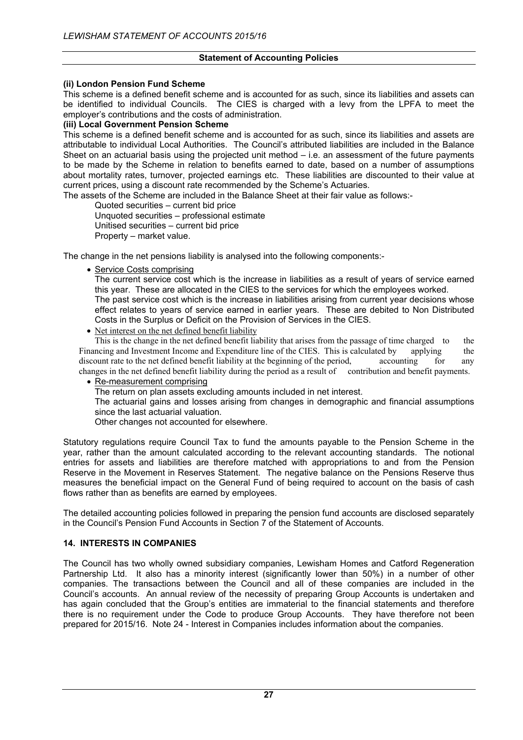**Statement of Accounting Policies**

**(ii) London Pension Fund Scheme**

This scheme is a defined benefit scheme and is accounted for as such, since its liabilities and assets can be identified to individual Councils. The CIES is charged with a levy from the LPFA to meet the employer's contributions and the costs of administration.

**(iii) Local Government Pension Scheme**

This scheme is a defined benefit scheme and is accounted for as such, since its liabilities and assets are attributable to individual Local Authorities. The Council's attributed liabilities are included in the Balance Sheet on an actuarial basis using the projected unit method – i.e. an assessment of the future payments to be made by the Scheme in relation to benefits earned to date, based on a number of assumptions about mortality rates, turnover, projected earnings etc. These liabilities are discounted to their value at current prices, using a discount rate recommended by the Scheme's Actuaries.

The assets of the Scheme are included in the Balance Sheet at their fair value as follows:-

Quoted securities – current bid price
Unquoted securities – professional estimate
Unitised securities – current bid price
Property – market value.

The change in the net pensions liability is analysed into the following components:-

- Service Costs comprising

  The current service cost which is the increase in liabilities as a result of years of service earned this year. These are allocated in the CIES to the services for which the employees worked.

  The past service cost which is the increase in liabilities arising from current year decisions whose effect relates to years of service earned in earlier years. These are debited to Non Distributed Costs in the Surplus or Deficit on the Provision of Services in the CIES.

- Net interest on the net defined benefit liability

  This is the change in the net defined benefit liability that arises from the passage of time charged to the Financing and Investment Income and Expenditure line of the CIES. This is calculated by applying the discount rate to the net defined benefit liability at the beginning of the period, accounting for any changes in the net defined benefit liability during the period as a result of contribution and benefit payments.

- Re-measurement comprising

  The return on plan assets excluding amounts included in net interest.

  The actuarial gains and losses arising from changes in demographic and financial assumptions since the last actuarial valuation.

  Other changes not accounted for elsewhere.

Statutory regulations require Council Tax to fund the amounts payable to the Pension Scheme in the year, rather than the amount calculated according to the relevant accounting standards. The notional entries for assets and liabilities are therefore matched with appropriations to and from the Pension Reserve in the Movement in Reserves Statement. The negative balance on the Pensions Reserve thus measures the beneficial impact on the General Fund of being required to account on the basis of cash flows rather than as benefits are earned by employees.

The detailed accounting policies followed in preparing the pension fund accounts are disclosed separately in the Council's Pension Fund Accounts in Section 7 of the Statement of Accounts.

**14. INTERESTS IN COMPANIES**

The Council has two wholly owned subsidiary companies, Lewisham Homes and Catford Regeneration Partnership Ltd. It also has a minority interest (significantly lower than 50%) in a number of other companies. The transactions between the Council and all of these companies are included in the Council's accounts. An annual review of the necessity of preparing Group Accounts is undertaken and has again concluded that the Group's entities are immaterial to the financial statements and therefore there is no requirement under the Code to produce Group Accounts. They have therefore not been prepared for 2015/16. Note 24 - Interest in Companies includes information about the companies.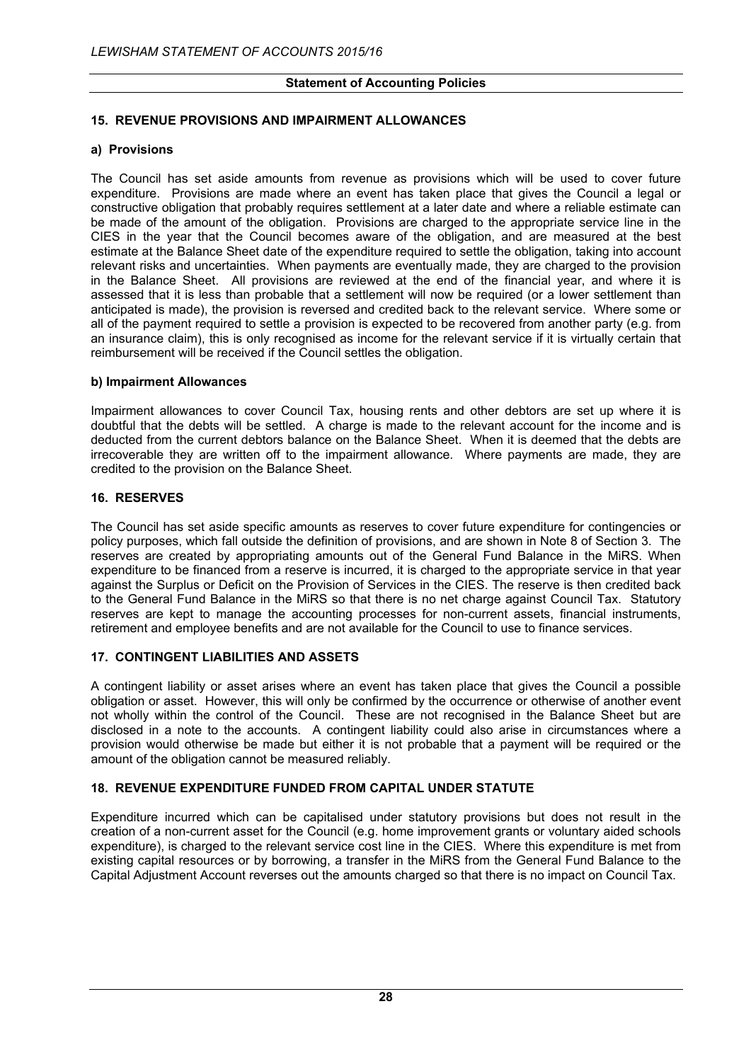## 15. REVENUE PROVISIONS AND IMPAIRMENT ALLOWANCES

### a) Provisions

The Council has set aside amounts from revenue as provisions which will be used to cover future expenditure. Provisions are made where an event has taken place that gives the Council a legal or constructive obligation that probably requires settlement at a later date and where a reliable estimate can be made of the amount of the obligation. Provisions are charged to the appropriate service line in the CIES in the year that the Council becomes aware of the obligation, and are measured at the best estimate at the Balance Sheet date of the expenditure required to settle the obligation, taking into account relevant risks and uncertainties. When payments are eventually made, they are charged to the provision in the Balance Sheet. All provisions are reviewed at the end of the financial year, and where it is assessed that it is less than probable that a settlement will now be required (or a lower settlement than anticipated is made), the provision is reversed and credited back to the relevant service. Where some or all of the payment required to settle a provision is expected to be recovered from another party (e.g. from an insurance claim), this is only recognised as income for the relevant service if it is virtually certain that reimbursement will be received if the Council settles the obligation.

### b) Impairment Allowances

Impairment allowances to cover Council Tax, housing rents and other debtors are set up where it is doubtful that the debts will be settled. A charge is made to the relevant account for the income and is deducted from the current debtors balance on the Balance Sheet. When it is deemed that the debts are irrecoverable they are written off to the impairment allowance. Where payments are made, they are credited to the provision on the Balance Sheet.

## 16. RESERVES

The Council has set aside specific amounts as reserves to cover future expenditure for contingencies or policy purposes, which fall outside the definition of provisions, and are shown in Note 8 of Section 3. The reserves are created by appropriating amounts out of the General Fund Balance in the MiRS. When expenditure to be financed from a reserve is incurred, it is charged to the appropriate service in that year against the Surplus or Deficit on the Provision of Services in the CIES. The reserve is then credited back to the General Fund Balance in the MiRS so that there is no net charge against Council Tax. Statutory reserves are kept to manage the accounting processes for non-current assets, financial instruments, retirement and employee benefits and are not available for the Council to use to finance services.

## 17. CONTINGENT LIABILITIES AND ASSETS

A contingent liability or asset arises where an event has taken place that gives the Council a possible obligation or asset. However, this will only be confirmed by the occurrence or otherwise of another event not wholly within the control of the Council. These are not recognised in the Balance Sheet but are disclosed in a note to the accounts. A contingent liability could also arise in circumstances where a provision would otherwise be made but either it is not probable that a payment will be required or the amount of the obligation cannot be measured reliably.

## 18. REVENUE EXPENDITURE FUNDED FROM CAPITAL UNDER STATUTE

Expenditure incurred which can be capitalised under statutory provisions but does not result in the creation of a non-current asset for the Council (e.g. home improvement grants or voluntary aided schools expenditure), is charged to the relevant service cost line in the CIES. Where this expenditure is met from existing capital resources or by borrowing, a transfer in the MiRS from the General Fund Balance to the Capital Adjustment Account reverses out the amounts charged so that there is no impact on Council Tax.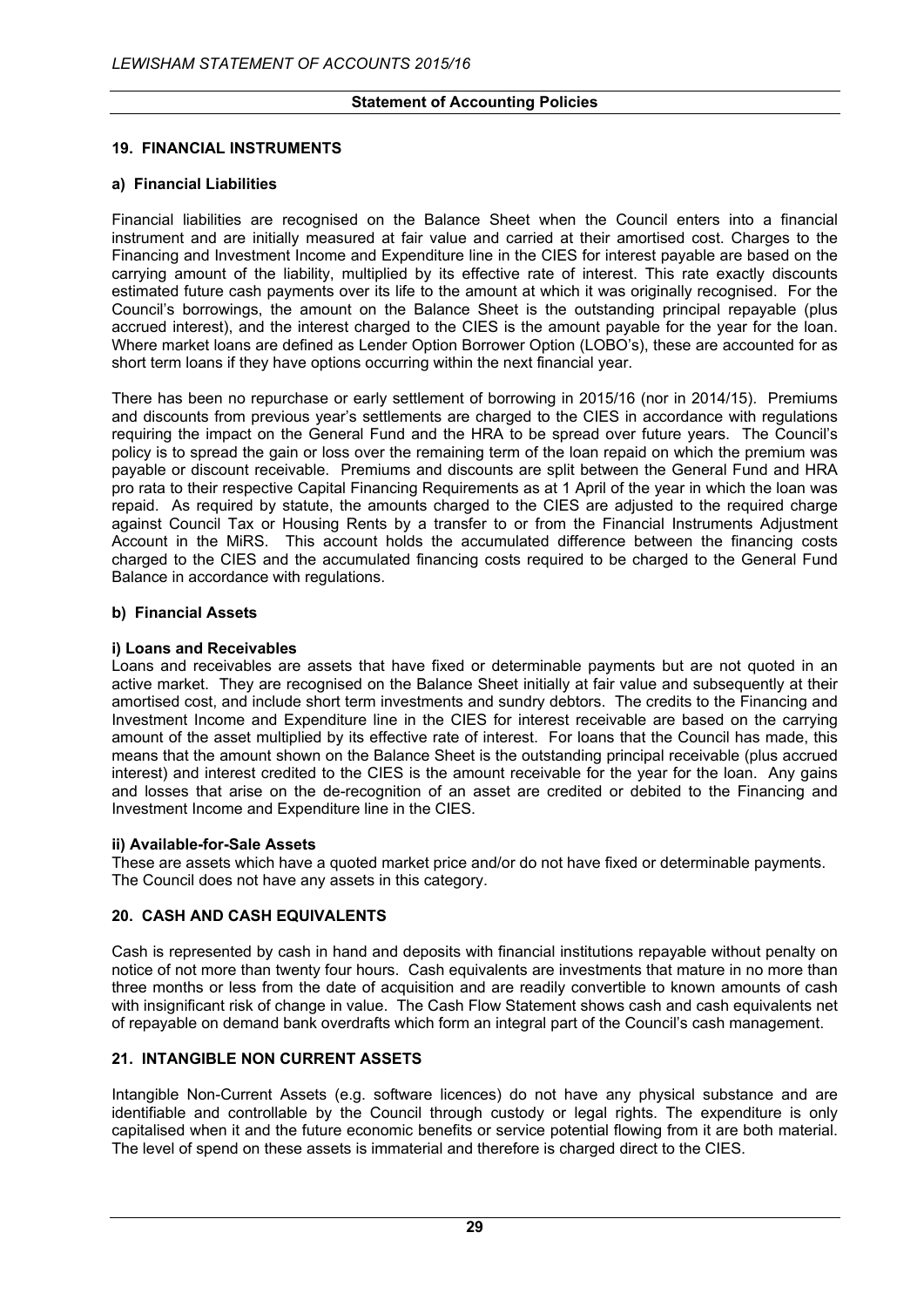## 19. FINANCIAL INSTRUMENTS

### a) Financial Liabilities

Financial liabilities are recognised on the Balance Sheet when the Council enters into a financial instrument and are initially measured at fair value and carried at their amortised cost. Charges to the Financing and Investment Income and Expenditure line in the CIES for interest payable are based on the carrying amount of the liability, multiplied by its effective rate of interest. This rate exactly discounts estimated future cash payments over its life to the amount at which it was originally recognised. For the Council's borrowings, the amount on the Balance Sheet is the outstanding principal repayable (plus accrued interest), and the interest charged to the CIES is the amount payable for the year for the loan. Where market loans are defined as Lender Option Borrower Option (LOBO's), these are accounted for as short term loans if they have options occurring within the next financial year.

There has been no repurchase or early settlement of borrowing in 2015/16 (nor in 2014/15). Premiums and discounts from previous year's settlements are charged to the CIES in accordance with regulations requiring the impact on the General Fund and the HRA to be spread over future years. The Council's policy is to spread the gain or loss over the remaining term of the loan repaid on which the premium was payable or discount receivable. Premiums and discounts are split between the General Fund and HRA pro rata to their respective Capital Financing Requirements as at 1 April of the year in which the loan was repaid. As required by statute, the amounts charged to the CIES are adjusted to the required charge against Council Tax or Housing Rents by a transfer to or from the Financial Instruments Adjustment Account in the MiRS. This account holds the accumulated difference between the financing costs charged to the CIES and the accumulated financing costs required to be charged to the General Fund Balance in accordance with regulations.

### b) Financial Assets

#### i) Loans and Receivables

Loans and receivables are assets that have fixed or determinable payments but are not quoted in an active market. They are recognised on the Balance Sheet initially at fair value and subsequently at their amortised cost, and include short term investments and sundry debtors. The credits to the Financing and Investment Income and Expenditure line in the CIES for interest receivable are based on the carrying amount of the asset multiplied by its effective rate of interest. For loans that the Council has made, this means that the amount shown on the Balance Sheet is the outstanding principal receivable (plus accrued interest) and interest credited to the CIES is the amount receivable for the year for the loan. Any gains and losses that arise on the de-recognition of an asset are credited or debited to the Financing and Investment Income and Expenditure line in the CIES.

#### ii) Available-for-Sale Assets

These are assets which have a quoted market price and/or do not have fixed or determinable payments. The Council does not have any assets in this category.

## 20. CASH AND CASH EQUIVALENTS

Cash is represented by cash in hand and deposits with financial institutions repayable without penalty on notice of not more than twenty four hours. Cash equivalents are investments that mature in no more than three months or less from the date of acquisition and are readily convertible to known amounts of cash with insignificant risk of change in value. The Cash Flow Statement shows cash and cash equivalents net of repayable on demand bank overdrafts which form an integral part of the Council's cash management.

## 21. INTANGIBLE NON CURRENT ASSETS

Intangible Non-Current Assets (e.g. software licences) do not have any physical substance and are identifiable and controllable by the Council through custody or legal rights. The expenditure is only capitalised when it and the future economic benefits or service potential flowing from it are both material. The level of spend on these assets is immaterial and therefore is charged direct to the CIES.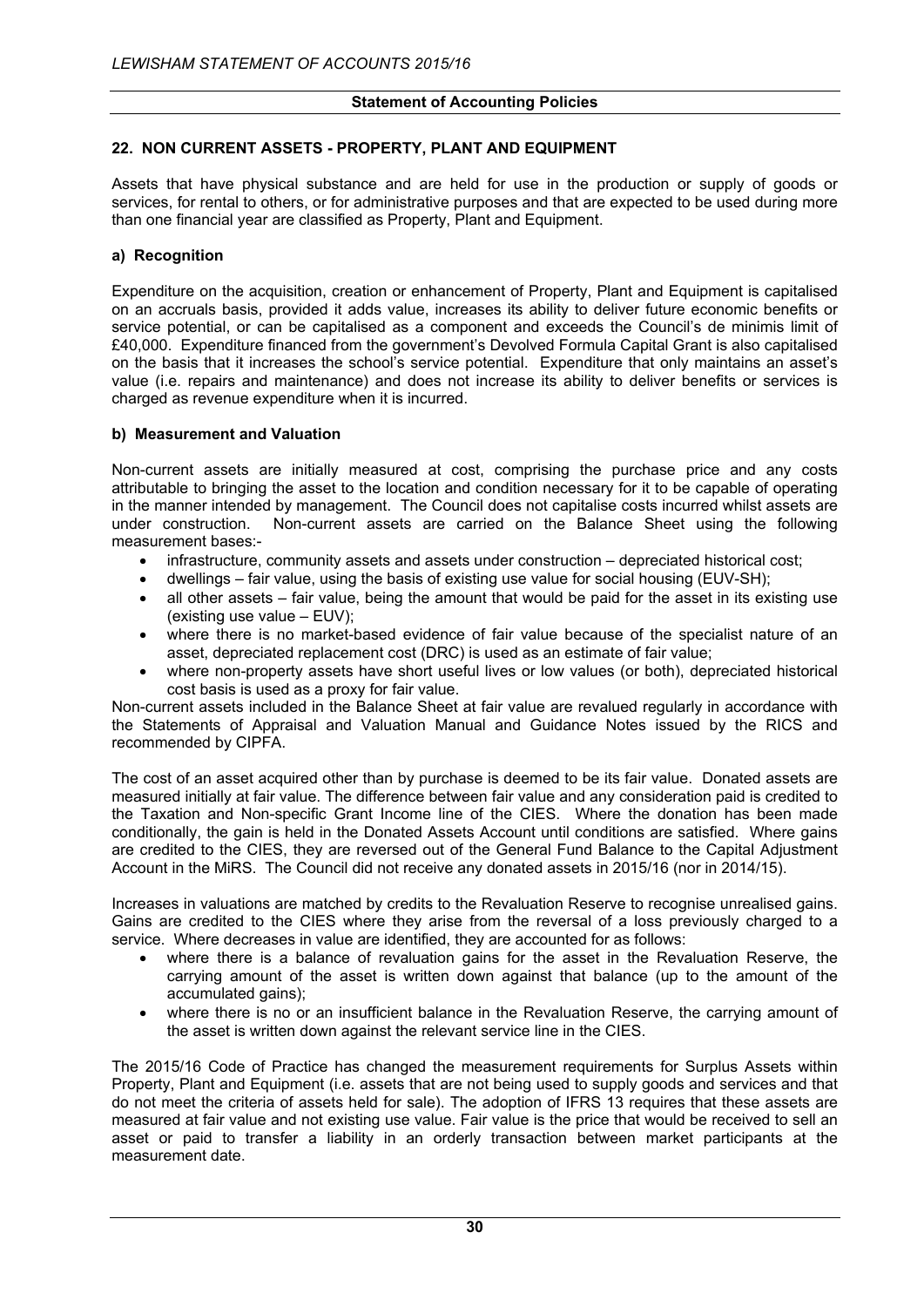## 22. NON CURRENT ASSETS - PROPERTY, PLANT AND EQUIPMENT

Assets that have physical substance and are held for use in the production or supply of goods or services, for rental to others, or for administrative purposes and that are expected to be used during more than one financial year are classified as Property, Plant and Equipment.

### a) Recognition

Expenditure on the acquisition, creation or enhancement of Property, Plant and Equipment is capitalised on an accruals basis, provided it adds value, increases its ability to deliver future economic benefits or service potential, or can be capitalised as a component and exceeds the Council's de minimis limit of £40,000. Expenditure financed from the government's Devolved Formula Capital Grant is also capitalised on the basis that it increases the school's service potential. Expenditure that only maintains an asset's value (i.e. repairs and maintenance) and does not increase its ability to deliver benefits or services is charged as revenue expenditure when it is incurred.

### b) Measurement and Valuation

Non-current assets are initially measured at cost, comprising the purchase price and any costs attributable to bringing the asset to the location and condition necessary for it to be capable of operating in the manner intended by management. The Council does not capitalise costs incurred whilst assets are under construction. Non-current assets are carried on the Balance Sheet using the following measurement bases:-

- infrastructure, community assets and assets under construction – depreciated historical cost;
- dwellings – fair value, using the basis of existing use value for social housing (EUV-SH);
- all other assets – fair value, being the amount that would be paid for the asset in its existing use (existing use value – EUV);
- where there is no market-based evidence of fair value because of the specialist nature of an asset, depreciated replacement cost (DRC) is used as an estimate of fair value;
- where non-property assets have short useful lives or low values (or both), depreciated historical cost basis is used as a proxy for fair value.

Non-current assets included in the Balance Sheet at fair value are revalued regularly in accordance with the Statements of Appraisal and Valuation Manual and Guidance Notes issued by the RICS and recommended by CIPFA.

The cost of an asset acquired other than by purchase is deemed to be its fair value. Donated assets are measured initially at fair value. The difference between fair value and any consideration paid is credited to the Taxation and Non-specific Grant Income line of the CIES. Where the donation has been made conditionally, the gain is held in the Donated Assets Account until conditions are satisfied. Where gains are credited to the CIES, they are reversed out of the General Fund Balance to the Capital Adjustment Account in the MiRS. The Council did not receive any donated assets in 2015/16 (nor in 2014/15).

Increases in valuations are matched by credits to the Revaluation Reserve to recognise unrealised gains. Gains are credited to the CIES where they arise from the reversal of a loss previously charged to a service. Where decreases in value are identified, they are accounted for as follows:

- where there is a balance of revaluation gains for the asset in the Revaluation Reserve, the carrying amount of the asset is written down against that balance (up to the amount of the accumulated gains);
- where there is no or an insufficient balance in the Revaluation Reserve, the carrying amount of the asset is written down against the relevant service line in the CIES.

The 2015/16 Code of Practice has changed the measurement requirements for Surplus Assets within Property, Plant and Equipment (i.e. assets that are not being used to supply goods and services and that do not meet the criteria of assets held for sale). The adoption of IFRS 13 requires that these assets are measured at fair value and not existing use value. Fair value is the price that would be received to sell an asset or paid to transfer a liability in an orderly transaction between market participants at the measurement date.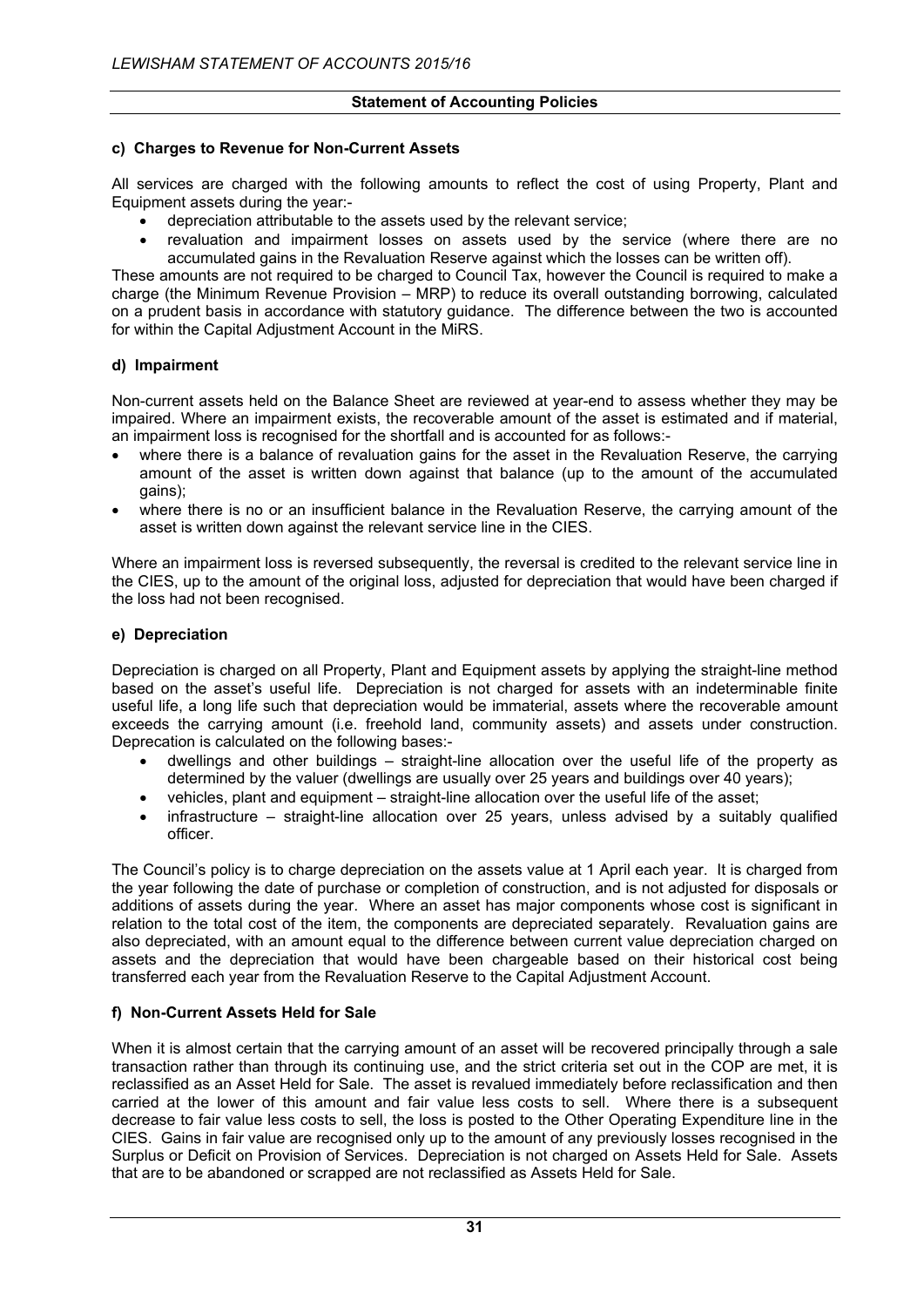**Statement of Accounting Policies**

#### c) Charges to Revenue for Non-Current Assets

All services are charged with the following amounts to reflect the cost of using Property, Plant and Equipment assets during the year:-

- depreciation attributable to the assets used by the relevant service;
- revaluation and impairment losses on assets used by the service (where there are no accumulated gains in the Revaluation Reserve against which the losses can be written off).

These amounts are not required to be charged to Council Tax, however the Council is required to make a charge (the Minimum Revenue Provision – MRP) to reduce its overall outstanding borrowing, calculated on a prudent basis in accordance with statutory guidance. The difference between the two is accounted for within the Capital Adjustment Account in the MiRS.

#### d) Impairment

Non-current assets held on the Balance Sheet are reviewed at year-end to assess whether they may be impaired. Where an impairment exists, the recoverable amount of the asset is estimated and if material, an impairment loss is recognised for the shortfall and is accounted for as follows:-

- where there is a balance of revaluation gains for the asset in the Revaluation Reserve, the carrying amount of the asset is written down against that balance (up to the amount of the accumulated gains);
- where there is no or an insufficient balance in the Revaluation Reserve, the carrying amount of the asset is written down against the relevant service line in the CIES.

Where an impairment loss is reversed subsequently, the reversal is credited to the relevant service line in the CIES, up to the amount of the original loss, adjusted for depreciation that would have been charged if the loss had not been recognised.

#### e) Depreciation

Depreciation is charged on all Property, Plant and Equipment assets by applying the straight-line method based on the asset's useful life. Depreciation is not charged for assets with an indeterminable finite useful life, a long life such that depreciation would be immaterial, assets where the recoverable amount exceeds the carrying amount (i.e. freehold land, community assets) and assets under construction. Deprecation is calculated on the following bases:-

- dwellings and other buildings – straight-line allocation over the useful life of the property as determined by the valuer (dwellings are usually over 25 years and buildings over 40 years);
- vehicles, plant and equipment – straight-line allocation over the useful life of the asset;
- infrastructure – straight-line allocation over 25 years, unless advised by a suitably qualified officer.

The Council's policy is to charge depreciation on the assets value at 1 April each year. It is charged from the year following the date of purchase or completion of construction, and is not adjusted for disposals or additions of assets during the year. Where an asset has major components whose cost is significant in relation to the total cost of the item, the components are depreciated separately. Revaluation gains are also depreciated, with an amount equal to the difference between current value depreciation charged on assets and the depreciation that would have been chargeable based on their historical cost being transferred each year from the Revaluation Reserve to the Capital Adjustment Account.

#### f) Non-Current Assets Held for Sale

When it is almost certain that the carrying amount of an asset will be recovered principally through a sale transaction rather than through its continuing use, and the strict criteria set out in the COP are met, it is reclassified as an Asset Held for Sale. The asset is revalued immediately before reclassification and then carried at the lower of this amount and fair value less costs to sell. Where there is a subsequent decrease to fair value less costs to sell, the loss is posted to the Other Operating Expenditure line in the CIES. Gains in fair value are recognised only up to the amount of any previously losses recognised in the Surplus or Deficit on Provision of Services. Depreciation is not charged on Assets Held for Sale. Assets that are to be abandoned or scrapped are not reclassified as Assets Held for Sale.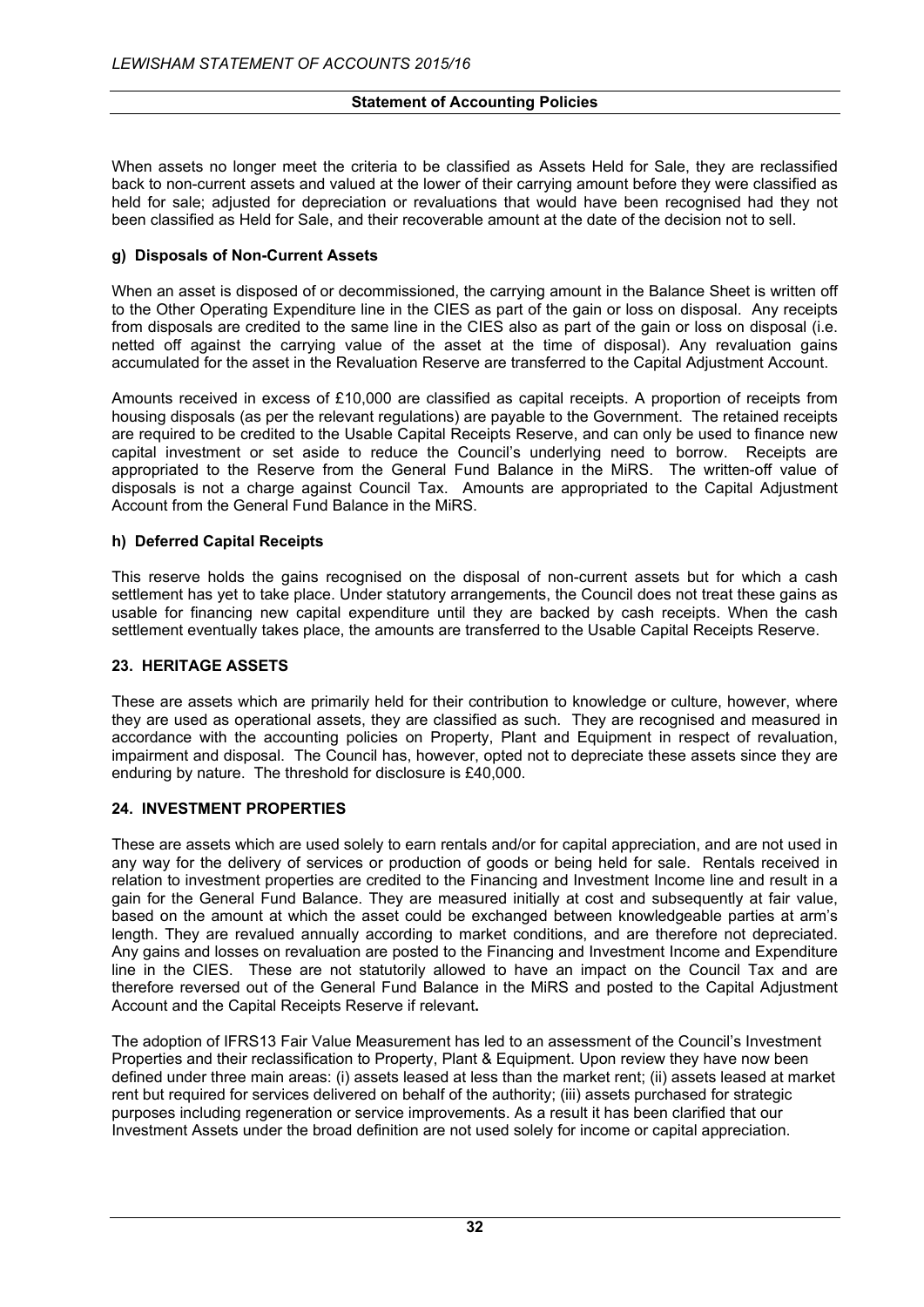When assets no longer meet the criteria to be classified as Assets Held for Sale, they are reclassified back to non-current assets and valued at the lower of their carrying amount before they were classified as held for sale; adjusted for depreciation or revaluations that would have been recognised had they not been classified as Held for Sale, and their recoverable amount at the date of the decision not to sell.

### g) Disposals of Non-Current Assets

When an asset is disposed of or decommissioned, the carrying amount in the Balance Sheet is written off to the Other Operating Expenditure line in the CIES as part of the gain or loss on disposal. Any receipts from disposals are credited to the same line in the CIES also as part of the gain or loss on disposal (i.e. netted off against the carrying value of the asset at the time of disposal). Any revaluation gains accumulated for the asset in the Revaluation Reserve are transferred to the Capital Adjustment Account.

Amounts received in excess of £10,000 are classified as capital receipts. A proportion of receipts from housing disposals (as per the relevant regulations) are payable to the Government. The retained receipts are required to be credited to the Usable Capital Receipts Reserve, and can only be used to finance new capital investment or set aside to reduce the Council's underlying need to borrow. Receipts are appropriated to the Reserve from the General Fund Balance in the MiRS. The written-off value of disposals is not a charge against Council Tax. Amounts are appropriated to the Capital Adjustment Account from the General Fund Balance in the MiRS.

### h) Deferred Capital Receipts

This reserve holds the gains recognised on the disposal of non-current assets but for which a cash settlement has yet to take place. Under statutory arrangements, the Council does not treat these gains as usable for financing new capital expenditure until they are backed by cash receipts. When the cash settlement eventually takes place, the amounts are transferred to the Usable Capital Receipts Reserve.

## 23. HERITAGE ASSETS

These are assets which are primarily held for their contribution to knowledge or culture, however, where they are used as operational assets, they are classified as such. They are recognised and measured in accordance with the accounting policies on Property, Plant and Equipment in respect of revaluation, impairment and disposal. The Council has, however, opted not to depreciate these assets since they are enduring by nature. The threshold for disclosure is £40,000.

## 24. INVESTMENT PROPERTIES

These are assets which are used solely to earn rentals and/or for capital appreciation, and are not used in any way for the delivery of services or production of goods or being held for sale. Rentals received in relation to investment properties are credited to the Financing and Investment Income line and result in a gain for the General Fund Balance. They are measured initially at cost and subsequently at fair value, based on the amount at which the asset could be exchanged between knowledgeable parties at arm's length. They are revalued annually according to market conditions, and are therefore not depreciated. Any gains and losses on revaluation are posted to the Financing and Investment Income and Expenditure line in the CIES. These are not statutorily allowed to have an impact on the Council Tax and are therefore reversed out of the General Fund Balance in the MiRS and posted to the Capital Adjustment Account and the Capital Receipts Reserve if relevant**.**

The adoption of IFRS13 Fair Value Measurement has led to an assessment of the Council's Investment Properties and their reclassification to Property, Plant & Equipment. Upon review they have now been defined under three main areas: (i) assets leased at less than the market rent; (ii) assets leased at market rent but required for services delivered on behalf of the authority; (iii) assets purchased for strategic purposes including regeneration or service improvements. As a result it has been clarified that our Investment Assets under the broad definition are not used solely for income or capital appreciation.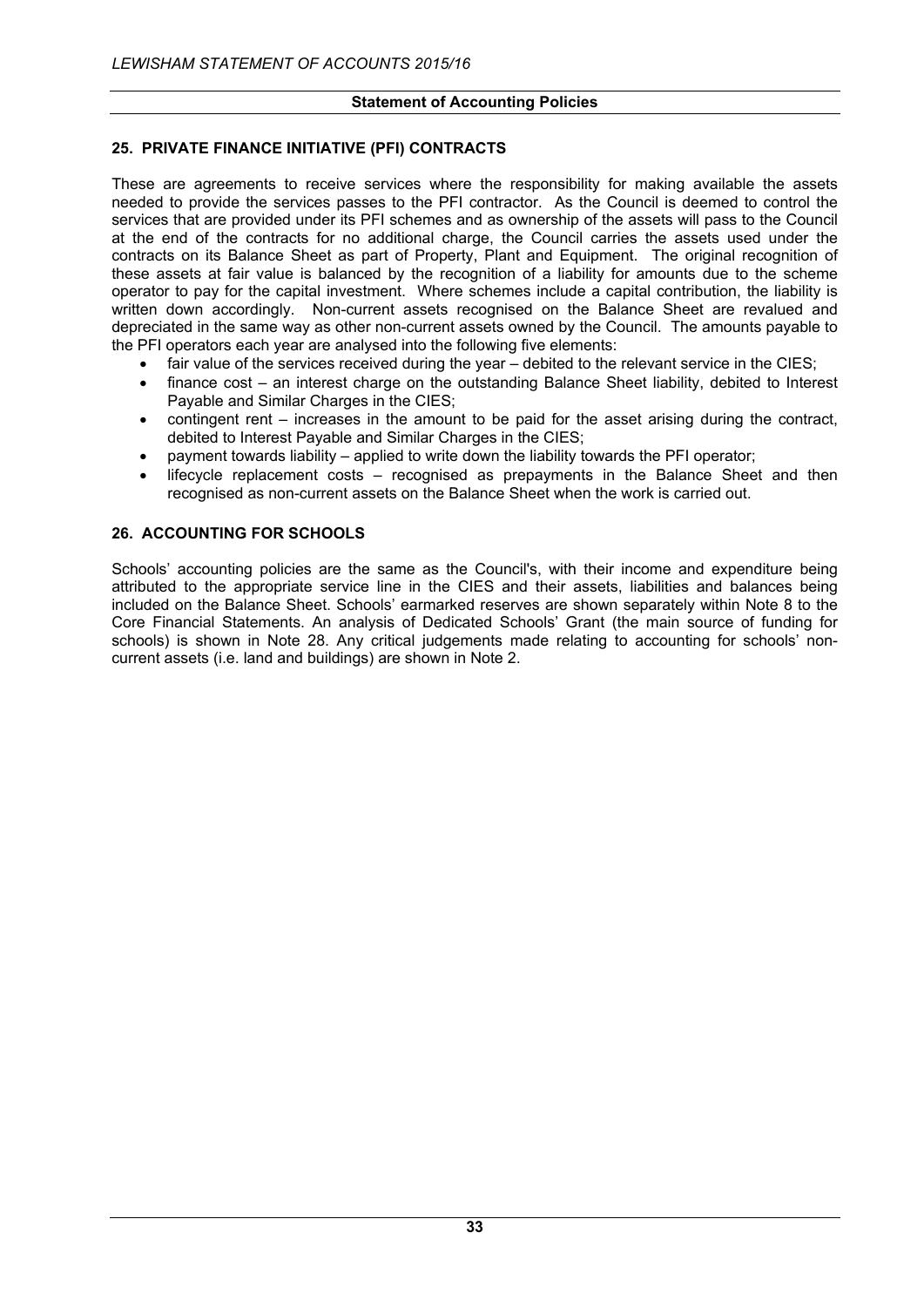## 25. PRIVATE FINANCE INITIATIVE (PFI) CONTRACTS

These are agreements to receive services where the responsibility for making available the assets needed to provide the services passes to the PFI contractor. As the Council is deemed to control the services that are provided under its PFI schemes and as ownership of the assets will pass to the Council at the end of the contracts for no additional charge, the Council carries the assets used under the contracts on its Balance Sheet as part of Property, Plant and Equipment. The original recognition of these assets at fair value is balanced by the recognition of a liability for amounts due to the scheme operator to pay for the capital investment. Where schemes include a capital contribution, the liability is written down accordingly. Non-current assets recognised on the Balance Sheet are revalued and depreciated in the same way as other non-current assets owned by the Council. The amounts payable to the PFI operators each year are analysed into the following five elements:

- fair value of the services received during the year – debited to the relevant service in the CIES;
- finance cost – an interest charge on the outstanding Balance Sheet liability, debited to Interest Payable and Similar Charges in the CIES;
- contingent rent – increases in the amount to be paid for the asset arising during the contract, debited to Interest Payable and Similar Charges in the CIES;
- payment towards liability – applied to write down the liability towards the PFI operator;
- lifecycle replacement costs – recognised as prepayments in the Balance Sheet and then recognised as non-current assets on the Balance Sheet when the work is carried out.

## 26. ACCOUNTING FOR SCHOOLS

Schools' accounting policies are the same as the Council's, with their income and expenditure being attributed to the appropriate service line in the CIES and their assets, liabilities and balances being included on the Balance Sheet. Schools' earmarked reserves are shown separately within Note 8 to the Core Financial Statements. An analysis of Dedicated Schools' Grant (the main source of funding for schools) is shown in Note 28. Any critical judgements made relating to accounting for schools' non-current assets (i.e. land and buildings) are shown in Note 2.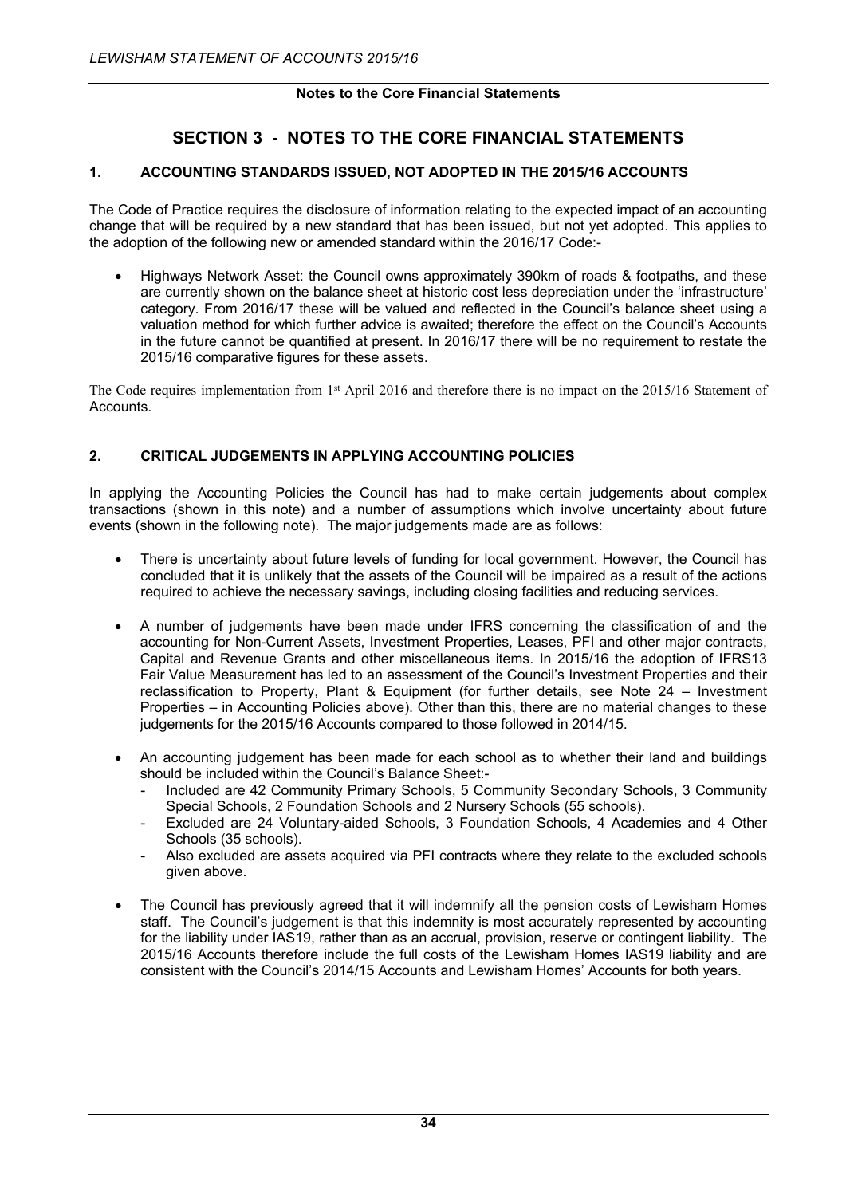# SECTION 3 - NOTES TO THE CORE FINANCIAL STATEMENTS

## 1. ACCOUNTING STANDARDS ISSUED, NOT ADOPTED IN THE 2015/16 ACCOUNTS

The Code of Practice requires the disclosure of information relating to the expected impact of an accounting change that will be required by a new standard that has been issued, but not yet adopted. This applies to the adoption of the following new or amended standard within the 2016/17 Code:-

- Highways Network Asset: the Council owns approximately 390km of roads & footpaths, and these are currently shown on the balance sheet at historic cost less depreciation under the 'infrastructure' category. From 2016/17 these will be valued and reflected in the Council's balance sheet using a valuation method for which further advice is awaited; therefore the effect on the Council's Accounts in the future cannot be quantified at present. In 2016/17 there will be no requirement to restate the 2015/16 comparative figures for these assets.

The Code requires implementation from 1st April 2016 and therefore there is no impact on the 2015/16 Statement of Accounts.

## 2. CRITICAL JUDGEMENTS IN APPLYING ACCOUNTING POLICIES

In applying the Accounting Policies the Council has had to make certain judgements about complex transactions (shown in this note) and a number of assumptions which involve uncertainty about future events (shown in the following note). The major judgements made are as follows:

- There is uncertainty about future levels of funding for local government. However, the Council has concluded that it is unlikely that the assets of the Council will be impaired as a result of the actions required to achieve the necessary savings, including closing facilities and reducing services.

- A number of judgements have been made under IFRS concerning the classification of and the accounting for Non-Current Assets, Investment Properties, Leases, PFI and other major contracts, Capital and Revenue Grants and other miscellaneous items. In 2015/16 the adoption of IFRS13 Fair Value Measurement has led to an assessment of the Council's Investment Properties and their reclassification to Property, Plant & Equipment (for further details, see Note 24 – Investment Properties – in Accounting Policies above). Other than this, there are no material changes to these judgements for the 2015/16 Accounts compared to those followed in 2014/15.

- An accounting judgement has been made for each school as to whether their land and buildings should be included within the Council's Balance Sheet:-
  - Included are 42 Community Primary Schools, 5 Community Secondary Schools, 3 Community Special Schools, 2 Foundation Schools and 2 Nursery Schools (55 schools).
  - Excluded are 24 Voluntary-aided Schools, 3 Foundation Schools, 4 Academies and 4 Other Schools (35 schools).
  - Also excluded are assets acquired via PFI contracts where they relate to the excluded schools given above.

- The Council has previously agreed that it will indemnify all the pension costs of Lewisham Homes staff. The Council's judgement is that this indemnity is most accurately represented by accounting for the liability under IAS19, rather than as an accrual, provision, reserve or contingent liability. The 2015/16 Accounts therefore include the full costs of the Lewisham Homes IAS19 liability and are consistent with the Council's 2014/15 Accounts and Lewisham Homes' Accounts for both years.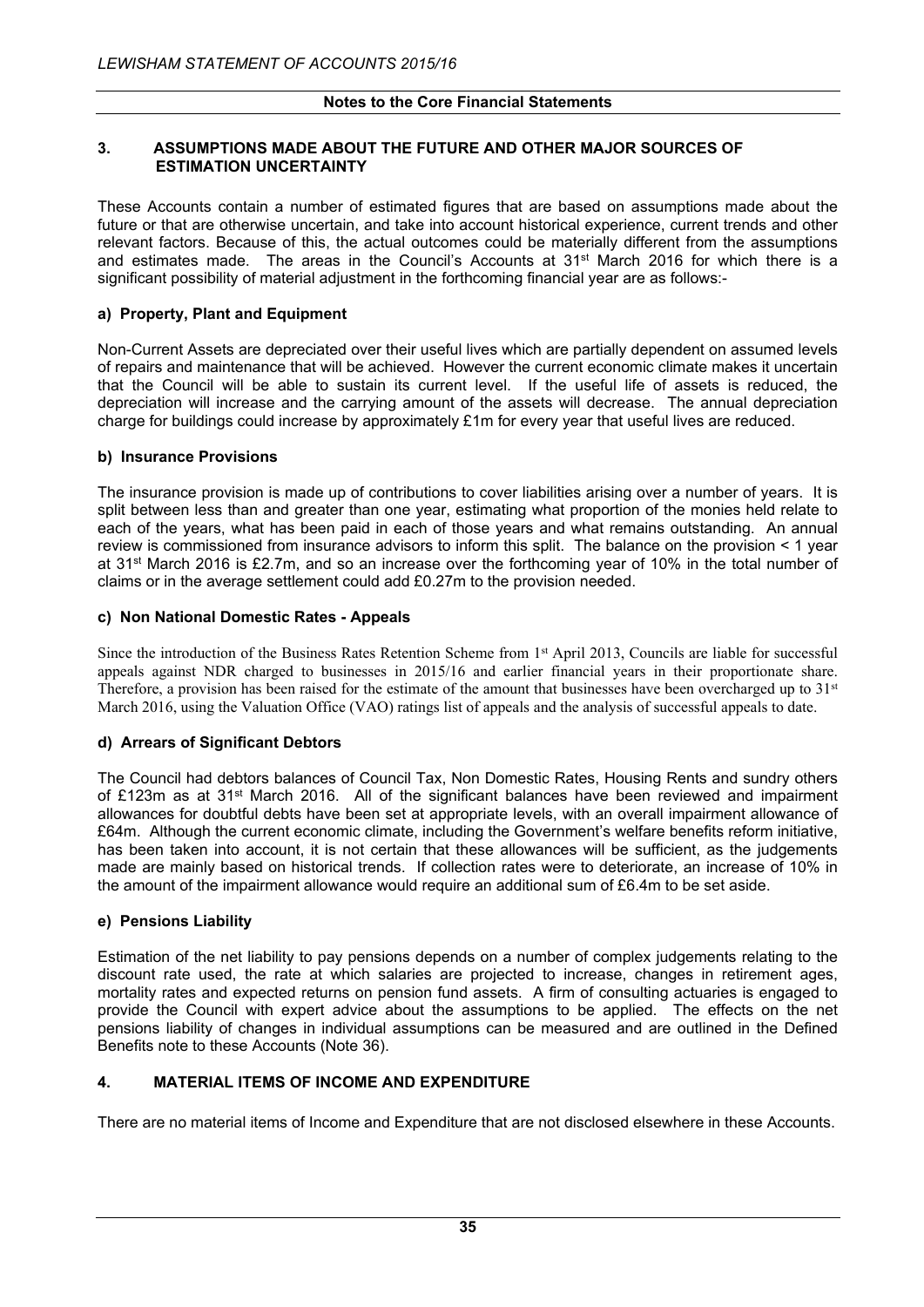**Notes to the Core Financial Statements**

## 3. ASSUMPTIONS MADE ABOUT THE FUTURE AND OTHER MAJOR SOURCES OF ESTIMATION UNCERTAINTY

These Accounts contain a number of estimated figures that are based on assumptions made about the future or that are otherwise uncertain, and take into account historical experience, current trends and other relevant factors. Because of this, the actual outcomes could be materially different from the assumptions and estimates made. The areas in the Council's Accounts at 31st March 2016 for which there is a significant possibility of material adjustment in the forthcoming financial year are as follows:-

### a) Property, Plant and Equipment

Non-Current Assets are depreciated over their useful lives which are partially dependent on assumed levels of repairs and maintenance that will be achieved. However the current economic climate makes it uncertain that the Council will be able to sustain its current level. If the useful life of assets is reduced, the depreciation will increase and the carrying amount of the assets will decrease. The annual depreciation charge for buildings could increase by approximately £1m for every year that useful lives are reduced.

### b) Insurance Provisions

The insurance provision is made up of contributions to cover liabilities arising over a number of years. It is split between less than and greater than one year, estimating what proportion of the monies held relate to each of the years, what has been paid in each of those years and what remains outstanding. An annual review is commissioned from insurance advisors to inform this split. The balance on the provision < 1 year at 31st March 2016 is £2.7m, and so an increase over the forthcoming year of 10% in the total number of claims or in the average settlement could add £0.27m to the provision needed.

### c) Non National Domestic Rates - Appeals

Since the introduction of the Business Rates Retention Scheme from 1st April 2013, Councils are liable for successful appeals against NDR charged to businesses in 2015/16 and earlier financial years in their proportionate share. Therefore, a provision has been raised for the estimate of the amount that businesses have been overcharged up to 31st March 2016, using the Valuation Office (VAO) ratings list of appeals and the analysis of successful appeals to date.

### d) Arrears of Significant Debtors

The Council had debtors balances of Council Tax, Non Domestic Rates, Housing Rents and sundry others of £123m as at 31st March 2016. All of the significant balances have been reviewed and impairment allowances for doubtful debts have been set at appropriate levels, with an overall impairment allowance of £64m. Although the current economic climate, including the Government's welfare benefits reform initiative, has been taken into account, it is not certain that these allowances will be sufficient, as the judgements made are mainly based on historical trends. If collection rates were to deteriorate, an increase of 10% in the amount of the impairment allowance would require an additional sum of £6.4m to be set aside.

### e) Pensions Liability

Estimation of the net liability to pay pensions depends on a number of complex judgements relating to the discount rate used, the rate at which salaries are projected to increase, changes in retirement ages, mortality rates and expected returns on pension fund assets. A firm of consulting actuaries is engaged to provide the Council with expert advice about the assumptions to be applied. The effects on the net pensions liability of changes in individual assumptions can be measured and are outlined in the Defined Benefits note to these Accounts (Note 36).

## 4. MATERIAL ITEMS OF INCOME AND EXPENDITURE

There are no material items of Income and Expenditure that are not disclosed elsewhere in these Accounts.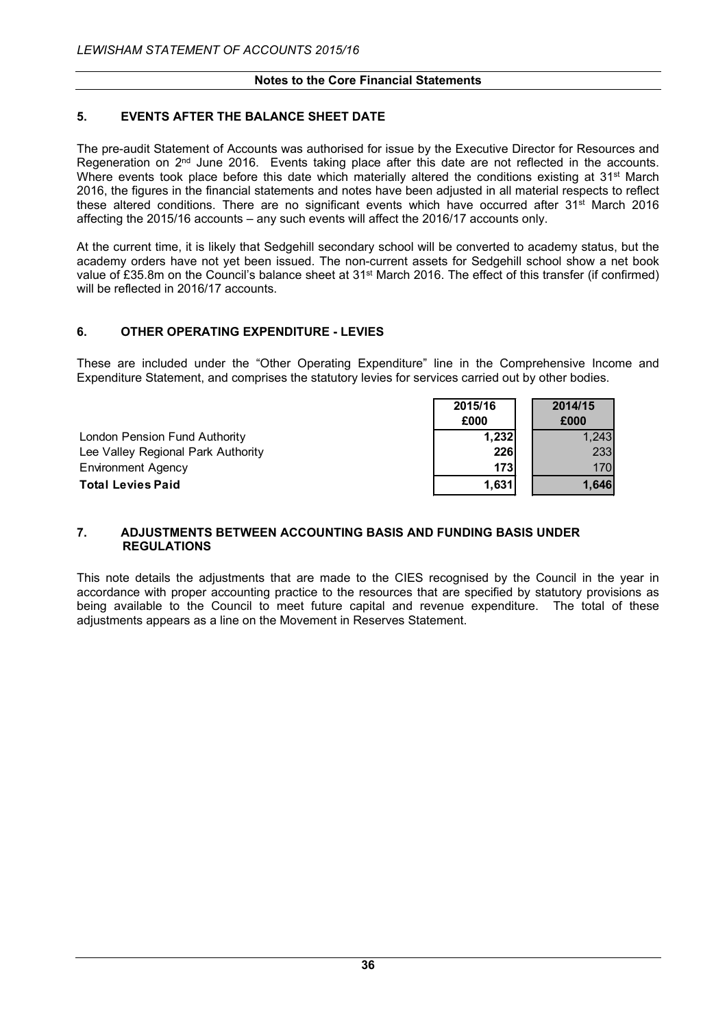**Notes to the Core Financial Statements**

## 5. EVENTS AFTER THE BALANCE SHEET DATE

The pre-audit Statement of Accounts was authorised for issue by the Executive Director for Resources and Regeneration on 2nd June 2016. Events taking place after this date are not reflected in the accounts. Where events took place before this date which materially altered the conditions existing at 31st March 2016, the figures in the financial statements and notes have been adjusted in all material respects to reflect these altered conditions. There are no significant events which have occurred after 31st March 2016 affecting the 2015/16 accounts – any such events will affect the 2016/17 accounts only.

At the current time, it is likely that Sedgehill secondary school will be converted to academy status, but the academy orders have not yet been issued. The non-current assets for Sedgehill school show a net book value of £35.8m on the Council's balance sheet at 31st March 2016. The effect of this transfer (if confirmed) will be reflected in 2016/17 accounts.

## 6. OTHER OPERATING EXPENDITURE - LEVIES

These are included under the "Other Operating Expenditure" line in the Comprehensive Income and Expenditure Statement, and comprises the statutory levies for services carried out by other bodies.

| | 2015/16 £000 | 2014/15 £000 |
|---|---|---|
| London Pension Fund Authority | **1,232** | 1,243 |
| Lee Valley Regional Park Authority | **226** | 233 |
| Environment Agency | **173** | 170 |
| **Total Levies Paid** | **1,631** | **1,646** |

## 7. ADJUSTMENTS BETWEEN ACCOUNTING BASIS AND FUNDING BASIS UNDER REGULATIONS

This note details the adjustments that are made to the CIES recognised by the Council in the year in accordance with proper accounting practice to the resources that are specified by statutory provisions as being available to the Council to meet future capital and revenue expenditure. The total of these adjustments appears as a line on the Movement in Reserves Statement.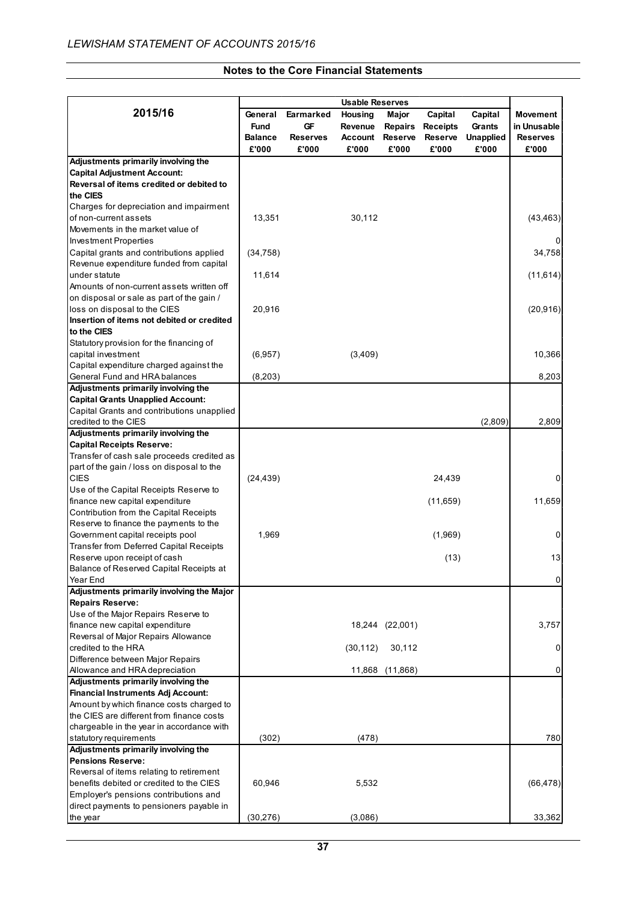## Notes to the Core Financial Statements

| 2015/16 | Usable Reserves | | | | | | |
|---|---|---|---|---|---|---|---|
| | General Fund Balance £'000 | Earmarked GF Reserves £'000 | Housing Revenue Account £'000 | Major Repairs Reserve £'000 | Capital Receipts Reserve £'000 | Capital Grants Unapplied £'000 | Movement in Unusable Reserves £'000 |
| **Adjustments primarily involving the Capital Adjustment Account:** | | | | | | | |
| **Reversal of items credited or debited to the CIES** | | | | | | | |
| Charges for depreciation and impairment of non-current assets | 13,351 | | 30,112 | | | | (43,463) |
| Movements in the market value of Investment Properties | | | | | | | 0 |
| Capital grants and contributions applied | (34,758) | | | | | | 34,758 |
| Revenue expenditure funded from capital under statute | 11,614 | | | | | | (11,614) |
| Amounts of non-current assets written off on disposal or sale as part of the gain / loss on disposal to the CIES | 20,916 | | | | | | (20,916) |
| **Insertion of items not debited or credited to the CIES** | | | | | | | |
| Statutory provision for the financing of capital investment | (6,957) | | (3,409) | | | | 10,366 |
| Capital expenditure charged against the General Fund and HRA balances | (8,203) | | | | | | 8,203 |
| **Adjustments primarily involving the Capital Grants Unapplied Account:** | | | | | | | |
| Capital Grants and contributions unapplied credited to the CIES | | | | | | (2,809) | 2,809 |
| **Adjustments primarily involving the Capital Receipts Reserve:** | | | | | | | |
| Transfer of cash sale proceeds credited as part of the gain / loss on disposal to the CIES | (24,439) | | | | 24,439 | | 0 |
| Use of the Capital Receipts Reserve to finance new capital expenditure | | | | | (11,659) | | 11,659 |
| Contribution from the Capital Receipts Reserve to finance the payments to the Government capital receipts pool | 1,969 | | | | (1,969) | | 0 |
| Transfer from Deferred Capital Receipts Reserve upon receipt of cash | | | | | (13) | | 13 |
| Balance of Reserved Capital Receipts at Year End | | | | | | | 0 |
| **Adjustments primarily involving the Major Repairs Reserve:** | | | | | | | |
| Use of the Major Repairs Reserve to finance new capital expenditure | | | 18,244 | (22,001) | | | 3,757 |
| Reversal of Major Repairs Allowance credited to the HRA | | | (30,112) | 30,112 | | | 0 |
| Difference between Major Repairs Allowance and HRA depreciation | | | 11,868 | (11,868) | | | 0 |
| **Adjustments primarily involving the Financial Instruments Adj Account:** | | | | | | | |
| Amount by which finance costs charged to the CIES are different from finance costs chargeable in the year in accordance with statutory requirements | (302) | | (478) | | | | 780 |
| **Adjustments primarily involving the Pensions Reserve:** | | | | | | | |
| Reversal of items relating to retirement benefits debited or credited to the CIES | 60,946 | | 5,532 | | | | (66,478) |
| Employer's pensions contributions and direct payments to pensioners payable in the year | (30,276) | | (3,086) | | | | 33,362 |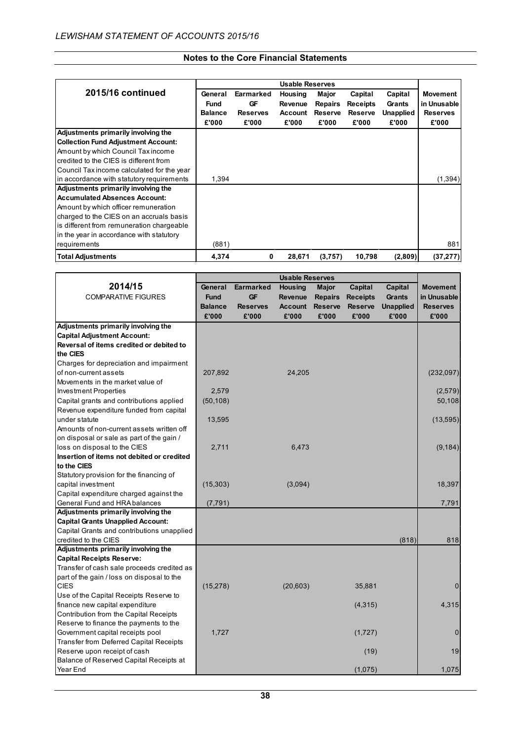## Notes to the Core Financial Statements

| 2015/16 continued | Usable Reserves | | | | | | |
|---|---|---|---|---|---|---|---|
| | General Fund Balance £'000 | Earmarked GF Reserves £'000 | Housing Revenue Account £'000 | Major Repairs Reserve £'000 | Capital Receipts Reserve £'000 | Capital Grants Unapplied £'000 | Movement in Unusable Reserves £'000 |
| **Adjustments primarily involving the Collection Fund Adjustment Account:** | | | | | | | |
| Amount by which Council Tax income credited to the CIES is different from Council Tax income calculated for the year in accordance with statutory requirements | 1,394 | | | | | | (1,394) |
| **Adjustments primarily involving the Accumulated Absences Account:** | | | | | | | |
| Amount by which officer remuneration charged to the CIES on an accruals basis is different from remuneration chargeable in the year in accordance with statutory requirements | (881) | | | | | | 881 |
| **Total Adjustments** | **4,374** | **0** | **28,671** | **(3,757)** | **10,798** | **(2,809)** | **(37,277)** |

| 2014/15 COMPARATIVE FIGURES | Usable Reserves | | | | | | |
|---|---|---|---|---|---|---|---|
| | General Fund Balance £'000 | Earmarked GF Reserves £'000 | Housing Revenue Account £'000 | Major Repairs Reserve £'000 | Capital Receipts Reserve £'000 | Capital Grants Unapplied £'000 | Movement in Unusable Reserves £'000 |
| **Adjustments primarily involving the Capital Adjustment Account:** | | | | | | | |
| **Reversal of items credited or debited to the CIES** | | | | | | | |
| Charges for depreciation and impairment of non-current assets | 207,892 | | 24,205 | | | | (232,097) |
| Movements in the market value of Investment Properties | 2,579 | | | | | | (2,579) |
| Capital grants and contributions applied | (50,108) | | | | | | 50,108 |
| Revenue expenditure funded from capital under statute | 13,595 | | | | | | (13,595) |
| Amounts of non-current assets written off on disposal or sale as part of the gain / loss on disposal to the CIES | 2,711 | | 6,473 | | | | (9,184) |
| **Insertion of items not debited or credited to the CIES** | | | | | | | |
| Statutory provision for the financing of capital investment | (15,303) | | (3,094) | | | | 18,397 |
| Capital expenditure charged against the General Fund and HRA balances | (7,791) | | | | | | 7,791 |
| **Adjustments primarily involving the Capital Grants Unapplied Account:** | | | | | | | |
| Capital Grants and contributions unapplied credited to the CIES | | | | | | (818) | 818 |
| **Adjustments primarily involving the Capital Receipts Reserve:** | | | | | | | |
| Transfer of cash sale proceeds credited as part of the gain / loss on disposal to the CIES | (15,278) | | (20,603) | | 35,881 | | 0 |
| Use of the Capital Receipts Reserve to finance new capital expenditure | | | | | (4,315) | | 4,315 |
| Contribution from the Capital Receipts Reserve to finance the payments to the Government capital receipts pool | 1,727 | | | | (1,727) | | 0 |
| Transfer from Deferred Capital Receipts Reserve upon receipt of cash | | | | | (19) | | 19 |
| Balance of Reserved Capital Receipts at Year End | | | | | (1,075) | | 1,075 |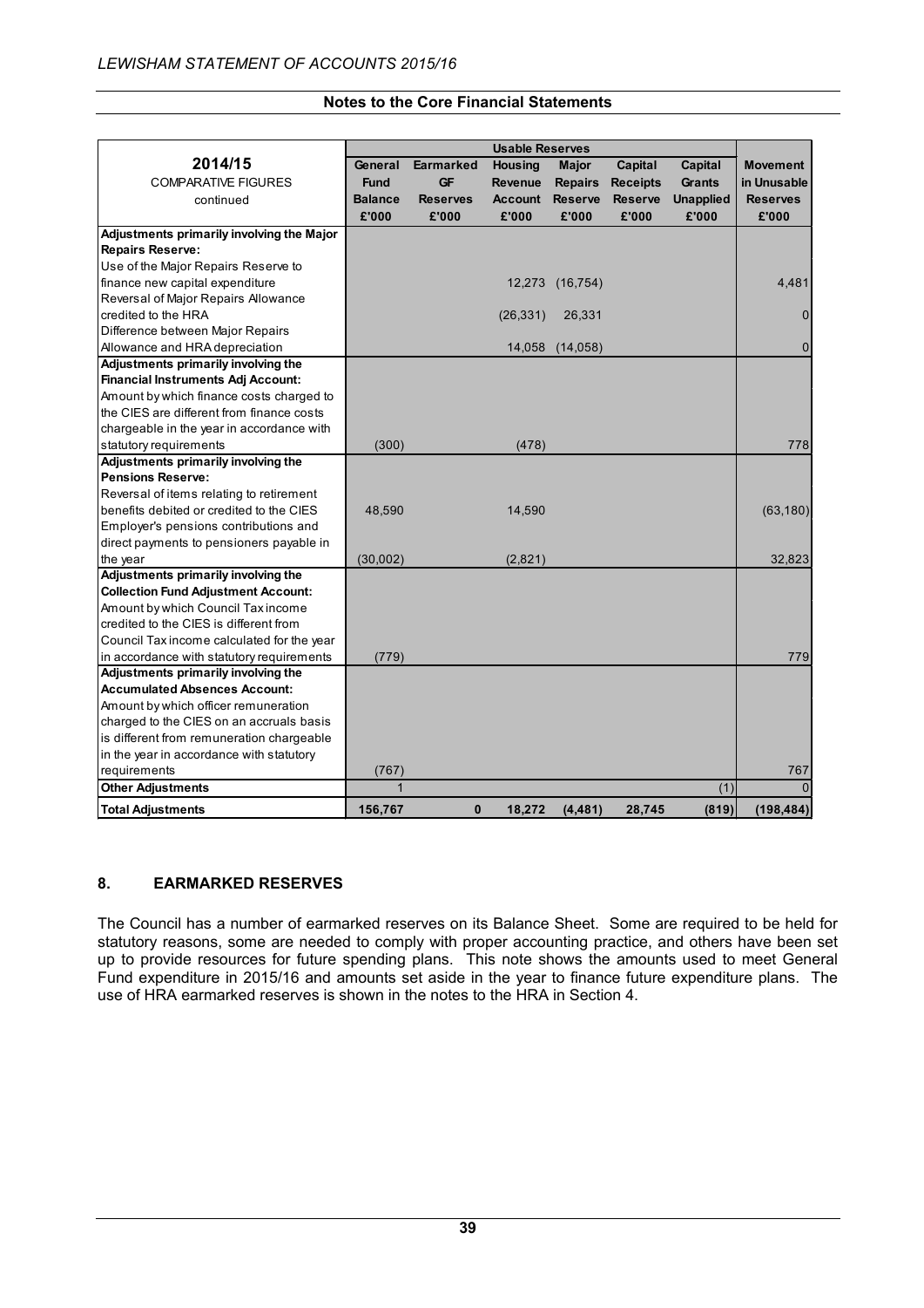## Notes to the Core Financial Statements

| 2014/15 COMPARATIVE FIGURES continued | General Fund Balance £'000 | Earmarked GF Reserves £'000 | Housing Revenue Account £'000 | Major Repairs Reserve £'000 | Capital Receipts Reserve £'000 | Capital Grants Unapplied £'000 | Movement in Unusable Reserves £'000 |
|---|---|---|---|---|---|---|---|
| | Usable Reserves | | | | | | |
| **Adjustments primarily involving the Major Repairs Reserve:** | | | | | | | |
| Use of the Major Repairs Reserve to finance new capital expenditure | | | 12,273 | (16,754) | | | 4,481 |
| Reversal of Major Repairs Allowance credited to the HRA | | | (26,331) | 26,331 | | | 0 |
| Difference between Major Repairs Allowance and HRA depreciation | | | 14,058 | (14,058) | | | 0 |
| **Adjustments primarily involving the Financial Instruments Adj Account:** | | | | | | | |
| Amount by which finance costs charged to the CIES are different from finance costs chargeable in the year in accordance with statutory requirements | (300) | | (478) | | | | 778 |
| **Adjustments primarily involving the Pensions Reserve:** | | | | | | | |
| Reversal of items relating to retirement benefits debited or credited to the CIES | 48,590 | | 14,590 | | | | (63,180) |
| Employer's pensions contributions and direct payments to pensioners payable in the year | (30,002) | | (2,821) | | | | 32,823 |
| **Adjustments primarily involving the Collection Fund Adjustment Account:** | | | | | | | |
| Amount by which Council Tax income credited to the CIES is different from Council Tax income calculated for the year in accordance with statutory requirements | (779) | | | | | | 779 |
| **Adjustments primarily involving the Accumulated Absences Account:** | | | | | | | |
| Amount by which officer remuneration charged to the CIES on an accruals basis is different from remuneration chargeable in the year in accordance with statutory requirements | (767) | | | | | | 767 |
| **Other Adjustments** | 1 | | | | | (1) | 0 |
| **Total Adjustments** | **156,767** | **0** | **18,272** | **(4,481)** | **28,745** | **(819)** | **(198,484)** |

## 8. EARMARKED RESERVES

The Council has a number of earmarked reserves on its Balance Sheet. Some are required to be held for statutory reasons, some are needed to comply with proper accounting practice, and others have been set up to provide resources for future spending plans. This note shows the amounts used to meet General Fund expenditure in 2015/16 and amounts set aside in the year to finance future expenditure plans. The use of HRA earmarked reserves is shown in the notes to the HRA in Section 4.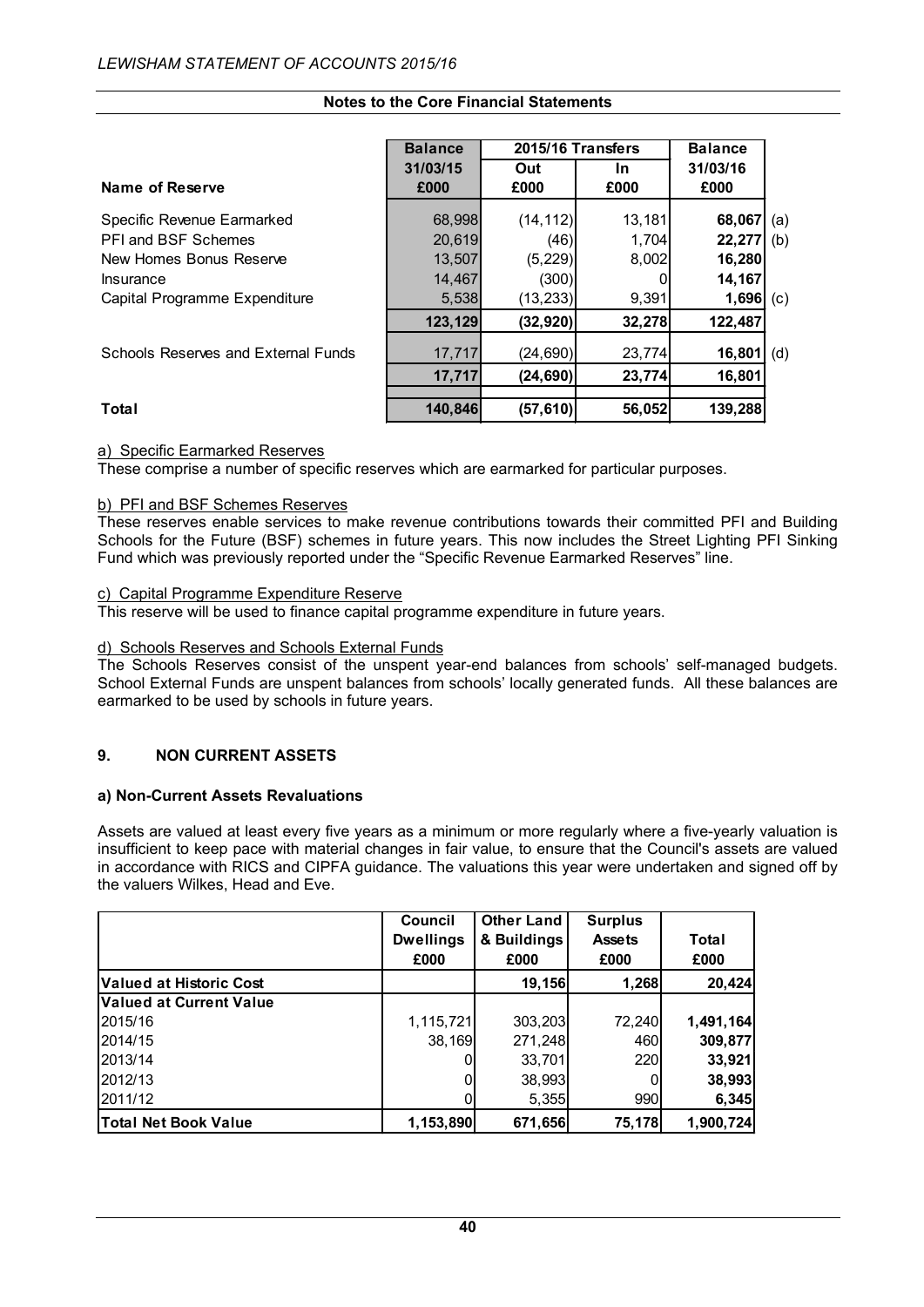**Notes to the Core Financial Statements**

| Name of Reserve | Balance 31/03/15 £000 | 2015/16 Transfers Out £000 | 2015/16 Transfers In £000 | Balance 31/03/16 £000 | |
|---|---|---|---|---|---|
| Specific Revenue Earmarked | 68,998 | (14,112) | 13,181 | **68,067** | (a) |
| PFI and BSF Schemes | 20,619 | (46) | 1,704 | **22,277** | (b) |
| New Homes Bonus Reserve | 13,507 | (5,229) | 8,002 | **16,280** | |
| Insurance | 14,467 | (300) | 0 | **14,167** | |
| Capital Programme Expenditure | 5,538 | (13,233) | 9,391 | **1,696** | (c) |
| | **123,129** | **(32,920)** | **32,278** | **122,487** | |
| Schools Reserves and External Funds | 17,717 | (24,690) | 23,774 | **16,801** | (d) |
| | **17,717** | **(24,690)** | **23,774** | **16,801** | |
| **Total** | **140,846** | **(57,610)** | **56,052** | **139,288** | |

a) Specific Earmarked Reserves

These comprise a number of specific reserves which are earmarked for particular purposes.

b) PFI and BSF Schemes Reserves

These reserves enable services to make revenue contributions towards their committed PFI and Building Schools for the Future (BSF) schemes in future years. This now includes the Street Lighting PFI Sinking Fund which was previously reported under the "Specific Revenue Earmarked Reserves" line.

c) Capital Programme Expenditure Reserve

This reserve will be used to finance capital programme expenditure in future years.

d) Schools Reserves and Schools External Funds

The Schools Reserves consist of the unspent year-end balances from schools' self-managed budgets. School External Funds are unspent balances from schools' locally generated funds. All these balances are earmarked to be used by schools in future years.

## 9. NON CURRENT ASSETS

### a) Non-Current Assets Revaluations

Assets are valued at least every five years as a minimum or more regularly where a five-yearly valuation is insufficient to keep pace with material changes in fair value, to ensure that the Council's assets are valued in accordance with RICS and CIPFA guidance. The valuations this year were undertaken and signed off by the valuers Wilkes, Head and Eve.

| | Council Dwellings £000 | Other Land & Buildings £000 | Surplus Assets £000 | Total £000 |
|---|---|---|---|---|
| **Valued at Historic Cost** | | **19,156** | **1,268** | **20,424** |
| **Valued at Current Value** | | | | |
| 2015/16 | 1,115,721 | 303,203 | 72,240 | **1,491,164** |
| 2014/15 | 38,169 | 271,248 | 460 | **309,877** |
| 2013/14 | 0 | 33,701 | 220 | **33,921** |
| 2012/13 | 0 | 38,993 | 0 | **38,993** |
| 2011/12 | 0 | 5,355 | 990 | **6,345** |
| **Total Net Book Value** | **1,153,890** | **671,656** | **75,178** | **1,900,724** |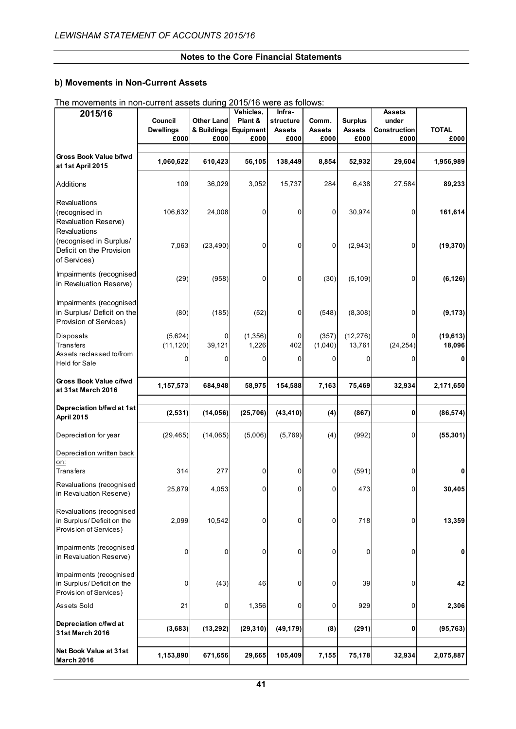## Notes to the Core Financial Statements

### b) Movements in Non-Current Assets

The movements in non-current assets during 2015/16 were as follows:

| 2015/16 | Council Dwellings £000 | Other Land & Buildings £000 | Vehicles, Plant & Equipment £000 | Infra-structure Assets £000 | Comm. Assets £000 | Surplus Assets £000 | Assets under Construction £000 | TOTAL £000 |
|---|---|---|---|---|---|---|---|---|
| **Gross Book Value b/fwd at 1st April 2015** | **1,060,622** | **610,423** | **56,105** | **138,449** | **8,854** | **52,932** | **29,604** | **1,956,989** |
| Additions | 109 | 36,029 | 3,052 | 15,737 | 284 | 6,438 | 27,584 | **89,233** |
| Revaluations (recognised in Revaluation Reserve) | 106,632 | 24,008 | 0 | 0 | 0 | 30,974 | 0 | **161,614** |
| Revaluations (recognised in Surplus/ Deficit on the Provision of Services) | 7,063 | (23,490) | 0 | 0 | 0 | (2,943) | 0 | **(19,370)** |
| Impairments (recognised in Revaluation Reserve) | (29) | (958) | 0 | 0 | (30) | (5,109) | 0 | **(6,126)** |
| Impairments (recognised in Surplus/ Deficit on the Provision of Services) | (80) | (185) | (52) | 0 | (548) | (8,308) | 0 | **(9,173)** |
| Disposals | (5,624) | 0 | (1,356) | 0 | (357) | (12,276) | 0 | **(19,613)** |
| Transfers | (11,120) | 39,121 | 1,226 | 402 | (1,040) | 13,761 | (24,254) | **18,096** |
| Assets reclassed to/from Held for Sale | 0 | 0 | 0 | 0 | 0 | 0 | 0 | **0** |
| **Gross Book Value c/fwd at 31st March 2016** | **1,157,573** | **684,948** | **58,975** | **154,588** | **7,163** | **75,469** | **32,934** | **2,171,650** |
| **Depreciation b/fwd at 1st April 2015** | **(2,531)** | **(14,056)** | **(25,706)** | **(43,410)** | **(4)** | **(867)** | **0** | **(86,574)** |
| Depreciation for year | (29,465) | (14,065) | (5,006) | (5,769) | (4) | (992) | 0 | **(55,301)** |
| Depreciation written back on: | | | | | | | | |
| Transfers | 314 | 277 | 0 | 0 | 0 | (591) | 0 | **0** |
| Revaluations (recognised in Revaluation Reserve) | 25,879 | 4,053 | 0 | 0 | 0 | 473 | 0 | **30,405** |
| Revaluations (recognised in Surplus/ Deficit on the Provision of Services) | 2,099 | 10,542 | 0 | 0 | 0 | 718 | 0 | **13,359** |
| Impairments (recognised in Revaluation Reserve) | 0 | 0 | 0 | 0 | 0 | 0 | 0 | **0** |
| Impairments (recognised in Surplus/ Deficit on the Provision of Services) | 0 | (43) | 46 | 0 | 0 | 39 | 0 | **42** |
| Assets Sold | 21 | 0 | 1,356 | 0 | 0 | 929 | 0 | **2,306** |
| **Depreciation c/fwd at 31st March 2016** | **(3,683)** | **(13,292)** | **(29,310)** | **(49,179)** | **(8)** | **(291)** | **0** | **(95,763)** |
| **Net Book Value at 31st March 2016** | **1,153,890** | **671,656** | **29,665** | **105,409** | **7,155** | **75,178** | **32,934** | **2,075,887** |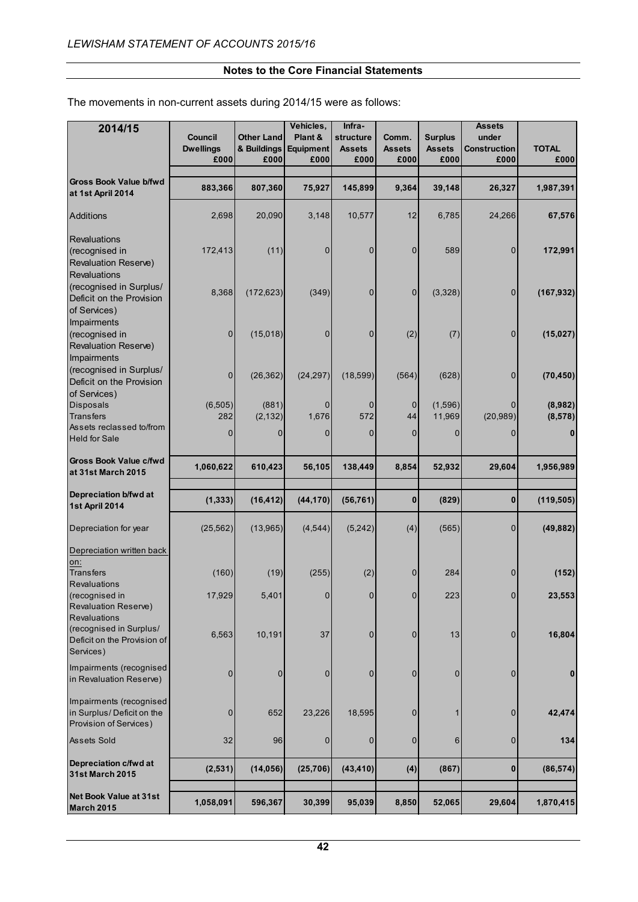## Notes to the Core Financial Statements

The movements in non-current assets during 2014/15 were as follows:

| 2014/15 | Council Dwellings £000 | Other Land & Buildings £000 | Vehicles, Plant & Equipment £000 | Infra-structure Assets £000 | Comm. Assets £000 | Surplus Assets £000 | Assets under Construction £000 | TOTAL £000 |
|---|---|---|---|---|---|---|---|---|
| **Gross Book Value b/fwd at 1st April 2014** | **883,366** | **807,360** | **75,927** | **145,899** | **9,364** | **39,148** | **26,327** | **1,987,391** |
| Additions | 2,698 | 20,090 | 3,148 | 10,577 | 12 | 6,785 | 24,266 | **67,576** |
| Revaluations (recognised in Revaluation Reserve) | 172,413 | (11) | 0 | 0 | 0 | 589 | 0 | **172,991** |
| Revaluations (recognised in Surplus/ Deficit on the Provision of Services) | 8,368 | (172,623) | (349) | 0 | 0 | (3,328) | 0 | **(167,932)** |
| Impairments (recognised in Revaluation Reserve) | 0 | (15,018) | 0 | 0 | (2) | (7) | 0 | **(15,027)** |
| Impairments (recognised in Surplus/ Deficit on the Provision of Services) | 0 | (26,362) | (24,297) | (18,599) | (564) | (628) | 0 | **(70,450)** |
| Disposals | (6,505) | (881) | 0 | 0 | 0 | (1,596) | 0 | **(8,982)** |
| Transfers | 282 | (2,132) | 1,676 | 572 | 44 | 11,969 | (20,989) | **(8,578)** |
| Assets reclassed to/from Held for Sale | 0 | 0 | 0 | 0 | 0 | 0 | 0 | **0** |
| **Gross Book Value c/fwd at 31st March 2015** | **1,060,622** | **610,423** | **56,105** | **138,449** | **8,854** | **52,932** | **29,604** | **1,956,989** |
| **Depreciation b/fwd at 1st April 2014** | **(1,333)** | **(16,412)** | **(44,170)** | **(56,761)** | **0** | **(829)** | **0** | **(119,505)** |
| Depreciation for year | (25,562) | (13,965) | (4,544) | (5,242) | (4) | (565) | 0 | **(49,882)** |
| Depreciation written back on: | | | | | | | | |
| Transfers | (160) | (19) | (255) | (2) | 0 | 284 | 0 | **(152)** |
| Revaluations (recognised in Revaluation Reserve) | 17,929 | 5,401 | 0 | 0 | 0 | 223 | 0 | **23,553** |
| Revaluations (recognised in Surplus/ Deficit on the Provision of Services) | 6,563 | 10,191 | 37 | 0 | 0 | 13 | 0 | **16,804** |
| Impairments (recognised in Revaluation Reserve) | 0 | 0 | 0 | 0 | 0 | 0 | 0 | **0** |
| Impairments (recognised in Surplus/ Deficit on the Provision of Services) | 0 | 652 | 23,226 | 18,595 | 0 | 1 | 0 | **42,474** |
| Assets Sold | 32 | 96 | 0 | 0 | 0 | 6 | 0 | **134** |
| **Depreciation c/fwd at 31st March 2015** | **(2,531)** | **(14,056)** | **(25,706)** | **(43,410)** | **(4)** | **(867)** | **0** | **(86,574)** |
| **Net Book Value at 31st March 2015** | **1,058,091** | **596,367** | **30,399** | **95,039** | **8,850** | **52,065** | **29,604** | **1,870,415** |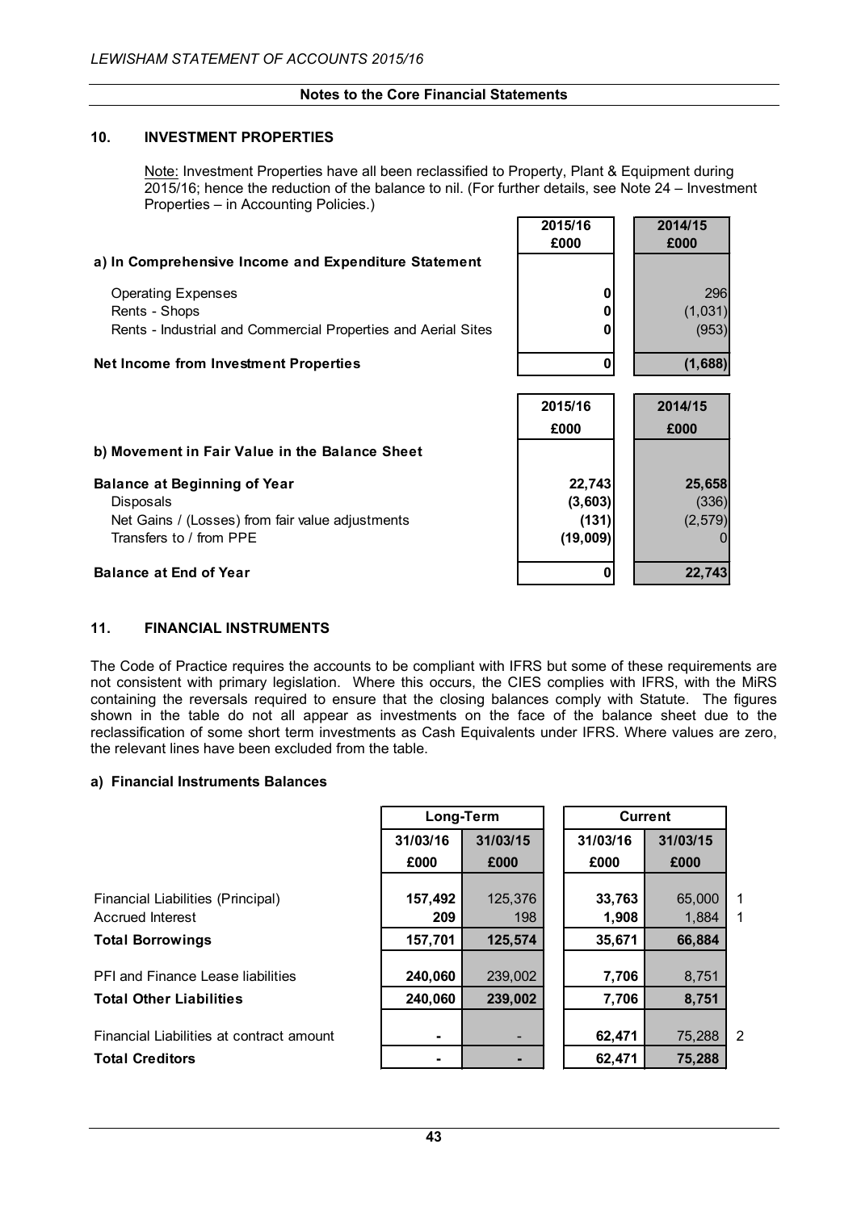## Notes to the Core Financial Statements

### 10. INVESTMENT PROPERTIES

Note: Investment Properties have all been reclassified to Property, Plant & Equipment during 2015/16; hence the reduction of the balance to nil. (For further details, see Note 24 – Investment Properties – in Accounting Policies.)

| | 2015/16 £000 | 2014/15 £000 |
|---|---|---|
| **a) In Comprehensive Income and Expenditure Statement** | | |
| Operating Expenses | **0** | 296 |
| Rents - Shops | **0** | (1,031) |
| Rents - Industrial and Commercial Properties and Aerial Sites | **0** | (953) |
| **Net Income from Investment Properties** | **0** | **(1,688)** |

| | 2015/16 £000 | 2014/15 £000 |
|---|---|---|
| **b) Movement in Fair Value in the Balance Sheet** | | |
| **Balance at Beginning of Year** | **22,743** | **25,658** |
| Disposals | **(3,603)** | (336) |
| Net Gains / (Losses) from fair value adjustments | **(131)** | (2,579) |
| Transfers to / from PPE | **(19,009)** | 0 |
| **Balance at End of Year** | **0** | **22,743** |

### 11. FINANCIAL INSTRUMENTS

The Code of Practice requires the accounts to be compliant with IFRS but some of these requirements are not consistent with primary legislation. Where this occurs, the CIES complies with IFRS, with the MiRS containing the reversals required to ensure that the closing balances comply with Statute. The figures shown in the table do not all appear as investments on the face of the balance sheet due to the reclassification of some short term investments as Cash Equivalents under IFRS. Where values are zero, the relevant lines have been excluded from the table.

#### a) Financial Instruments Balances

| | Long-Term | | Current | | |
|---|---|---|---|---|---|
| | 31/03/16 £000 | 31/03/15 £000 | 31/03/16 £000 | 31/03/15 £000 | |
| Financial Liabilities (Principal) | **157,492** | 125,376 | **33,763** | 65,000 | 1 |
| Accrued Interest | **209** | 198 | **1,908** | 1,884 | 1 |
| **Total Borrowings** | **157,701** | **125,574** | **35,671** | **66,884** | |
| PFI and Finance Lease liabilities | **240,060** | 239,002 | **7,706** | 8,751 | |
| **Total Other Liabilities** | **240,060** | **239,002** | **7,706** | **8,751** | |
| Financial Liabilities at contract amount | **-** | - | **62,471** | 75,288 | 2 |
| **Total Creditors** | **-** | **-** | **62,471** | **75,288** | |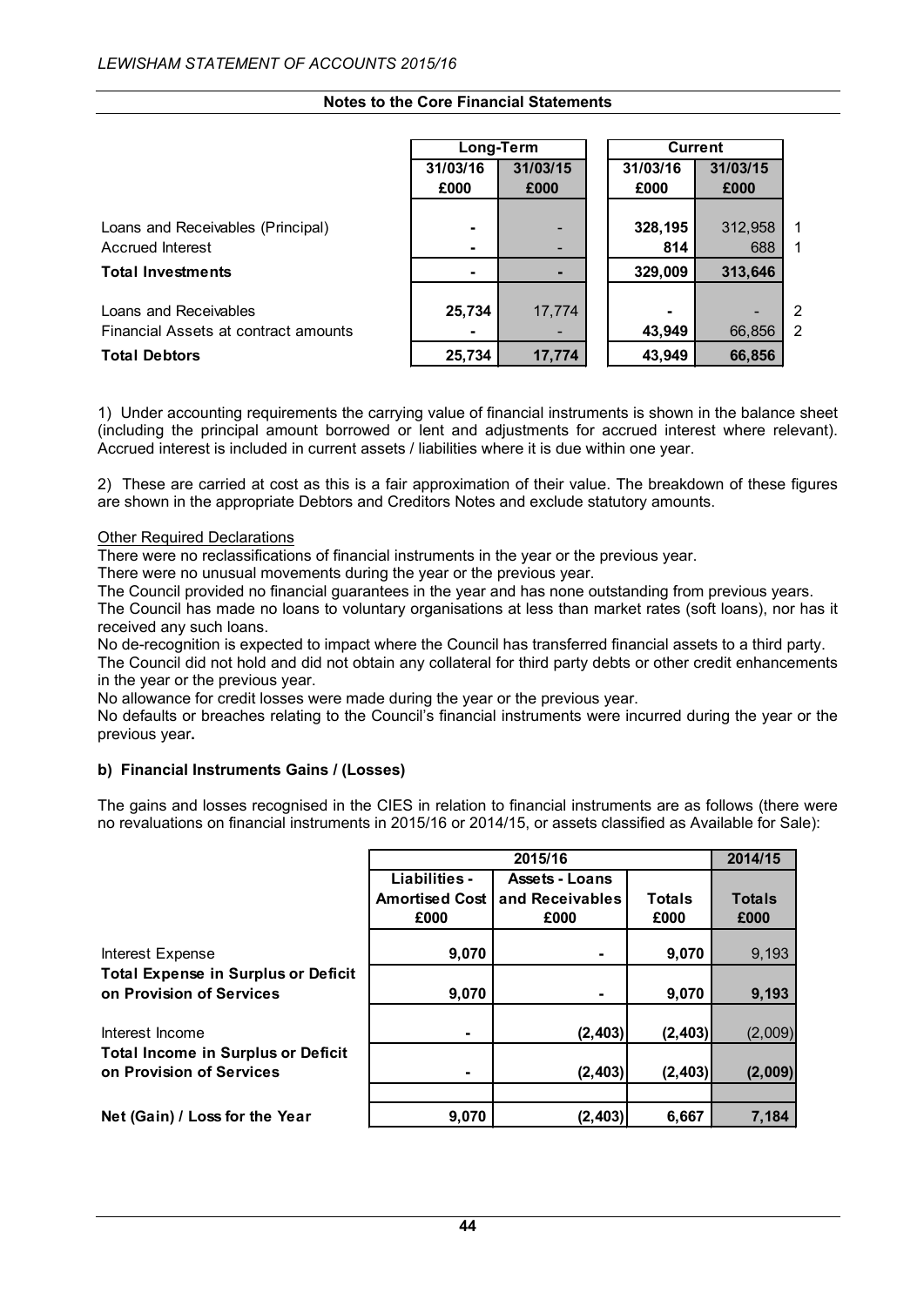## Notes to the Core Financial Statements

| | Long-Term | | Current | | |
|---|---|---|---|---|---|
| | 31/03/16 £000 | 31/03/15 £000 | 31/03/16 £000 | 31/03/15 £000 | |
| Loans and Receivables (Principal) | - | - | 328,195 | 312,958 | 1 |
| Accrued Interest | - | - | 814 | 688 | 1 |
| **Total Investments** | - | - | 329,009 | 313,646 | |
| Loans and Receivables | 25,734 | 17,774 | - | - | 2 |
| Financial Assets at contract amounts | - | - | 43,949 | 66,856 | 2 |
| **Total Debtors** | 25,734 | 17,774 | 43,949 | 66,856 | |

1) Under accounting requirements the carrying value of financial instruments is shown in the balance sheet (including the principal amount borrowed or lent and adjustments for accrued interest where relevant). Accrued interest is included in current assets / liabilities where it is due within one year.

2) These are carried at cost as this is a fair approximation of their value. The breakdown of these figures are shown in the appropriate Debtors and Creditors Notes and exclude statutory amounts.

Other Required Declarations

There were no reclassifications of financial instruments in the year or the previous year.
There were no unusual movements during the year or the previous year.
The Council provided no financial guarantees in the year and has none outstanding from previous years.
The Council has made no loans to voluntary organisations at less than market rates (soft loans), nor has it received any such loans.
No de-recognition is expected to impact where the Council has transferred financial assets to a third party.
The Council did not hold and did not obtain any collateral for third party debts or other credit enhancements in the year or the previous year.
No allowance for credit losses were made during the year or the previous year.
No defaults or breaches relating to the Council's financial instruments were incurred during the year or the previous year.

### b) Financial Instruments Gains / (Losses)

The gains and losses recognised in the CIES in relation to financial instruments are as follows (there were no revaluations on financial instruments in 2015/16 or 2014/15, or assets classified as Available for Sale):

| | 2015/16 | | | 2014/15 |
|---|---|---|---|---|
| | Liabilities - Amortised Cost £000 | Assets - Loans and Receivables £000 | Totals £000 | Totals £000 |
| Interest Expense | 9,070 | - | 9,070 | 9,193 |
| **Total Expense in Surplus or Deficit on Provision of Services** | 9,070 | - | 9,070 | 9,193 |
| Interest Income | - | (2,403) | (2,403) | (2,009) |
| **Total Income in Surplus or Deficit on Provision of Services** | - | (2,403) | (2,403) | (2,009) |
| **Net (Gain) / Loss for the Year** | 9,070 | (2,403) | 6,667 | 7,184 |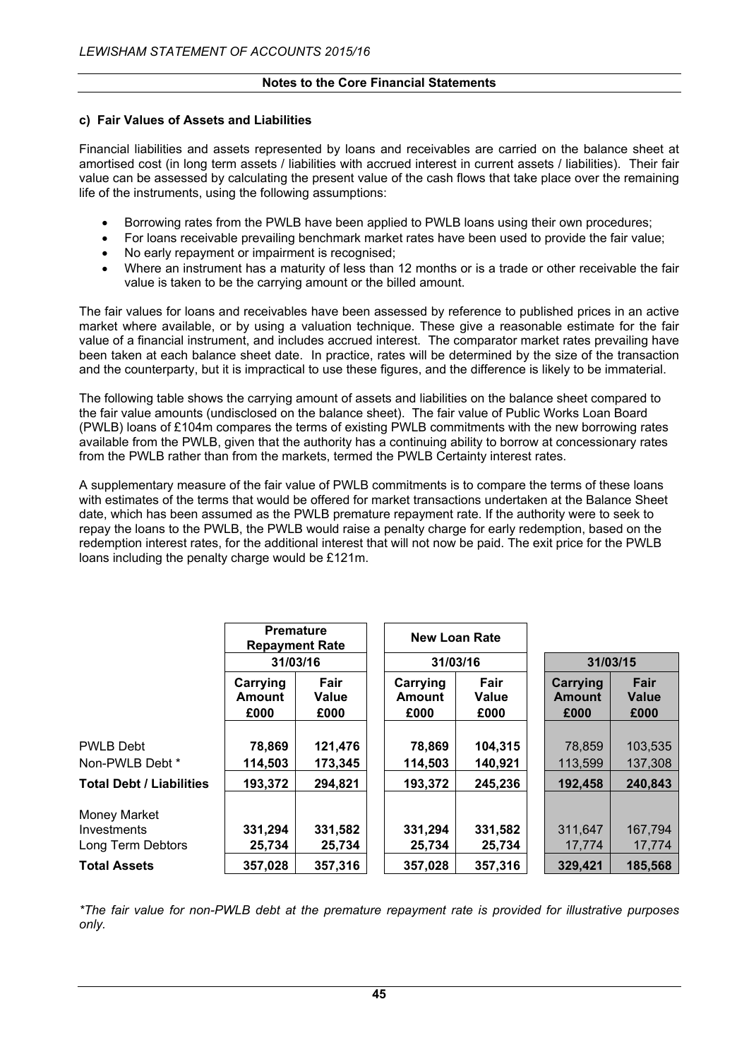### c) Fair Values of Assets and Liabilities

Financial liabilities and assets represented by loans and receivables are carried on the balance sheet at amortised cost (in long term assets / liabilities with accrued interest in current assets / liabilities). Their fair value can be assessed by calculating the present value of the cash flows that take place over the remaining life of the instruments, using the following assumptions:

- Borrowing rates from the PWLB have been applied to PWLB loans using their own procedures;
- For loans receivable prevailing benchmark market rates have been used to provide the fair value;
- No early repayment or impairment is recognised;
- Where an instrument has a maturity of less than 12 months or is a trade or other receivable the fair value is taken to be the carrying amount or the billed amount.

The fair values for loans and receivables have been assessed by reference to published prices in an active market where available, or by using a valuation technique. These give a reasonable estimate for the fair value of a financial instrument, and includes accrued interest. The comparator market rates prevailing have been taken at each balance sheet date. In practice, rates will be determined by the size of the transaction and the counterparty, but it is impractical to use these figures, and the difference is likely to be immaterial.

The following table shows the carrying amount of assets and liabilities on the balance sheet compared to the fair value amounts (undisclosed on the balance sheet). The fair value of Public Works Loan Board (PWLB) loans of £104m compares the terms of existing PWLB commitments with the new borrowing rates available from the PWLB, given that the authority has a continuing ability to borrow at concessionary rates from the PWLB rather than from the markets, termed the PWLB Certainty interest rates.

A supplementary measure of the fair value of PWLB commitments is to compare the terms of these loans with estimates of the terms that would be offered for market transactions undertaken at the Balance Sheet date, which has been assumed as the PWLB premature repayment rate. If the authority were to seek to repay the loans to the PWLB, the PWLB would raise a penalty charge for early redemption, based on the redemption interest rates, for the additional interest that will not now be paid. The exit price for the PWLB loans including the penalty charge would be £121m.

| | Premature Repayment Rate | | New Loan Rate | | | |
|---|---|---|---|---|---|---|
| | 31/03/16 | | 31/03/16 | | 31/03/15 | |
| | Carrying Amount £000 | Fair Value £000 | Carrying Amount £000 | Fair Value £000 | Carrying Amount £000 | Fair Value £000 |
| PWLB Debt | 78,869 | 121,476 | 78,869 | 104,315 | 78,859 | 103,535 |
| Non-PWLB Debt * | 114,503 | 173,345 | 114,503 | 140,921 | 113,599 | 137,308 |
| **Total Debt / Liabilities** | **193,372** | **294,821** | **193,372** | **245,236** | **192,458** | **240,843** |
| Money Market Investments | 331,294 | 331,582 | 331,294 | 331,582 | 311,647 | 167,794 |
| Long Term Debtors | 25,734 | 25,734 | 25,734 | 25,734 | 17,774 | 17,774 |
| **Total Assets** | **357,028** | **357,316** | **357,028** | **357,316** | **329,421** | **185,568** |

*\*The fair value for non-PWLB debt at the premature repayment rate is provided for illustrative purposes only.*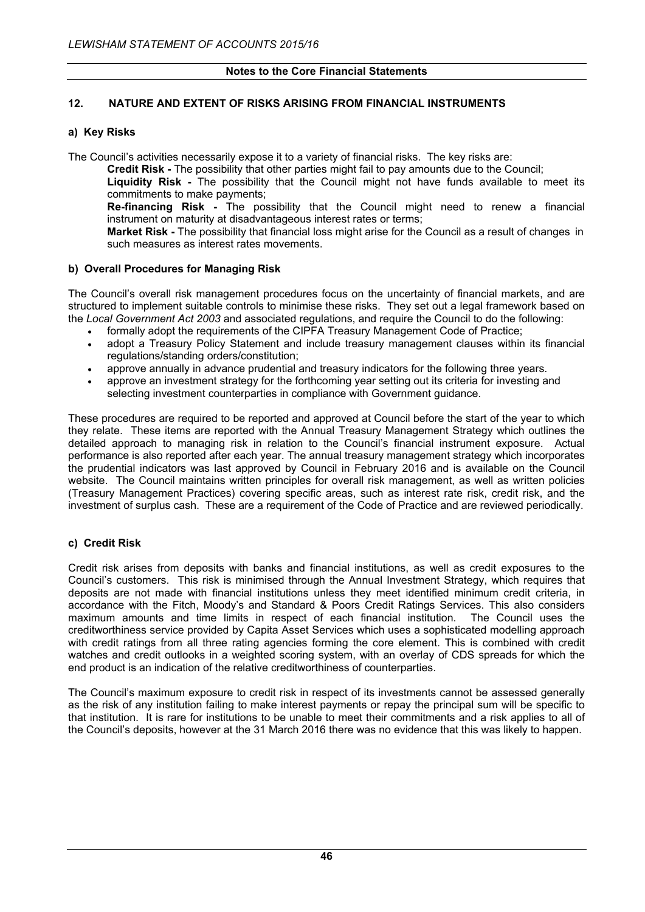## 12. NATURE AND EXTENT OF RISKS ARISING FROM FINANCIAL INSTRUMENTS

### a) Key Risks

The Council's activities necessarily expose it to a variety of financial risks. The key risks are:

**Credit Risk -** The possibility that other parties might fail to pay amounts due to the Council;

**Liquidity Risk -** The possibility that the Council might not have funds available to meet its commitments to make payments;

**Re-financing Risk -** The possibility that the Council might need to renew a financial instrument on maturity at disadvantageous interest rates or terms;

**Market Risk -** The possibility that financial loss might arise for the Council as a result of changes in such measures as interest rates movements.

### b) Overall Procedures for Managing Risk

The Council's overall risk management procedures focus on the uncertainty of financial markets, and are structured to implement suitable controls to minimise these risks. They set out a legal framework based on the *Local Government Act 2003* and associated regulations, and require the Council to do the following:

- formally adopt the requirements of the CIPFA Treasury Management Code of Practice;
- adopt a Treasury Policy Statement and include treasury management clauses within its financial regulations/standing orders/constitution;
- approve annually in advance prudential and treasury indicators for the following three years.
- approve an investment strategy for the forthcoming year setting out its criteria for investing and selecting investment counterparties in compliance with Government guidance.

These procedures are required to be reported and approved at Council before the start of the year to which they relate. These items are reported with the Annual Treasury Management Strategy which outlines the detailed approach to managing risk in relation to the Council's financial instrument exposure. Actual performance is also reported after each year. The annual treasury management strategy which incorporates the prudential indicators was last approved by Council in February 2016 and is available on the Council website. The Council maintains written principles for overall risk management, as well as written policies (Treasury Management Practices) covering specific areas, such as interest rate risk, credit risk, and the investment of surplus cash. These are a requirement of the Code of Practice and are reviewed periodically.

### c) Credit Risk

Credit risk arises from deposits with banks and financial institutions, as well as credit exposures to the Council's customers. This risk is minimised through the Annual Investment Strategy, which requires that deposits are not made with financial institutions unless they meet identified minimum credit criteria, in accordance with the Fitch, Moody's and Standard & Poors Credit Ratings Services. This also considers maximum amounts and time limits in respect of each financial institution. The Council uses the creditworthiness service provided by Capita Asset Services which uses a sophisticated modelling approach with credit ratings from all three rating agencies forming the core element. This is combined with credit watches and credit outlooks in a weighted scoring system, with an overlay of CDS spreads for which the end product is an indication of the relative creditworthiness of counterparties.

The Council's maximum exposure to credit risk in respect of its investments cannot be assessed generally as the risk of any institution failing to make interest payments or repay the principal sum will be specific to that institution. It is rare for institutions to be unable to meet their commitments and a risk applies to all of the Council's deposits, however at the 31 March 2016 there was no evidence that this was likely to happen.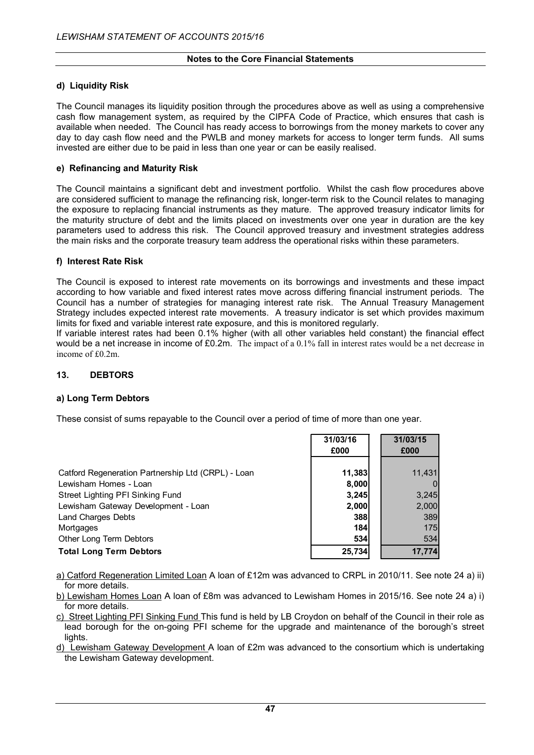#### d) Liquidity Risk

The Council manages its liquidity position through the procedures above as well as using a comprehensive cash flow management system, as required by the CIPFA Code of Practice, which ensures that cash is available when needed. The Council has ready access to borrowings from the money markets to cover any day to day cash flow need and the PWLB and money markets for access to longer term funds. All sums invested are either due to be paid in less than one year or can be easily realised.

#### e) Refinancing and Maturity Risk

The Council maintains a significant debt and investment portfolio. Whilst the cash flow procedures above are considered sufficient to manage the refinancing risk, longer-term risk to the Council relates to managing the exposure to replacing financial instruments as they mature. The approved treasury indicator limits for the maturity structure of debt and the limits placed on investments over one year in duration are the key parameters used to address this risk. The Council approved treasury and investment strategies address the main risks and the corporate treasury team address the operational risks within these parameters.

#### f) Interest Rate Risk

The Council is exposed to interest rate movements on its borrowings and investments and these impact according to how variable and fixed interest rates move across differing financial instrument periods. The Council has a number of strategies for managing interest rate risk. The Annual Treasury Management Strategy includes expected interest rate movements. A treasury indicator is set which provides maximum limits for fixed and variable interest rate exposure, and this is monitored regularly.

If variable interest rates had been 0.1% higher (with all other variables held constant) the financial effect would be a net increase in income of £0.2m. The impact of a 0.1% fall in interest rates would be a net decrease in income of £0.2m.

## 13. DEBTORS

### a) Long Term Debtors

These consist of sums repayable to the Council over a period of time of more than one year.

| | 31/03/16 £000 | 31/03/15 £000 |
|---|---|---|
| Catford Regeneration Partnership Ltd (CRPL) - Loan | **11,383** | 11,431 |
| Lewisham Homes - Loan | **8,000** | 0 |
| Street Lighting PFI Sinking Fund | **3,245** | 3,245 |
| Lewisham Gateway Development - Loan | **2,000** | 2,000 |
| Land Charges Debts | **388** | 389 |
| Mortgages | **184** | 175 |
| Other Long Term Debtors | **534** | 534 |
| **Total Long Term Debtors** | **25,734** | **17,774** |

a) Catford Regeneration Limited Loan A loan of £12m was advanced to CRPL in 2010/11. See note 24 a) ii) for more details.

b) Lewisham Homes Loan A loan of £8m was advanced to Lewisham Homes in 2015/16. See note 24 a) i) for more details.

c) Street Lighting PFI Sinking Fund This fund is held by LB Croydon on behalf of the Council in their role as lead borough for the on-going PFI scheme for the upgrade and maintenance of the borough's street lights.

d) Lewisham Gateway Development A loan of £2m was advanced to the consortium which is undertaking the Lewisham Gateway development.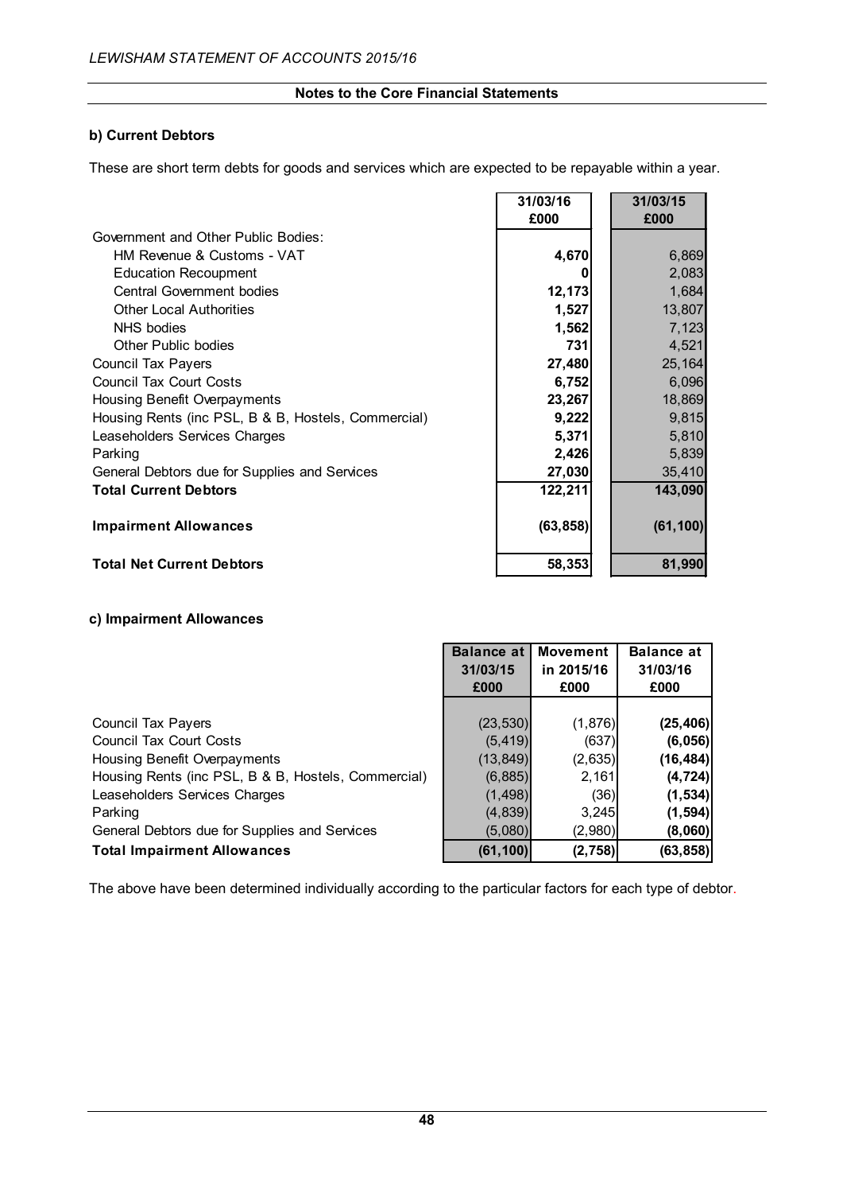**Notes to the Core Financial Statements**

### b) Current Debtors

These are short term debts for goods and services which are expected to be repayable within a year.

| | 31/03/16 £000 | 31/03/15 £000 |
|---|---|---|
| Government and Other Public Bodies: | | |
| HM Revenue & Customs - VAT | **4,670** | 6,869 |
| Education Recoupment | **0** | 2,083 |
| Central Government bodies | **12,173** | 1,684 |
| Other Local Authorities | **1,527** | 13,807 |
| NHS bodies | **1,562** | 7,123 |
| Other Public bodies | **731** | 4,521 |
| Council Tax Payers | **27,480** | 25,164 |
| Council Tax Court Costs | **6,752** | 6,096 |
| Housing Benefit Overpayments | **23,267** | 18,869 |
| Housing Rents (inc PSL, B & B, Hostels, Commercial) | **9,222** | 9,815 |
| Leaseholders Services Charges | **5,371** | 5,810 |
| Parking | **2,426** | 5,839 |
| General Debtors due for Supplies and Services | **27,030** | 35,410 |
| **Total Current Debtors** | **122,211** | **143,090** |
| **Impairment Allowances** | **(63,858)** | **(61,100)** |
| **Total Net Current Debtors** | **58,353** | **81,990** |

### c) Impairment Allowances

| | Balance at 31/03/15 £000 | Movement in 2015/16 £000 | Balance at 31/03/16 £000 |
|---|---|---|---|
| Council Tax Payers | (23,530) | (1,876) | **(25,406)** |
| Council Tax Court Costs | (5,419) | (637) | **(6,056)** |
| Housing Benefit Overpayments | (13,849) | (2,635) | **(16,484)** |
| Housing Rents (inc PSL, B & B, Hostels, Commercial) | (6,885) | 2,161 | **(4,724)** |
| Leaseholders Services Charges | (1,498) | (36) | **(1,534)** |
| Parking | (4,839) | 3,245 | **(1,594)** |
| General Debtors due for Supplies and Services | (5,080) | (2,980) | **(8,060)** |
| **Total Impairment Allowances** | **(61,100)** | **(2,758)** | **(63,858)** |

The above have been determined individually according to the particular factors for each type of debtor.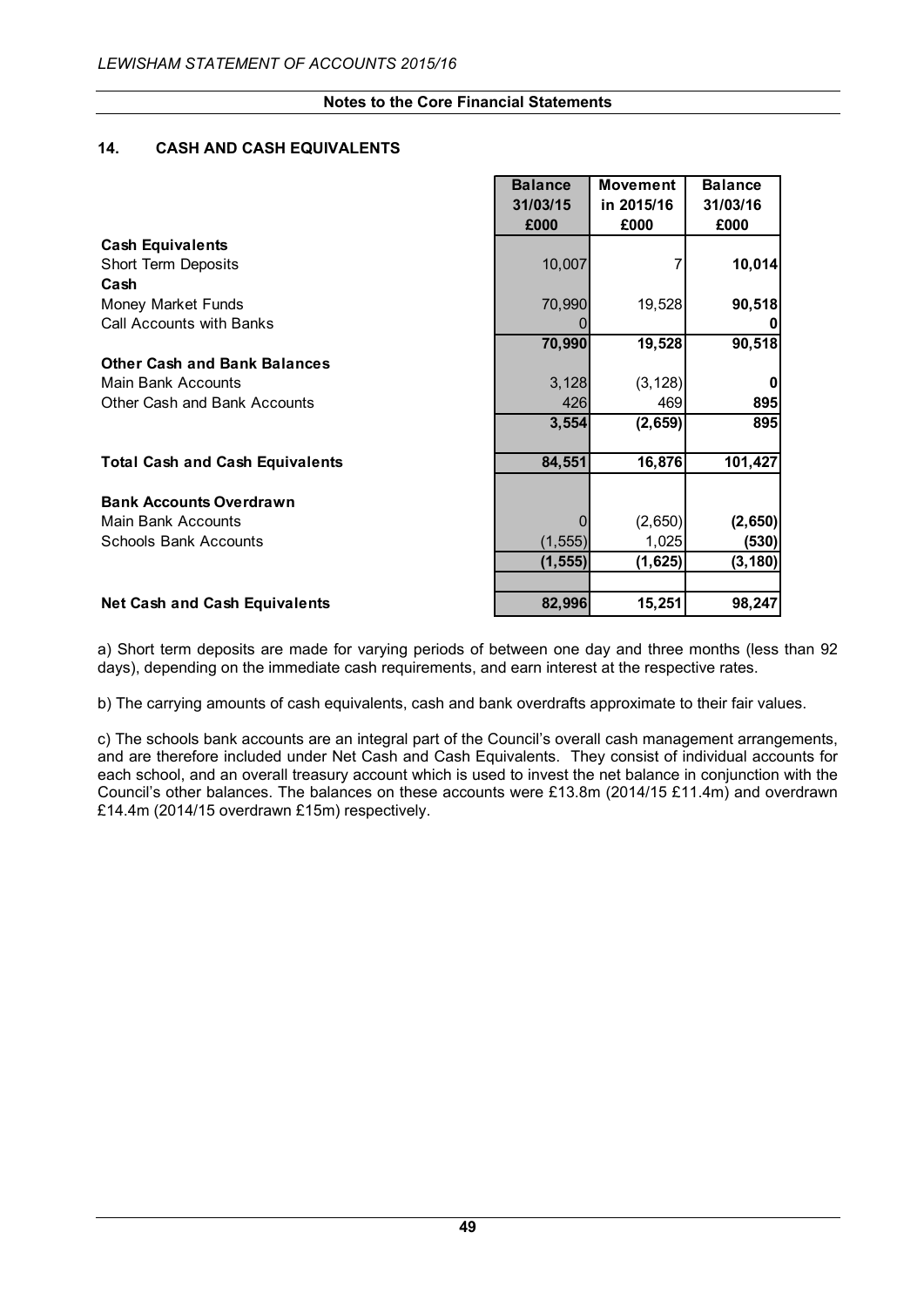## Notes to the Core Financial Statements

### 14. CASH AND CASH EQUIVALENTS

| | Balance 31/03/15 £000 | Movement in 2015/16 £000 | Balance 31/03/16 £000 |
|---|---|---|---|
| **Cash Equivalents** | | | |
| Short Term Deposits | 10,007 | 7 | **10,014** |
| **Cash** | | | |
| Money Market Funds | 70,990 | 19,528 | **90,518** |
| Call Accounts with Banks | 0 | | **0** |
| | **70,990** | **19,528** | **90,518** |
| **Other Cash and Bank Balances** | | | |
| Main Bank Accounts | 3,128 | (3,128) | **0** |
| Other Cash and Bank Accounts | 426 | 469 | **895** |
| | **3,554** | **(2,659)** | **895** |
| **Total Cash and Cash Equivalents** | **84,551** | **16,876** | **101,427** |
| **Bank Accounts Overdrawn** | | | |
| Main Bank Accounts | 0 | (2,650) | **(2,650)** |
| Schools Bank Accounts | (1,555) | 1,025 | **(530)** |
| | **(1,555)** | **(1,625)** | **(3,180)** |
| **Net Cash and Cash Equivalents** | **82,996** | **15,251** | **98,247** |

a) Short term deposits are made for varying periods of between one day and three months (less than 92 days), depending on the immediate cash requirements, and earn interest at the respective rates.

b) The carrying amounts of cash equivalents, cash and bank overdrafts approximate to their fair values.

c) The schools bank accounts are an integral part of the Council's overall cash management arrangements, and are therefore included under Net Cash and Cash Equivalents. They consist of individual accounts for each school, and an overall treasury account which is used to invest the net balance in conjunction with the Council's other balances. The balances on these accounts were £13.8m (2014/15 £11.4m) and overdrawn £14.4m (2014/15 overdrawn £15m) respectively.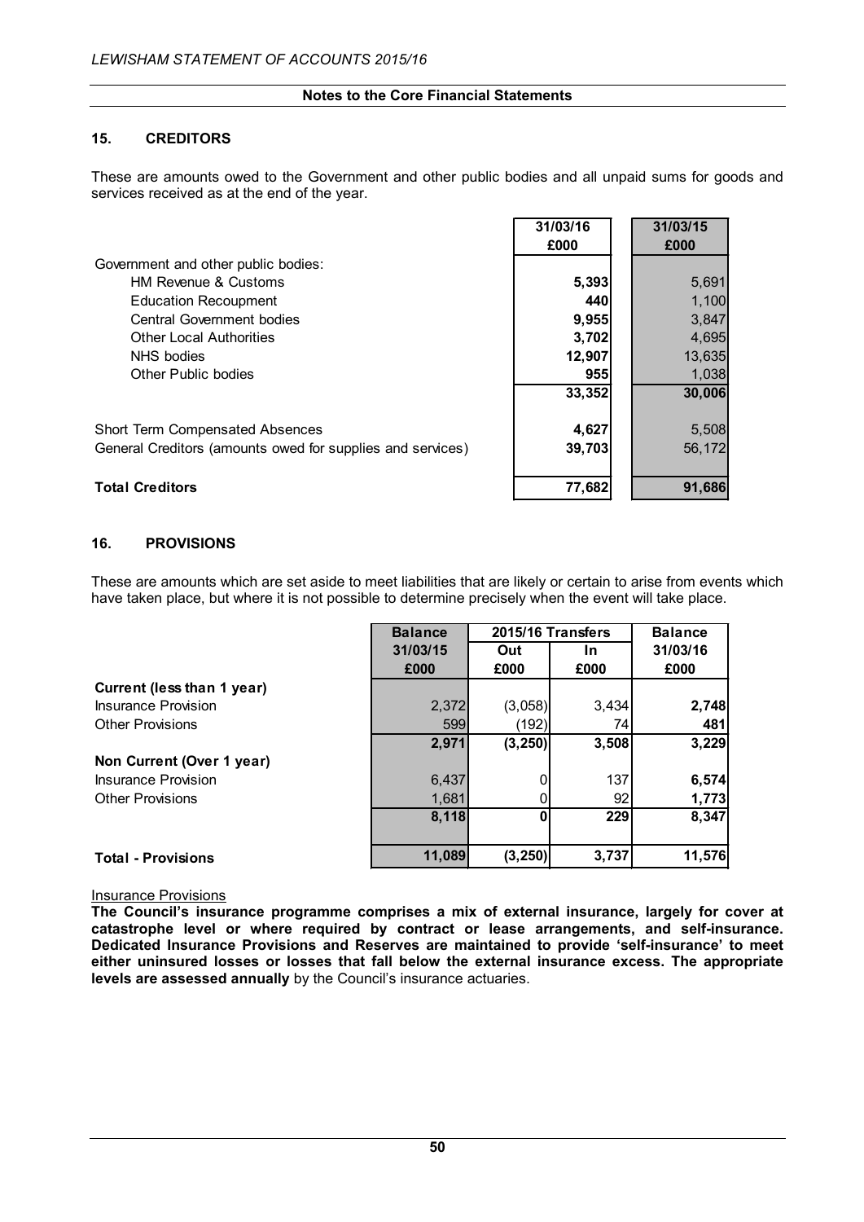**Notes to the Core Financial Statements**

## 15. CREDITORS

These are amounts owed to the Government and other public bodies and all unpaid sums for goods and services received as at the end of the year.

| | 31/03/16 £000 | 31/03/15 £000 |
|---|---|---|
| Government and other public bodies: | | |
| HM Revenue & Customs | **5,393** | 5,691 |
| Education Recoupment | **440** | 1,100 |
| Central Government bodies | **9,955** | 3,847 |
| Other Local Authorities | **3,702** | 4,695 |
| NHS bodies | **12,907** | 13,635 |
| Other Public bodies | **955** | 1,038 |
| | **33,352** | **30,006** |
| Short Term Compensated Absences | **4,627** | 5,508 |
| General Creditors (amounts owed for supplies and services) | **39,703** | 56,172 |
| **Total Creditors** | **77,682** | **91,686** |

## 16. PROVISIONS

These are amounts which are set aside to meet liabilities that are likely or certain to arise from events which have taken place, but where it is not possible to determine precisely when the event will take place.

| | Balance 31/03/15 £000 | 2015/16 Transfers Out £000 | 2015/16 Transfers In £000 | Balance 31/03/16 £000 |
|---|---|---|---|---|
| **Current (less than 1 year)** | | | | |
| Insurance Provision | 2,372 | (3,058) | 3,434 | **2,748** |
| Other Provisions | 599 | (192) | 74 | **481** |
| | **2,971** | **(3,250)** | **3,508** | **3,229** |
| **Non Current (Over 1 year)** | | | | |
| Insurance Provision | 6,437 | 0 | 137 | **6,574** |
| Other Provisions | 1,681 | 0 | 92 | **1,773** |
| | **8,118** | **0** | **229** | **8,347** |
| **Total - Provisions** | **11,089** | **(3,250)** | **3,737** | **11,576** |

Insurance Provisions

**The Council's insurance programme comprises a mix of external insurance, largely for cover at catastrophe level or where required by contract or lease arrangements, and self-insurance. Dedicated Insurance Provisions and Reserves are maintained to provide 'self-insurance' to meet either uninsured losses or losses that fall below the external insurance excess. The appropriate levels are assessed annually** by the Council's insurance actuaries.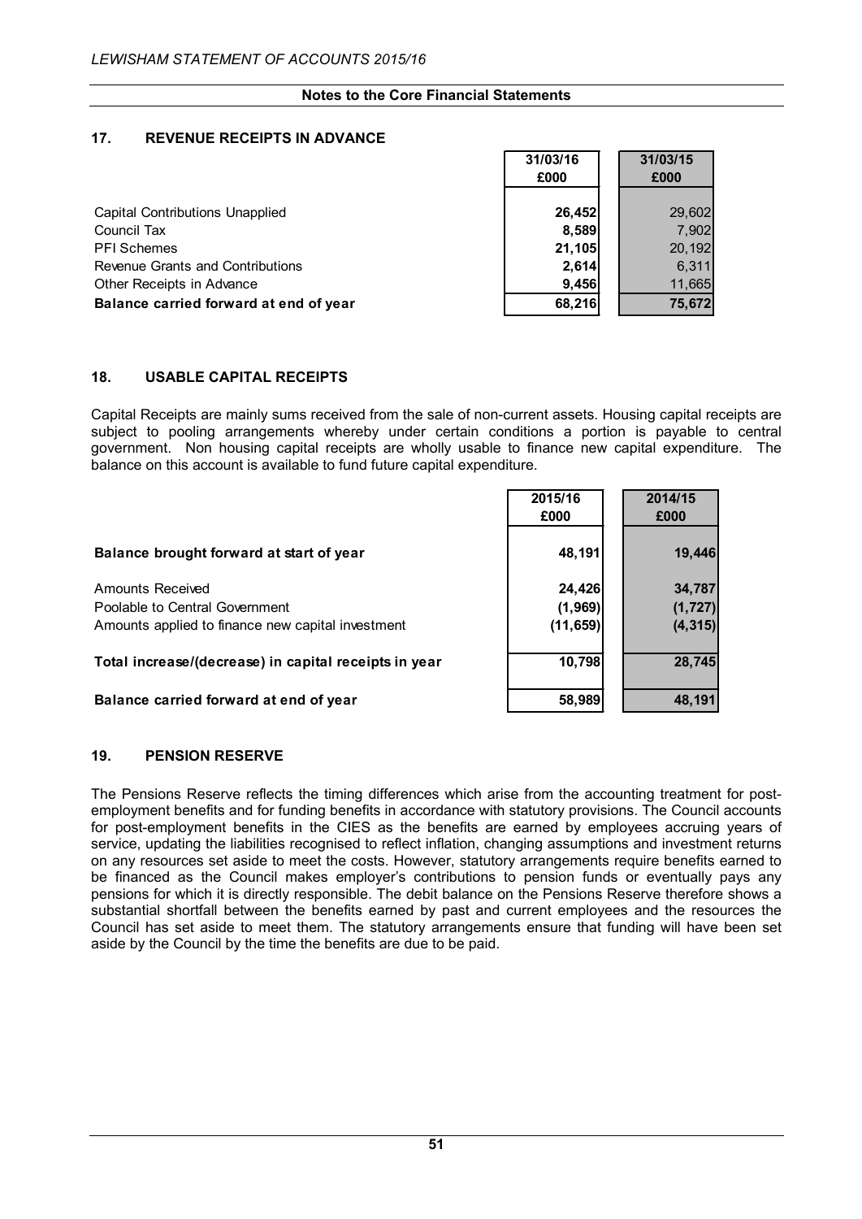## Notes to the Core Financial Statements

### 17. REVENUE RECEIPTS IN ADVANCE

| | 31/03/16 £000 | 31/03/15 £000 |
|---|---|---|
| Capital Contributions Unapplied | **26,452** | 29,602 |
| Council Tax | **8,589** | 7,902 |
| PFI Schemes | **21,105** | 20,192 |
| Revenue Grants and Contributions | **2,614** | 6,311 |
| Other Receipts in Advance | **9,456** | 11,665 |
| **Balance carried forward at end of year** | **68,216** | **75,672** |

### 18. USABLE CAPITAL RECEIPTS

Capital Receipts are mainly sums received from the sale of non-current assets. Housing capital receipts are subject to pooling arrangements whereby under certain conditions a portion is payable to central government. Non housing capital receipts are wholly usable to finance new capital expenditure. The balance on this account is available to fund future capital expenditure.

| | 2015/16 £000 | 2014/15 £000 |
|---|---|---|
| **Balance brought forward at start of year** | **48,191** | **19,446** |
| Amounts Received | **24,426** | **34,787** |
| Poolable to Central Government | **(1,969)** | **(1,727)** |
| Amounts applied to finance new capital investment | **(11,659)** | **(4,315)** |
| **Total increase/(decrease) in capital receipts in year** | **10,798** | **28,745** |
| **Balance carried forward at end of year** | **58,989** | **48,191** |

### 19. PENSION RESERVE

The Pensions Reserve reflects the timing differences which arise from the accounting treatment for post-employment benefits and for funding benefits in accordance with statutory provisions. The Council accounts for post-employment benefits in the CIES as the benefits are earned by employees accruing years of service, updating the liabilities recognised to reflect inflation, changing assumptions and investment returns on any resources set aside to meet the costs. However, statutory arrangements require benefits earned to be financed as the Council makes employer's contributions to pension funds or eventually pays any pensions for which it is directly responsible. The debit balance on the Pensions Reserve therefore shows a substantial shortfall between the benefits earned by past and current employees and the resources the Council has set aside to meet them. The statutory arrangements ensure that funding will have been set aside by the Council by the time the benefits are due to be paid.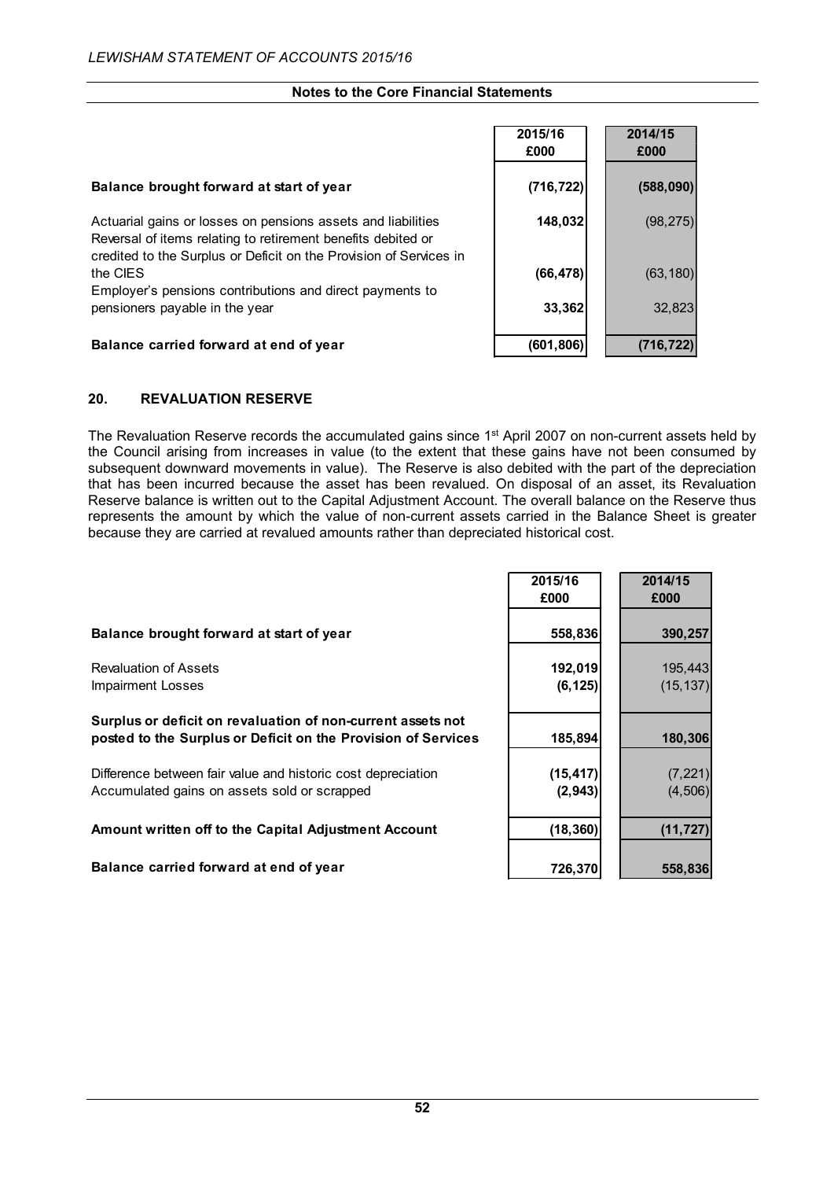**Notes to the Core Financial Statements**

| | 2015/16 £000 | 2014/15 £000 |
|---|---|---|
| **Balance brought forward at start of year** | **(716,722)** | **(588,090)** |
| Actuarial gains or losses on pensions assets and liabilities | **148,032** | (98,275) |
| Reversal of items relating to retirement benefits debited or credited to the Surplus or Deficit on the Provision of Services in the CIES | **(66,478)** | (63,180) |
| Employer's pensions contributions and direct payments to pensioners payable in the year | **33,362** | 32,823 |
| **Balance carried forward at end of year** | **(601,806)** | **(716,722)** |

## 20. REVALUATION RESERVE

The Revaluation Reserve records the accumulated gains since 1st April 2007 on non-current assets held by the Council arising from increases in value (to the extent that these gains have not been consumed by subsequent downward movements in value). The Reserve is also debited with the part of the depreciation that has been incurred because the asset has been revalued. On disposal of an asset, its Revaluation Reserve balance is written out to the Capital Adjustment Account. The overall balance on the Reserve thus represents the amount by which the value of non-current assets carried in the Balance Sheet is greater because they are carried at revalued amounts rather than depreciated historical cost.

| | 2015/16 £000 | 2014/15 £000 |
|---|---|---|
| **Balance brought forward at start of year** | **558,836** | **390,257** |
| Revaluation of Assets | **192,019** | 195,443 |
| Impairment Losses | **(6,125)** | (15,137) |
| **Surplus or deficit on revaluation of non-current assets not posted to the Surplus or Deficit on the Provision of Services** | **185,894** | **180,306** |
| Difference between fair value and historic cost depreciation | **(15,417)** | (7,221) |
| Accumulated gains on assets sold or scrapped | **(2,943)** | (4,506) |
| **Amount written off to the Capital Adjustment Account** | **(18,360)** | **(11,727)** |
| **Balance carried forward at end of year** | **726,370** | **558,836** |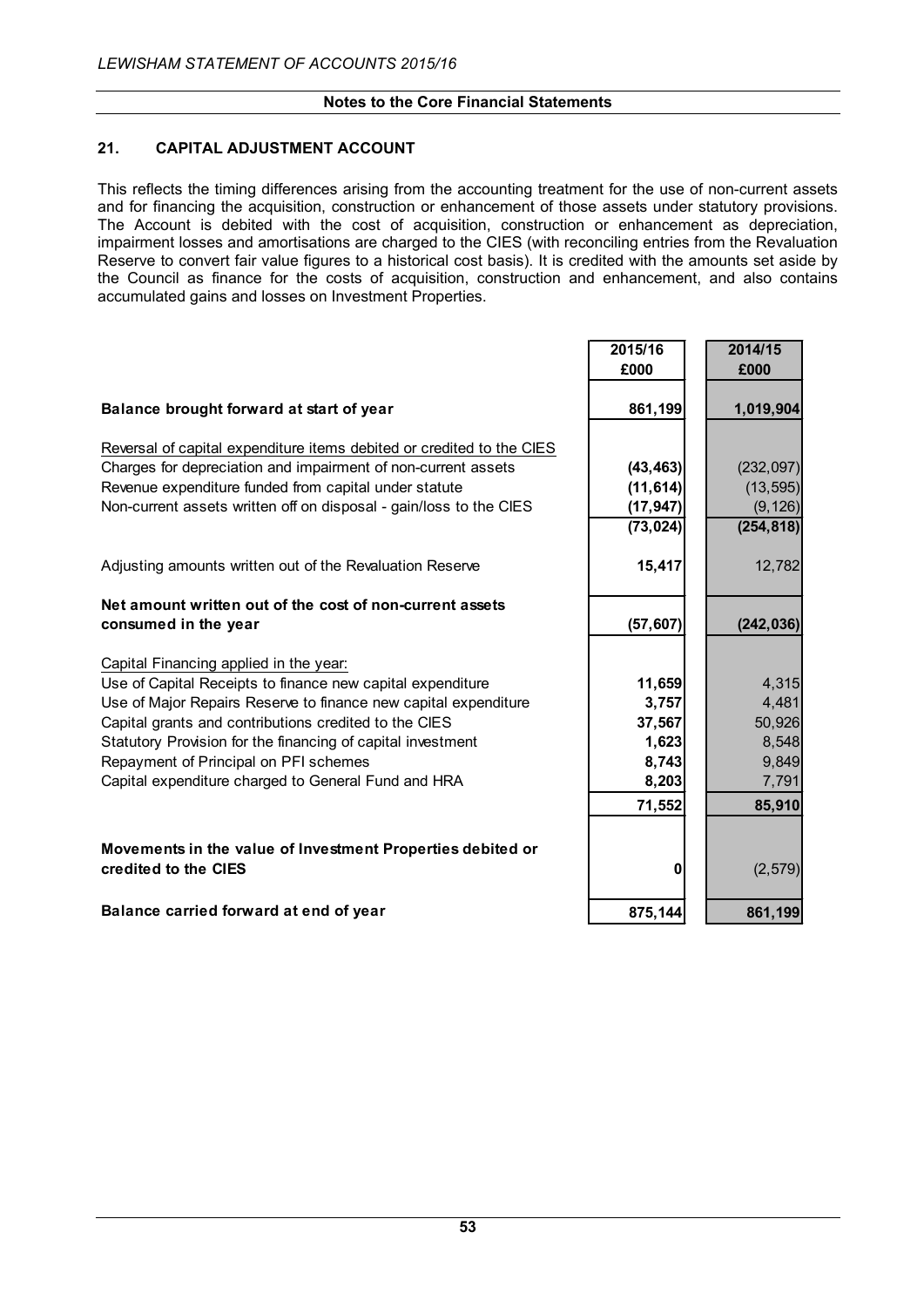**Notes to the Core Financial Statements**

## 21. CAPITAL ADJUSTMENT ACCOUNT

This reflects the timing differences arising from the accounting treatment for the use of non-current assets and for financing the acquisition, construction or enhancement of those assets under statutory provisions. The Account is debited with the cost of acquisition, construction or enhancement as depreciation, impairment losses and amortisations are charged to the CIES (with reconciling entries from the Revaluation Reserve to convert fair value figures to a historical cost basis). It is credited with the amounts set aside by the Council as finance for the costs of acquisition, construction and enhancement, and also contains accumulated gains and losses on Investment Properties.

| | 2015/16 £000 | 2014/15 £000 |
|---|---|---|
| **Balance brought forward at start of year** | **861,199** | **1,019,904** |
| Reversal of capital expenditure items debited or credited to the CIES | | |
| Charges for depreciation and impairment of non-current assets | **(43,463)** | (232,097) |
| Revenue expenditure funded from capital under statute | **(11,614)** | (13,595) |
| Non-current assets written off on disposal - gain/loss to the CIES | **(17,947)** | (9,126) |
| | **(73,024)** | **(254,818)** |
| Adjusting amounts written out of the Revaluation Reserve | **15,417** | 12,782 |
| **Net amount written out of the cost of non-current assets consumed in the year** | **(57,607)** | **(242,036)** |
| Capital Financing applied in the year: | | |
| Use of Capital Receipts to finance new capital expenditure | **11,659** | 4,315 |
| Use of Major Repairs Reserve to finance new capital expenditure | **3,757** | 4,481 |
| Capital grants and contributions credited to the CIES | **37,567** | 50,926 |
| Statutory Provision for the financing of capital investment | **1,623** | 8,548 |
| Repayment of Principal on PFI schemes | **8,743** | 9,849 |
| Capital expenditure charged to General Fund and HRA | **8,203** | 7,791 |
| | **71,552** | **85,910** |
| **Movements in the value of Investment Properties debited or credited to the CIES** | **0** | (2,579) |
| **Balance carried forward at end of year** | **875,144** | **861,199** |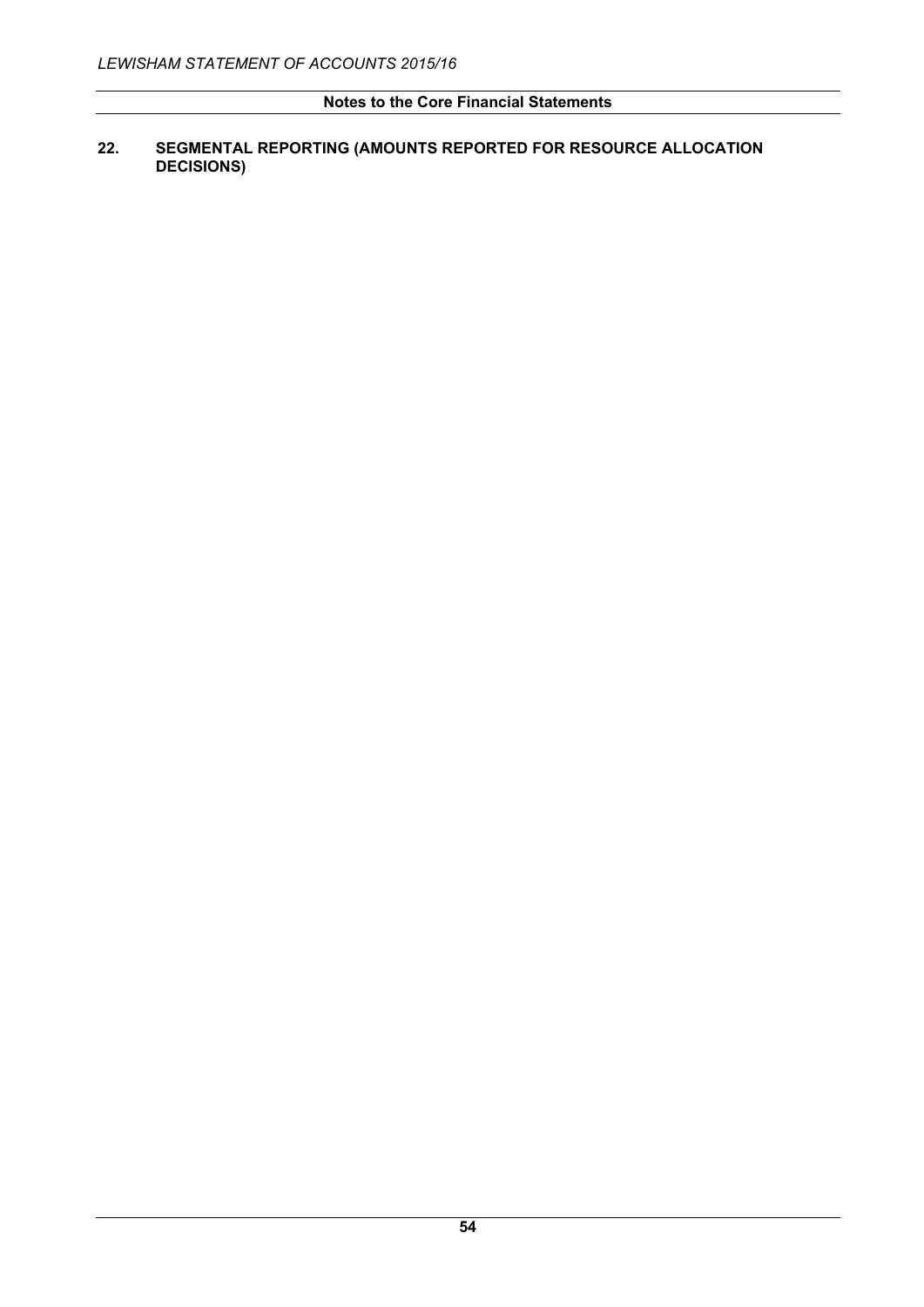## Notes to the Core Financial Statements

### 22. SEGMENTAL REPORTING (AMOUNTS REPORTED FOR RESOURCE ALLOCATION DECISIONS)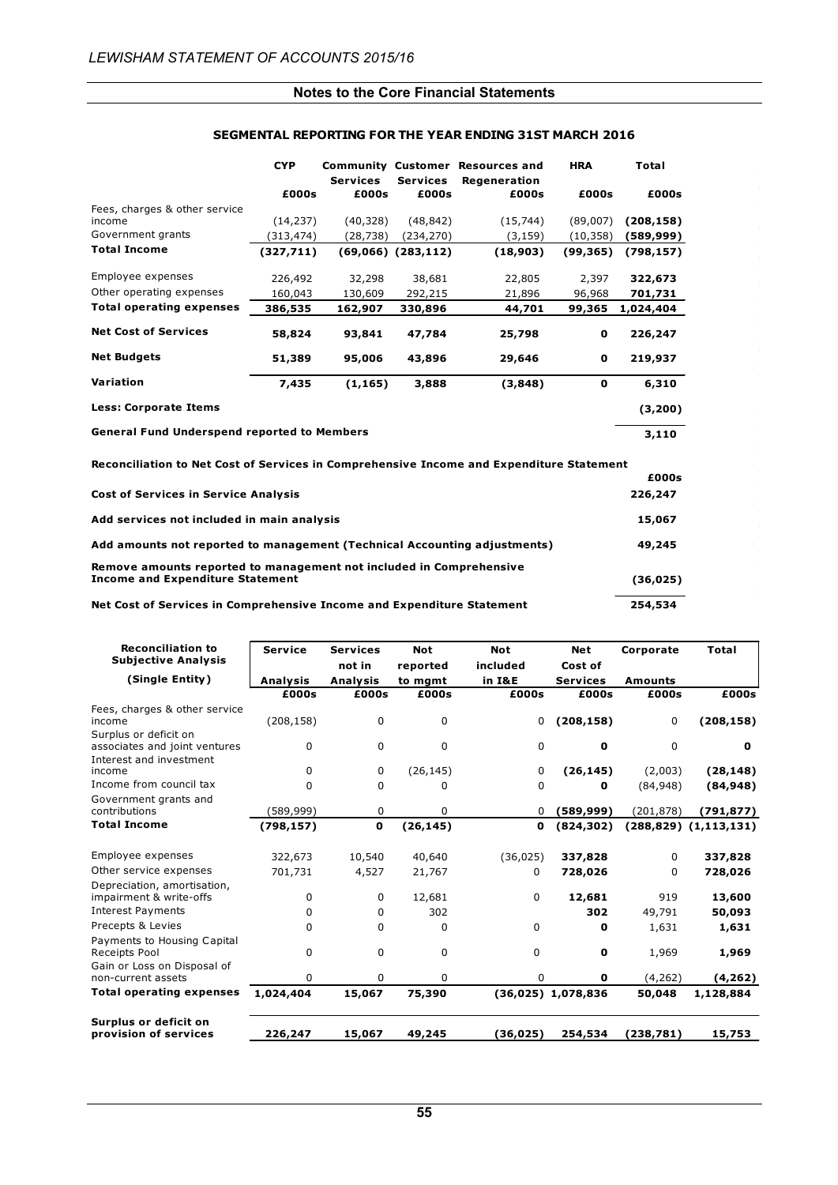## Notes to the Core Financial Statements

### SEGMENTAL REPORTING FOR THE YEAR ENDING 31ST MARCH 2016

| | CYP | Community Services | Customer Services | Resources and Regeneration | HRA | Total |
|---|---|---|---|---|---|---|
| | £000s | £000s | £000s | £000s | £000s | £000s |
| Fees, charges & other service income | (14,237) | (40,328) | (48,842) | (15,744) | (89,007) | **(208,158)** |
| Government grants | (313,474) | (28,738) | (234,270) | (3,159) | (10,358) | **(589,999)** |
| **Total Income** | **(327,711)** | **(69,066)** | **(283,112)** | **(18,903)** | **(99,365)** | **(798,157)** |
| Employee expenses | 226,492 | 32,298 | 38,681 | 22,805 | 2,397 | **322,673** |
| Other operating expenses | 160,043 | 130,609 | 292,215 | 21,896 | 96,968 | **701,731** |
| **Total operating expenses** | **386,535** | **162,907** | **330,896** | **44,701** | **99,365** | **1,024,404** |
| **Net Cost of Services** | **58,824** | **93,841** | **47,784** | **25,798** | **0** | **226,247** |
| **Net Budgets** | **51,389** | **95,006** | **43,896** | **29,646** | **0** | **219,937** |
| **Variation** | **7,435** | **(1,165)** | **3,888** | **(3,848)** | **0** | **6,310** |
| **Less: Corporate Items** | | | | | | **(3,200)** |
| **General Fund Underspend reported to Members** | | | | | | **3,110** |

**Reconciliation to Net Cost of Services in Comprehensive Income and Expenditure Statement**

| | £000s |
|---|---|
| **Cost of Services in Service Analysis** | **226,247** |
| **Add services not included in main analysis** | **15,067** |
| **Add amounts not reported to management (Technical Accounting adjustments)** | **49,245** |
| **Remove amounts reported to management not included in Comprehensive Income and Expenditure Statement** | **(36,025)** |
| **Net Cost of Services in Comprehensive Income and Expenditure Statement** | **254,534** |

| Reconciliation to Subjective Analysis (Single Entity) | Service Analysis | Services not in Analysis | Not reported to mgmt | Not included in I&E | Net Cost of Services | Corporate Amounts | Total |
|---|---|---|---|---|---|---|---|
| | £000s | £000s | £000s | £000s | £000s | £000s | £000s |
| Fees, charges & other service income | (208,158) | 0 | 0 | 0 | **(208,158)** | 0 | **(208,158)** |
| Surplus or deficit on associates and joint ventures | 0 | 0 | 0 | 0 | **0** | 0 | **0** |
| Interest and investment income | 0 | 0 | (26,145) | 0 | **(26,145)** | (2,003) | **(28,148)** |
| Income from council tax | 0 | 0 | 0 | 0 | **0** | (84,948) | **(84,948)** |
| Government grants and contributions | (589,999) | 0 | 0 | 0 | **(589,999)** | (201,878) | **(791,877)** |
| **Total Income** | **(798,157)** | **0** | **(26,145)** | **0** | **(824,302)** | **(288,829)** | **(1,113,131)** |
| Employee expenses | 322,673 | 10,540 | 40,640 | (36,025) | **337,828** | 0 | **337,828** |
| Other service expenses | 701,731 | 4,527 | 21,767 | 0 | **728,026** | 0 | **728,026** |
| Depreciation, amortisation, impairment & write-offs | 0 | 0 | 12,681 | 0 | **12,681** | 919 | **13,600** |
| Interest Payments | 0 | 0 | 302 | | **302** | 49,791 | **50,093** |
| Precepts & Levies | 0 | 0 | 0 | 0 | **0** | 1,631 | **1,631** |
| Payments to Housing Capital Receipts Pool | 0 | 0 | 0 | 0 | **0** | 1,969 | **1,969** |
| Gain or Loss on Disposal of non-current assets | 0 | 0 | 0 | 0 | **0** | (4,262) | **(4,262)** |
| **Total operating expenses** | **1,024,404** | **15,067** | **75,390** | **(36,025)** | **1,078,836** | **50,048** | **1,128,884** |
| **Surplus or deficit on provision of services** | **226,247** | **15,067** | **49,245** | **(36,025)** | **254,534** | **(238,781)** | **15,753** |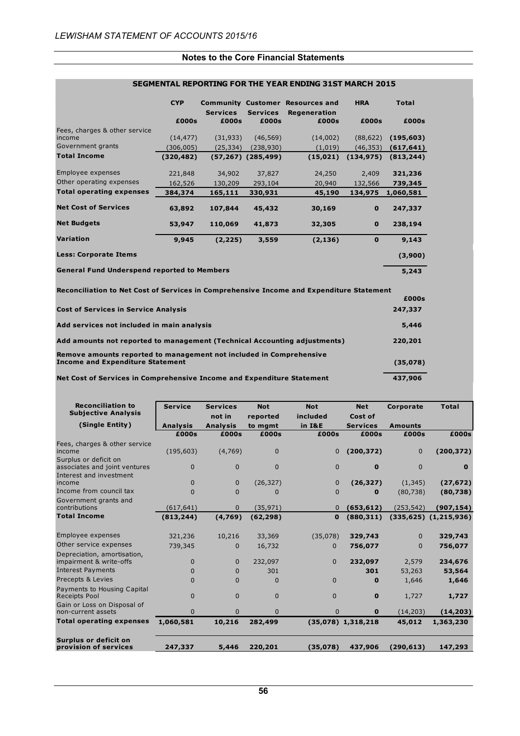## Notes to the Core Financial Statements

### SEGMENTAL REPORTING FOR THE YEAR ENDING 31ST MARCH 2015

| | CYP | Community Services | Customer Services | Resources and Regeneration | HRA | Total |
|---|---|---|---|---|---|---|
| | £000s | £000s | £000s | £000s | £000s | £000s |
| Fees, charges & other service income | (14,477) | (31,933) | (46,569) | (14,002) | (88,622) | **(195,603)** |
| Government grants | (306,005) | (25,334) | (238,930) | (1,019) | (46,353) | **(617,641)** |
| **Total Income** | **(320,482)** | **(57,267)** | **(285,499)** | **(15,021)** | **(134,975)** | **(813,244)** |
| Employee expenses | 221,848 | 34,902 | 37,827 | 24,250 | 2,409 | **321,236** |
| Other operating expenses | 162,526 | 130,209 | 293,104 | 20,940 | 132,566 | **739,345** |
| **Total operating expenses** | **384,374** | **165,111** | **330,931** | **45,190** | **134,975** | **1,060,581** |
| **Net Cost of Services** | **63,892** | **107,844** | **45,432** | **30,169** | **0** | **247,337** |
| **Net Budgets** | **53,947** | **110,069** | **41,873** | **32,305** | **0** | **238,194** |
| **Variation** | **9,945** | **(2,225)** | **3,559** | **(2,136)** | **0** | **9,143** |
| **Less: Corporate Items** | | | | | | **(3,900)** |
| **General Fund Underspend reported to Members** | | | | | | **5,243** |

**Reconciliation to Net Cost of Services in Comprehensive Income and Expenditure Statement**

| | £000s |
|---|---|
| **Cost of Services in Service Analysis** | **247,337** |
| **Add services not included in main analysis** | **5,446** |
| **Add amounts not reported to management (Technical Accounting adjustments)** | **220,201** |
| **Remove amounts reported to management not included in Comprehensive Income and Expenditure Statement** | **(35,078)** |
| **Net Cost of Services in Comprehensive Income and Expenditure Statement** | **437,906** |

| Reconciliation to Subjective Analysis (Single Entity) | Service Analysis | Services not in Analysis | Not reported to mgmt | Not included in I&E | Net Cost of Services | Corporate Amounts | Total |
|---|---|---|---|---|---|---|---|
| | £000s | £000s | £000s | £000s | £000s | £000s | £000s |
| Fees, charges & other service income | (195,603) | (4,769) | 0 | 0 | **(200,372)** | 0 | **(200,372)** |
| Surplus or deficit on associates and joint ventures | 0 | 0 | 0 | 0 | **0** | 0 | **0** |
| Interest and investment income | 0 | 0 | (26,327) | 0 | **(26,327)** | (1,345) | **(27,672)** |
| Income from council tax | 0 | 0 | 0 | 0 | **0** | (80,738) | **(80,738)** |
| Government grants and contributions | (617,641) | 0 | (35,971) | 0 | **(653,612)** | (253,542) | **(907,154)** |
| **Total Income** | **(813,244)** | **(4,769)** | **(62,298)** | **0** | **(880,311)** | **(335,625)** | **(1,215,936)** |
| Employee expenses | 321,236 | 10,216 | 33,369 | (35,078) | **329,743** | 0 | **329,743** |
| Other service expenses | 739,345 | 0 | 16,732 | 0 | **756,077** | 0 | **756,077** |
| Depreciation, amortisation, impairment & write-offs | 0 | 0 | 232,097 | 0 | **232,097** | 2,579 | **234,676** |
| Interest Payments | 0 | 0 | 301 | | **301** | 53,263 | **53,564** |
| Precepts & Levies | 0 | 0 | 0 | 0 | **0** | 1,646 | **1,646** |
| Payments to Housing Capital Receipts Pool | 0 | 0 | 0 | 0 | **0** | 1,727 | **1,727** |
| Gain or Loss on Disposal of non-current assets | 0 | 0 | 0 | 0 | **0** | (14,203) | **(14,203)** |
| **Total operating expenses** | **1,060,581** | **10,216** | **282,499** | **(35,078)** | **1,318,218** | **45,012** | **1,363,230** |
| **Surplus or deficit on provision of services** | **247,337** | **5,446** | **220,201** | **(35,078)** | **437,906** | **(290,613)** | **147,293** |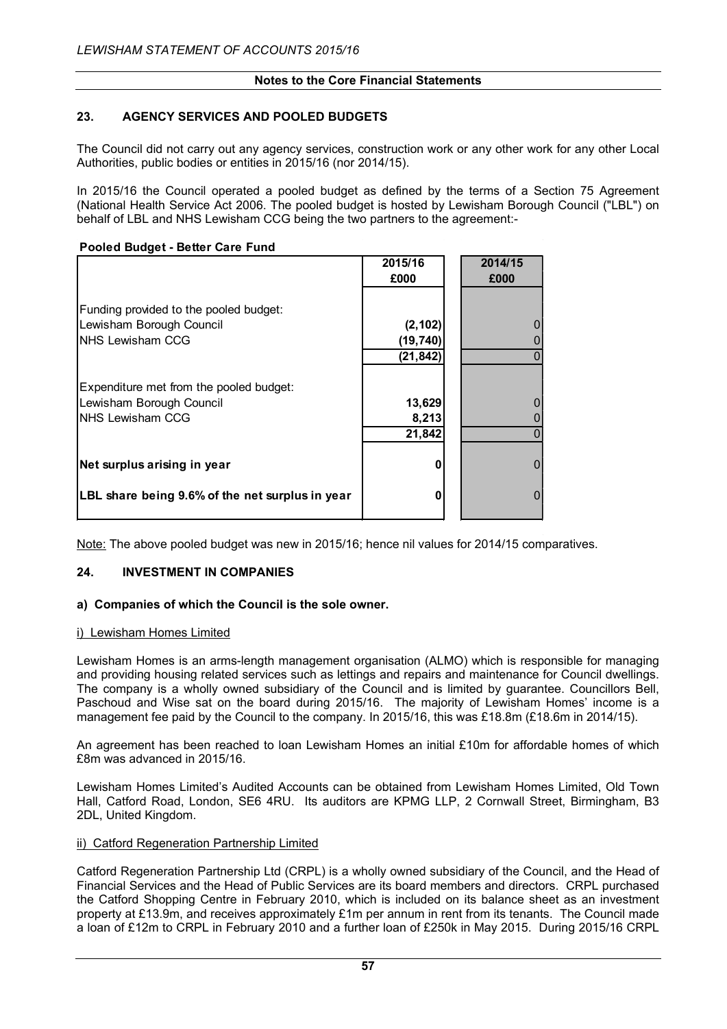**Notes to the Core Financial Statements**

## 23. AGENCY SERVICES AND POOLED BUDGETS

The Council did not carry out any agency services, construction work or any other work for any other Local Authorities, public bodies or entities in 2015/16 (nor 2014/15).

In 2015/16 the Council operated a pooled budget as defined by the terms of a Section 75 Agreement (National Health Service Act 2006. The pooled budget is hosted by Lewisham Borough Council ("LBL") on behalf of LBL and NHS Lewisham CCG being the two partners to the agreement:-

**Pooled Budget - Better Care Fund**

| | 2015/16<br>£000 | 2014/15<br>£000 |
|---|---|---|
| Funding provided to the pooled budget: | | |
| Lewisham Borough Council | **(2,102)** | 0 |
| NHS Lewisham CCG | **(19,740)** | 0 |
| | **(21,842)** | 0 |
| Expenditure met from the pooled budget: | | |
| Lewisham Borough Council | **13,629** | 0 |
| NHS Lewisham CCG | **8,213** | 0 |
| | **21,842** | 0 |
| **Net surplus arising in year** | **0** | 0 |
| **LBL share being 9.6% of the net surplus in year** | **0** | 0 |

Note: The above pooled budget was new in 2015/16; hence nil values for 2014/15 comparatives.

## 24. INVESTMENT IN COMPANIES

### a) Companies of which the Council is the sole owner.

i) Lewisham Homes Limited

Lewisham Homes is an arms-length management organisation (ALMO) which is responsible for managing and providing housing related services such as lettings and repairs and maintenance for Council dwellings. The company is a wholly owned subsidiary of the Council and is limited by guarantee. Councillors Bell, Paschoud and Wise sat on the board during 2015/16. The majority of Lewisham Homes' income is a management fee paid by the Council to the company. In 2015/16, this was £18.8m (£18.6m in 2014/15).

An agreement has been reached to loan Lewisham Homes an initial £10m for affordable homes of which £8m was advanced in 2015/16.

Lewisham Homes Limited's Audited Accounts can be obtained from Lewisham Homes Limited, Old Town Hall, Catford Road, London, SE6 4RU. Its auditors are KPMG LLP, 2 Cornwall Street, Birmingham, B3 2DL, United Kingdom.

ii) Catford Regeneration Partnership Limited

Catford Regeneration Partnership Ltd (CRPL) is a wholly owned subsidiary of the Council, and the Head of Financial Services and the Head of Public Services are its board members and directors. CRPL purchased the Catford Shopping Centre in February 2010, which is included on its balance sheet as an investment property at £13.9m, and receives approximately £1m per annum in rent from its tenants. The Council made a loan of £12m to CRPL in February 2010 and a further loan of £250k in May 2015. During 2015/16 CRPL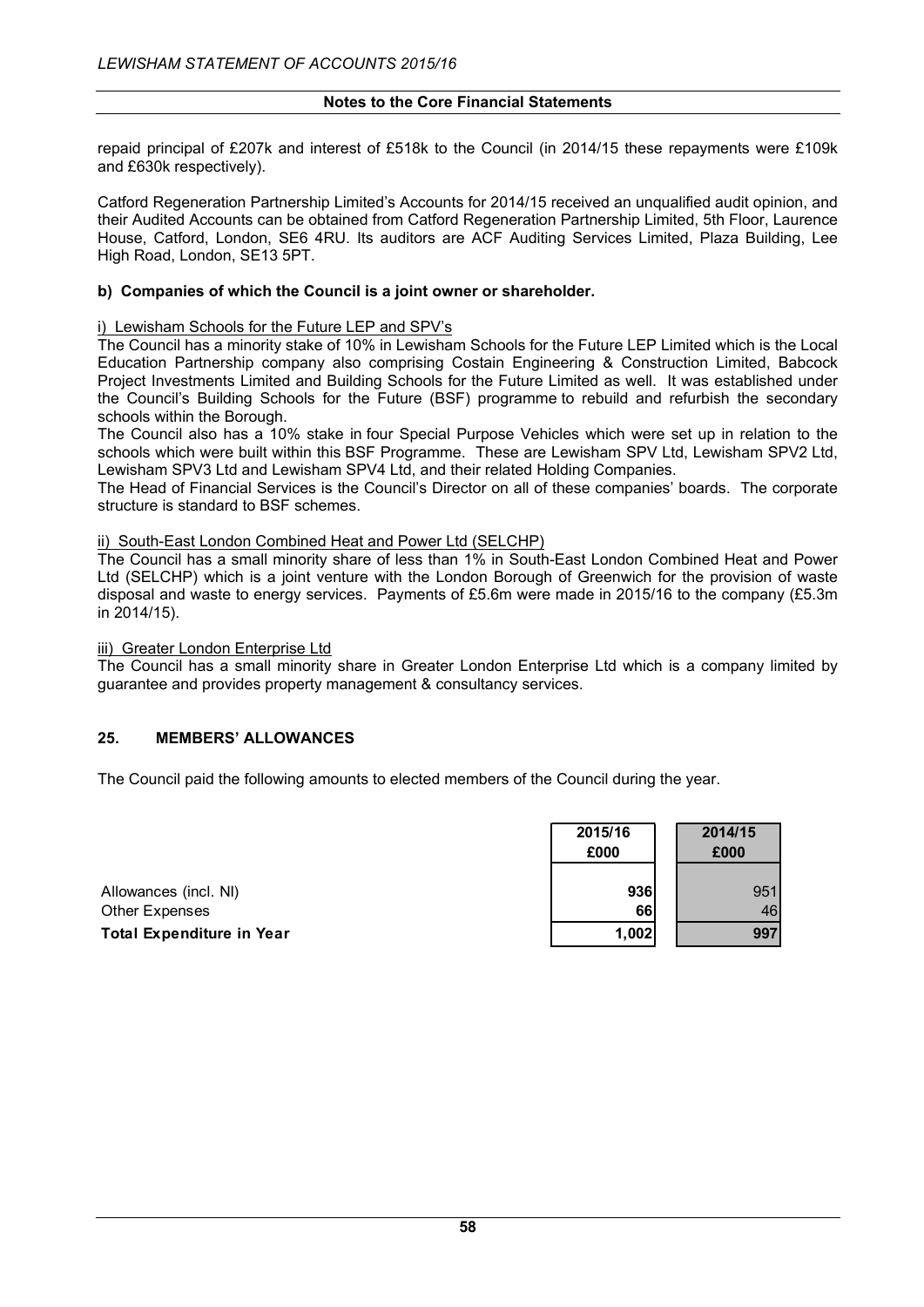repaid principal of £207k and interest of £518k to the Council (in 2014/15 these repayments were £109k and £630k respectively).

Catford Regeneration Partnership Limited's Accounts for 2014/15 received an unqualified audit opinion, and their Audited Accounts can be obtained from Catford Regeneration Partnership Limited, 5th Floor, Laurence House, Catford, London, SE6 4RU. Its auditors are ACF Auditing Services Limited, Plaza Building, Lee High Road, London, SE13 5PT.

**b) Companies of which the Council is a joint owner or shareholder.**

i) Lewisham Schools for the Future LEP and SPV's

The Council has a minority stake of 10% in Lewisham Schools for the Future LEP Limited which is the Local Education Partnership company also comprising Costain Engineering & Construction Limited, Babcock Project Investments Limited and Building Schools for the Future Limited as well. It was established under the Council's Building Schools for the Future (BSF) programme to rebuild and refurbish the secondary schools within the Borough.

The Council also has a 10% stake in four Special Purpose Vehicles which were set up in relation to the schools which were built within this BSF Programme. These are Lewisham SPV Ltd, Lewisham SPV2 Ltd, Lewisham SPV3 Ltd and Lewisham SPV4 Ltd, and their related Holding Companies.

The Head of Financial Services is the Council's Director on all of these companies' boards. The corporate structure is standard to BSF schemes.

ii) South-East London Combined Heat and Power Ltd (SELCHP)

The Council has a small minority share of less than 1% in South-East London Combined Heat and Power Ltd (SELCHP) which is a joint venture with the London Borough of Greenwich for the provision of waste disposal and waste to energy services. Payments of £5.6m were made in 2015/16 to the company (£5.3m in 2014/15).

iii) Greater London Enterprise Ltd

The Council has a small minority share in Greater London Enterprise Ltd which is a company limited by guarantee and provides property management & consultancy services.

## 25. MEMBERS' ALLOWANCES

The Council paid the following amounts to elected members of the Council during the year.

| | 2015/16 £000 | 2014/15 £000 |
|---|---|---|
| Allowances (incl. NI) | **936** | 951 |
| Other Expenses | **66** | 46 |
| **Total Expenditure in Year** | **1,002** | **997** |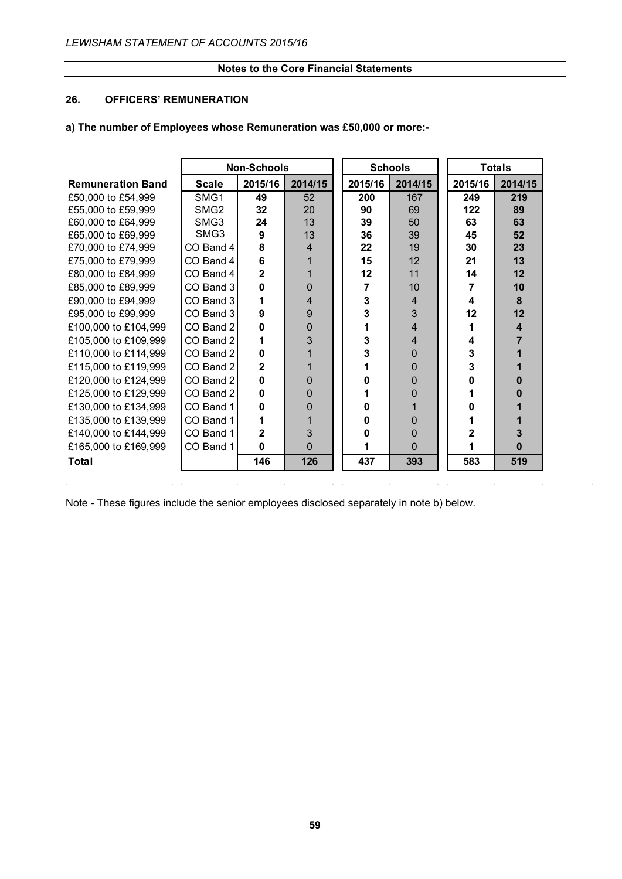## Notes to the Core Financial Statements

### 26. OFFICERS' REMUNERATION

**a) The number of Employees whose Remuneration was £50,000 or more:-**

| | Non-Schools | | | Schools | | Totals | |
|---|---|---|---|---|---|---|---|
| **Remuneration Band** | **Scale** | **2015/16** | **2014/15** | **2015/16** | **2014/15** | **2015/16** | **2014/15** |
| £50,000 to £54,999 | SMG1 | **49** | 52 | **200** | 167 | **249** | **219** |
| £55,000 to £59,999 | SMG2 | **32** | 20 | **90** | 69 | **122** | **89** |
| £60,000 to £64,999 | SMG3 | **24** | 13 | **39** | 50 | **63** | **63** |
| £65,000 to £69,999 | SMG3 | **9** | 13 | **36** | 39 | **45** | **52** |
| £70,000 to £74,999 | CO Band 4 | **8** | 4 | **22** | 19 | **30** | **23** |
| £75,000 to £79,999 | CO Band 4 | **6** | 1 | **15** | 12 | **21** | **13** |
| £80,000 to £84,999 | CO Band 4 | **2** | 1 | **12** | 11 | **14** | **12** |
| £85,000 to £89,999 | CO Band 3 | **0** | 0 | **7** | 10 | **7** | **10** |
| £90,000 to £94,999 | CO Band 3 | **1** | 4 | **3** | 4 | **4** | **8** |
| £95,000 to £99,999 | CO Band 3 | **9** | 9 | **3** | 3 | **12** | **12** |
| £100,000 to £104,999 | CO Band 2 | **0** | 0 | **1** | 4 | **1** | **4** |
| £105,000 to £109,999 | CO Band 2 | **1** | 3 | **3** | 4 | **4** | **7** |
| £110,000 to £114,999 | CO Band 2 | **0** | 1 | **3** | 0 | **3** | **1** |
| £115,000 to £119,999 | CO Band 2 | **2** | 1 | **1** | 0 | **3** | **1** |
| £120,000 to £124,999 | CO Band 2 | **0** | 0 | **0** | 0 | **0** | **0** |
| £125,000 to £129,999 | CO Band 2 | **0** | 0 | **1** | 0 | **1** | **0** |
| £130,000 to £134,999 | CO Band 1 | **0** | 0 | **0** | 1 | **0** | **1** |
| £135,000 to £139,999 | CO Band 1 | **1** | 1 | **0** | 0 | **1** | **1** |
| £140,000 to £144,999 | CO Band 1 | **2** | 3 | **0** | 0 | **2** | **3** |
| £165,000 to £169,999 | CO Band 1 | **0** | 0 | **1** | 0 | **1** | **0** |
| **Total** | | **146** | **126** | **437** | **393** | **583** | **519** |

Note - These figures include the senior employees disclosed separately in note b) below.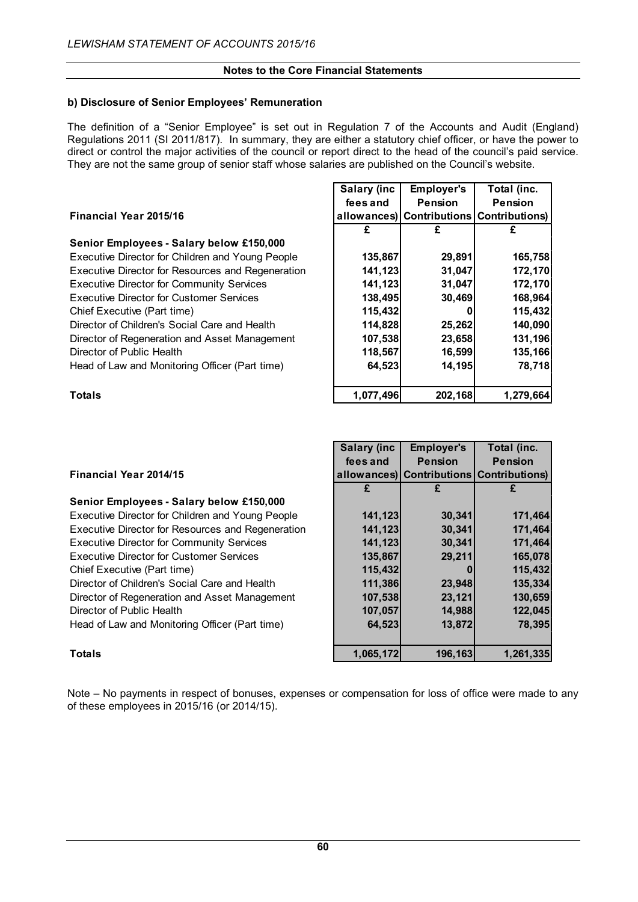## b) Disclosure of Senior Employees' Remuneration

The definition of a "Senior Employee" is set out in Regulation 7 of the Accounts and Audit (England) Regulations 2011 (SI 2011/817). In summary, they are either a statutory chief officer, or have the power to direct or control the major activities of the council or report direct to the head of the council's paid service. They are not the same group of senior staff whose salaries are published on the Council's website.

| Financial Year 2015/16 | Salary (inc fees and allowances) | Employer's Pension Contributions | Total (inc. Pension Contributions) |
|---|---|---|---|
| | £ | £ | £ |
| **Senior Employees - Salary below £150,000** | | | |
| Executive Director for Children and Young People | 135,867 | 29,891 | 165,758 |
| Executive Director for Resources and Regeneration | 141,123 | 31,047 | 172,170 |
| Executive Director for Community Services | 141,123 | 31,047 | 172,170 |
| Executive Director for Customer Services | 138,495 | 30,469 | 168,964 |
| Chief Executive (Part time) | 115,432 | 0 | 115,432 |
| Director of Children's Social Care and Health | 114,828 | 25,262 | 140,090 |
| Director of Regeneration and Asset Management | 107,538 | 23,658 | 131,196 |
| Director of Public Health | 118,567 | 16,599 | 135,166 |
| Head of Law and Monitoring Officer (Part time) | 64,523 | 14,195 | 78,718 |
| **Totals** | 1,077,496 | 202,168 | 1,279,664 |

| Financial Year 2014/15 | Salary (inc fees and allowances) | Employer's Pension Contributions | Total (inc. Pension Contributions) |
|---|---|---|---|
| | £ | £ | £ |
| **Senior Employees - Salary below £150,000** | | | |
| Executive Director for Children and Young People | 141,123 | 30,341 | 171,464 |
| Executive Director for Resources and Regeneration | 141,123 | 30,341 | 171,464 |
| Executive Director for Community Services | 141,123 | 30,341 | 171,464 |
| Executive Director for Customer Services | 135,867 | 29,211 | 165,078 |
| Chief Executive (Part time) | 115,432 | 0 | 115,432 |
| Director of Children's Social Care and Health | 111,386 | 23,948 | 135,334 |
| Director of Regeneration and Asset Management | 107,538 | 23,121 | 130,659 |
| Director of Public Health | 107,057 | 14,988 | 122,045 |
| Head of Law and Monitoring Officer (Part time) | 64,523 | 13,872 | 78,395 |
| **Totals** | 1,065,172 | 196,163 | 1,261,335 |

Note – No payments in respect of bonuses, expenses or compensation for loss of office were made to any of these employees in 2015/16 (or 2014/15).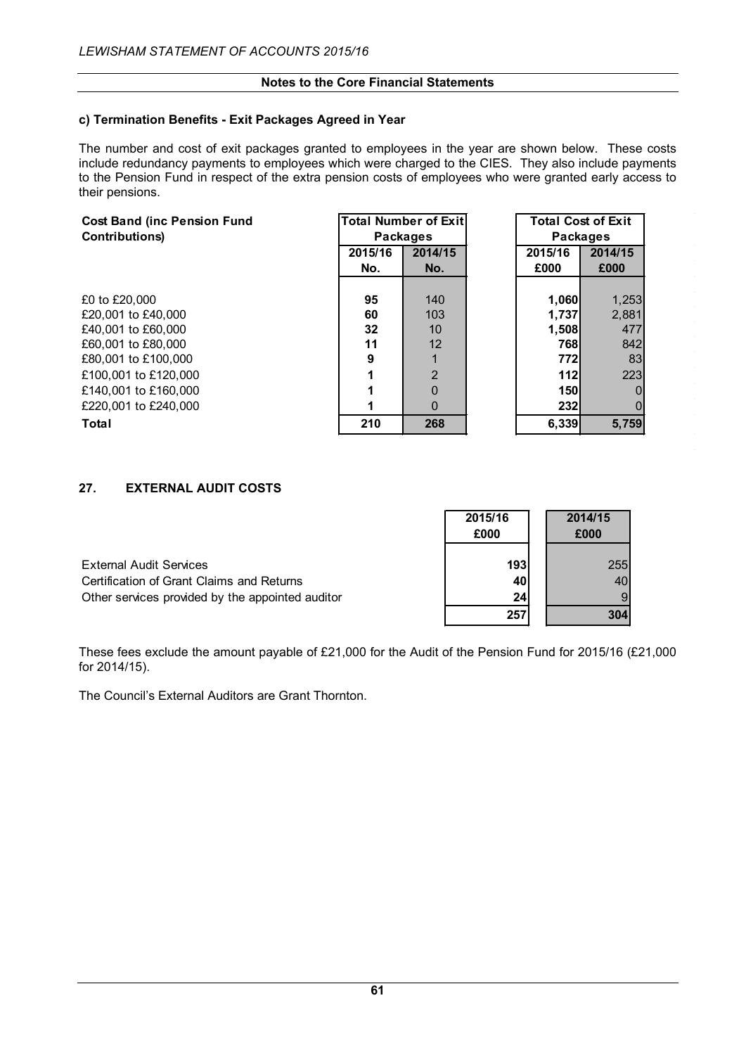## Notes to the Core Financial Statements

### c) Termination Benefits - Exit Packages Agreed in Year

The number and cost of exit packages granted to employees in the year are shown below. These costs include redundancy payments to employees which were charged to the CIES. They also include payments to the Pension Fund in respect of the extra pension costs of employees who were granted early access to their pensions.

| Cost Band (inc Pension Fund Contributions) | Total Number of Exit Packages | | Total Cost of Exit Packages | |
|---|---|---|---|---|
| | 2015/16 No. | 2014/15 No. | 2015/16 £000 | 2014/15 £000 |
| £0 to £20,000 | **95** | 140 | **1,060** | 1,253 |
| £20,001 to £40,000 | **60** | 103 | **1,737** | 2,881 |
| £40,001 to £60,000 | **32** | 10 | **1,508** | 477 |
| £60,001 to £80,000 | **11** | 12 | **768** | 842 |
| £80,001 to £100,000 | **9** | 1 | **772** | 83 |
| £100,001 to £120,000 | **1** | 2 | **112** | 223 |
| £140,001 to £160,000 | **1** | 0 | **150** | 0 |
| £220,001 to £240,000 | **1** | 0 | **232** | 0 |
| **Total** | **210** | **268** | **6,339** | **5,759** |

## 27. EXTERNAL AUDIT COSTS

| | 2015/16 £000 | 2014/15 £000 |
|---|---|---|
| External Audit Services | **193** | 255 |
| Certification of Grant Claims and Returns | **40** | 40 |
| Other services provided by the appointed auditor | **24** | 9 |
| | **257** | **304** |

These fees exclude the amount payable of £21,000 for the Audit of the Pension Fund for 2015/16 (£21,000 for 2014/15).

The Council's External Auditors are Grant Thornton.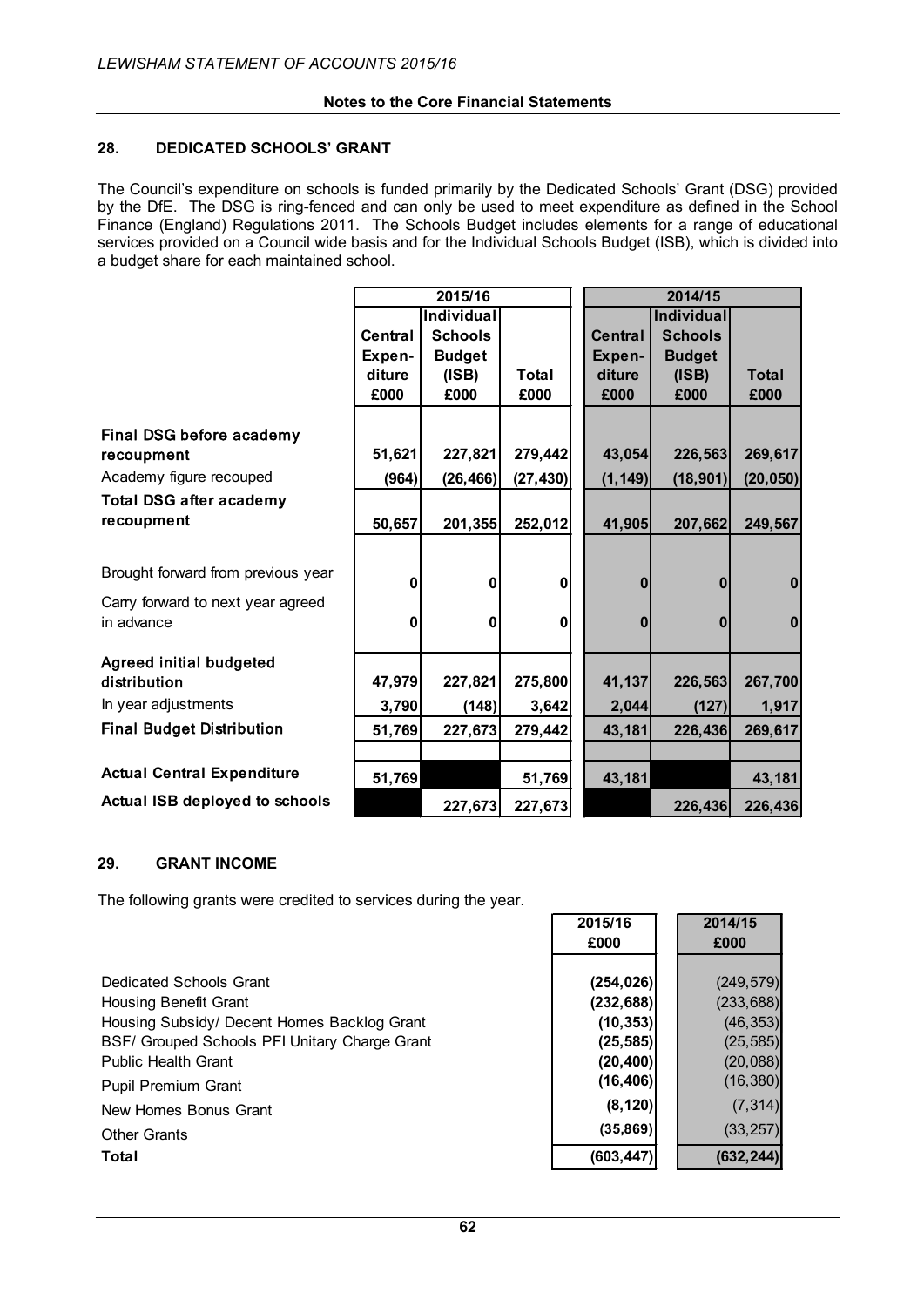## Notes to the Core Financial Statements

### 28. DEDICATED SCHOOLS' GRANT

The Council's expenditure on schools is funded primarily by the Dedicated Schools' Grant (DSG) provided by the DfE. The DSG is ring-fenced and can only be used to meet expenditure as defined in the School Finance (England) Regulations 2011. The Schools Budget includes elements for a range of educational services provided on a Council wide basis and for the Individual Schools Budget (ISB), which is divided into a budget share for each maintained school.

| | 2015/16 | | | 2014/15 | | |
|---|---|---|---|---|---|---|
| | Central Expen-diture £000 | Individual Schools Budget (ISB) £000 | Total £000 | Central Expen-diture £000 | Individual Schools Budget (ISB) £000 | Total £000 |
| **Final DSG before academy recoupment** | 51,621 | 227,821 | 279,442 | 43,054 | 226,563 | 269,617 |
| Academy figure recouped | (964) | (26,466) | (27,430) | (1,149) | (18,901) | (20,050) |
| **Total DSG after academy recoupment** | 50,657 | 201,355 | 252,012 | 41,905 | 207,662 | 249,567 |
| Brought forward from previous year | 0 | 0 | 0 | 0 | 0 | 0 |
| Carry forward to next year agreed in advance | 0 | 0 | 0 | 0 | 0 | 0 |
| **Agreed initial budgeted distribution** | 47,979 | 227,821 | 275,800 | 41,137 | 226,563 | 267,700 |
| In year adjustments | 3,790 | (148) | 3,642 | 2,044 | (127) | 1,917 |
| **Final Budget Distribution** | 51,769 | 227,673 | 279,442 | 43,181 | 226,436 | 269,617 |
| **Actual Central Expenditure** | 51,769 | | 51,769 | 43,181 | | 43,181 |
| **Actual ISB deployed to schools** | | 227,673 | 227,673 | | 226,436 | 226,436 |

### 29. GRANT INCOME

The following grants were credited to services during the year.

| | 2015/16 £000 | 2014/15 £000 |
|---|---|---|
| Dedicated Schools Grant | (254,026) | (249,579) |
| Housing Benefit Grant | (232,688) | (233,688) |
| Housing Subsidy/ Decent Homes Backlog Grant | (10,353) | (46,353) |
| BSF/ Grouped Schools PFI Unitary Charge Grant | (25,585) | (25,585) |
| Public Health Grant | (20,400) | (20,088) |
| Pupil Premium Grant | (16,406) | (16,380) |
| New Homes Bonus Grant | (8,120) | (7,314) |
| Other Grants | (35,869) | (33,257) |
| **Total** | (603,447) | (632,244) |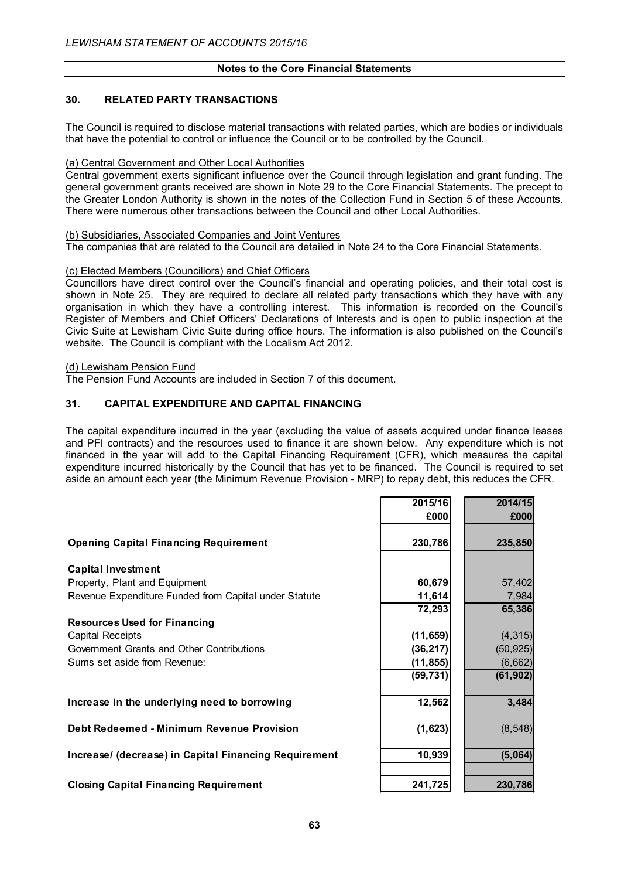## 30. RELATED PARTY TRANSACTIONS

The Council is required to disclose material transactions with related parties, which are bodies or individuals that have the potential to control or influence the Council or to be controlled by the Council.

### (a) Central Government and Other Local Authorities

Central government exerts significant influence over the Council through legislation and grant funding. The general government grants received are shown in Note 29 to the Core Financial Statements. The precept to the Greater London Authority is shown in the notes of the Collection Fund in Section 5 of these Accounts. There were numerous other transactions between the Council and other Local Authorities.

### (b) Subsidiaries, Associated Companies and Joint Ventures

The companies that are related to the Council are detailed in Note 24 to the Core Financial Statements.

### (c) Elected Members (Councillors) and Chief Officers

Councillors have direct control over the Council's financial and operating policies, and their total cost is shown in Note 25. They are required to declare all related party transactions which they have with any organisation in which they have a controlling interest. This information is recorded on the Council's Register of Members and Chief Officers' Declarations of Interests and is open to public inspection at the Civic Suite at Lewisham Civic Suite during office hours. The information is also published on the Council's website. The Council is compliant with the Localism Act 2012.

### (d) Lewisham Pension Fund

The Pension Fund Accounts are included in Section 7 of this document.

## 31. CAPITAL EXPENDITURE AND CAPITAL FINANCING

The capital expenditure incurred in the year (excluding the value of assets acquired under finance leases and PFI contracts) and the resources used to finance it are shown below. Any expenditure which is not financed in the year will add to the Capital Financing Requirement (CFR), which measures the capital expenditure incurred historically by the Council that has yet to be financed. The Council is required to set aside an amount each year (the Minimum Revenue Provision - MRP) to repay debt, this reduces the CFR.

| | 2015/16 £000 | 2014/15 £000 |
|---|---|---|
| **Opening Capital Financing Requirement** | **230,786** | **235,850** |
| **Capital Investment** | | |
| Property, Plant and Equipment | **60,679** | 57,402 |
| Revenue Expenditure Funded from Capital under Statute | **11,614** | 7,984 |
| | **72,293** | **65,386** |
| **Resources Used for Financing** | | |
| Capital Receipts | **(11,659)** | (4,315) |
| Government Grants and Other Contributions | **(36,217)** | (50,925) |
| Sums set aside from Revenue: | **(11,855)** | (6,662) |
| | **(59,731)** | **(61,902)** |
| **Increase in the underlying need to borrowing** | **12,562** | **3,484** |
| **Debt Redeemed - Minimum Revenue Provision** | **(1,623)** | (8,548) |
| **Increase/ (decrease) in Capital Financing Requirement** | **10,939** | **(5,064)** |
| **Closing Capital Financing Requirement** | **241,725** | **230,786** |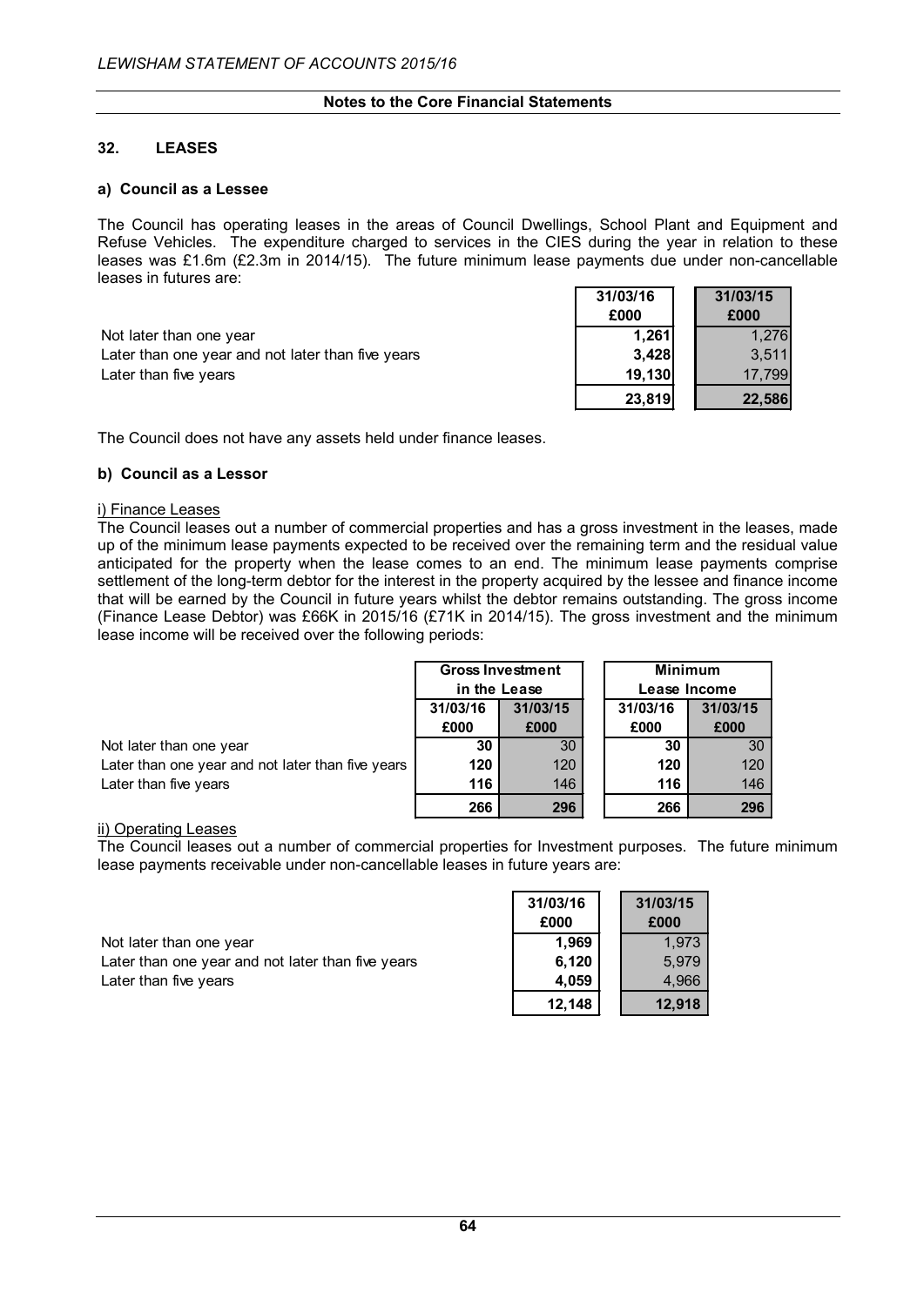**Notes to the Core Financial Statements**

## 32. LEASES

### a) Council as a Lessee

The Council has operating leases in the areas of Council Dwellings, School Plant and Equipment and Refuse Vehicles. The expenditure charged to services in the CIES during the year in relation to these leases was £1.6m (£2.3m in 2014/15). The future minimum lease payments due under non-cancellable leases in futures are:

| | 31/03/16 £000 | 31/03/15 £000 |
|---|---|---|
| Not later than one year | **1,261** | 1,276 |
| Later than one year and not later than five years | **3,428** | 3,511 |
| Later than five years | **19,130** | 17,799 |
| | **23,819** | **22,586** |

The Council does not have any assets held under finance leases.

### b) Council as a Lessor

i) Finance Leases

The Council leases out a number of commercial properties and has a gross investment in the leases, made up of the minimum lease payments expected to be received over the remaining term and the residual value anticipated for the property when the lease comes to an end. The minimum lease payments comprise settlement of the long-term debtor for the interest in the property acquired by the lessee and finance income that will be earned by the Council in future years whilst the debtor remains outstanding. The gross income (Finance Lease Debtor) was £66K in 2015/16 (£71K in 2014/15). The gross investment and the minimum lease income will be received over the following periods:

| | Gross Investment in the Lease | | Minimum Lease Income | |
|---|---|---|---|---|
| | 31/03/16 £000 | 31/03/15 £000 | 31/03/16 £000 | 31/03/15 £000 |
| Not later than one year | **30** | 30 | **30** | 30 |
| Later than one year and not later than five years | **120** | 120 | **120** | 120 |
| Later than five years | **116** | 146 | **116** | 146 |
| | **266** | **296** | **266** | **296** |

ii) Operating Leases

The Council leases out a number of commercial properties for Investment purposes. The future minimum lease payments receivable under non-cancellable leases in future years are:

| | 31/03/16 £000 | 31/03/15 £000 |
|---|---|---|
| Not later than one year | **1,969** | 1,973 |
| Later than one year and not later than five years | **6,120** | 5,979 |
| Later than five years | **4,059** | 4,966 |
| | **12,148** | **12,918** |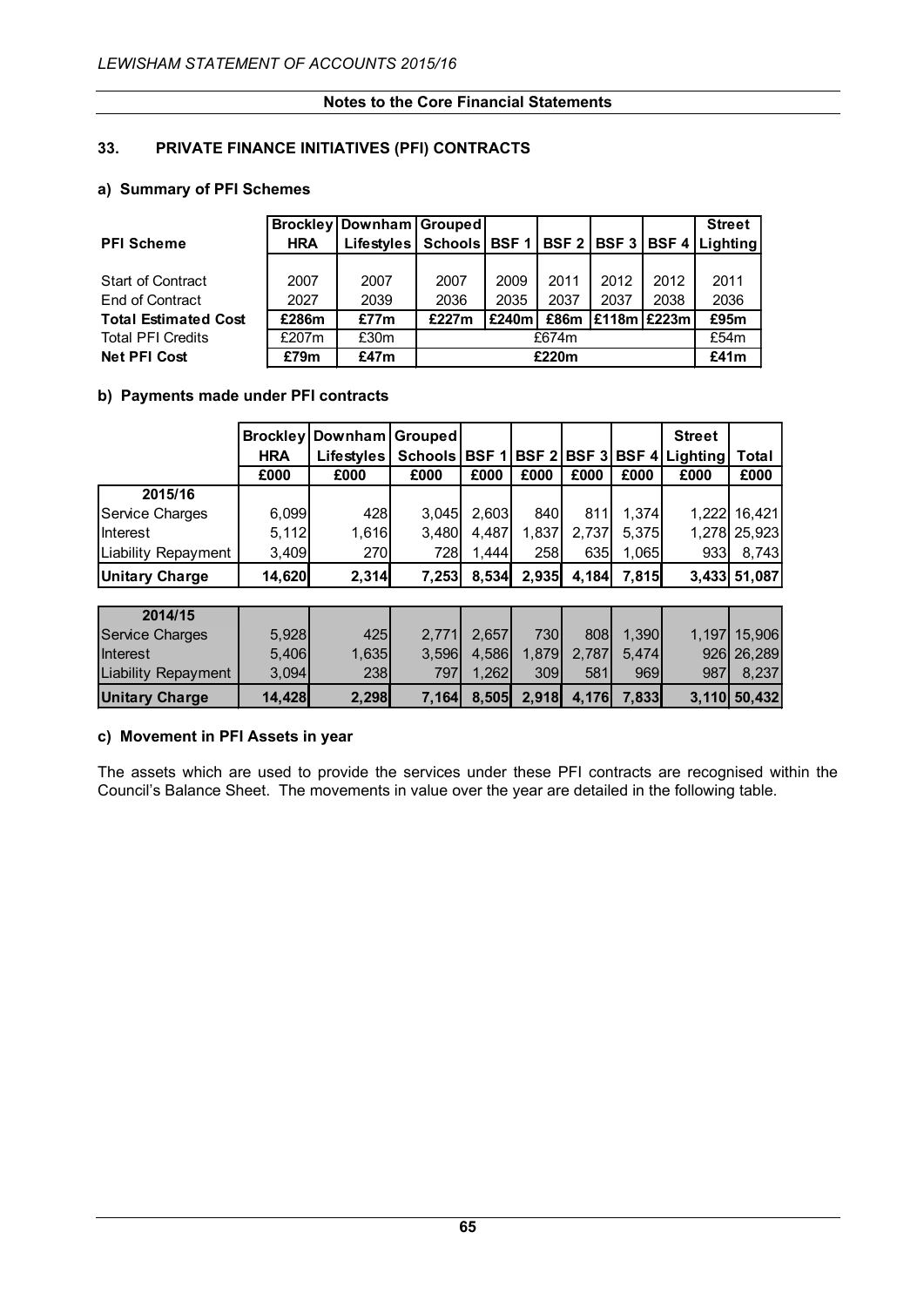**Notes to the Core Financial Statements**

## 33. PRIVATE FINANCE INITIATIVES (PFI) CONTRACTS

### a) Summary of PFI Schemes

| PFI Scheme | Brockley HRA | Downham Lifestyles | Grouped Schools | BSF 1 | BSF 2 | BSF 3 | BSF 4 | Street Lighting |
|---|---|---|---|---|---|---|---|---|
| Start of Contract | 2007 | 2007 | 2007 | 2009 | 2011 | 2012 | 2012 | 2011 |
| End of Contract | 2027 | 2039 | 2036 | 2035 | 2037 | 2037 | 2038 | 2036 |
| **Total Estimated Cost** | **£286m** | **£77m** | **£227m** | **£240m** | **£86m** | **£118m** | **£223m** | **£95m** |
| Total PFI Credits | £207m | £30m | £674m | | | | | £54m |
| **Net PFI Cost** | **£79m** | **£47m** | **£220m** | | | | | **£41m** |

### b) Payments made under PFI contracts

| | Brockley HRA | Downham Lifestyles | Grouped Schools | BSF 1 | BSF 2 | BSF 3 | BSF 4 | Street Lighting | Total |
|---|---|---|---|---|---|---|---|---|---|
| | £000 | £000 | £000 | £000 | £000 | £000 | £000 | £000 | £000 |
| **2015/16** | | | | | | | | | |
| Service Charges | 6,099 | 428 | 3,045 | 2,603 | 840 | 811 | 1,374 | 1,222 | 16,421 |
| Interest | 5,112 | 1,616 | 3,480 | 4,487 | 1,837 | 2,737 | 5,375 | 1,278 | 25,923 |
| Liability Repayment | 3,409 | 270 | 728 | 1,444 | 258 | 635 | 1,065 | 933 | 8,743 |
| **Unitary Charge** | **14,620** | **2,314** | **7,253** | **8,534** | **2,935** | **4,184** | **7,815** | **3,433** | **51,087** |

| | Brockley HRA | Downham Lifestyles | Grouped Schools | BSF 1 | BSF 2 | BSF 3 | BSF 4 | Street Lighting | Total |
|---|---|---|---|---|---|---|---|---|---|
| **2014/15** | | | | | | | | | |
| Service Charges | 5,928 | 425 | 2,771 | 2,657 | 730 | 808 | 1,390 | 1,197 | 15,906 |
| Interest | 5,406 | 1,635 | 3,596 | 4,586 | 1,879 | 2,787 | 5,474 | 926 | 26,289 |
| Liability Repayment | 3,094 | 238 | 797 | 1,262 | 309 | 581 | 969 | 987 | 8,237 |
| **Unitary Charge** | **14,428** | **2,298** | **7,164** | **8,505** | **2,918** | **4,176** | **7,833** | **3,110** | **50,432** |

### c) Movement in PFI Assets in year

The assets which are used to provide the services under these PFI contracts are recognised within the Council's Balance Sheet. The movements in value over the year are detailed in the following table.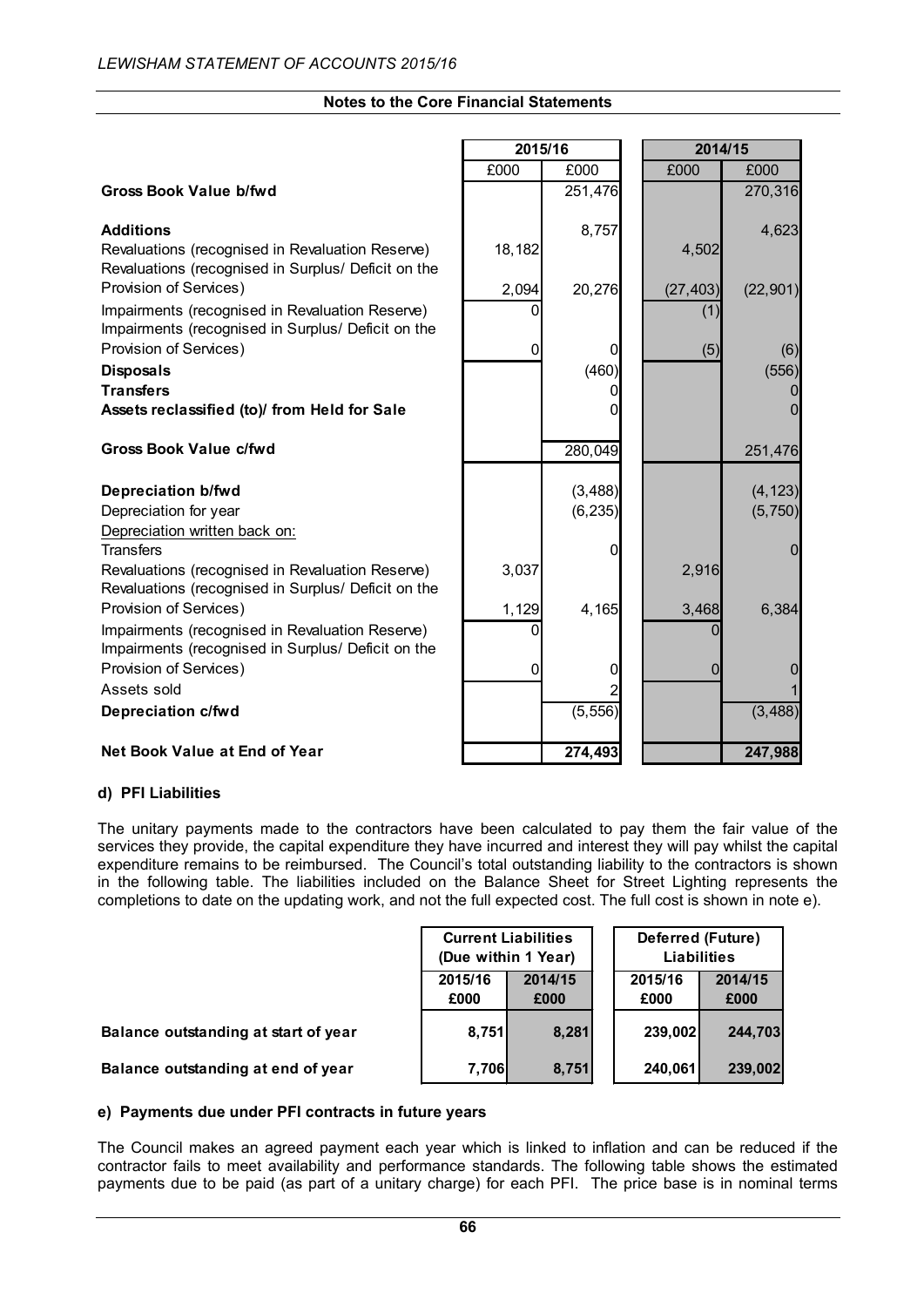## Notes to the Core Financial Statements

| | 2015/16 | | 2014/15 | |
|---|---|---|---|---|
| | £000 | £000 | £000 | £000 |
| **Gross Book Value b/fwd** | | 251,476 | | 270,316 |
| **Additions** | | 8,757 | | 4,623 |
| Revaluations (recognised in Revaluation Reserve) | 18,182 | | 4,502 | |
| Revaluations (recognised in Surplus/ Deficit on the Provision of Services) | 2,094 | 20,276 | (27,403) | (22,901) |
| Impairments (recognised in Revaluation Reserve) | 0 | | (1) | |
| Impairments (recognised in Surplus/ Deficit on the Provision of Services) | 0 | 0 | (5) | (6) |
| **Disposals** | | (460) | | (556) |
| **Transfers** | | 0 | | 0 |
| **Assets reclassified (to)/ from Held for Sale** | | 0 | | 0 |
| **Gross Book Value c/fwd** | | 280,049 | | 251,476 |
| **Depreciation b/fwd** | | (3,488) | | (4,123) |
| Depreciation for year | | (6,235) | | (5,750) |
| Depreciation written back on: | | | | |
| Transfers | | 0 | | 0 |
| Revaluations (recognised in Revaluation Reserve) | 3,037 | | 2,916 | |
| Revaluations (recognised in Surplus/ Deficit on the Provision of Services) | 1,129 | 4,165 | 3,468 | 6,384 |
| Impairments (recognised in Revaluation Reserve) | 0 | | 0 | |
| Impairments (recognised in Surplus/ Deficit on the Provision of Services) | 0 | 0 | 0 | 0 |
| Assets sold | | 2 | | 1 |
| **Depreciation c/fwd** | | (5,556) | | (3,488) |
| **Net Book Value at End of Year** | | **274,493** | | **247,988** |

### d) PFI Liabilities

The unitary payments made to the contractors have been calculated to pay them the fair value of the services they provide, the capital expenditure they have incurred and interest they will pay whilst the capital expenditure remains to be reimbursed. The Council's total outstanding liability to the contractors is shown in the following table. The liabilities included on the Balance Sheet for Street Lighting represents the completions to date on the updating work, and not the full expected cost. The full cost is shown in note e).

| | Current Liabilities (Due within 1 Year) | | Deferred (Future) Liabilities | |
|---|---|---|---|---|
| | 2015/16 £000 | 2014/15 £000 | 2015/16 £000 | 2014/15 £000 |
| **Balance outstanding at start of year** | 8,751 | 8,281 | 239,002 | 244,703 |
| **Balance outstanding at end of year** | 7,706 | 8,751 | 240,061 | 239,002 |

### e) Payments due under PFI contracts in future years

The Council makes an agreed payment each year which is linked to inflation and can be reduced if the contractor fails to meet availability and performance standards. The following table shows the estimated payments due to be paid (as part of a unitary charge) for each PFI. The price base is in nominal terms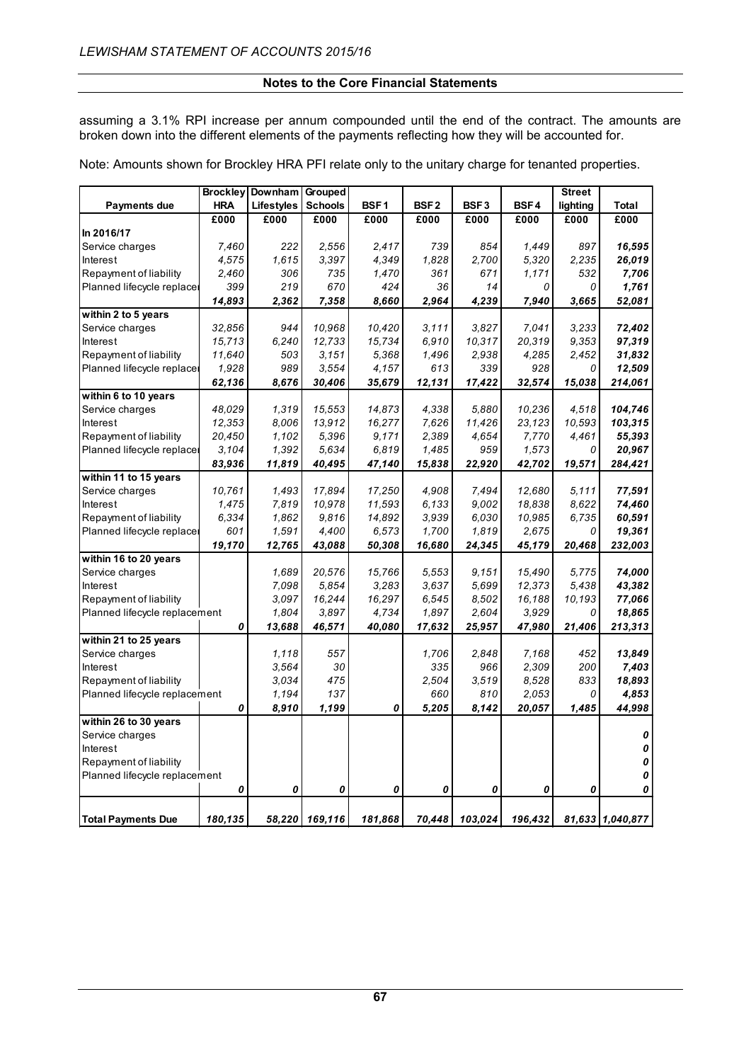assuming a 3.1% RPI increase per annum compounded until the end of the contract. The amounts are broken down into the different elements of the payments reflecting how they will be accounted for.

Note: Amounts shown for Brockley HRA PFI relate only to the unitary charge for tenanted properties.

| Payments due | Brockley HRA | Downham Lifestyles | Grouped Schools | BSF1 | BSF2 | BSF3 | BSF4 | Street lighting | Total |
|---|---|---|---|---|---|---|---|---|---|
| | £000 | £000 | £000 | £000 | £000 | £000 | £000 | £000 | £000 |
| **In 2016/17** | | | | | | | | | |
| Service charges | *7,460* | *222* | *2,556* | *2,417* | *739* | *854* | *1,449* | *897* | ***16,595*** |
| Interest | *4,575* | *1,615* | *3,397* | *4,349* | *1,828* | *2,700* | *5,320* | *2,235* | ***26,019*** |
| Repayment of liability | *2,460* | *306* | *735* | *1,470* | *361* | *671* | *1,171* | *532* | ***7,706*** |
| Planned lifecycle replacement | *399* | *219* | *670* | *424* | *36* | *14* | *0* | *0* | ***1,761*** |
| | ***14,893*** | ***2,362*** | ***7,358*** | ***8,660*** | ***2,964*** | ***4,239*** | ***7,940*** | ***3,665*** | ***52,081*** |
| **within 2 to 5 years** | | | | | | | | | |
| Service charges | *32,856* | *944* | *10,968* | *10,420* | *3,111* | *3,827* | *7,041* | *3,233* | ***72,402*** |
| Interest | *15,713* | *6,240* | *12,733* | *15,734* | *6,910* | *10,317* | *20,319* | *9,353* | ***97,319*** |
| Repayment of liability | *11,640* | *503* | *3,151* | *5,368* | *1,496* | *2,938* | *4,285* | *2,452* | ***31,832*** |
| Planned lifecycle replacement | *1,928* | *989* | *3,554* | *4,157* | *613* | *339* | *928* | *0* | ***12,509*** |
| | ***62,136*** | ***8,676*** | ***30,406*** | ***35,679*** | ***12,131*** | ***17,422*** | ***32,574*** | ***15,038*** | ***214,061*** |
| **within 6 to 10 years** | | | | | | | | | |
| Service charges | *48,029* | *1,319* | *15,553* | *14,873* | *4,338* | *5,880* | *10,236* | *4,518* | ***104,746*** |
| Interest | *12,353* | *8,006* | *13,912* | *16,277* | *7,626* | *11,426* | *23,123* | *10,593* | ***103,315*** |
| Repayment of liability | *20,450* | *1,102* | *5,396* | *9,171* | *2,389* | *4,654* | *7,770* | *4,461* | ***55,393*** |
| Planned lifecycle replacement | *3,104* | *1,392* | *5,634* | *6,819* | *1,485* | *959* | *1,573* | *0* | ***20,967*** |
| | ***83,936*** | ***11,819*** | ***40,495*** | ***47,140*** | ***15,838*** | ***22,920*** | ***42,702*** | ***19,571*** | ***284,421*** |
| **within 11 to 15 years** | | | | | | | | | |
| Service charges | *10,761* | *1,493* | *17,894* | *17,250* | *4,908* | *7,494* | *12,680* | *5,111* | ***77,591*** |
| Interest | *1,475* | *7,819* | *10,978* | *11,593* | *6,133* | *9,002* | *18,838* | *8,622* | ***74,460*** |
| Repayment of liability | *6,334* | *1,862* | *9,816* | *14,892* | *3,939* | *6,030* | *10,985* | *6,735* | ***60,591*** |
| Planned lifecycle replacement | *601* | *1,591* | *4,400* | *6,573* | *1,700* | *1,819* | *2,675* | *0* | ***19,361*** |
| | ***19,170*** | ***12,765*** | ***43,088*** | ***50,308*** | ***16,680*** | ***24,345*** | ***45,179*** | ***20,468*** | ***232,003*** |
| **within 16 to 20 years** | | | | | | | | | |
| Service charges | | *1,689* | *20,576* | *15,766* | *5,553* | *9,151* | *15,490* | *5,775* | ***74,000*** |
| Interest | | *7,098* | *5,854* | *3,283* | *3,637* | *5,699* | *12,373* | *5,438* | ***43,382*** |
| Repayment of liability | | *3,097* | *16,244* | *16,297* | *6,545* | *8,502* | *16,188* | *10,193* | ***77,066*** |
| Planned lifecycle replacement | | *1,804* | *3,897* | *4,734* | *1,897* | *2,604* | *3,929* | *0* | ***18,865*** |
| | ***0*** | ***13,688*** | ***46,571*** | ***40,080*** | ***17,632*** | ***25,957*** | ***47,980*** | ***21,406*** | ***213,313*** |
| **within 21 to 25 years** | | | | | | | | | |
| Service charges | | *1,118* | *557* | | *1,706* | *2,848* | *7,168* | *452* | ***13,849*** |
| Interest | | *3,564* | *30* | | *335* | *966* | *2,309* | *200* | ***7,403*** |
| Repayment of liability | | *3,034* | *475* | | *2,504* | *3,519* | *8,528* | *833* | ***18,893*** |
| Planned lifecycle replacement | | *1,194* | *137* | | *660* | *810* | *2,053* | *0* | ***4,853*** |
| | ***0*** | ***8,910*** | ***1,199*** | ***0*** | ***5,205*** | ***8,142*** | ***20,057*** | ***1,485*** | ***44,998*** |
| **within 26 to 30 years** | | | | | | | | | |
| Service charges | | | | | | | | | ***0*** |
| Interest | | | | | | | | | ***0*** |
| Repayment of liability | | | | | | | | | ***0*** |
| Planned lifecycle replacement | | | | | | | | | ***0*** |
| | ***0*** | ***0*** | ***0*** | ***0*** | ***0*** | ***0*** | ***0*** | ***0*** | ***0*** |
| **Total Payments Due** | ***180,135*** | ***58,220*** | ***169,116*** | ***181,868*** | ***70,448*** | ***103,024*** | ***196,432*** | ***81,633*** | ***1,040,877*** |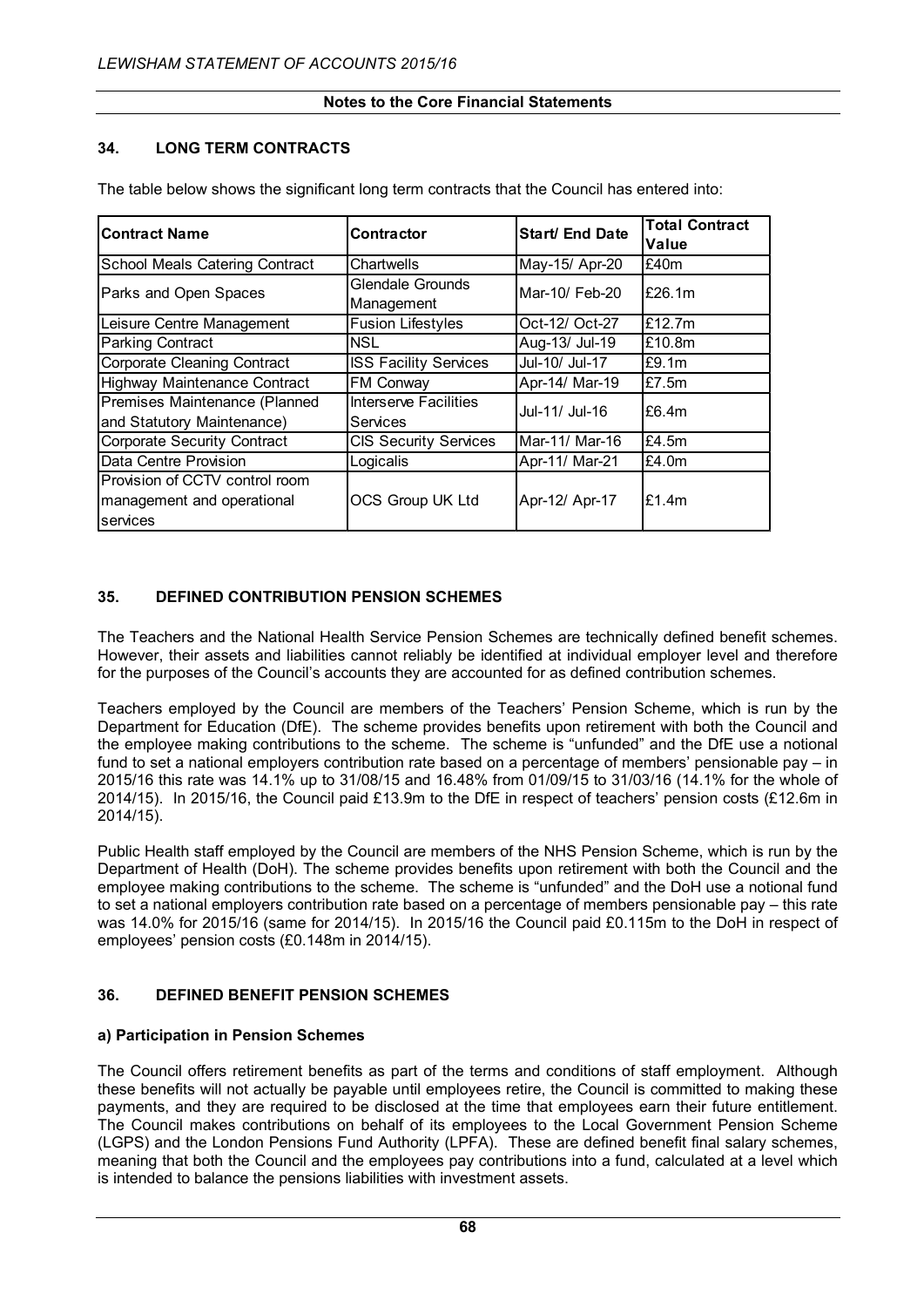## 34. LONG TERM CONTRACTS

The table below shows the significant long term contracts that the Council has entered into:

| Contract Name | Contractor | Start/ End Date | Total Contract Value |
|---|---|---|---|
| School Meals Catering Contract | Chartwells | May-15/ Apr-20 | £40m |
| Parks and Open Spaces | Glendale Grounds Management | Mar-10/ Feb-20 | £26.1m |
| Leisure Centre Management | Fusion Lifestyles | Oct-12/ Oct-27 | £12.7m |
| Parking Contract | NSL | Aug-13/ Jul-19 | £10.8m |
| Corporate Cleaning Contract | ISS Facility Services | Jul-10/ Jul-17 | £9.1m |
| Highway Maintenance Contract | FM Conway | Apr-14/ Mar-19 | £7.5m |
| Premises Maintenance (Planned and Statutory Maintenance) | Interserve Facilities Services | Jul-11/ Jul-16 | £6.4m |
| Corporate Security Contract | CIS Security Services | Mar-11/ Mar-16 | £4.5m |
| Data Centre Provision | Logicalis | Apr-11/ Mar-21 | £4.0m |
| Provision of CCTV control room management and operational services | OCS Group UK Ltd | Apr-12/ Apr-17 | £1.4m |

## 35. DEFINED CONTRIBUTION PENSION SCHEMES

The Teachers and the National Health Service Pension Schemes are technically defined benefit schemes. However, their assets and liabilities cannot reliably be identified at individual employer level and therefore for the purposes of the Council's accounts they are accounted for as defined contribution schemes.

Teachers employed by the Council are members of the Teachers' Pension Scheme, which is run by the Department for Education (DfE). The scheme provides benefits upon retirement with both the Council and the employee making contributions to the scheme. The scheme is "unfunded" and the DfE use a notional fund to set a national employers contribution rate based on a percentage of members' pensionable pay – in 2015/16 this rate was 14.1% up to 31/08/15 and 16.48% from 01/09/15 to 31/03/16 (14.1% for the whole of 2014/15). In 2015/16, the Council paid £13.9m to the DfE in respect of teachers' pension costs (£12.6m in 2014/15).

Public Health staff employed by the Council are members of the NHS Pension Scheme, which is run by the Department of Health (DoH). The scheme provides benefits upon retirement with both the Council and the employee making contributions to the scheme. The scheme is "unfunded" and the DoH use a notional fund to set a national employers contribution rate based on a percentage of members pensionable pay – this rate was 14.0% for 2015/16 (same for 2014/15). In 2015/16 the Council paid £0.115m to the DoH in respect of employees' pension costs (£0.148m in 2014/15).

## 36. DEFINED BENEFIT PENSION SCHEMES

### a) Participation in Pension Schemes

The Council offers retirement benefits as part of the terms and conditions of staff employment. Although these benefits will not actually be payable until employees retire, the Council is committed to making these payments, and they are required to be disclosed at the time that employees earn their future entitlement. The Council makes contributions on behalf of its employees to the Local Government Pension Scheme (LGPS) and the London Pensions Fund Authority (LPFA). These are defined benefit final salary schemes, meaning that both the Council and the employees pay contributions into a fund, calculated at a level which is intended to balance the pensions liabilities with investment assets.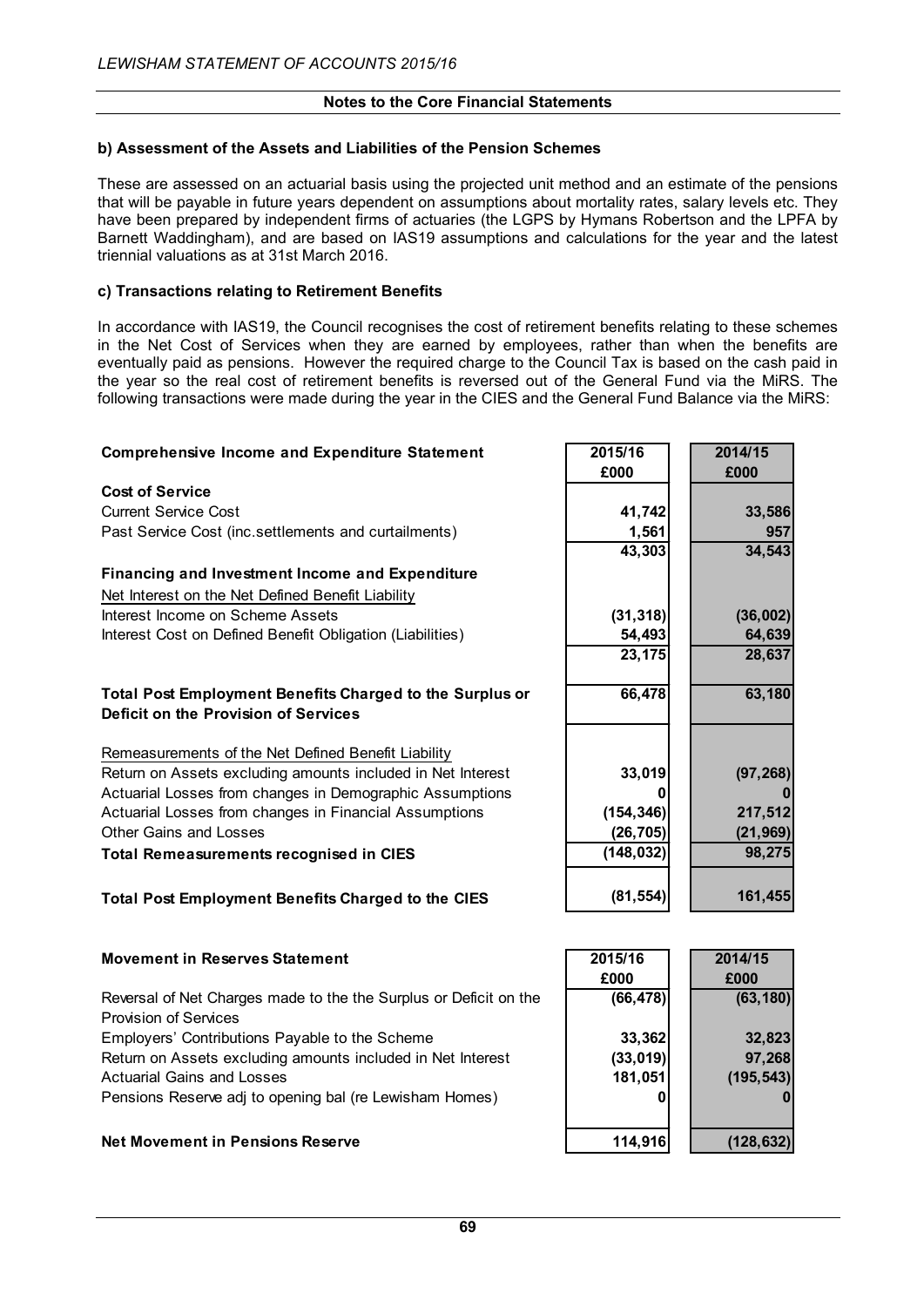## Notes to the Core Financial Statements

### b) Assessment of the Assets and Liabilities of the Pension Schemes

These are assessed on an actuarial basis using the projected unit method and an estimate of the pensions that will be payable in future years dependent on assumptions about mortality rates, salary levels etc. They have been prepared by independent firms of actuaries (the LGPS by Hymans Robertson and the LPFA by Barnett Waddingham), and are based on IAS19 assumptions and calculations for the year and the latest triennial valuations as at 31st March 2016.

### c) Transactions relating to Retirement Benefits

In accordance with IAS19, the Council recognises the cost of retirement benefits relating to these schemes in the Net Cost of Services when they are earned by employees, rather than when the benefits are eventually paid as pensions. However the required charge to the Council Tax is based on the cash paid in the year so the real cost of retirement benefits is reversed out of the General Fund via the MiRS. The following transactions were made during the year in the CIES and the General Fund Balance via the MiRS:

| **Comprehensive Income and Expenditure Statement** | **2015/16 £000** | **2014/15 £000** |
|---|---|---|
| **Cost of Service** | | |
| Current Service Cost | **41,742** | **33,586** |
| Past Service Cost (inc.settlements and curtailments) | **1,561** | **957** |
| | **43,303** | **34,543** |
| **Financing and Investment Income and Expenditure** | | |
| Net Interest on the Net Defined Benefit Liability | | |
| Interest Income on Scheme Assets | **(31,318)** | **(36,002)** |
| Interest Cost on Defined Benefit Obligation (Liabilities) | **54,493** | **64,639** |
| | **23,175** | **28,637** |
| **Total Post Employment Benefits Charged to the Surplus or Deficit on the Provision of Services** | **66,478** | **63,180** |
| Remeasurements of the Net Defined Benefit Liability | | |
| Return on Assets excluding amounts included in Net Interest | **33,019** | **(97,268)** |
| Actuarial Losses from changes in Demographic Assumptions | **0** | **0** |
| Actuarial Losses from changes in Financial Assumptions | **(154,346)** | **217,512** |
| Other Gains and Losses | **(26,705)** | **(21,969)** |
| **Total Remeasurements recognised in CIES** | **(148,032)** | **98,275** |
| **Total Post Employment Benefits Charged to the CIES** | **(81,554)** | **161,455** |

| **Movement in Reserves Statement** | **2015/16 £000** | **2014/15 £000** |
|---|---|---|
| Reversal of Net Charges made to the the Surplus or Deficit on the Provision of Services | **(66,478)** | **(63,180)** |
| Employers' Contributions Payable to the Scheme | **33,362** | **32,823** |
| Return on Assets excluding amounts included in Net Interest | **(33,019)** | **97,268** |
| Actuarial Gains and Losses | **181,051** | **(195,543)** |
| Pensions Reserve adj to opening bal (re Lewisham Homes) | **0** | **0** |
| **Net Movement in Pensions Reserve** | **114,916** | **(128,632)** |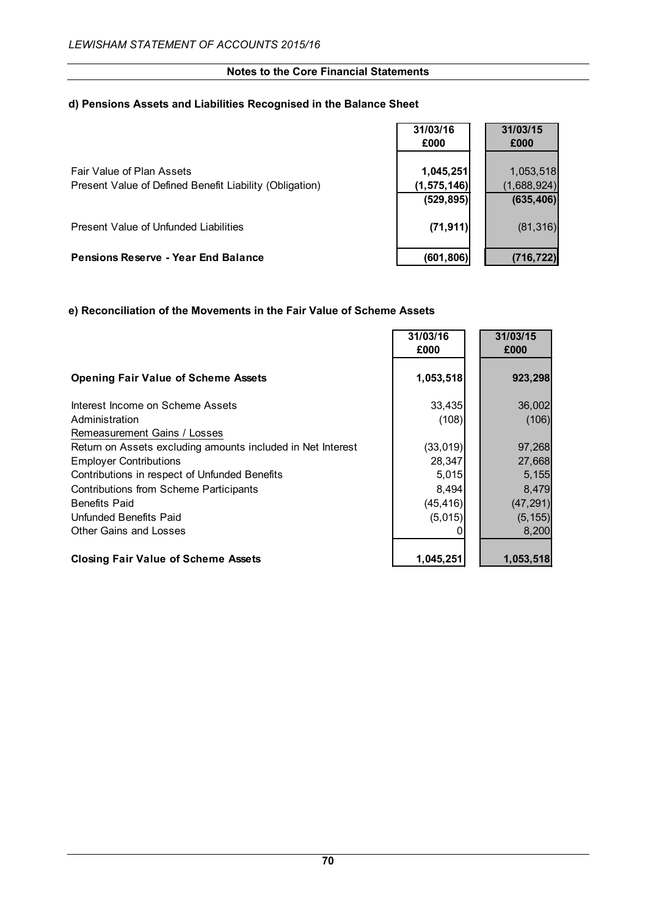## Notes to the Core Financial Statements

### d) Pensions Assets and Liabilities Recognised in the Balance Sheet

| | 31/03/16 £000 | 31/03/15 £000 |
|---|---|---|
| Fair Value of Plan Assets | **1,045,251** | 1,053,518 |
| Present Value of Defined Benefit Liability (Obligation) | **(1,575,146)** | (1,688,924) |
| | **(529,895)** | **(635,406)** |
| Present Value of Unfunded Liabilities | **(71,911)** | (81,316) |
| **Pensions Reserve - Year End Balance** | **(601,806)** | **(716,722)** |

### e) Reconciliation of the Movements in the Fair Value of Scheme Assets

| | 31/03/16 £000 | 31/03/15 £000 |
|---|---|---|
| **Opening Fair Value of Scheme Assets** | **1,053,518** | **923,298** |
| Interest Income on Scheme Assets | 33,435 | 36,002 |
| Administration | (108) | (106) |
| Remeasurement Gains / Losses | | |
| Return on Assets excluding amounts included in Net Interest | (33,019) | 97,268 |
| Employer Contributions | 28,347 | 27,668 |
| Contributions in respect of Unfunded Benefits | 5,015 | 5,155 |
| Contributions from Scheme Participants | 8,494 | 8,479 |
| Benefits Paid | (45,416) | (47,291) |
| Unfunded Benefits Paid | (5,015) | (5,155) |
| Other Gains and Losses | 0 | 8,200 |
| **Closing Fair Value of Scheme Assets** | **1,045,251** | **1,053,518** |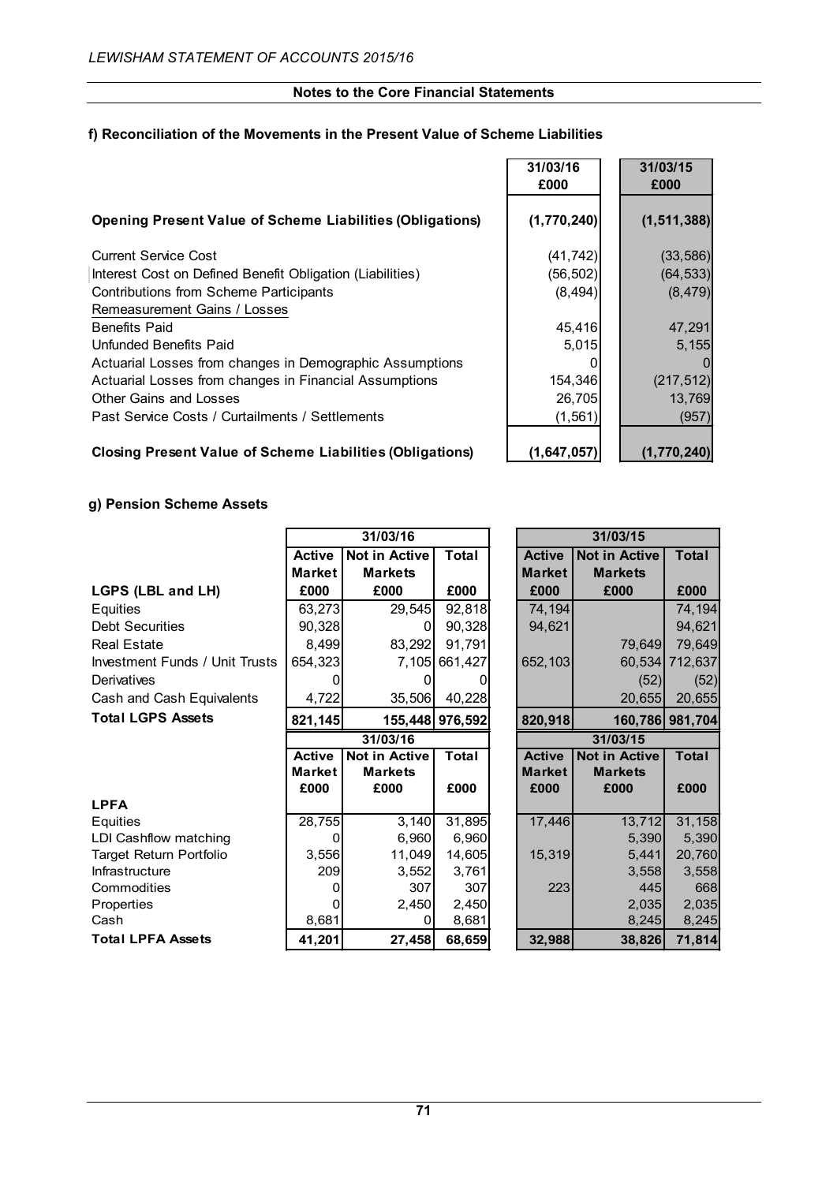## Notes to the Core Financial Statements

### f) Reconciliation of the Movements in the Present Value of Scheme Liabilities

| | 31/03/16 £000 | 31/03/15 £000 |
|---|---|---|
| **Opening Present Value of Scheme Liabilities (Obligations)** | **(1,770,240)** | **(1,511,388)** |
| Current Service Cost | (41,742) | (33,586) |
| Interest Cost on Defined Benefit Obligation (Liabilities) | (56,502) | (64,533) |
| Contributions from Scheme Participants | (8,494) | (8,479) |
| Remeasurement Gains / Losses | | |
| Benefits Paid | 45,416 | 47,291 |
| Unfunded Benefits Paid | 5,015 | 5,155 |
| Actuarial Losses from changes in Demographic Assumptions | 0 | 0 |
| Actuarial Losses from changes in Financial Assumptions | 154,346 | (217,512) |
| Other Gains and Losses | 26,705 | 13,769 |
| Past Service Costs / Curtailments / Settlements | (1,561) | (957) |
| **Closing Present Value of Scheme Liabilities (Obligations)** | **(1,647,057)** | **(1,770,240)** |

### g) Pension Scheme Assets

| | 31/03/16 | | | 31/03/15 | | |
|---|---|---|---|---|---|---|
| **LGPS (LBL and LH)** | **Active Market £000** | **Not in Active Markets £000** | **Total £000** | **Active Market £000** | **Not in Active Markets £000** | **Total £000** |
| Equities | 63,273 | 29,545 | 92,818 | 74,194 | | 74,194 |
| Debt Securities | 90,328 | 0 | 90,328 | 94,621 | | 94,621 |
| Real Estate | 8,499 | 83,292 | 91,791 | | 79,649 | 79,649 |
| Investment Funds / Unit Trusts | 654,323 | 7,105 | 661,427 | 652,103 | 60,534 | 712,637 |
| Derivatives | 0 | 0 | 0 | | (52) | (52) |
| Cash and Cash Equivalents | 4,722 | 35,506 | 40,228 | | 20,655 | 20,655 |
| **Total LGPS Assets** | **821,145** | **155,448** | **976,592** | **820,918** | **160,786** | **981,704** |

| | 31/03/16 | | | 31/03/15 | | |
|---|---|---|---|---|---|---|
| **LPFA** | **Active Market £000** | **Not in Active Markets £000** | **Total £000** | **Active Market £000** | **Not in Active Markets £000** | **Total £000** |
| Equities | 28,755 | 3,140 | 31,895 | 17,446 | 13,712 | 31,158 |
| LDI Cashflow matching | 0 | 6,960 | 6,960 | | 5,390 | 5,390 |
| Target Return Portfolio | 3,556 | 11,049 | 14,605 | 15,319 | 5,441 | 20,760 |
| Infrastructure | 209 | 3,552 | 3,761 | | 3,558 | 3,558 |
| Commodities | 0 | 307 | 307 | 223 | 445 | 668 |
| Properties | 0 | 2,450 | 2,450 | | 2,035 | 2,035 |
| Cash | 8,681 | 0 | 8,681 | | 8,245 | 8,245 |
| **Total LPFA Assets** | **41,201** | **27,458** | **68,659** | **32,988** | **38,826** | **71,814** |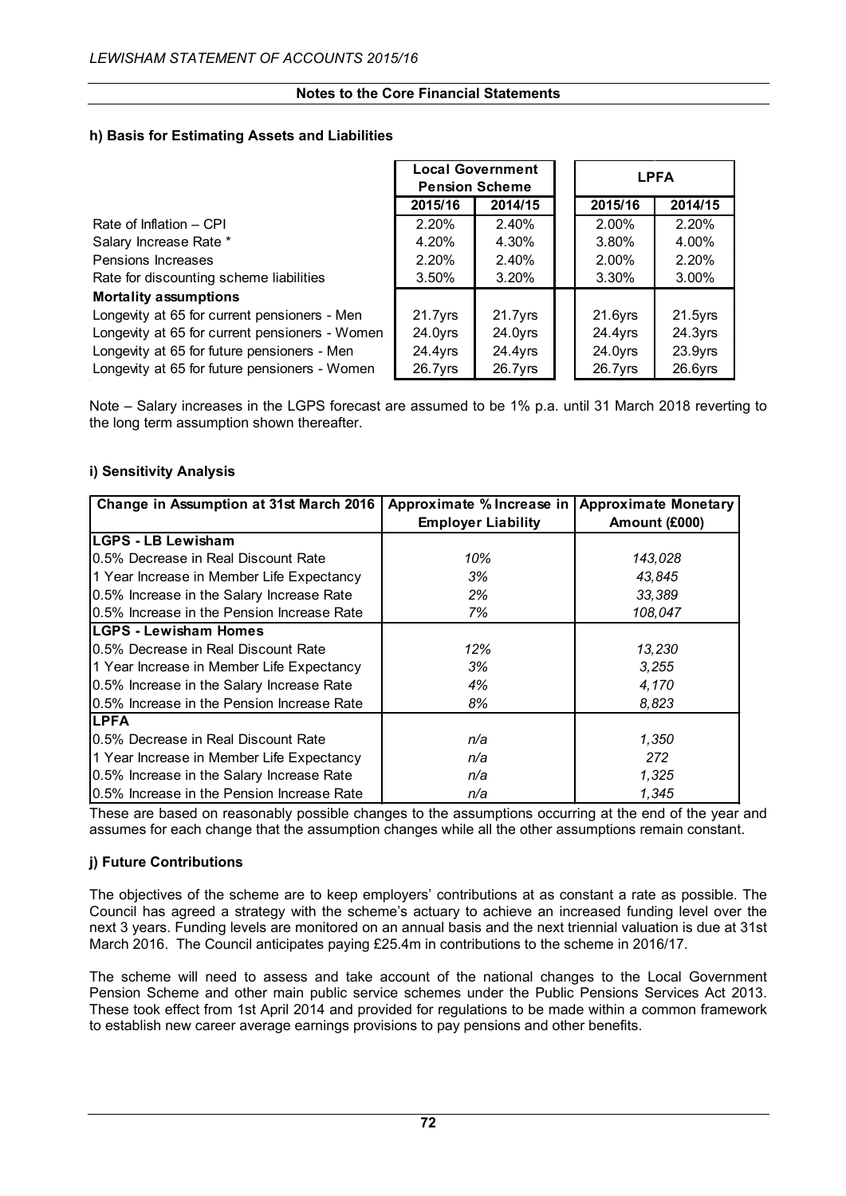**Notes to the Core Financial Statements**

**h) Basis for Estimating Assets and Liabilities**

| | Local Government Pension Scheme | | LPFA | |
|---|---|---|---|---|
| | 2015/16 | 2014/15 | 2015/16 | 2014/15 |
| Rate of Inflation – CPI | 2.20% | 2.40% | 2.00% | 2.20% |
| Salary Increase Rate * | 4.20% | 4.30% | 3.80% | 4.00% |
| Pensions Increases | 2.20% | 2.40% | 2.00% | 2.20% |
| Rate for discounting scheme liabilities | 3.50% | 3.20% | 3.30% | 3.00% |
| **Mortality assumptions** | | | | |
| Longevity at 65 for current pensioners - Men | 21.7yrs | 21.7yrs | 21.6yrs | 21.5yrs |
| Longevity at 65 for current pensioners - Women | 24.0yrs | 24.0yrs | 24.4yrs | 24.3yrs |
| Longevity at 65 for future pensioners - Men | 24.4yrs | 24.4yrs | 24.0yrs | 23.9yrs |
| Longevity at 65 for future pensioners - Women | 26.7yrs | 26.7yrs | 26.7yrs | 26.6yrs |

Note – Salary increases in the LGPS forecast are assumed to be 1% p.a. until 31 March 2018 reverting to the long term assumption shown thereafter.

**i) Sensitivity Analysis**

| Change in Assumption at 31st March 2016 | Approximate % Increase in Employer Liability | Approximate Monetary Amount (£000) |
|---|---|---|
| **LGPS - LB Lewisham** | | |
| 0.5% Decrease in Real Discount Rate | *10%* | *143,028* |
| 1 Year Increase in Member Life Expectancy | *3%* | *43,845* |
| 0.5% Increase in the Salary Increase Rate | *2%* | *33,389* |
| 0.5% Increase in the Pension Increase Rate | *7%* | *108,047* |
| **LGPS - Lewisham Homes** | | |
| 0.5% Decrease in Real Discount Rate | *12%* | *13,230* |
| 1 Year Increase in Member Life Expectancy | *3%* | *3,255* |
| 0.5% Increase in the Salary Increase Rate | *4%* | *4,170* |
| 0.5% Increase in the Pension Increase Rate | *8%* | *8,823* |
| **LPFA** | | |
| 0.5% Decrease in Real Discount Rate | *n/a* | *1,350* |
| 1 Year Increase in Member Life Expectancy | *n/a* | *272* |
| 0.5% Increase in the Salary Increase Rate | *n/a* | *1,325* |
| 0.5% Increase in the Pension Increase Rate | *n/a* | *1,345* |

These are based on reasonably possible changes to the assumptions occurring at the end of the year and assumes for each change that the assumption changes while all the other assumptions remain constant.

**j) Future Contributions**

The objectives of the scheme are to keep employers' contributions at as constant a rate as possible. The Council has agreed a strategy with the scheme's actuary to achieve an increased funding level over the next 3 years. Funding levels are monitored on an annual basis and the next triennial valuation is due at 31st March 2016. The Council anticipates paying £25.4m in contributions to the scheme in 2016/17.

The scheme will need to assess and take account of the national changes to the Local Government Pension Scheme and other main public service schemes under the Public Pensions Services Act 2013. These took effect from 1st April 2014 and provided for regulations to be made within a common framework to establish new career average earnings provisions to pay pensions and other benefits.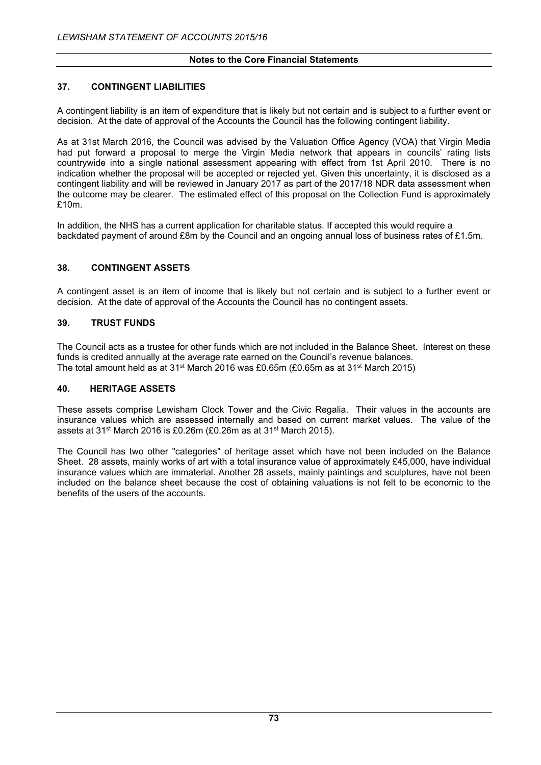## 37. CONTINGENT LIABILITIES

A contingent liability is an item of expenditure that is likely but not certain and is subject to a further event or decision. At the date of approval of the Accounts the Council has the following contingent liability.

As at 31st March 2016, the Council was advised by the Valuation Office Agency (VOA) that Virgin Media had put forward a proposal to merge the Virgin Media network that appears in councils' rating lists countrywide into a single national assessment appearing with effect from 1st April 2010. There is no indication whether the proposal will be accepted or rejected yet. Given this uncertainty, it is disclosed as a contingent liability and will be reviewed in January 2017 as part of the 2017/18 NDR data assessment when the outcome may be clearer. The estimated effect of this proposal on the Collection Fund is approximately £10m.

In addition, the NHS has a current application for charitable status. If accepted this would require a backdated payment of around £8m by the Council and an ongoing annual loss of business rates of £1.5m.

## 38. CONTINGENT ASSETS

A contingent asset is an item of income that is likely but not certain and is subject to a further event or decision. At the date of approval of the Accounts the Council has no contingent assets.

## 39. TRUST FUNDS

The Council acts as a trustee for other funds which are not included in the Balance Sheet. Interest on these funds is credited annually at the average rate earned on the Council's revenue balances.
The total amount held as at 31st March 2016 was £0.65m (£0.65m as at 31st March 2015)

## 40. HERITAGE ASSETS

These assets comprise Lewisham Clock Tower and the Civic Regalia. Their values in the accounts are insurance values which are assessed internally and based on current market values. The value of the assets at 31st March 2016 is £0.26m (£0.26m as at 31st March 2015).

The Council has two other "categories" of heritage asset which have not been included on the Balance Sheet. 28 assets, mainly works of art with a total insurance value of approximately £45,000, have individual insurance values which are immaterial. Another 28 assets, mainly paintings and sculptures, have not been included on the balance sheet because the cost of obtaining valuations is not felt to be economic to the benefits of the users of the accounts.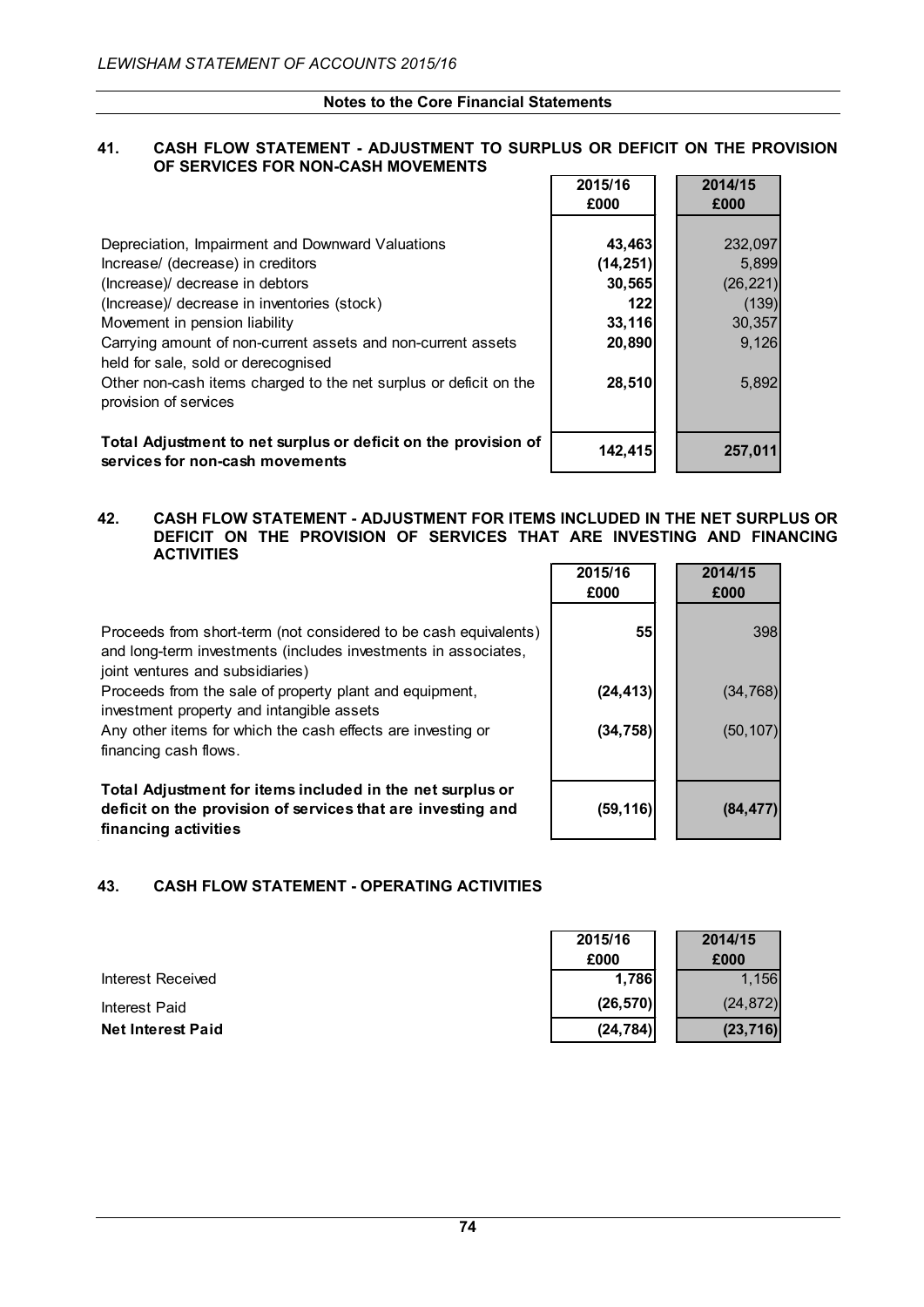**Notes to the Core Financial Statements**

## 41. CASH FLOW STATEMENT - ADJUSTMENT TO SURPLUS OR DEFICIT ON THE PROVISION OF SERVICES FOR NON-CASH MOVEMENTS

| | 2015/16 £000 | 2014/15 £000 |
|---|---|---|
| Depreciation, Impairment and Downward Valuations | **43,463** | 232,097 |
| Increase/ (decrease) in creditors | **(14,251)** | 5,899 |
| (Increase)/ decrease in debtors | **30,565** | (26,221) |
| (Increase)/ decrease in inventories (stock) | **122** | (139) |
| Movement in pension liability | **33,116** | 30,357 |
| Carrying amount of non-current assets and non-current assets held for sale, sold or derecognised | **20,890** | 9,126 |
| Other non-cash items charged to the net surplus or deficit on the provision of services | **28,510** | 5,892 |
| **Total Adjustment to net surplus or deficit on the provision of services for non-cash movements** | **142,415** | **257,011** |

## 42. CASH FLOW STATEMENT - ADJUSTMENT FOR ITEMS INCLUDED IN THE NET SURPLUS OR DEFICIT ON THE PROVISION OF SERVICES THAT ARE INVESTING AND FINANCING ACTIVITIES

| | 2015/16 £000 | 2014/15 £000 |
|---|---|---|
| Proceeds from short-term (not considered to be cash equivalents) and long-term investments (includes investments in associates, joint ventures and subsidiaries) | **55** | 398 |
| Proceeds from the sale of property plant and equipment, investment property and intangible assets | **(24,413)** | (34,768) |
| Any other items for which the cash effects are investing or financing cash flows. | **(34,758)** | (50,107) |
| **Total Adjustment for items included in the net surplus or deficit on the provision of services that are investing and financing activities** | **(59,116)** | **(84,477)** |

## 43. CASH FLOW STATEMENT - OPERATING ACTIVITIES

| | 2015/16 £000 | 2014/15 £000 |
|---|---|---|
| Interest Received | **1,786** | 1,156 |
| Interest Paid | **(26,570)** | (24,872) |
| **Net Interest Paid** | **(24,784)** | **(23,716)** |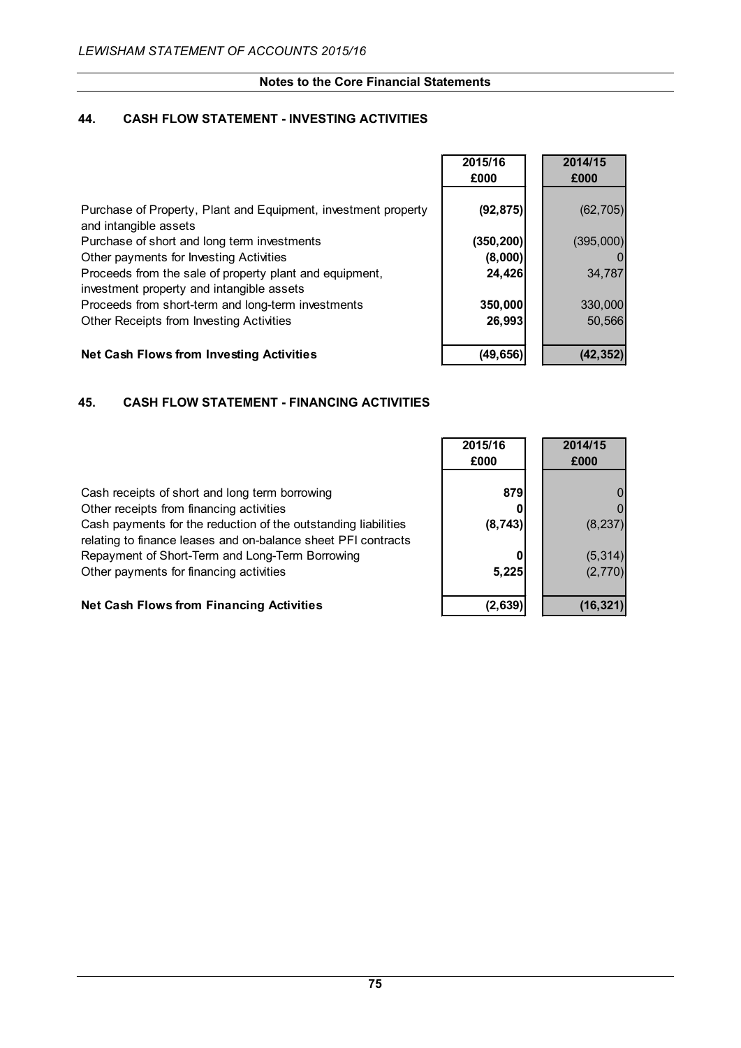**Notes to the Core Financial Statements**

## 44. CASH FLOW STATEMENT - INVESTING ACTIVITIES

| | 2015/16 £000 | 2014/15 £000 |
|---|---|---|
| Purchase of Property, Plant and Equipment, investment property and intangible assets | **(92,875)** | (62,705) |
| Purchase of short and long term investments | **(350,200)** | (395,000) |
| Other payments for Investing Activities | **(8,000)** | 0 |
| Proceeds from the sale of property plant and equipment, investment property and intangible assets | **24,426** | 34,787 |
| Proceeds from short-term and long-term investments | **350,000** | 330,000 |
| Other Receipts from Investing Activities | **26,993** | 50,566 |
| **Net Cash Flows from Investing Activities** | **(49,656)** | **(42,352)** |

## 45. CASH FLOW STATEMENT - FINANCING ACTIVITIES

| | 2015/16 £000 | 2014/15 £000 |
|---|---|---|
| Cash receipts of short and long term borrowing | **879** | 0 |
| Other receipts from financing activities | **0** | 0 |
| Cash payments for the reduction of the outstanding liabilities relating to finance leases and on-balance sheet PFI contracts | **(8,743)** | (8,237) |
| Repayment of Short-Term and Long-Term Borrowing | **0** | (5,314) |
| Other payments for financing activities | **5,225** | (2,770) |
| **Net Cash Flows from Financing Activities** | **(2,639)** | **(16,321)** |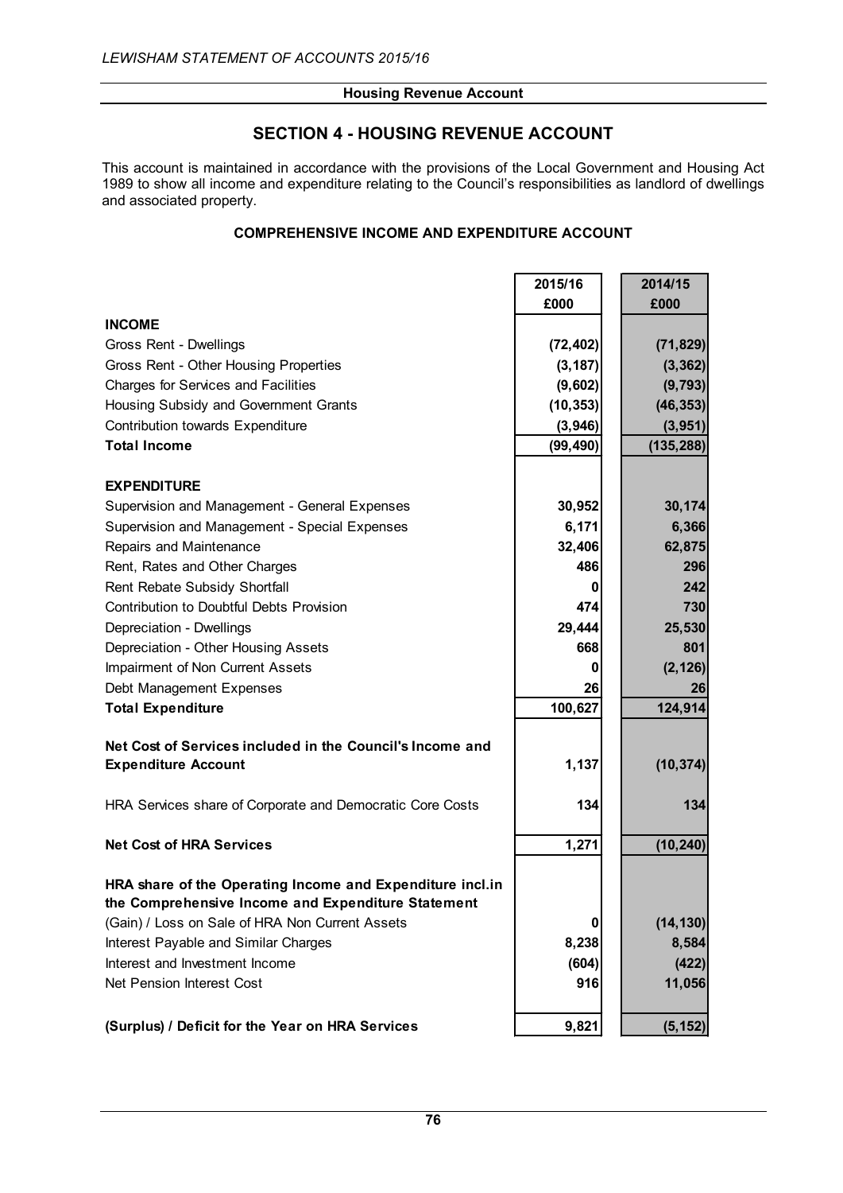## SECTION 4 - HOUSING REVENUE ACCOUNT

This account is maintained in accordance with the provisions of the Local Government and Housing Act 1989 to show all income and expenditure relating to the Council's responsibilities as landlord of dwellings and associated property.

### COMPREHENSIVE INCOME AND EXPENDITURE ACCOUNT

| | 2015/16 £000 | 2014/15 £000 |
|---|---|---|
| **INCOME** | | |
| Gross Rent - Dwellings | **(72,402)** | **(71,829)** |
| Gross Rent - Other Housing Properties | **(3,187)** | **(3,362)** |
| Charges for Services and Facilities | **(9,602)** | **(9,793)** |
| Housing Subsidy and Government Grants | **(10,353)** | **(46,353)** |
| Contribution towards Expenditure | **(3,946)** | **(3,951)** |
| **Total Income** | **(99,490)** | **(135,288)** |
| **EXPENDITURE** | | |
| Supervision and Management - General Expenses | **30,952** | **30,174** |
| Supervision and Management - Special Expenses | **6,171** | **6,366** |
| Repairs and Maintenance | **32,406** | **62,875** |
| Rent, Rates and Other Charges | **486** | **296** |
| Rent Rebate Subsidy Shortfall | **0** | **242** |
| Contribution to Doubtful Debts Provision | **474** | **730** |
| Depreciation - Dwellings | **29,444** | **25,530** |
| Depreciation - Other Housing Assets | **668** | **801** |
| Impairment of Non Current Assets | **0** | **(2,126)** |
| Debt Management Expenses | **26** | **26** |
| **Total Expenditure** | **100,627** | **124,914** |
| **Net Cost of Services included in the Council's Income and Expenditure Account** | **1,137** | **(10,374)** |
| HRA Services share of Corporate and Democratic Core Costs | **134** | **134** |
| **Net Cost of HRA Services** | **1,271** | **(10,240)** |
| **HRA share of the Operating Income and Expenditure incl.in the Comprehensive Income and Expenditure Statement** | | |
| (Gain) / Loss on Sale of HRA Non Current Assets | **0** | **(14,130)** |
| Interest Payable and Similar Charges | **8,238** | **8,584** |
| Interest and Investment Income | **(604)** | **(422)** |
| Net Pension Interest Cost | **916** | **11,056** |
| **(Surplus) / Deficit for the Year on HRA Services** | **9,821** | **(5,152)** |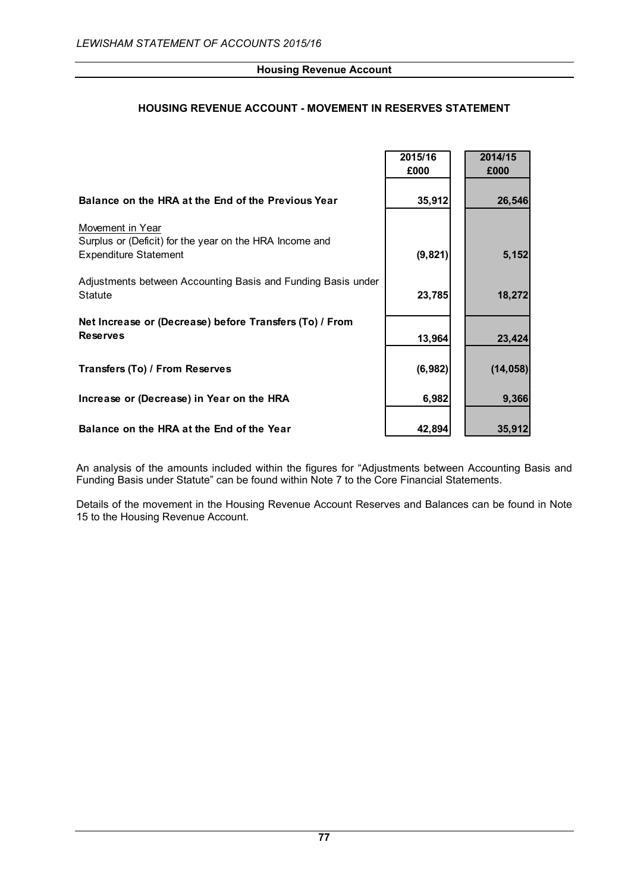## Housing Revenue Account

### HOUSING REVENUE ACCOUNT - MOVEMENT IN RESERVES STATEMENT

| | 2015/16 £000 | 2014/15 £000 |
|---|---|---|
| **Balance on the HRA at the End of the Previous Year** | 35,912 | 26,546 |
| Movement in Year | | |
| Surplus or (Deficit) for the year on the HRA Income and Expenditure Statement | (9,821) | 5,152 |
| Adjustments between Accounting Basis and Funding Basis under Statute | 23,785 | 18,272 |
| **Net Increase or (Decrease) before Transfers (To) / From Reserves** | 13,964 | 23,424 |
| **Transfers (To) / From Reserves** | (6,982) | (14,058) |
| **Increase or (Decrease) in Year on the HRA** | 6,982 | 9,366 |
| **Balance on the HRA at the End of the Year** | 42,894 | 35,912 |

An analysis of the amounts included within the figures for "Adjustments between Accounting Basis and Funding Basis under Statute" can be found within Note 7 to the Core Financial Statements.

Details of the movement in the Housing Revenue Account Reserves and Balances can be found in Note 15 to the Housing Revenue Account.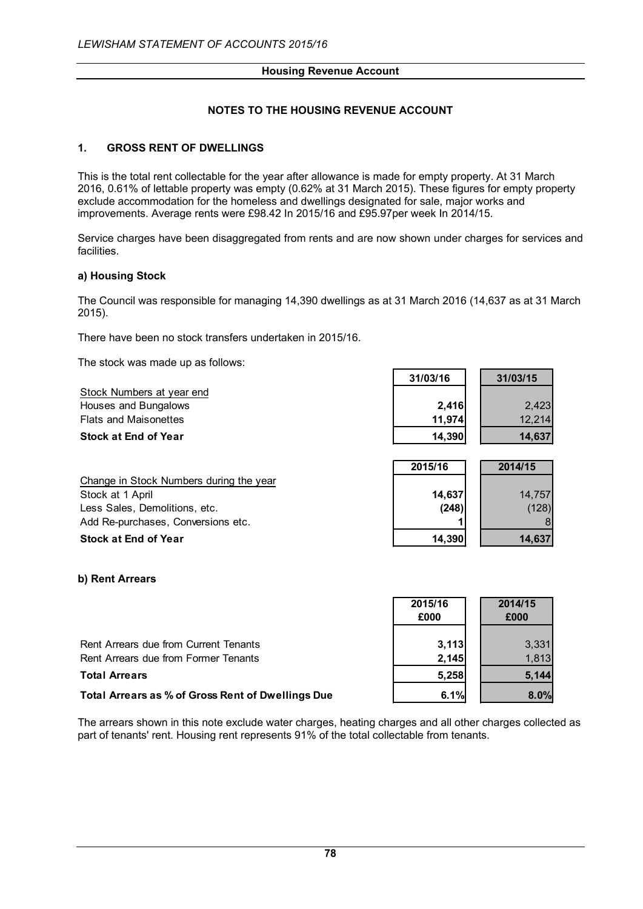## Housing Revenue Account

### NOTES TO THE HOUSING REVENUE ACCOUNT

#### 1. GROSS RENT OF DWELLINGS

This is the total rent collectable for the year after allowance is made for empty property. At 31 March 2016, 0.61% of lettable property was empty (0.62% at 31 March 2015). These figures for empty property exclude accommodation for the homeless and dwellings designated for sale, major works and improvements. Average rents were £98.42 In 2015/16 and £95.97per week In 2014/15.

Service charges have been disaggregated from rents and are now shown under charges for services and facilities.

**a) Housing Stock**

The Council was responsible for managing 14,390 dwellings as at 31 March 2016 (14,637 as at 31 March 2015).

There have been no stock transfers undertaken in 2015/16.

The stock was made up as follows:

| | 31/03/16 | 31/03/15 |
|---|---|---|
| Stock Numbers at year end | | |
| Houses and Bungalows | **2,416** | 2,423 |
| Flats and Maisonettes | **11,974** | 12,214 |
| **Stock at End of Year** | **14,390** | **14,637** |

| | 2015/16 | 2014/15 |
|---|---|---|
| Change in Stock Numbers during the year | | |
| Stock at 1 April | **14,637** | 14,757 |
| Less Sales, Demolitions, etc. | **(248)** | (128) |
| Add Re-purchases, Conversions etc. | **1** | 8 |
| **Stock at End of Year** | **14,390** | **14,637** |

**b) Rent Arrears**

| | 2015/16 £000 | 2014/15 £000 |
|---|---|---|
| Rent Arrears due from Current Tenants | **3,113** | 3,331 |
| Rent Arrears due from Former Tenants | **2,145** | 1,813 |
| **Total Arrears** | **5,258** | **5,144** |
| **Total Arrears as % of Gross Rent of Dwellings Due** | **6.1%** | **8.0%** |

The arrears shown in this note exclude water charges, heating charges and all other charges collected as part of tenants' rent. Housing rent represents 91% of the total collectable from tenants.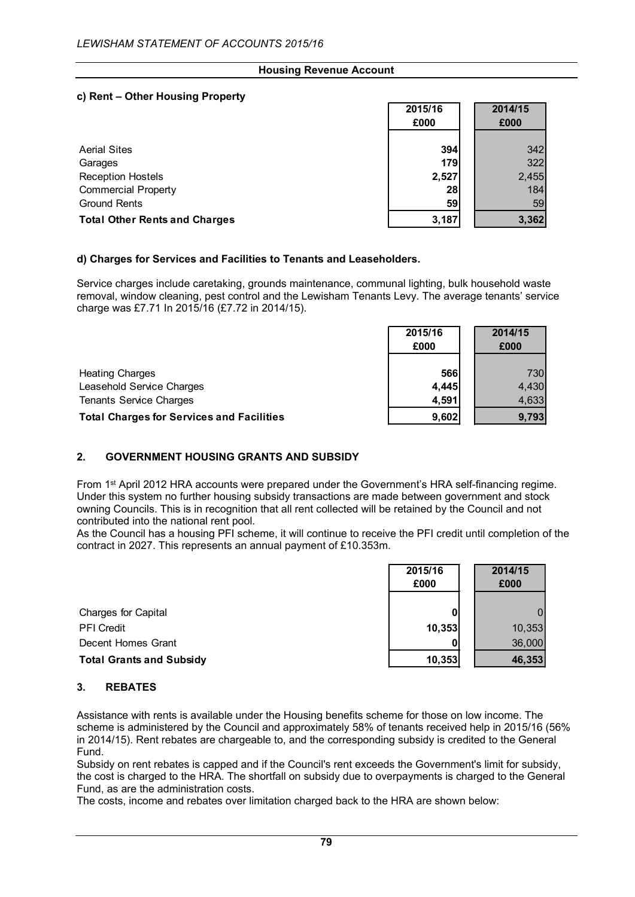## Housing Revenue Account

### c) Rent – Other Housing Property

| | 2015/16 £000 | 2014/15 £000 |
|---|---|---|
| Aerial Sites | **394** | 342 |
| Garages | **179** | 322 |
| Reception Hostels | **2,527** | 2,455 |
| Commercial Property | **28** | 184 |
| Ground Rents | **59** | 59 |
| **Total Other Rents and Charges** | **3,187** | **3,362** |

### d) Charges for Services and Facilities to Tenants and Leaseholders.

Service charges include caretaking, grounds maintenance, communal lighting, bulk household waste removal, window cleaning, pest control and the Lewisham Tenants Levy. The average tenants' service charge was £7.71 In 2015/16 (£7.72 in 2014/15).

| | 2015/16 £000 | 2014/15 £000 |
|---|---|---|
| Heating Charges | **566** | 730 |
| Leasehold Service Charges | **4,445** | 4,430 |
| Tenants Service Charges | **4,591** | 4,633 |
| **Total Charges for Services and Facilities** | **9,602** | **9,793** |

## 2. GOVERNMENT HOUSING GRANTS AND SUBSIDY

From 1st April 2012 HRA accounts were prepared under the Government's HRA self-financing regime. Under this system no further housing subsidy transactions are made between government and stock owning Councils. This is in recognition that all rent collected will be retained by the Council and not contributed into the national rent pool.

As the Council has a housing PFI scheme, it will continue to receive the PFI credit until completion of the contract in 2027. This represents an annual payment of £10.353m.

| | 2015/16 £000 | 2014/15 £000 |
|---|---|---|
| Charges for Capital | **0** | 0 |
| PFI Credit | **10,353** | 10,353 |
| Decent Homes Grant | **0** | 36,000 |
| **Total Grants and Subsidy** | **10,353** | **46,353** |

## 3. REBATES

Assistance with rents is available under the Housing benefits scheme for those on low income. The scheme is administered by the Council and approximately 58% of tenants received help in 2015/16 (56% in 2014/15). Rent rebates are chargeable to, and the corresponding subsidy is credited to the General Fund.

Subsidy on rent rebates is capped and if the Council's rent exceeds the Government's limit for subsidy, the cost is charged to the HRA. The shortfall on subsidy due to overpayments is charged to the General Fund, as are the administration costs.

The costs, income and rebates over limitation charged back to the HRA are shown below: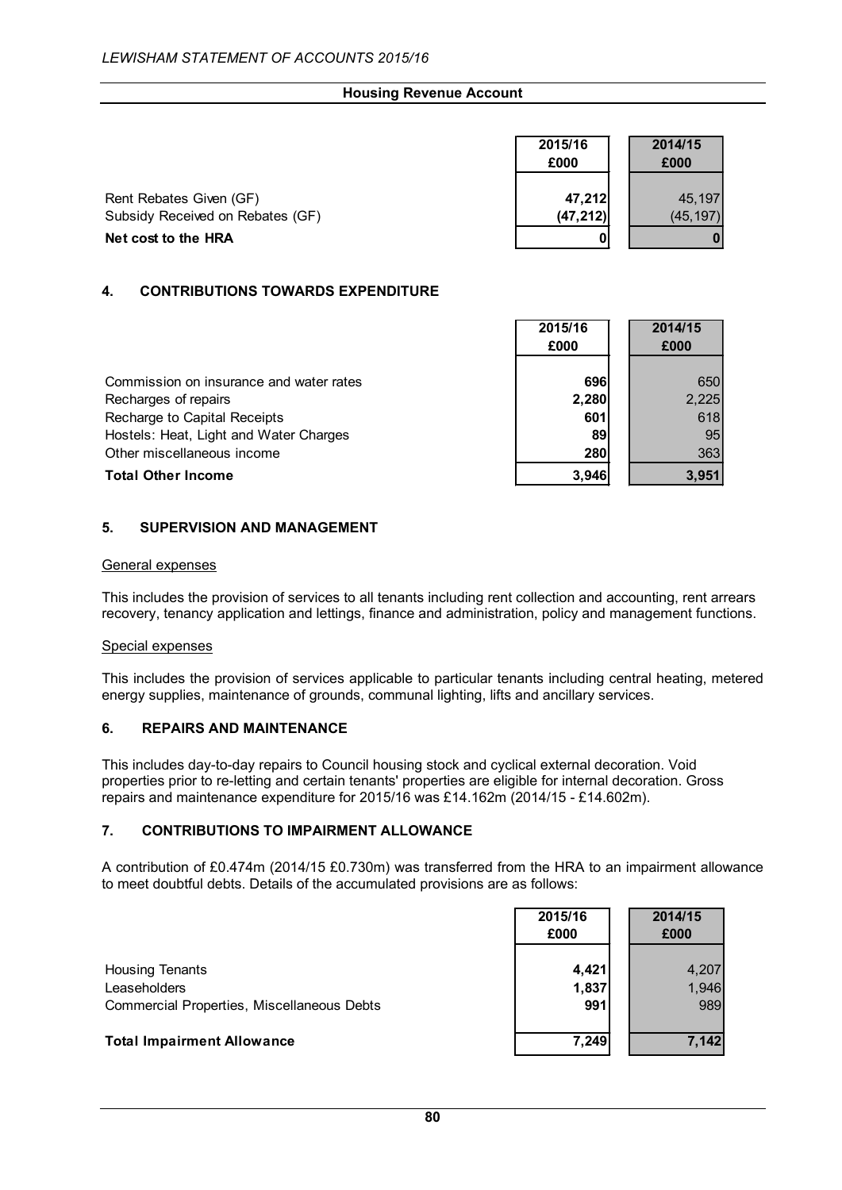## Housing Revenue Account

| | 2015/16 £000 | 2014/15 £000 |
|---|---|---|
| Rent Rebates Given (GF) | **47,212** | 45,197 |
| Subsidy Received on Rebates (GF) | **(47,212)** | (45,197) |
| **Net cost to the HRA** | **0** | **0** |

### 4. CONTRIBUTIONS TOWARDS EXPENDITURE

| | 2015/16 £000 | 2014/15 £000 |
|---|---|---|
| Commission on insurance and water rates | **696** | 650 |
| Recharges of repairs | **2,280** | 2,225 |
| Recharge to Capital Receipts | **601** | 618 |
| Hostels: Heat, Light and Water Charges | **89** | 95 |
| Other miscellaneous income | **280** | 363 |
| **Total Other Income** | **3,946** | **3,951** |

### 5. SUPERVISION AND MANAGEMENT

General expenses

This includes the provision of services to all tenants including rent collection and accounting, rent arrears recovery, tenancy application and lettings, finance and administration, policy and management functions.

Special expenses

This includes the provision of services applicable to particular tenants including central heating, metered energy supplies, maintenance of grounds, communal lighting, lifts and ancillary services.

### 6. REPAIRS AND MAINTENANCE

This includes day-to-day repairs to Council housing stock and cyclical external decoration. Void properties prior to re-letting and certain tenants' properties are eligible for internal decoration. Gross repairs and maintenance expenditure for 2015/16 was £14.162m (2014/15 - £14.602m).

### 7. CONTRIBUTIONS TO IMPAIRMENT ALLOWANCE

A contribution of £0.474m (2014/15 £0.730m) was transferred from the HRA to an impairment allowance to meet doubtful debts. Details of the accumulated provisions are as follows:

| | 2015/16 £000 | 2014/15 £000 |
|---|---|---|
| Housing Tenants | **4,421** | 4,207 |
| Leaseholders | **1,837** | 1,946 |
| Commercial Properties, Miscellaneous Debts | **991** | 989 |
| **Total Impairment Allowance** | **7,249** | **7,142** |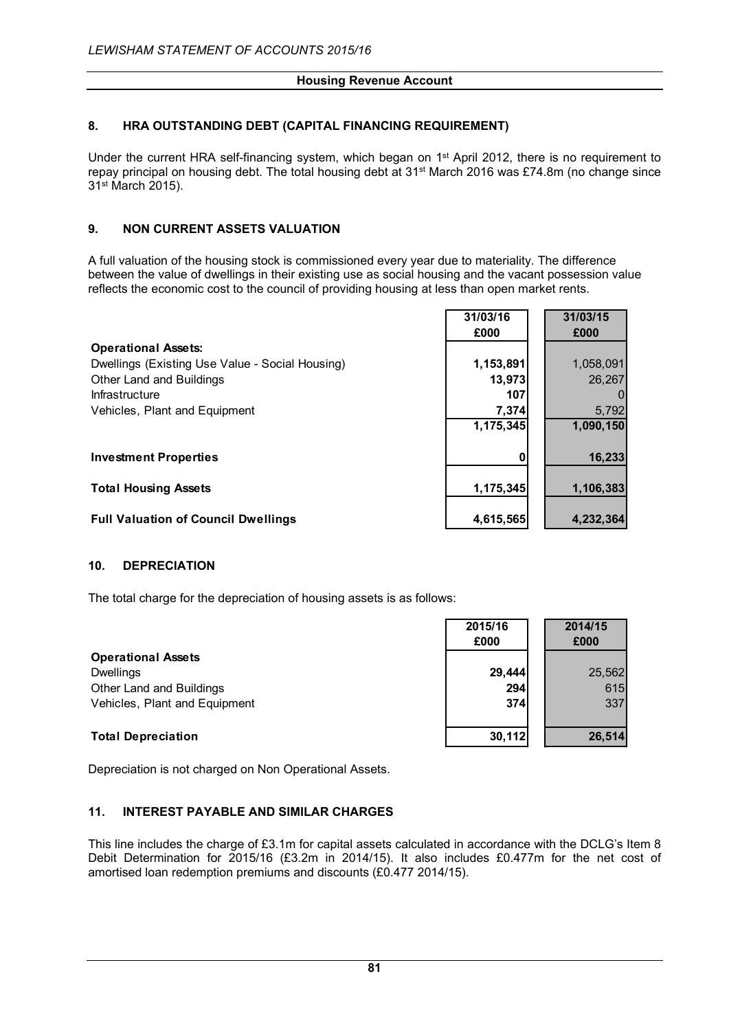## Housing Revenue Account

### 8. HRA OUTSTANDING DEBT (CAPITAL FINANCING REQUIREMENT)

Under the current HRA self-financing system, which began on 1st April 2012, there is no requirement to repay principal on housing debt. The total housing debt at 31st March 2016 was £74.8m (no change since 31st March 2015).

### 9. NON CURRENT ASSETS VALUATION

A full valuation of the housing stock is commissioned every year due to materiality. The difference between the value of dwellings in their existing use as social housing and the vacant possession value reflects the economic cost to the council of providing housing at less than open market rents.

| | 31/03/16 £000 | 31/03/15 £000 |
|---|---|---|
| **Operational Assets:** | | |
| Dwellings (Existing Use Value - Social Housing) | 1,153,891 | 1,058,091 |
| Other Land and Buildings | 13,973 | 26,267 |
| Infrastructure | 107 | 0 |
| Vehicles, Plant and Equipment | 7,374 | 5,792 |
| | 1,175,345 | 1,090,150 |
| **Investment Properties** | 0 | 16,233 |
| **Total Housing Assets** | 1,175,345 | 1,106,383 |
| **Full Valuation of Council Dwellings** | 4,615,565 | 4,232,364 |

### 10. DEPRECIATION

The total charge for the depreciation of housing assets is as follows:

| | 2015/16 £000 | 2014/15 £000 |
|---|---|---|
| **Operational Assets** | | |
| Dwellings | 29,444 | 25,562 |
| Other Land and Buildings | 294 | 615 |
| Vehicles, Plant and Equipment | 374 | 337 |
| **Total Depreciation** | 30,112 | 26,514 |

Depreciation is not charged on Non Operational Assets.

### 11. INTEREST PAYABLE AND SIMILAR CHARGES

This line includes the charge of £3.1m for capital assets calculated in accordance with the DCLG's Item 8 Debit Determination for 2015/16 (£3.2m in 2014/15). It also includes £0.477m for the net cost of amortised loan redemption premiums and discounts (£0.477 2014/15).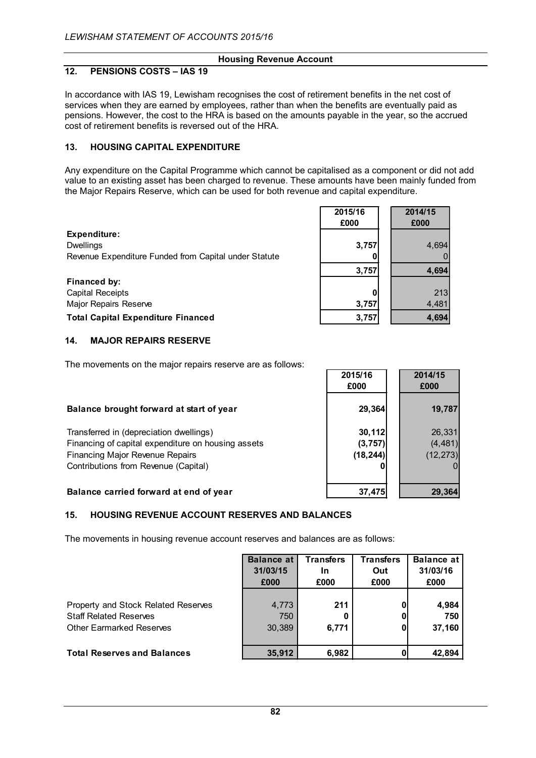## Housing Revenue Account

### 12. PENSIONS COSTS – IAS 19

In accordance with IAS 19, Lewisham recognises the cost of retirement benefits in the net cost of services when they are earned by employees, rather than when the benefits are eventually paid as pensions. However, the cost to the HRA is based on the amounts payable in the year, so the accrued cost of retirement benefits is reversed out of the HRA.

### 13. HOUSING CAPITAL EXPENDITURE

Any expenditure on the Capital Programme which cannot be capitalised as a component or did not add value to an existing asset has been charged to revenue. These amounts have been mainly funded from the Major Repairs Reserve, which can be used for both revenue and capital expenditure.

| | 2015/16 £000 | 2014/15 £000 |
|---|---|---|
| **Expenditure:** | | |
| Dwellings | 3,757 | 4,694 |
| Revenue Expenditure Funded from Capital under Statute | 0 | 0 |
| | 3,757 | 4,694 |
| **Financed by:** | | |
| Capital Receipts | 0 | 213 |
| Major Repairs Reserve | 3,757 | 4,481 |
| **Total Capital Expenditure Financed** | 3,757 | 4,694 |

### 14. MAJOR REPAIRS RESERVE

The movements on the major repairs reserve are as follows:

| | 2015/16 £000 | 2014/15 £000 |
|---|---|---|
| **Balance brought forward at start of year** | 29,364 | 19,787 |
| Transferred in (depreciation dwellings) | 30,112 | 26,331 |
| Financing of capital expenditure on housing assets | (3,757) | (4,481) |
| Financing Major Revenue Repairs | (18,244) | (12,273) |
| Contributions from Revenue (Capital) | 0 | 0 |
| **Balance carried forward at end of year** | 37,475 | 29,364 |

### 15. HOUSING REVENUE ACCOUNT RESERVES AND BALANCES

The movements in housing revenue account reserves and balances are as follows:

| | Balance at 31/03/15 £000 | Transfers In £000 | Transfers Out £000 | Balance at 31/03/16 £000 |
|---|---|---|---|---|
| Property and Stock Related Reserves | 4,773 | 211 | 0 | 4,984 |
| Staff Related Reserves | 750 | 0 | 0 | 750 |
| Other Earmarked Reserves | 30,389 | 6,771 | 0 | 37,160 |
| **Total Reserves and Balances** | 35,912 | 6,982 | 0 | 42,894 |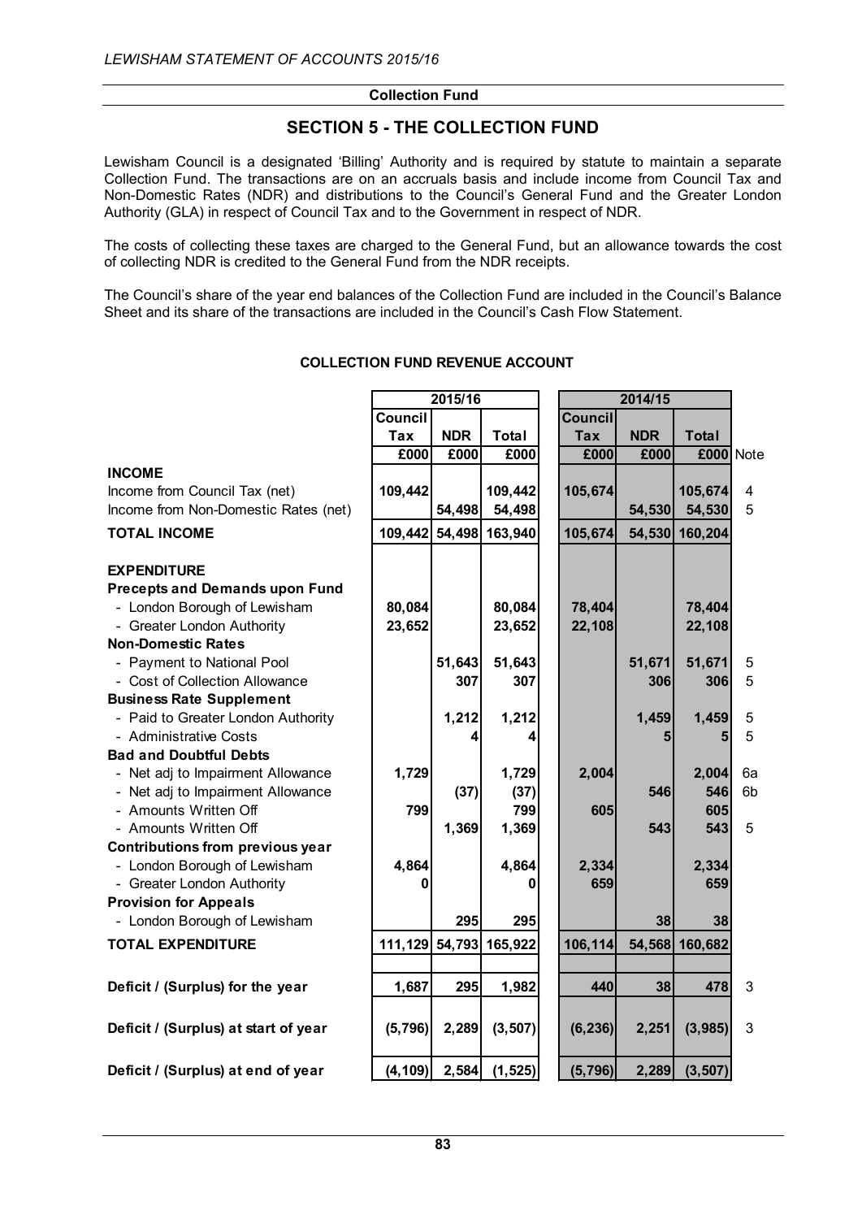**Collection Fund**

## SECTION 5 - THE COLLECTION FUND

Lewisham Council is a designated 'Billing' Authority and is required by statute to maintain a separate Collection Fund. The transactions are on an accruals basis and include income from Council Tax and Non-Domestic Rates (NDR) and distributions to the Council's General Fund and the Greater London Authority (GLA) in respect of Council Tax and to the Government in respect of NDR.

The costs of collecting these taxes are charged to the General Fund, but an allowance towards the cost of collecting NDR is credited to the General Fund from the NDR receipts.

The Council's share of the year end balances of the Collection Fund are included in the Council's Balance Sheet and its share of the transactions are included in the Council's Cash Flow Statement.

### COLLECTION FUND REVENUE ACCOUNT

| | 2015/16 | | | 2014/15 | | | |
|---|---|---|---|---|---|---|---|
| | Council Tax | NDR | Total | Council Tax | NDR | Total | |
| | £000 | £000 | £000 | £000 | £000 | £000 | Note |
| **INCOME** | | | | | | | |
| Income from Council Tax (net) | 109,442 | | 109,442 | 105,674 | | 105,674 | 4 |
| Income from Non-Domestic Rates (net) | | 54,498 | 54,498 | | 54,530 | 54,530 | 5 |
| **TOTAL INCOME** | 109,442 | 54,498 | 163,940 | 105,674 | 54,530 | 160,204 | |
| **EXPENDITURE** | | | | | | | |
| **Precepts and Demands upon Fund** | | | | | | | |
| - London Borough of Lewisham | 80,084 | | 80,084 | 78,404 | | 78,404 | |
| - Greater London Authority | 23,652 | | 23,652 | 22,108 | | 22,108 | |
| **Non-Domestic Rates** | | | | | | | |
| - Payment to National Pool | | 51,643 | 51,643 | | 51,671 | 51,671 | 5 |
| - Cost of Collection Allowance | | 307 | 307 | | 306 | 306 | 5 |
| **Business Rate Supplement** | | | | | | | |
| - Paid to Greater London Authority | | 1,212 | 1,212 | | 1,459 | 1,459 | 5 |
| - Administrative Costs | | 4 | 4 | | 5 | 5 | 5 |
| **Bad and Doubtful Debts** | | | | | | | |
| - Net adj to Impairment Allowance | 1,729 | | 1,729 | 2,004 | | 2,004 | 6a |
| - Net adj to Impairment Allowance | | (37) | (37) | | 546 | 546 | 6b |
| - Amounts Written Off | 799 | | 799 | 605 | | 605 | |
| - Amounts Written Off | | 1,369 | 1,369 | | 543 | 543 | 5 |
| **Contributions from previous year** | | | | | | | |
| - London Borough of Lewisham | 4,864 | | 4,864 | 2,334 | | 2,334 | |
| - Greater London Authority | 0 | | 0 | 659 | | 659 | |
| **Provision for Appeals** | | | | | | | |
| - London Borough of Lewisham | | 295 | 295 | | 38 | 38 | |
| **TOTAL EXPENDITURE** | 111,129 | 54,793 | 165,922 | 106,114 | 54,568 | 160,682 | |
| **Deficit / (Surplus) for the year** | 1,687 | 295 | 1,982 | 440 | 38 | 478 | 3 |
| **Deficit / (Surplus) at start of year** | (5,796) | 2,289 | (3,507) | (6,236) | 2,251 | (3,985) | 3 |
| **Deficit / (Surplus) at end of year** | (4,109) | 2,584 | (1,525) | (5,796) | 2,289 | (3,507) | |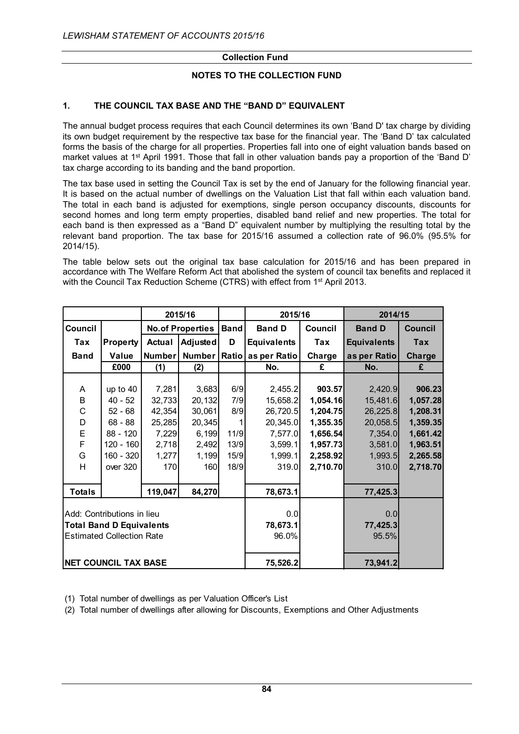## Collection Fund

### NOTES TO THE COLLECTION FUND

### 1. THE COUNCIL TAX BASE AND THE "BAND D" EQUIVALENT

The annual budget process requires that each Council determines its own 'Band D' tax charge by dividing its own budget requirement by the respective tax base for the financial year. The 'Band D' tax calculated forms the basis of the charge for all properties. Properties fall into one of eight valuation bands based on market values at 1st April 1991. Those that fall in other valuation bands pay a proportion of the 'Band D' tax charge according to its banding and the band proportion.

The tax base used in setting the Council Tax is set by the end of January for the following financial year. It is based on the actual number of dwellings on the Valuation List that fall within each valuation band. The total in each band is adjusted for exemptions, single person occupancy discounts, discounts for second homes and long term empty properties, disabled band relief and new properties. The total for each band is then expressed as a "Band D" equivalent number by multiplying the resulting total by the relevant band proportion. The tax base for 2015/16 assumed a collection rate of 96.0% (95.5% for 2014/15).

The table below sets out the original tax base calculation for 2015/16 and has been prepared in accordance with The Welfare Reform Act that abolished the system of council tax benefits and replaced it with the Council Tax Reduction Scheme (CTRS) with effect from 1st April 2013.

| | | 2015/16 | | | 2015/16 | | 2014/15 | |
|---|---|---|---|---|---|---|---|---|
| Council Tax Band | Property Value | No.of Properties Actual Number | No.of Properties Adjusted Number | Band D Ratio | Band D Equivalents as per Ratio | Council Tax Charge | Band D Equivalents as per Ratio | Council Tax Charge |
| | £000 | (1) | (2) | | No. | £ | No. | £ |
| A | up to 40 | 7,281 | 3,683 | 6/9 | 2,455.2 | **903.57** | 2,420.9 | **906.23** |
| B | 40 - 52 | 32,733 | 20,132 | 7/9 | 15,658.2 | **1,054.16** | 15,481.6 | **1,057.28** |
| C | 52 - 68 | 42,354 | 30,061 | 8/9 | 26,720.5 | **1,204.75** | 26,225.8 | **1,208.31** |
| D | 68 - 88 | 25,285 | 20,345 | 1 | 20,345.0 | **1,355.35** | 20,058.5 | **1,359.35** |
| E | 88 - 120 | 7,229 | 6,199 | 11/9 | 7,577.0 | **1,656.54** | 7,354.0 | **1,661.42** |
| F | 120 - 160 | 2,718 | 2,492 | 13/9 | 3,599.1 | **1,957.73** | 3,581.0 | **1,963.51** |
| G | 160 - 320 | 1,277 | 1,199 | 15/9 | 1,999.1 | **2,258.92** | 1,993.5 | **2,265.58** |
| H | over 320 | 170 | 160 | 18/9 | 319.0 | **2,710.70** | 310.0 | **2,718.70** |
| **Totals** | | **119,047** | **84,270** | | **78,673.1** | | **77,425.3** | |
| Add: Contributions in lieu | | | | | 0.0 | | 0.0 | |
| **Total Band D Equivalents** | | | | | **78,673.1** | | **77,425.3** | |
| Estimated Collection Rate | | | | | 96.0% | | 95.5% | |
| **NET COUNCIL TAX BASE** | | | | | **75,526.2** | | **73,941.2** | |

(1) Total number of dwellings as per Valuation Officer's List

(2) Total number of dwellings after allowing for Discounts, Exemptions and Other Adjustments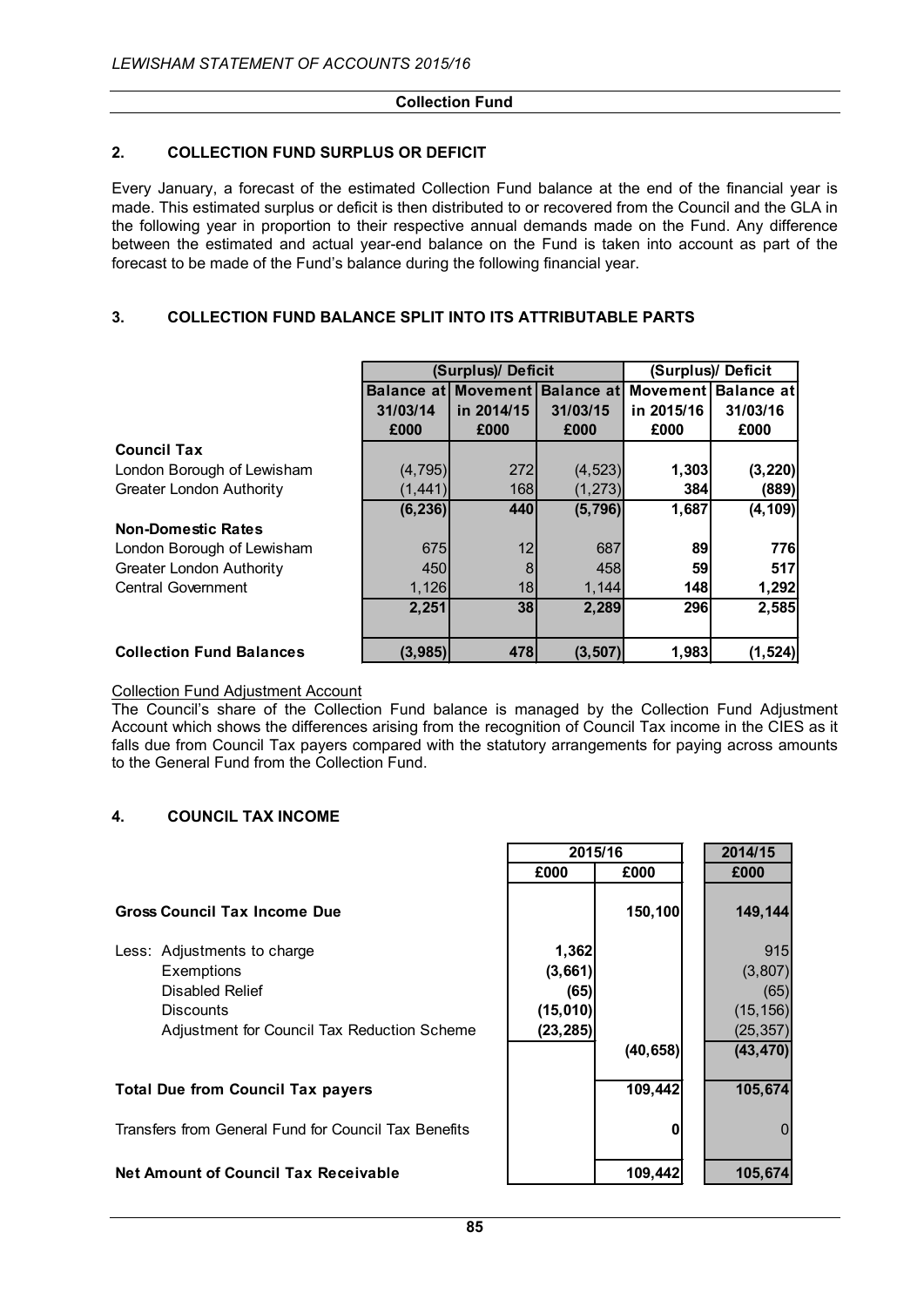## Collection Fund

### 2. COLLECTION FUND SURPLUS OR DEFICIT

Every January, a forecast of the estimated Collection Fund balance at the end of the financial year is made. This estimated surplus or deficit is then distributed to or recovered from the Council and the GLA in the following year in proportion to their respective annual demands made on the Fund. Any difference between the estimated and actual year-end balance on the Fund is taken into account as part of the forecast to be made of the Fund's balance during the following financial year.

### 3. COLLECTION FUND BALANCE SPLIT INTO ITS ATTRIBUTABLE PARTS

| | (Surplus)/ Deficit | | | (Surplus)/ Deficit | |
|---|---|---|---|---|---|
| | Balance at 31/03/14 £000 | Movement in 2014/15 £000 | Balance at 31/03/15 £000 | Movement in 2015/16 £000 | Balance at 31/03/16 £000 |
| **Council Tax** | | | | | |
| London Borough of Lewisham | (4,795) | 272 | (4,523) | **1,303** | **(3,220)** |
| Greater London Authority | (1,441) | 168 | (1,273) | **384** | **(889)** |
| | **(6,236)** | **440** | **(5,796)** | **1,687** | **(4,109)** |
| **Non-Domestic Rates** | | | | | |
| London Borough of Lewisham | 675 | 12 | 687 | **89** | **776** |
| Greater London Authority | 450 | 8 | 458 | **59** | **517** |
| Central Government | 1,126 | 18 | 1,144 | **148** | **1,292** |
| | **2,251** | **38** | **2,289** | **296** | **2,585** |
| **Collection Fund Balances** | **(3,985)** | **478** | **(3,507)** | **1,983** | **(1,524)** |

Collection Fund Adjustment Account

The Council's share of the Collection Fund balance is managed by the Collection Fund Adjustment Account which shows the differences arising from the recognition of Council Tax income in the CIES as it falls due from Council Tax payers compared with the statutory arrangements for paying across amounts to the General Fund from the Collection Fund.

### 4. COUNCIL TAX INCOME

| | 2015/16 | | 2014/15 |
|---|---|---|---|
| | £000 | £000 | £000 |
| **Gross Council Tax Income Due** | | **150,100** | **149,144** |
| Less: Adjustments to charge | **1,362** | | 915 |
| Exemptions | **(3,661)** | | (3,807) |
| Disabled Relief | **(65)** | | (65) |
| Discounts | **(15,010)** | | (15,156) |
| Adjustment for Council Tax Reduction Scheme | **(23,285)** | | (25,357) |
| | | **(40,658)** | **(43,470)** |
| **Total Due from Council Tax payers** | | **109,442** | **105,674** |
| Transfers from General Fund for Council Tax Benefits | | **0** | 0 |
| **Net Amount of Council Tax Receivable** | | **109,442** | **105,674** |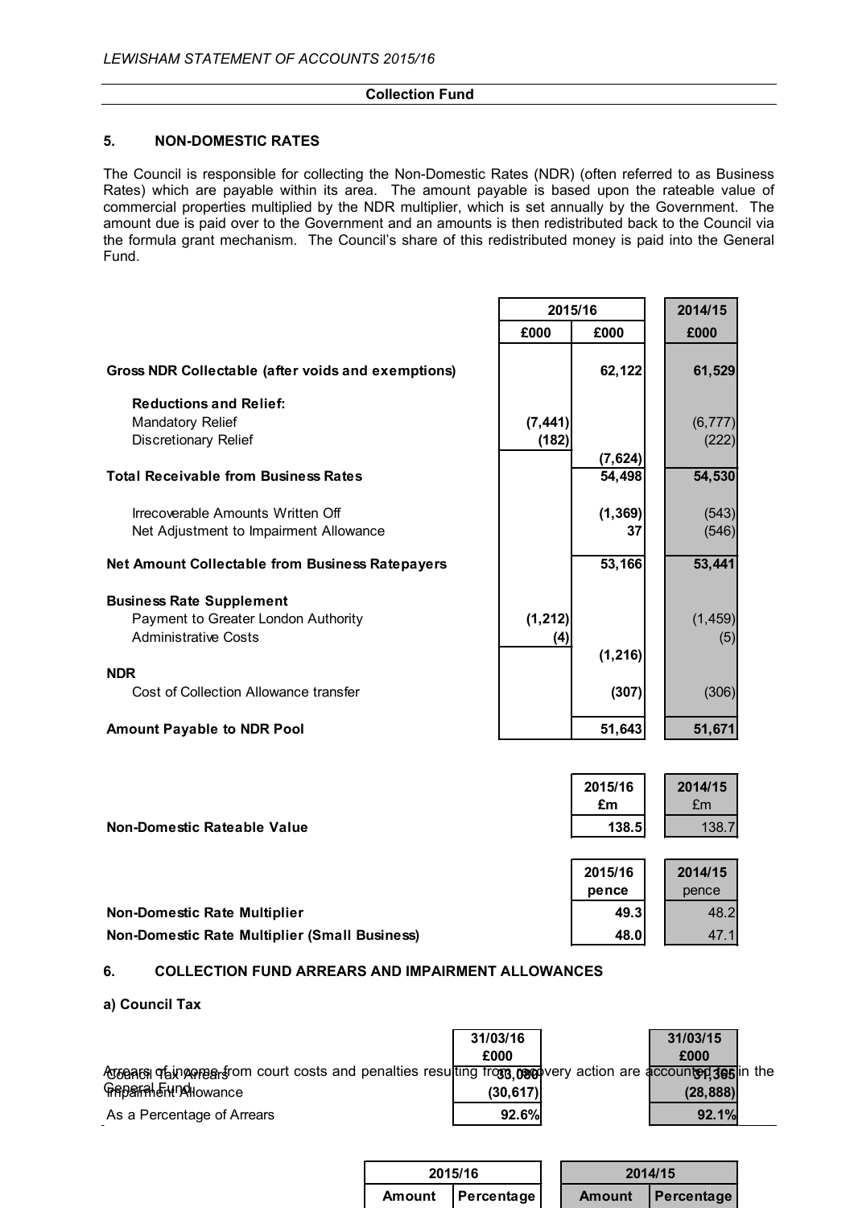## 5. NON-DOMESTIC RATES

The Council is responsible for collecting the Non-Domestic Rates (NDR) (often referred to as Business Rates) which are payable within its area. The amount payable is based upon the rateable value of commercial properties multiplied by the NDR multiplier, which is set annually by the Government. The amount due is paid over to the Government and an amounts is then redistributed back to the Council via the formula grant mechanism. The Council's share of this redistributed money is paid into the General Fund.

| | 2015/16 | | 2014/15 |
|---|---|---|---|
| | £000 | £000 | £000 |
| **Gross NDR Collectable (after voids and exemptions)** | | **62,122** | **61,529** |
| **Reductions and Relief:** | | | |
| Mandatory Relief | **(7,441)** | | (6,777) |
| Discretionary Relief | **(182)** | | (222) |
| | | **(7,624)** | |
| **Total Receivable from Business Rates** | | **54,498** | **54,530** |
| Irrecoverable Amounts Written Off | | **(1,369)** | (543) |
| Net Adjustment to Impairment Allowance | | **37** | (546) |
| **Net Amount Collectable from Business Ratepayers** | | **53,166** | **53,441** |
| **Business Rate Supplement** | | | |
| Payment to Greater London Authority | **(1,212)** | | (1,459) |
| Administrative Costs | **(4)** | | (5) |
| | | **(1,216)** | |
| **NDR** | | | |
| Cost of Collection Allowance transfer | | **(307)** | (306) |
| **Amount Payable to NDR Pool** | | **51,643** | **51,671** |

| | 2015/16 £m | 2014/15 £m |
|---|---|---|
| **Non-Domestic Rateable Value** | **138.5** | 138.7 |

| | 2015/16 pence | 2014/15 pence |
|---|---|---|
| **Non-Domestic Rate Multiplier** | **49.3** | 48.2 |
| **Non-Domestic Rate Multiplier (Small Business)** | **48.0** | 47.1 |

## 6. COLLECTION FUND ARREARS AND IMPAIRMENT ALLOWANCES

### a) Council Tax

| | 31/03/16 £000 | 31/03/15 £000 |
|---|---|---|
| Council Tax Arrears | **33,080** | **31,365** |
| Impairment Allowance | **(30,617)** | **(28,888)** |
| As a Percentage of Arrears | **92.6%** | **92.1%** |

Arrears of income from court costs and penalties resulting from recovery action are accounted for in the General Fund.

| 2015/16 | | 2014/15 | |
|---|---|---|---|
| Amount | Percentage | Amount | Percentage |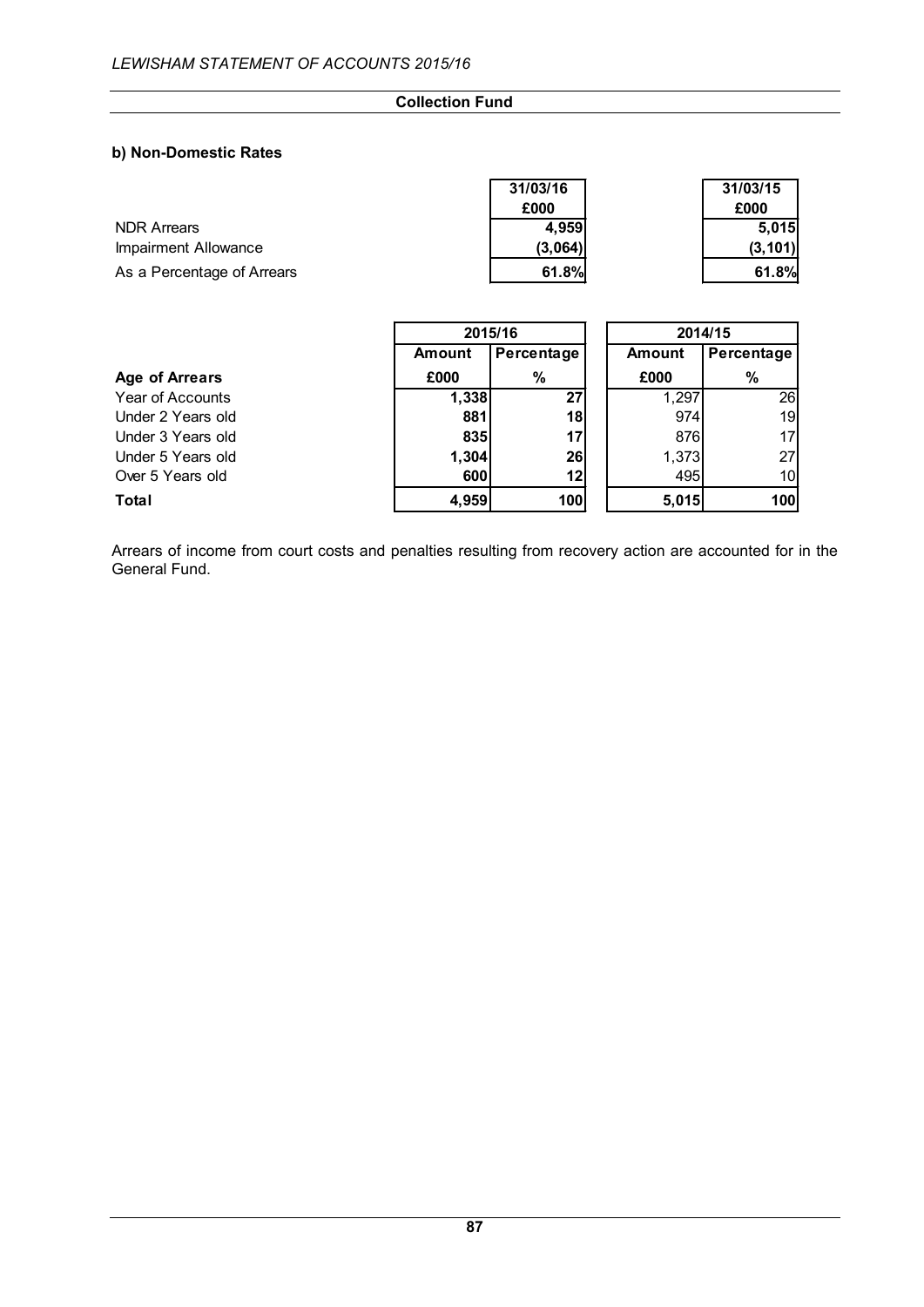## Collection Fund

### b) Non-Domestic Rates

| | 31/03/16 | 31/03/15 |
|---|---|---|
| | £000 | £000 |
| NDR Arrears | 4,959 | 5,015 |
| Impairment Allowance | (3,064) | (3,101) |
| As a Percentage of Arrears | 61.8% | 61.8% |

| | 2015/16 | | 2014/15 | |
|---|---|---|---|---|
| | Amount | Percentage | Amount | Percentage |
| **Age of Arrears** | £000 | % | £000 | % |
| Year of Accounts | 1,338 | 27 | 1,297 | 26 |
| Under 2 Years old | 881 | 18 | 974 | 19 |
| Under 3 Years old | 835 | 17 | 876 | 17 |
| Under 5 Years old | 1,304 | 26 | 1,373 | 27 |
| Over 5 Years old | 600 | 12 | 495 | 10 |
| **Total** | 4,959 | 100 | 5,015 | 100 |

Arrears of income from court costs and penalties resulting from recovery action are accounted for in the General Fund.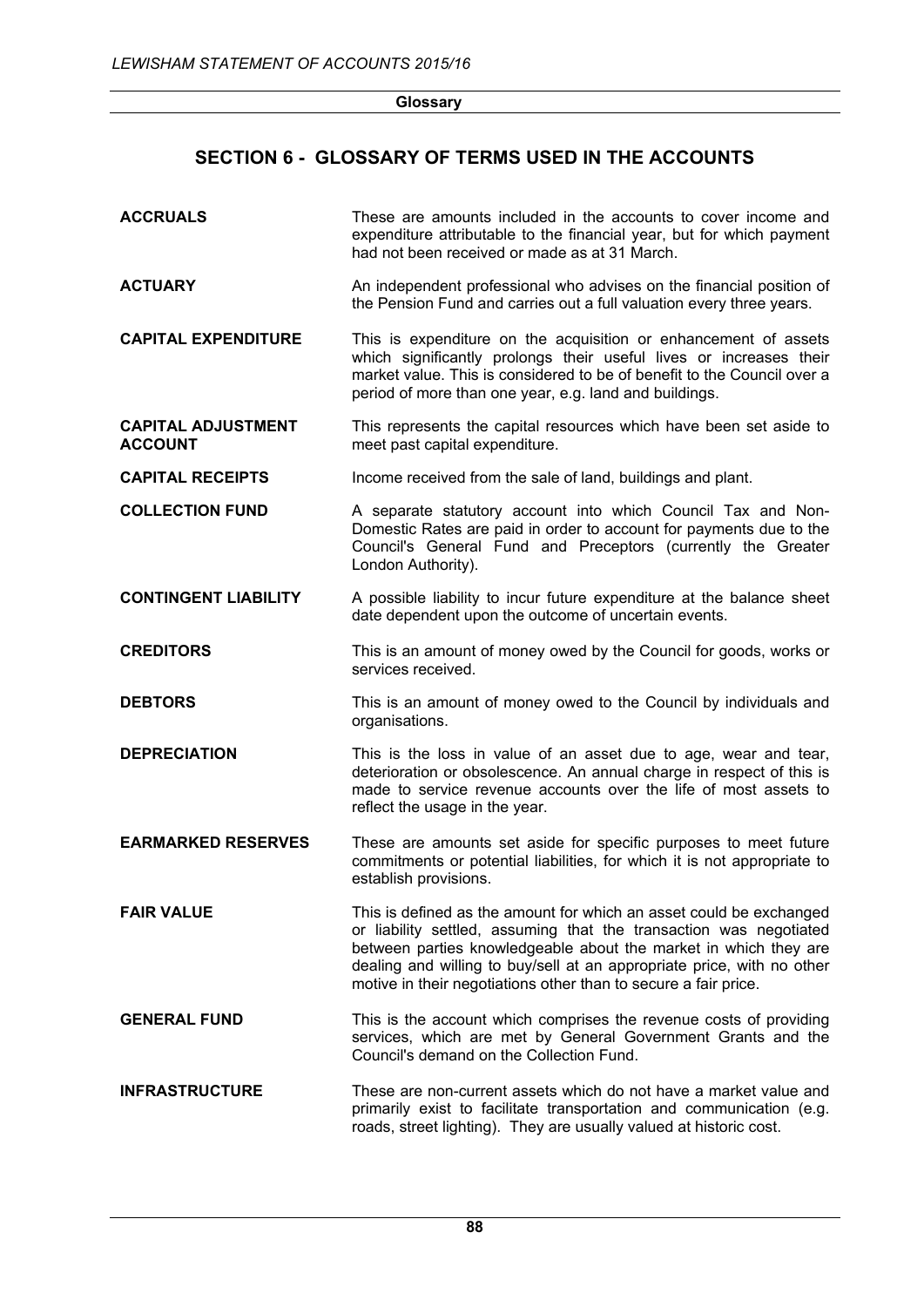## SECTION 6 - GLOSSARY OF TERMS USED IN THE ACCOUNTS

**ACCRUALS**
These are amounts included in the accounts to cover income and expenditure attributable to the financial year, but for which payment had not been received or made as at 31 March.

**ACTUARY**
An independent professional who advises on the financial position of the Pension Fund and carries out a full valuation every three years.

**CAPITAL EXPENDITURE**
This is expenditure on the acquisition or enhancement of assets which significantly prolongs their useful lives or increases their market value. This is considered to be of benefit to the Council over a period of more than one year, e.g. land and buildings.

**CAPITAL ADJUSTMENT ACCOUNT**
This represents the capital resources which have been set aside to meet past capital expenditure.

**CAPITAL RECEIPTS**
Income received from the sale of land, buildings and plant.

**COLLECTION FUND**
A separate statutory account into which Council Tax and Non-Domestic Rates are paid in order to account for payments due to the Council's General Fund and Preceptors (currently the Greater London Authority).

**CONTINGENT LIABILITY**
A possible liability to incur future expenditure at the balance sheet date dependent upon the outcome of uncertain events.

**CREDITORS**
This is an amount of money owed by the Council for goods, works or services received.

**DEBTORS**
This is an amount of money owed to the Council by individuals and organisations.

**DEPRECIATION**
This is the loss in value of an asset due to age, wear and tear, deterioration or obsolescence. An annual charge in respect of this is made to service revenue accounts over the life of most assets to reflect the usage in the year.

**EARMARKED RESERVES**
These are amounts set aside for specific purposes to meet future commitments or potential liabilities, for which it is not appropriate to establish provisions.

**FAIR VALUE**
This is defined as the amount for which an asset could be exchanged or liability settled, assuming that the transaction was negotiated between parties knowledgeable about the market in which they are dealing and willing to buy/sell at an appropriate price, with no other motive in their negotiations other than to secure a fair price.

**GENERAL FUND**
This is the account which comprises the revenue costs of providing services, which are met by General Government Grants and the Council's demand on the Collection Fund.

**INFRASTRUCTURE**
These are non-current assets which do not have a market value and primarily exist to facilitate transportation and communication (e.g. roads, street lighting). They are usually valued at historic cost.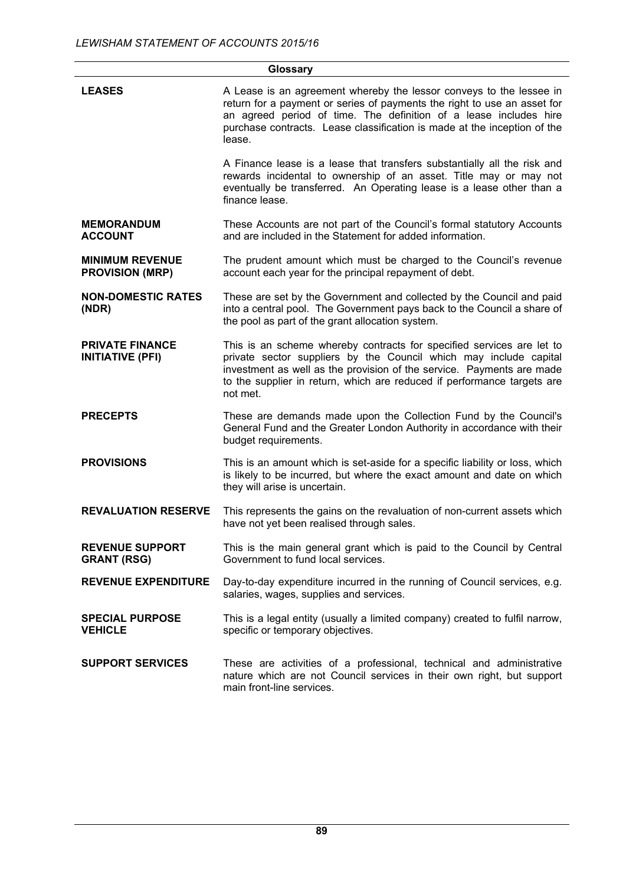## Glossary

**LEASES**

A Lease is an agreement whereby the lessor conveys to the lessee in return for a payment or series of payments the right to use an asset for an agreed period of time. The definition of a lease includes hire purchase contracts. Lease classification is made at the inception of the lease.

A Finance lease is a lease that transfers substantially all the risk and rewards incidental to ownership of an asset. Title may or may not eventually be transferred. An Operating lease is a lease other than a finance lease.

**MEMORANDUM ACCOUNT**

These Accounts are not part of the Council's formal statutory Accounts and are included in the Statement for added information.

**MINIMUM REVENUE PROVISION (MRP)**

The prudent amount which must be charged to the Council's revenue account each year for the principal repayment of debt.

**NON-DOMESTIC RATES (NDR)**

These are set by the Government and collected by the Council and paid into a central pool. The Government pays back to the Council a share of the pool as part of the grant allocation system.

**PRIVATE FINANCE INITIATIVE (PFI)**

This is an scheme whereby contracts for specified services are let to private sector suppliers by the Council which may include capital investment as well as the provision of the service. Payments are made to the supplier in return, which are reduced if performance targets are not met.

**PRECEPTS**

These are demands made upon the Collection Fund by the Council's General Fund and the Greater London Authority in accordance with their budget requirements.

**PROVISIONS**

This is an amount which is set-aside for a specific liability or loss, which is likely to be incurred, but where the exact amount and date on which they will arise is uncertain.

**REVALUATION RESERVE**

This represents the gains on the revaluation of non-current assets which have not yet been realised through sales.

**REVENUE SUPPORT GRANT (RSG)**

This is the main general grant which is paid to the Council by Central Government to fund local services.

**REVENUE EXPENDITURE**

Day-to-day expenditure incurred in the running of Council services, e.g. salaries, wages, supplies and services.

**SPECIAL PURPOSE VEHICLE**

This is a legal entity (usually a limited company) created to fulfil narrow, specific or temporary objectives.

**SUPPORT SERVICES**

These are activities of a professional, technical and administrative nature which are not Council services in their own right, but support main front-line services.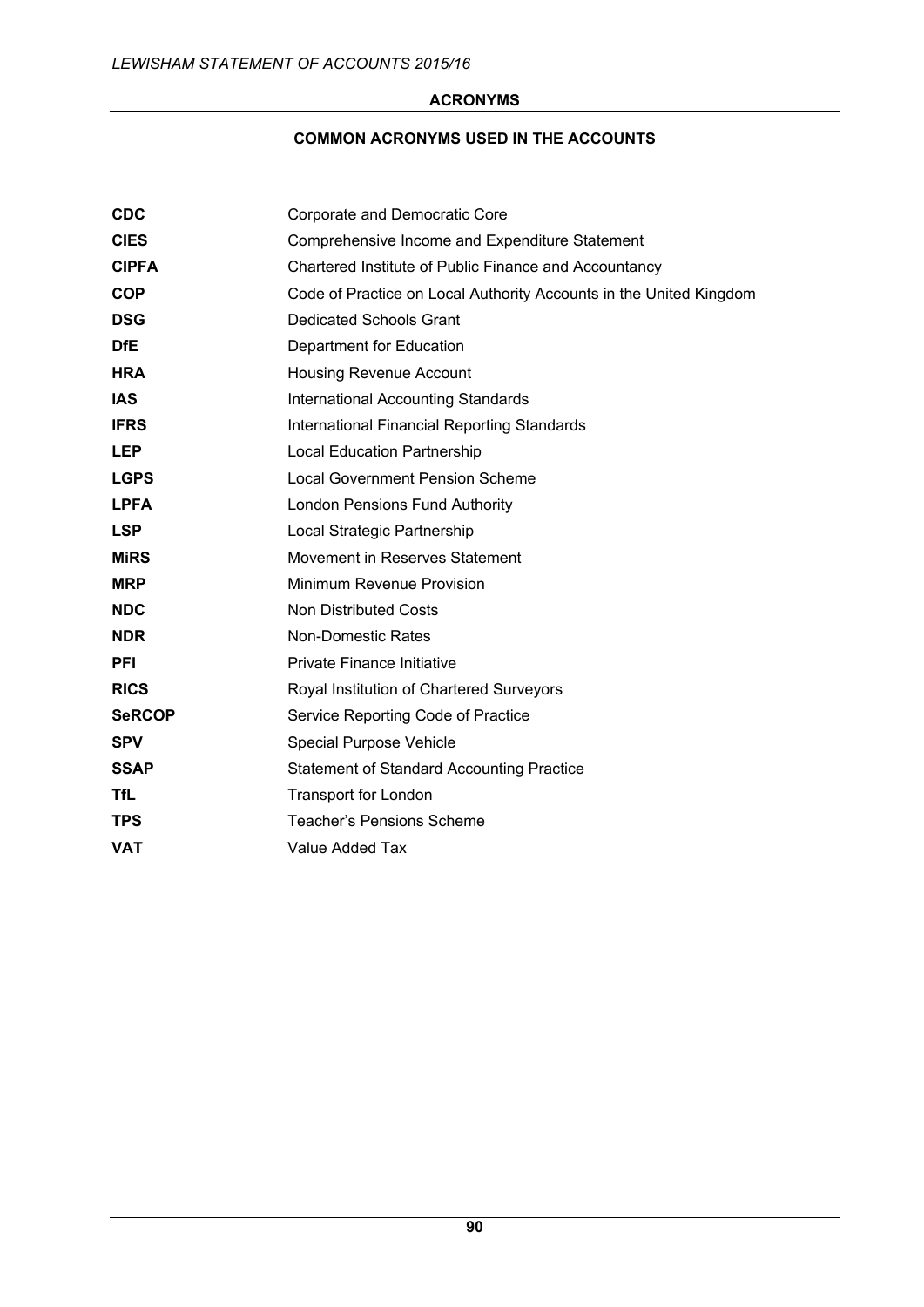## ACRONYMS

### COMMON ACRONYMS USED IN THE ACCOUNTS

| | |
|---|---|
| **CDC** | Corporate and Democratic Core |
| **CIES** | Comprehensive Income and Expenditure Statement |
| **CIPFA** | Chartered Institute of Public Finance and Accountancy |
| **COP** | Code of Practice on Local Authority Accounts in the United Kingdom |
| **DSG** | Dedicated Schools Grant |
| **DfE** | Department for Education |
| **HRA** | Housing Revenue Account |
| **IAS** | International Accounting Standards |
| **IFRS** | International Financial Reporting Standards |
| **LEP** | Local Education Partnership |
| **LGPS** | Local Government Pension Scheme |
| **LPFA** | London Pensions Fund Authority |
| **LSP** | Local Strategic Partnership |
| **MiRS** | Movement in Reserves Statement |
| **MRP** | Minimum Revenue Provision |
| **NDC** | Non Distributed Costs |
| **NDR** | Non-Domestic Rates |
| **PFI** | Private Finance Initiative |
| **RICS** | Royal Institution of Chartered Surveyors |
| **SeRCOP** | Service Reporting Code of Practice |
| **SPV** | Special Purpose Vehicle |
| **SSAP** | Statement of Standard Accounting Practice |
| **TfL** | Transport for London |
| **TPS** | Teacher's Pensions Scheme |
| **VAT** | Value Added Tax |